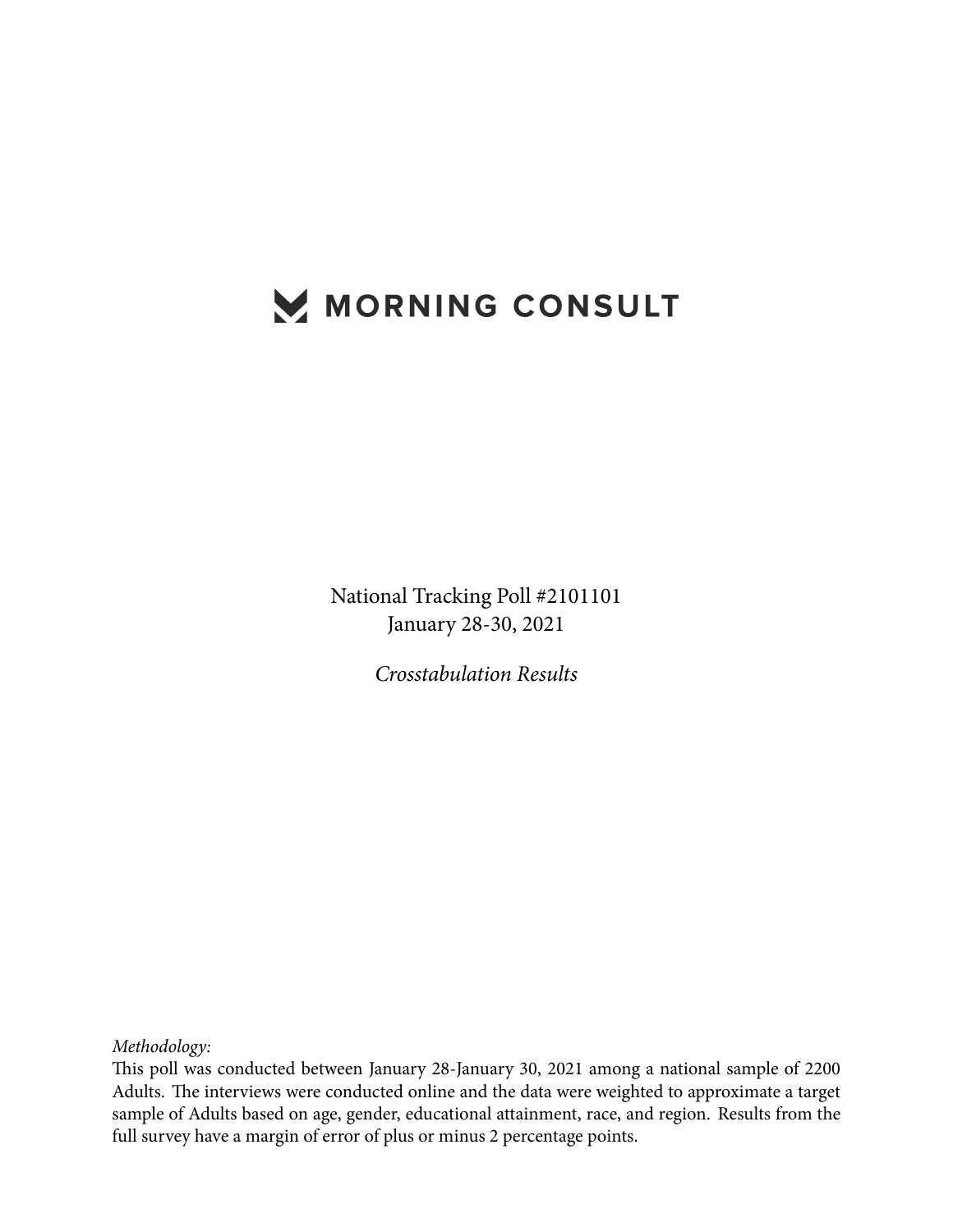# MORNING CONSULT

National Tracking Poll #2101101
January 28-30, 2021

*Crosstabulation Results*

*Methodology:*
This poll was conducted between January 28-January 30, 2021 among a national sample of 2200 Adults. The interviews were conducted online and the data were weighted to approximate a target sample of Adults based on age, gender, educational attainment, race, and region. Results from the full survey have a margin of error of plus or minus 2 percentage points.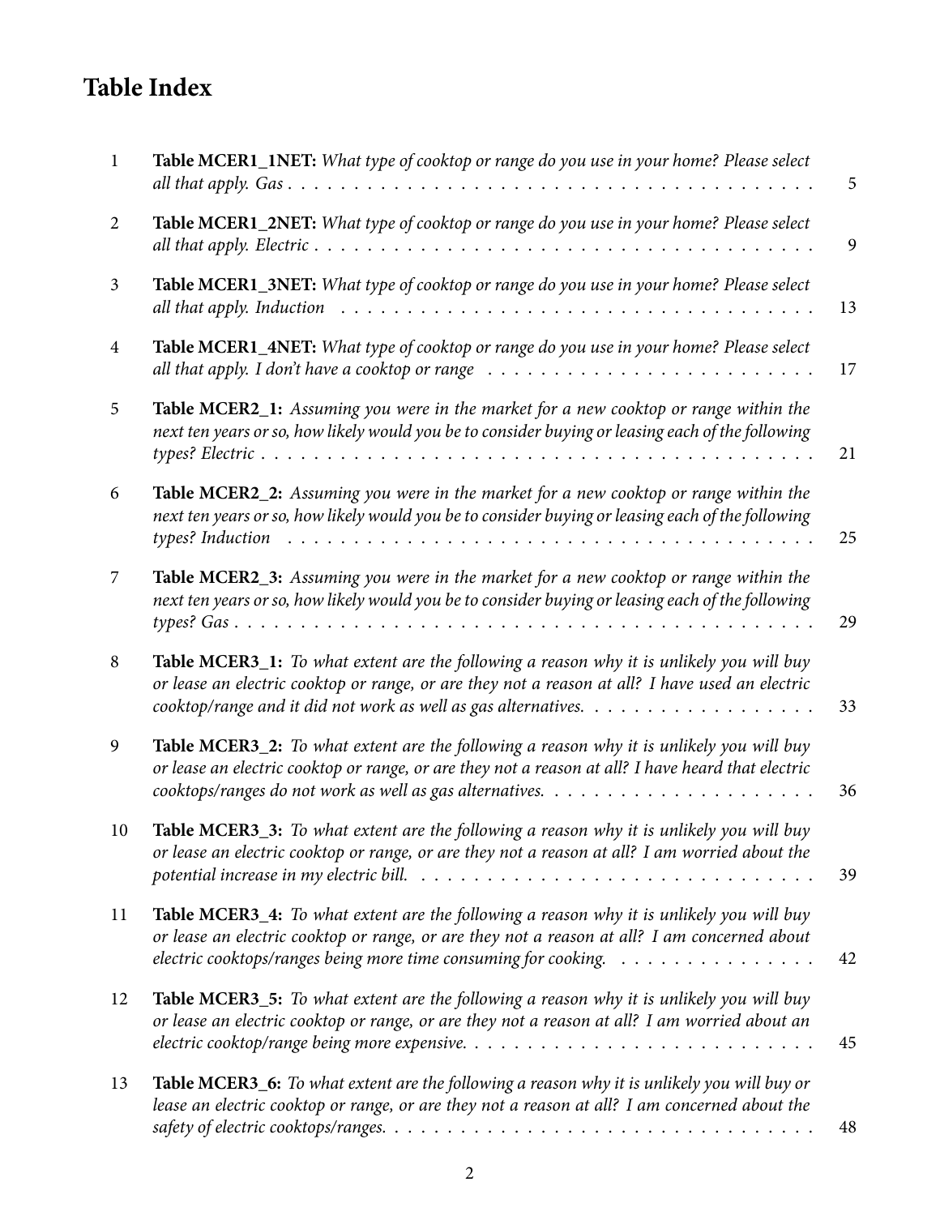# Table Index

| | | |
|---|---|---|
| 1 | **Table MCER1_1NET:** *What type of cooktop or range do you use in your home? Please select all that apply. Gas* | 5 |
| 2 | **Table MCER1_2NET:** *What type of cooktop or range do you use in your home? Please select all that apply. Electric* | 9 |
| 3 | **Table MCER1_3NET:** *What type of cooktop or range do you use in your home? Please select all that apply. Induction* | 13 |
| 4 | **Table MCER1_4NET:** *What type of cooktop or range do you use in your home? Please select all that apply. I don't have a cooktop or range* | 17 |
| 5 | **Table MCER2_1:** *Assuming you were in the market for a new cooktop or range within the next ten years or so, how likely would you be to consider buying or leasing each of the following types? Electric* | 21 |
| 6 | **Table MCER2_2:** *Assuming you were in the market for a new cooktop or range within the next ten years or so, how likely would you be to consider buying or leasing each of the following types? Induction* | 25 |
| 7 | **Table MCER2_3:** *Assuming you were in the market for a new cooktop or range within the next ten years or so, how likely would you be to consider buying or leasing each of the following types? Gas* | 29 |
| 8 | **Table MCER3_1:** *To what extent are the following a reason why it is unlikely you will buy or lease an electric cooktop or range, or are they not a reason at all? I have used an electric cooktop/range and it did not work as well as gas alternatives.* | 33 |
| 9 | **Table MCER3_2:** *To what extent are the following a reason why it is unlikely you will buy or lease an electric cooktop or range, or are they not a reason at all? I have heard that electric cooktops/ranges do not work as well as gas alternatives.* | 36 |
| 10 | **Table MCER3_3:** *To what extent are the following a reason why it is unlikely you will buy or lease an electric cooktop or range, or are they not a reason at all? I am worried about the potential increase in my electric bill.* | 39 |
| 11 | **Table MCER3_4:** *To what extent are the following a reason why it is unlikely you will buy or lease an electric cooktop or range, or are they not a reason at all? I am concerned about electric cooktops/ranges being more time consuming for cooking.* | 42 |
| 12 | **Table MCER3_5:** *To what extent are the following a reason why it is unlikely you will buy or lease an electric cooktop or range, or are they not a reason at all? I am worried about an electric cooktop/range being more expensive.* | 45 |
| 13 | **Table MCER3_6:** *To what extent are the following a reason why it is unlikely you will buy or lease an electric cooktop or range, or are they not a reason at all? I am concerned about the safety of electric cooktops/ranges.* | 48 |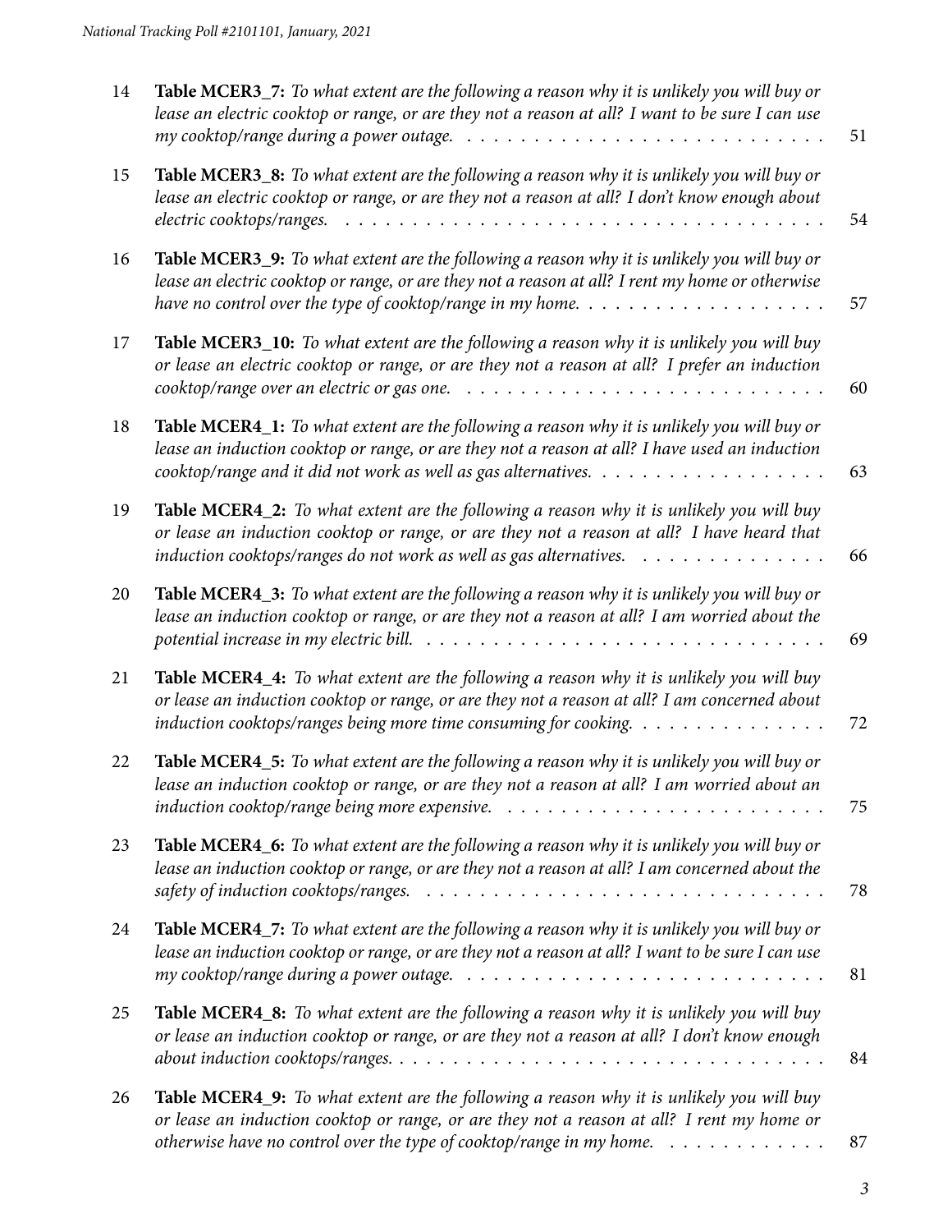| | | |
|---|---|---|
| 14 | **Table MCER3_7:** *To what extent are the following a reason why it is unlikely you will buy or lease an electric cooktop or range, or are they not a reason at all? I want to be sure I can use my cooktop/range during a power outage.* | 51 |
| 15 | **Table MCER3_8:** *To what extent are the following a reason why it is unlikely you will buy or lease an electric cooktop or range, or are they not a reason at all? I don't know enough about electric cooktops/ranges.* | 54 |
| 16 | **Table MCER3_9:** *To what extent are the following a reason why it is unlikely you will buy or lease an electric cooktop or range, or are they not a reason at all? I rent my home or otherwise have no control over the type of cooktop/range in my home.* | 57 |
| 17 | **Table MCER3_10:** *To what extent are the following a reason why it is unlikely you will buy or lease an electric cooktop or range, or are they not a reason at all? I prefer an induction cooktop/range over an electric or gas one.* | 60 |
| 18 | **Table MCER4_1:** *To what extent are the following a reason why it is unlikely you will buy or lease an induction cooktop or range, or are they not a reason at all? I have used an induction cooktop/range and it did not work as well as gas alternatives.* | 63 |
| 19 | **Table MCER4_2:** *To what extent are the following a reason why it is unlikely you will buy or lease an induction cooktop or range, or are they not a reason at all? I have heard that induction cooktops/ranges do not work as well as gas alternatives.* | 66 |
| 20 | **Table MCER4_3:** *To what extent are the following a reason why it is unlikely you will buy or lease an induction cooktop or range, or are they not a reason at all? I am worried about the potential increase in my electric bill.* | 69 |
| 21 | **Table MCER4_4:** *To what extent are the following a reason why it is unlikely you will buy or lease an induction cooktop or range, or are they not a reason at all? I am concerned about induction cooktops/ranges being more time consuming for cooking.* | 72 |
| 22 | **Table MCER4_5:** *To what extent are the following a reason why it is unlikely you will buy or lease an induction cooktop or range, or are they not a reason at all? I am worried about an induction cooktop/range being more expensive.* | 75 |
| 23 | **Table MCER4_6:** *To what extent are the following a reason why it is unlikely you will buy or lease an induction cooktop or range, or are they not a reason at all? I am concerned about the safety of induction cooktops/ranges.* | 78 |
| 24 | **Table MCER4_7:** *To what extent are the following a reason why it is unlikely you will buy or lease an induction cooktop or range, or are they not a reason at all? I want to be sure I can use my cooktop/range during a power outage.* | 81 |
| 25 | **Table MCER4_8:** *To what extent are the following a reason why it is unlikely you will buy or lease an induction cooktop or range, or are they not a reason at all? I don't know enough about induction cooktops/ranges.* | 84 |
| 26 | **Table MCER4_9:** *To what extent are the following a reason why it is unlikely you will buy or lease an induction cooktop or range, or are they not a reason at all? I rent my home or otherwise have no control over the type of cooktop/range in my home.* | 87 |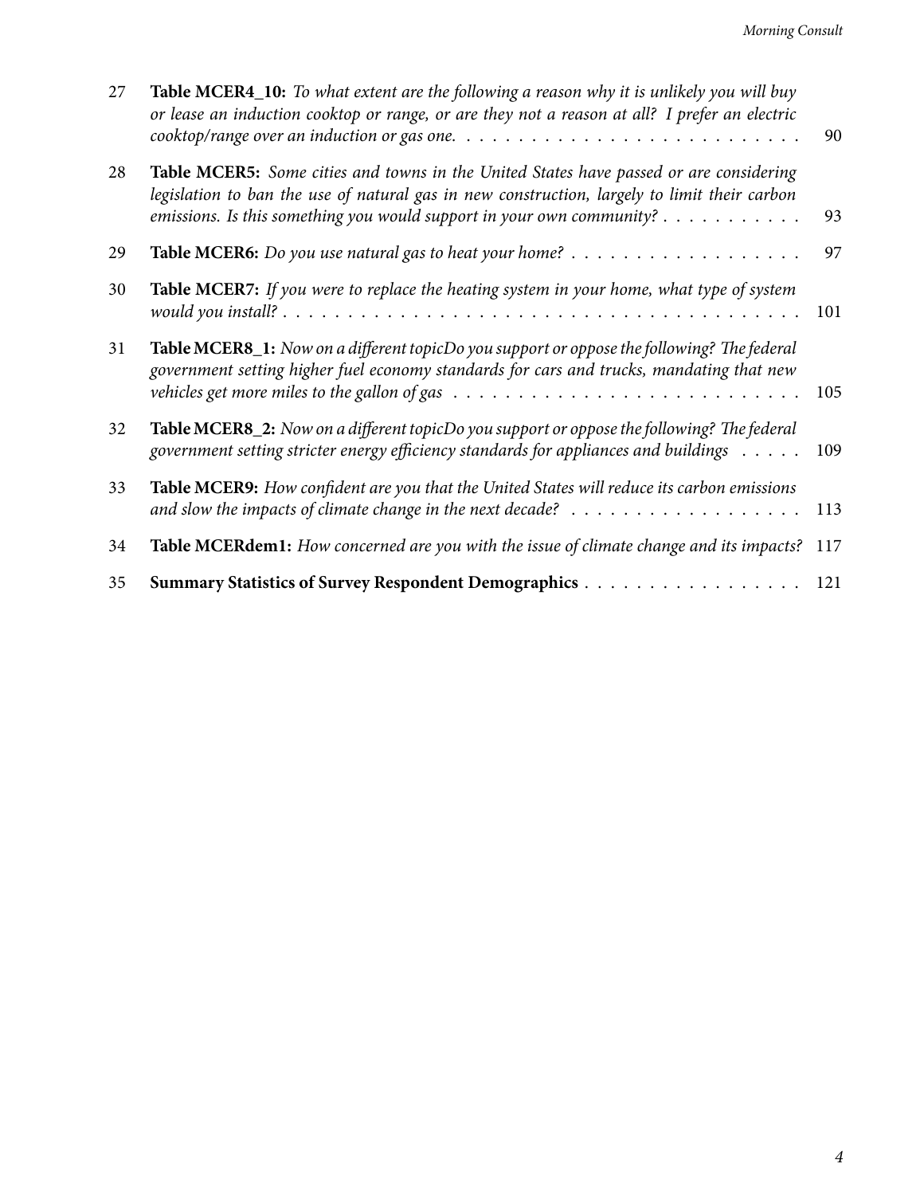27 **Table MCER4_10:** *To what extent are the following a reason why it is unlikely you will buy or lease an induction cooktop or range, or are they not a reason at all? I prefer an electric cooktop/range over an induction or gas one.* . . . . . . . . . . . . . . . . . . . . . . . . . . 90

28 **Table MCER5:** *Some cities and towns in the United States have passed or are considering legislation to ban the use of natural gas in new construction, largely to limit their carbon emissions. Is this something you would support in your own community?* . . . . . . . . . . . 93

29 **Table MCER6:** *Do you use natural gas to heat your home?* . . . . . . . . . . . . . . . . . . . 97

30 **Table MCER7:** *If you were to replace the heating system in your home, what type of system would you install?* . . . . . . . . . . . . . . . . . . . . . . . . . . . . . . . . . . . . . . . . 101

31 **Table MCER8_1:** *Now on a different topicDo you support or oppose the following? The federal government setting higher fuel economy standards for cars and trucks, mandating that new vehicles get more miles to the gallon of gas* . . . . . . . . . . . . . . . . . . . . . . . . . . 105

32 **Table MCER8_2:** *Now on a different topicDo you support or oppose the following? The federal government setting stricter energy efficiency standards for appliances and buildings* . . . . . 109

33 **Table MCER9:** *How confident are you that the United States will reduce its carbon emissions and slow the impacts of climate change in the next decade?* . . . . . . . . . . . . . . . . . . 113

34 **Table MCERdem1:** *How concerned are you with the issue of climate change and its impacts?* 117

35 **Summary Statistics of Survey Respondent Demographics** . . . . . . . . . . . . . . . . . 121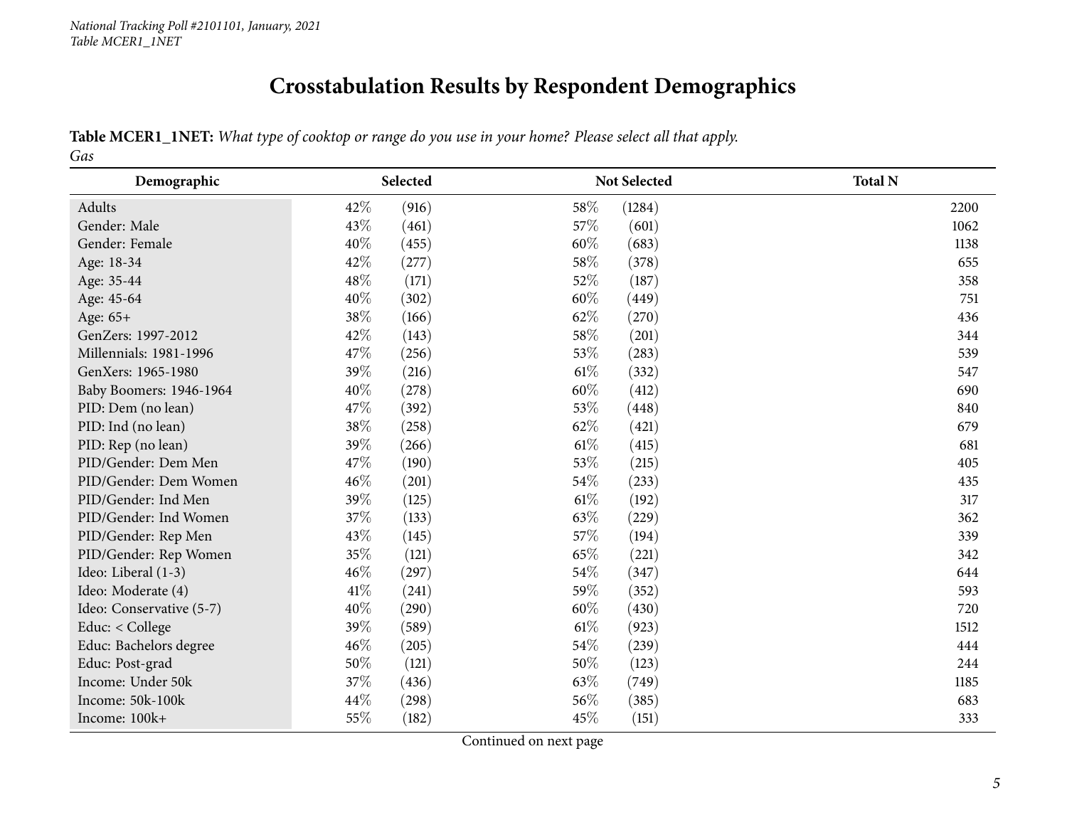# Crosstabulation Results by Respondent Demographics

**Table MCER1_1NET:** *What type of cooktop or range do you use in your home? Please select all that apply.*
*Gas*

| Demographic | Selected | | Not Selected | | Total N |
|---|---|---|---|---|---|
| Adults | 42% | (916) | 58% | (1284) | 2200 |
| Gender: Male | 43% | (461) | 57% | (601) | 1062 |
| Gender: Female | 40% | (455) | 60% | (683) | 1138 |
| Age: 18-34 | 42% | (277) | 58% | (378) | 655 |
| Age: 35-44 | 48% | (171) | 52% | (187) | 358 |
| Age: 45-64 | 40% | (302) | 60% | (449) | 751 |
| Age: 65+ | 38% | (166) | 62% | (270) | 436 |
| GenZers: 1997-2012 | 42% | (143) | 58% | (201) | 344 |
| Millennials: 1981-1996 | 47% | (256) | 53% | (283) | 539 |
| GenXers: 1965-1980 | 39% | (216) | 61% | (332) | 547 |
| Baby Boomers: 1946-1964 | 40% | (278) | 60% | (412) | 690 |
| PID: Dem (no lean) | 47% | (392) | 53% | (448) | 840 |
| PID: Ind (no lean) | 38% | (258) | 62% | (421) | 679 |
| PID: Rep (no lean) | 39% | (266) | 61% | (415) | 681 |
| PID/Gender: Dem Men | 47% | (190) | 53% | (215) | 405 |
| PID/Gender: Dem Women | 46% | (201) | 54% | (233) | 435 |
| PID/Gender: Ind Men | 39% | (125) | 61% | (192) | 317 |
| PID/Gender: Ind Women | 37% | (133) | 63% | (229) | 362 |
| PID/Gender: Rep Men | 43% | (145) | 57% | (194) | 339 |
| PID/Gender: Rep Women | 35% | (121) | 65% | (221) | 342 |
| Ideo: Liberal (1-3) | 46% | (297) | 54% | (347) | 644 |
| Ideo: Moderate (4) | 41% | (241) | 59% | (352) | 593 |
| Ideo: Conservative (5-7) | 40% | (290) | 60% | (430) | 720 |
| Educ: < College | 39% | (589) | 61% | (923) | 1512 |
| Educ: Bachelors degree | 46% | (205) | 54% | (239) | 444 |
| Educ: Post-grad | 50% | (121) | 50% | (123) | 244 |
| Income: Under 50k | 37% | (436) | 63% | (749) | 1185 |
| Income: 50k-100k | 44% | (298) | 56% | (385) | 683 |
| Income: 100k+ | 55% | (182) | 45% | (151) | 333 |

Continued on next page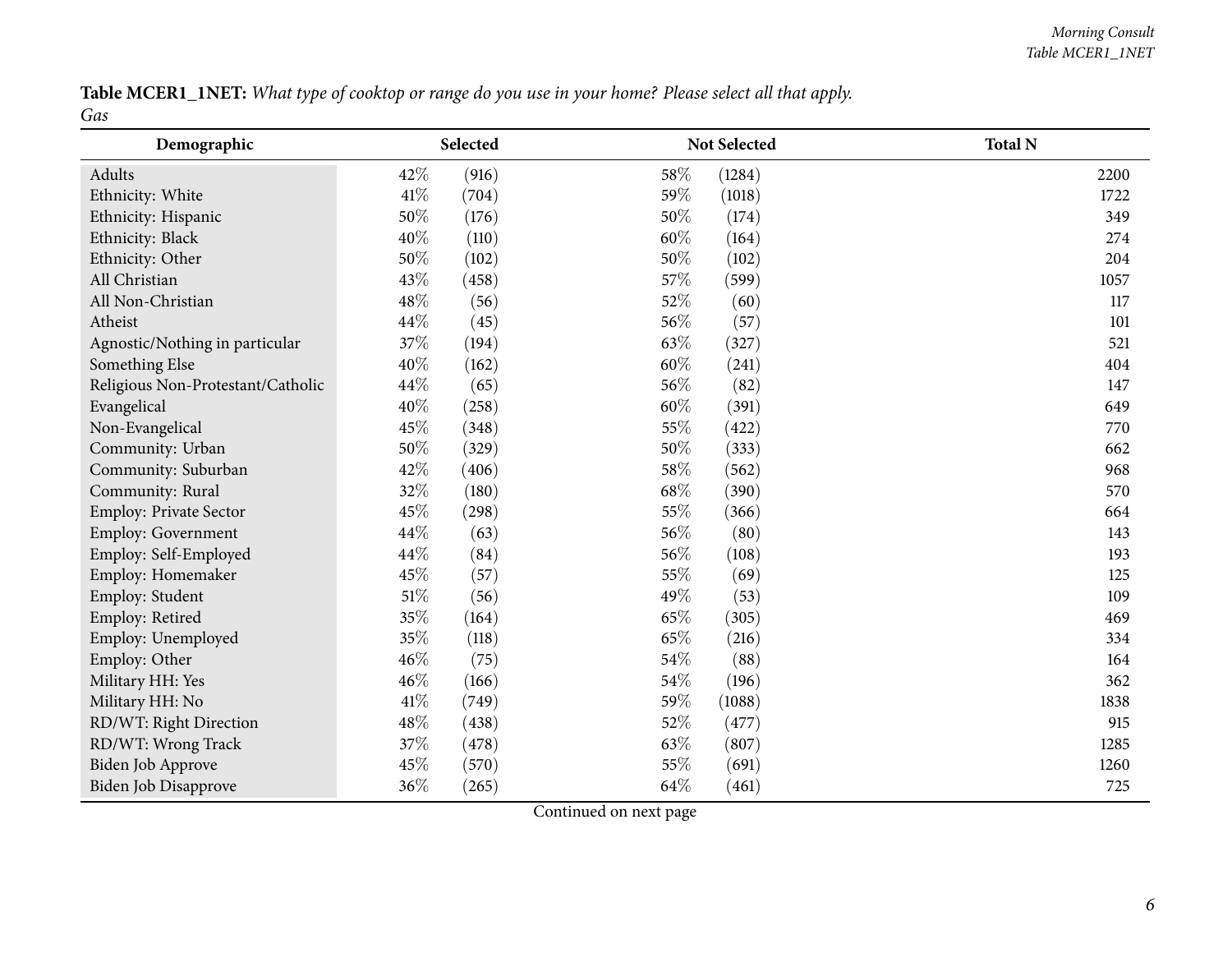**Table MCER1_1NET:** *What type of cooktop or range do you use in your home? Please select all that apply.*
*Gas*

| Demographic | Selected | | Not Selected | | Total N |
|---|---|---|---|---|---|
| Adults | 42% | (916) | 58% | (1284) | 2200 |
| Ethnicity: White | 41% | (704) | 59% | (1018) | 1722 |
| Ethnicity: Hispanic | 50% | (176) | 50% | (174) | 349 |
| Ethnicity: Black | 40% | (110) | 60% | (164) | 274 |
| Ethnicity: Other | 50% | (102) | 50% | (102) | 204 |
| All Christian | 43% | (458) | 57% | (599) | 1057 |
| All Non-Christian | 48% | (56) | 52% | (60) | 117 |
| Atheist | 44% | (45) | 56% | (57) | 101 |
| Agnostic/Nothing in particular | 37% | (194) | 63% | (327) | 521 |
| Something Else | 40% | (162) | 60% | (241) | 404 |
| Religious Non-Protestant/Catholic | 44% | (65) | 56% | (82) | 147 |
| Evangelical | 40% | (258) | 60% | (391) | 649 |
| Non-Evangelical | 45% | (348) | 55% | (422) | 770 |
| Community: Urban | 50% | (329) | 50% | (333) | 662 |
| Community: Suburban | 42% | (406) | 58% | (562) | 968 |
| Community: Rural | 32% | (180) | 68% | (390) | 570 |
| Employ: Private Sector | 45% | (298) | 55% | (366) | 664 |
| Employ: Government | 44% | (63) | 56% | (80) | 143 |
| Employ: Self-Employed | 44% | (84) | 56% | (108) | 193 |
| Employ: Homemaker | 45% | (57) | 55% | (69) | 125 |
| Employ: Student | 51% | (56) | 49% | (53) | 109 |
| Employ: Retired | 35% | (164) | 65% | (305) | 469 |
| Employ: Unemployed | 35% | (118) | 65% | (216) | 334 |
| Employ: Other | 46% | (75) | 54% | (88) | 164 |
| Military HH: Yes | 46% | (166) | 54% | (196) | 362 |
| Military HH: No | 41% | (749) | 59% | (1088) | 1838 |
| RD/WT: Right Direction | 48% | (438) | 52% | (477) | 915 |
| RD/WT: Wrong Track | 37% | (478) | 63% | (807) | 1285 |
| Biden Job Approve | 45% | (570) | 55% | (691) | 1260 |
| Biden Job Disapprove | 36% | (265) | 64% | (461) | 725 |

Continued on next page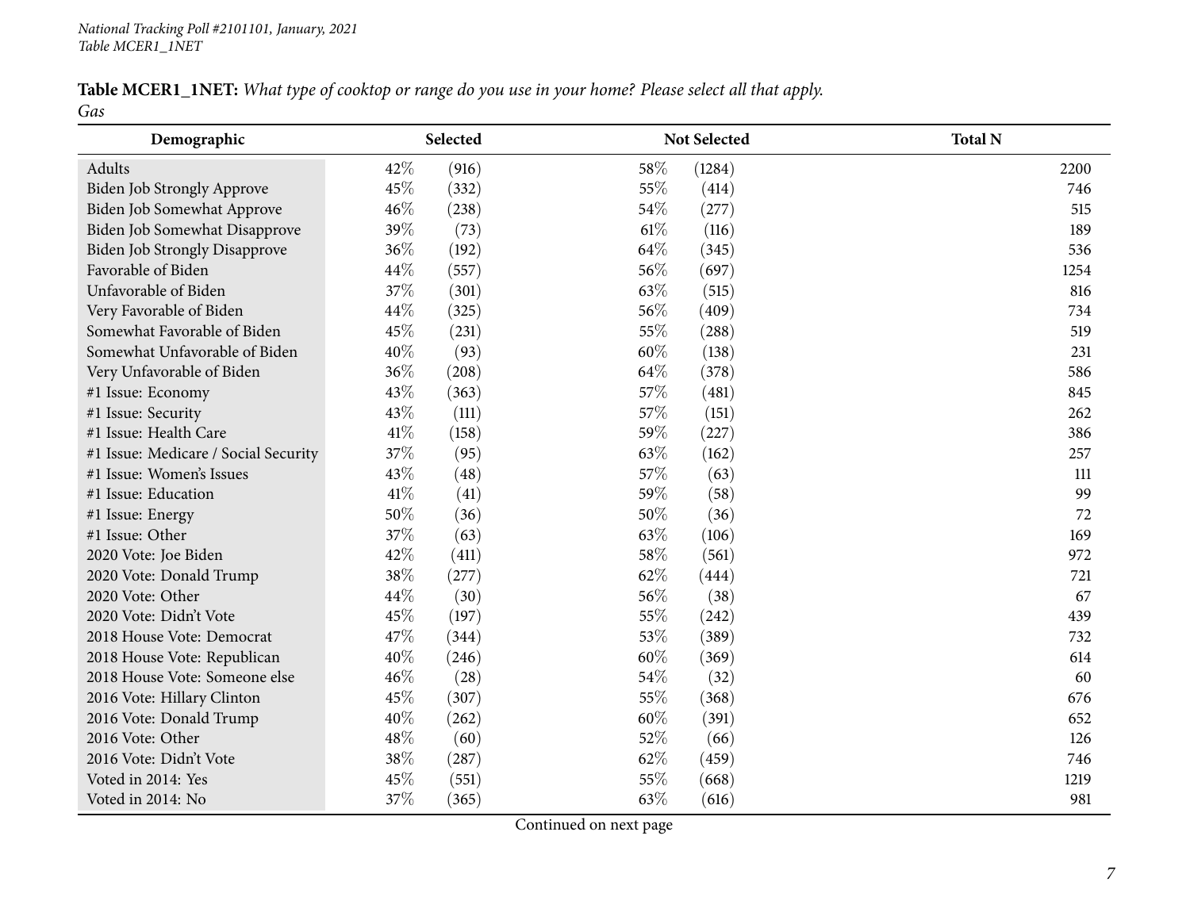**Table MCER1_1NET:** *What type of cooktop or range do you use in your home? Please select all that apply.*
*Gas*

| Demographic | Selected | | Not Selected | | Total N |
|---|---|---|---|---|---|
| Adults | 42% | (916) | 58% | (1284) | 2200 |
| Biden Job Strongly Approve | 45% | (332) | 55% | (414) | 746 |
| Biden Job Somewhat Approve | 46% | (238) | 54% | (277) | 515 |
| Biden Job Somewhat Disapprove | 39% | (73) | 61% | (116) | 189 |
| Biden Job Strongly Disapprove | 36% | (192) | 64% | (345) | 536 |
| Favorable of Biden | 44% | (557) | 56% | (697) | 1254 |
| Unfavorable of Biden | 37% | (301) | 63% | (515) | 816 |
| Very Favorable of Biden | 44% | (325) | 56% | (409) | 734 |
| Somewhat Favorable of Biden | 45% | (231) | 55% | (288) | 519 |
| Somewhat Unfavorable of Biden | 40% | (93) | 60% | (138) | 231 |
| Very Unfavorable of Biden | 36% | (208) | 64% | (378) | 586 |
| #1 Issue: Economy | 43% | (363) | 57% | (481) | 845 |
| #1 Issue: Security | 43% | (111) | 57% | (151) | 262 |
| #1 Issue: Health Care | 41% | (158) | 59% | (227) | 386 |
| #1 Issue: Medicare / Social Security | 37% | (95) | 63% | (162) | 257 |
| #1 Issue: Women's Issues | 43% | (48) | 57% | (63) | 111 |
| #1 Issue: Education | 41% | (41) | 59% | (58) | 99 |
| #1 Issue: Energy | 50% | (36) | 50% | (36) | 72 |
| #1 Issue: Other | 37% | (63) | 63% | (106) | 169 |
| 2020 Vote: Joe Biden | 42% | (411) | 58% | (561) | 972 |
| 2020 Vote: Donald Trump | 38% | (277) | 62% | (444) | 721 |
| 2020 Vote: Other | 44% | (30) | 56% | (38) | 67 |
| 2020 Vote: Didn't Vote | 45% | (197) | 55% | (242) | 439 |
| 2018 House Vote: Democrat | 47% | (344) | 53% | (389) | 732 |
| 2018 House Vote: Republican | 40% | (246) | 60% | (369) | 614 |
| 2018 House Vote: Someone else | 46% | (28) | 54% | (32) | 60 |
| 2016 Vote: Hillary Clinton | 45% | (307) | 55% | (368) | 676 |
| 2016 Vote: Donald Trump | 40% | (262) | 60% | (391) | 652 |
| 2016 Vote: Other | 48% | (60) | 52% | (66) | 126 |
| 2016 Vote: Didn't Vote | 38% | (287) | 62% | (459) | 746 |
| Voted in 2014: Yes | 45% | (551) | 55% | (668) | 1219 |
| Voted in 2014: No | 37% | (365) | 63% | (616) | 981 |

Continued on next page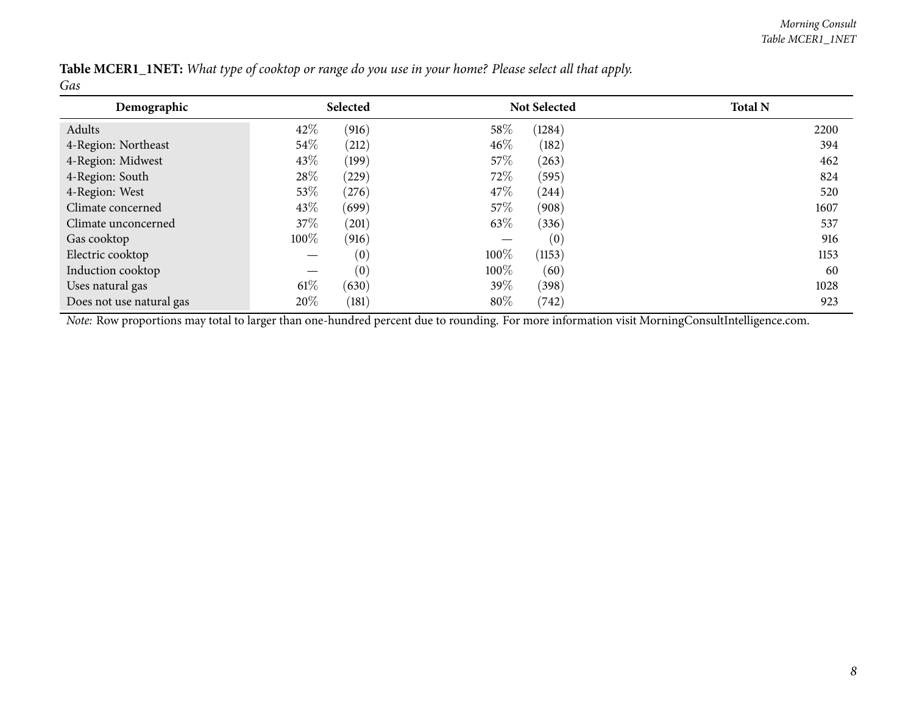**Table MCER1_1NET:** *What type of cooktop or range do you use in your home? Please select all that apply.*
*Gas*

| Demographic | Selected | | Not Selected | | Total N |
|---|---|---|---|---|---|
| Adults | 42% | (916) | 58% | (1284) | 2200 |
| 4-Region: Northeast | 54% | (212) | 46% | (182) | 394 |
| 4-Region: Midwest | 43% | (199) | 57% | (263) | 462 |
| 4-Region: South | 28% | (229) | 72% | (595) | 824 |
| 4-Region: West | 53% | (276) | 47% | (244) | 520 |
| Climate concerned | 43% | (699) | 57% | (908) | 1607 |
| Climate unconcerned | 37% | (201) | 63% | (336) | 537 |
| Gas cooktop | 100% | (916) | — | (0) | 916 |
| Electric cooktop | — | (0) | 100% | (1153) | 1153 |
| Induction cooktop | — | (0) | 100% | (60) | 60 |
| Uses natural gas | 61% | (630) | 39% | (398) | 1028 |
| Does not use natural gas | 20% | (181) | 80% | (742) | 923 |

*Note:* Row proportions may total to larger than one-hundred percent due to rounding. For more information visit MorningConsultIntelligence.com.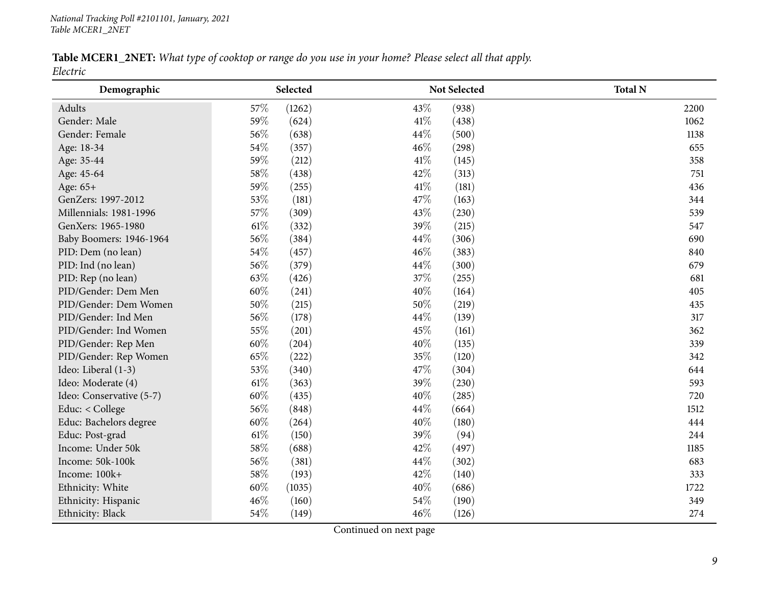**Table MCER1_2NET:** *What type of cooktop or range do you use in your home? Please select all that apply.*
*Electric*

| Demographic | Selected | | Not Selected | | Total N |
|---|---|---|---|---|---|
| Adults | 57% | (1262) | 43% | (938) | 2200 |
| Gender: Male | 59% | (624) | 41% | (438) | 1062 |
| Gender: Female | 56% | (638) | 44% | (500) | 1138 |
| Age: 18-34 | 54% | (357) | 46% | (298) | 655 |
| Age: 35-44 | 59% | (212) | 41% | (145) | 358 |
| Age: 45-64 | 58% | (438) | 42% | (313) | 751 |
| Age: 65+ | 59% | (255) | 41% | (181) | 436 |
| GenZers: 1997-2012 | 53% | (181) | 47% | (163) | 344 |
| Millennials: 1981-1996 | 57% | (309) | 43% | (230) | 539 |
| GenXers: 1965-1980 | 61% | (332) | 39% | (215) | 547 |
| Baby Boomers: 1946-1964 | 56% | (384) | 44% | (306) | 690 |
| PID: Dem (no lean) | 54% | (457) | 46% | (383) | 840 |
| PID: Ind (no lean) | 56% | (379) | 44% | (300) | 679 |
| PID: Rep (no lean) | 63% | (426) | 37% | (255) | 681 |
| PID/Gender: Dem Men | 60% | (241) | 40% | (164) | 405 |
| PID/Gender: Dem Women | 50% | (215) | 50% | (219) | 435 |
| PID/Gender: Ind Men | 56% | (178) | 44% | (139) | 317 |
| PID/Gender: Ind Women | 55% | (201) | 45% | (161) | 362 |
| PID/Gender: Rep Men | 60% | (204) | 40% | (135) | 339 |
| PID/Gender: Rep Women | 65% | (222) | 35% | (120) | 342 |
| Ideo: Liberal (1-3) | 53% | (340) | 47% | (304) | 644 |
| Ideo: Moderate (4) | 61% | (363) | 39% | (230) | 593 |
| Ideo: Conservative (5-7) | 60% | (435) | 40% | (285) | 720 |
| Educ: < College | 56% | (848) | 44% | (664) | 1512 |
| Educ: Bachelors degree | 60% | (264) | 40% | (180) | 444 |
| Educ: Post-grad | 61% | (150) | 39% | (94) | 244 |
| Income: Under 50k | 58% | (688) | 42% | (497) | 1185 |
| Income: 50k-100k | 56% | (381) | 44% | (302) | 683 |
| Income: 100k+ | 58% | (193) | 42% | (140) | 333 |
| Ethnicity: White | 60% | (1035) | 40% | (686) | 1722 |
| Ethnicity: Hispanic | 46% | (160) | 54% | (190) | 349 |
| Ethnicity: Black | 54% | (149) | 46% | (126) | 274 |

Continued on next page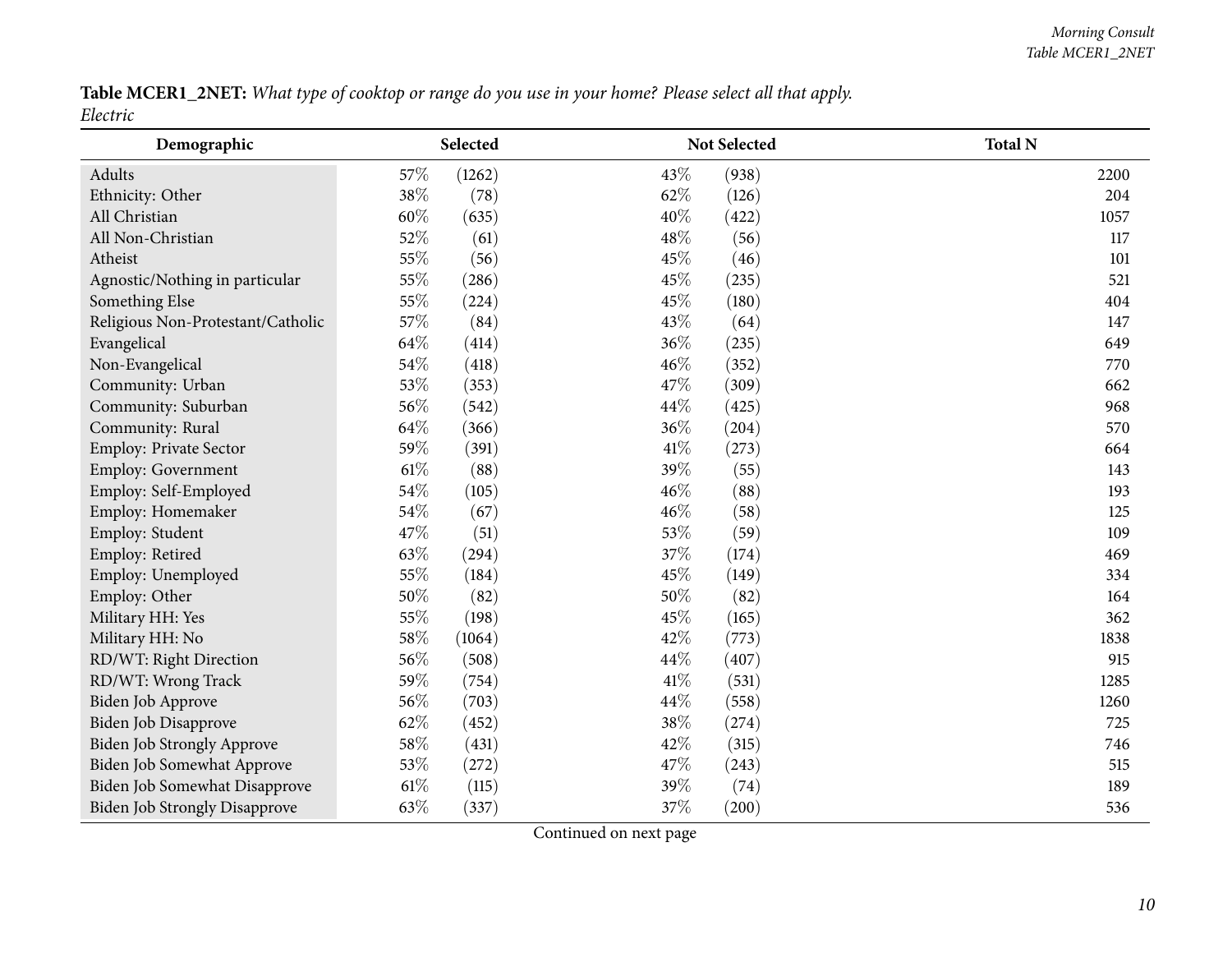**Table MCER1_2NET:** *What type of cooktop or range do you use in your home? Please select all that apply.*
*Electric*

| Demographic | Selected | | Not Selected | | Total N |
|---|---|---|---|---|---|
| Adults | 57% | (1262) | 43% | (938) | 2200 |
| Ethnicity: Other | 38% | (78) | 62% | (126) | 204 |
| All Christian | 60% | (635) | 40% | (422) | 1057 |
| All Non-Christian | 52% | (61) | 48% | (56) | 117 |
| Atheist | 55% | (56) | 45% | (46) | 101 |
| Agnostic/Nothing in particular | 55% | (286) | 45% | (235) | 521 |
| Something Else | 55% | (224) | 45% | (180) | 404 |
| Religious Non-Protestant/Catholic | 57% | (84) | 43% | (64) | 147 |
| Evangelical | 64% | (414) | 36% | (235) | 649 |
| Non-Evangelical | 54% | (418) | 46% | (352) | 770 |
| Community: Urban | 53% | (353) | 47% | (309) | 662 |
| Community: Suburban | 56% | (542) | 44% | (425) | 968 |
| Community: Rural | 64% | (366) | 36% | (204) | 570 |
| Employ: Private Sector | 59% | (391) | 41% | (273) | 664 |
| Employ: Government | 61% | (88) | 39% | (55) | 143 |
| Employ: Self-Employed | 54% | (105) | 46% | (88) | 193 |
| Employ: Homemaker | 54% | (67) | 46% | (58) | 125 |
| Employ: Student | 47% | (51) | 53% | (59) | 109 |
| Employ: Retired | 63% | (294) | 37% | (174) | 469 |
| Employ: Unemployed | 55% | (184) | 45% | (149) | 334 |
| Employ: Other | 50% | (82) | 50% | (82) | 164 |
| Military HH: Yes | 55% | (198) | 45% | (165) | 362 |
| Military HH: No | 58% | (1064) | 42% | (773) | 1838 |
| RD/WT: Right Direction | 56% | (508) | 44% | (407) | 915 |
| RD/WT: Wrong Track | 59% | (754) | 41% | (531) | 1285 |
| Biden Job Approve | 56% | (703) | 44% | (558) | 1260 |
| Biden Job Disapprove | 62% | (452) | 38% | (274) | 725 |
| Biden Job Strongly Approve | 58% | (431) | 42% | (315) | 746 |
| Biden Job Somewhat Approve | 53% | (272) | 47% | (243) | 515 |
| Biden Job Somewhat Disapprove | 61% | (115) | 39% | (74) | 189 |
| Biden Job Strongly Disapprove | 63% | (337) | 37% | (200) | 536 |

Continued on next page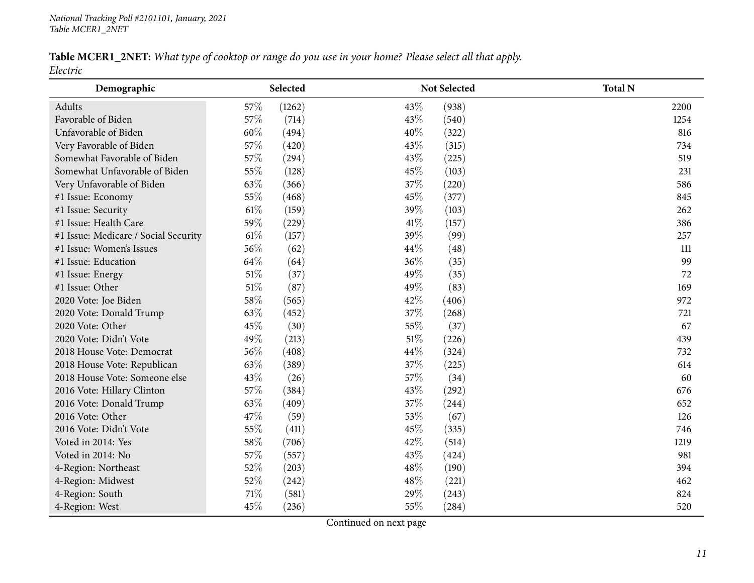**Table MCER1_2NET:** *What type of cooktop or range do you use in your home? Please select all that apply.*
*Electric*

| Demographic | Selected | | Not Selected | | Total N |
|---|---|---|---|---|---|
| Adults | 57% | (1262) | 43% | (938) | 2200 |
| Favorable of Biden | 57% | (714) | 43% | (540) | 1254 |
| Unfavorable of Biden | 60% | (494) | 40% | (322) | 816 |
| Very Favorable of Biden | 57% | (420) | 43% | (315) | 734 |
| Somewhat Favorable of Biden | 57% | (294) | 43% | (225) | 519 |
| Somewhat Unfavorable of Biden | 55% | (128) | 45% | (103) | 231 |
| Very Unfavorable of Biden | 63% | (366) | 37% | (220) | 586 |
| #1 Issue: Economy | 55% | (468) | 45% | (377) | 845 |
| #1 Issue: Security | 61% | (159) | 39% | (103) | 262 |
| #1 Issue: Health Care | 59% | (229) | 41% | (157) | 386 |
| #1 Issue: Medicare / Social Security | 61% | (157) | 39% | (99) | 257 |
| #1 Issue: Women's Issues | 56% | (62) | 44% | (48) | 111 |
| #1 Issue: Education | 64% | (64) | 36% | (35) | 99 |
| #1 Issue: Energy | 51% | (37) | 49% | (35) | 72 |
| #1 Issue: Other | 51% | (87) | 49% | (83) | 169 |
| 2020 Vote: Joe Biden | 58% | (565) | 42% | (406) | 972 |
| 2020 Vote: Donald Trump | 63% | (452) | 37% | (268) | 721 |
| 2020 Vote: Other | 45% | (30) | 55% | (37) | 67 |
| 2020 Vote: Didn't Vote | 49% | (213) | 51% | (226) | 439 |
| 2018 House Vote: Democrat | 56% | (408) | 44% | (324) | 732 |
| 2018 House Vote: Republican | 63% | (389) | 37% | (225) | 614 |
| 2018 House Vote: Someone else | 43% | (26) | 57% | (34) | 60 |
| 2016 Vote: Hillary Clinton | 57% | (384) | 43% | (292) | 676 |
| 2016 Vote: Donald Trump | 63% | (409) | 37% | (244) | 652 |
| 2016 Vote: Other | 47% | (59) | 53% | (67) | 126 |
| 2016 Vote: Didn't Vote | 55% | (411) | 45% | (335) | 746 |
| Voted in 2014: Yes | 58% | (706) | 42% | (514) | 1219 |
| Voted in 2014: No | 57% | (557) | 43% | (424) | 981 |
| 4-Region: Northeast | 52% | (203) | 48% | (190) | 394 |
| 4-Region: Midwest | 52% | (242) | 48% | (221) | 462 |
| 4-Region: South | 71% | (581) | 29% | (243) | 824 |
| 4-Region: West | 45% | (236) | 55% | (284) | 520 |

Continued on next page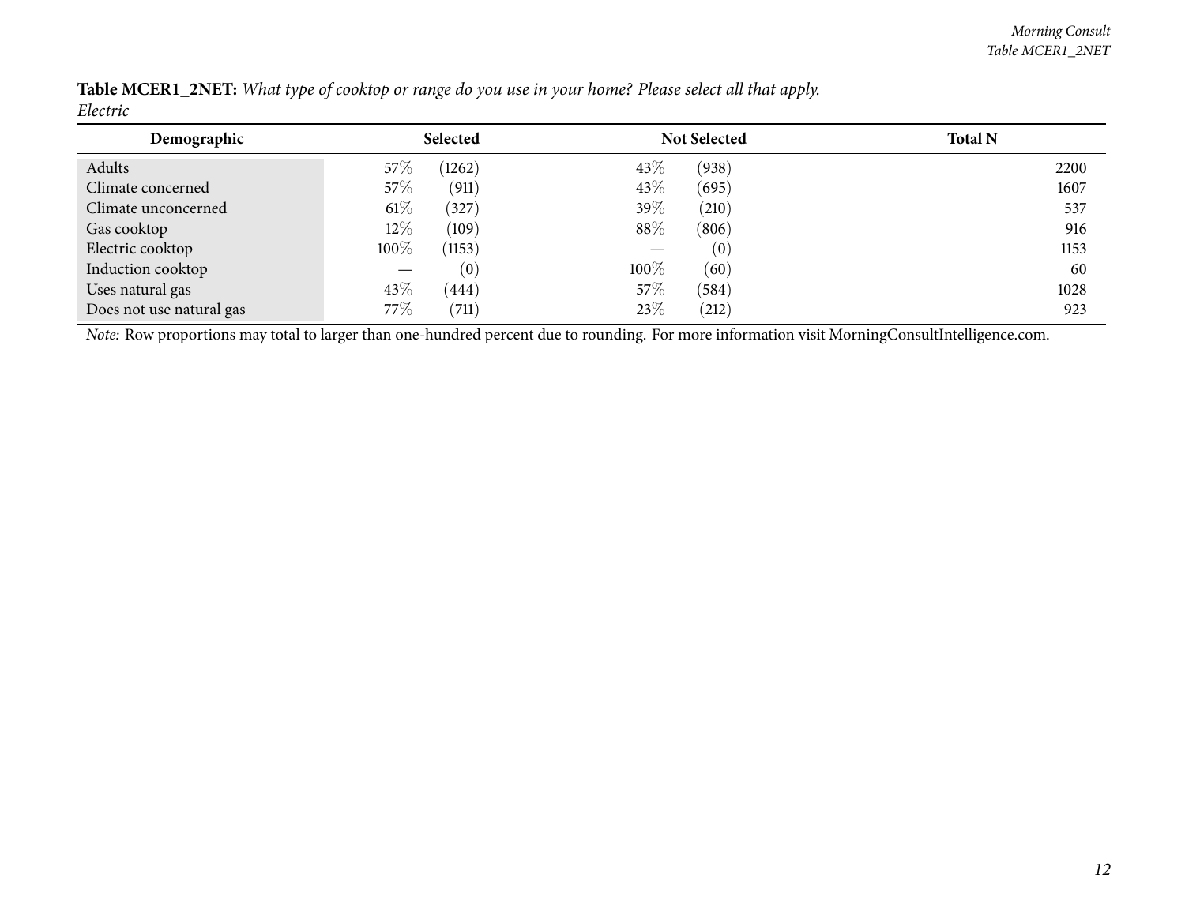**Table MCER1_2NET:** *What type of cooktop or range do you use in your home? Please select all that apply.*
*Electric*

| Demographic | Selected | | Not Selected | | Total N |
|---|---|---|---|---|---|
| Adults | 57% | (1262) | 43% | (938) | 2200 |
| Climate concerned | 57% | (911) | 43% | (695) | 1607 |
| Climate unconcerned | 61% | (327) | 39% | (210) | 537 |
| Gas cooktop | 12% | (109) | 88% | (806) | 916 |
| Electric cooktop | 100% | (1153) | — | (0) | 1153 |
| Induction cooktop | — | (0) | 100% | (60) | 60 |
| Uses natural gas | 43% | (444) | 57% | (584) | 1028 |
| Does not use natural gas | 77% | (711) | 23% | (212) | 923 |

*Note:* Row proportions may total to larger than one-hundred percent due to rounding. For more information visit MorningConsultIntelligence.com.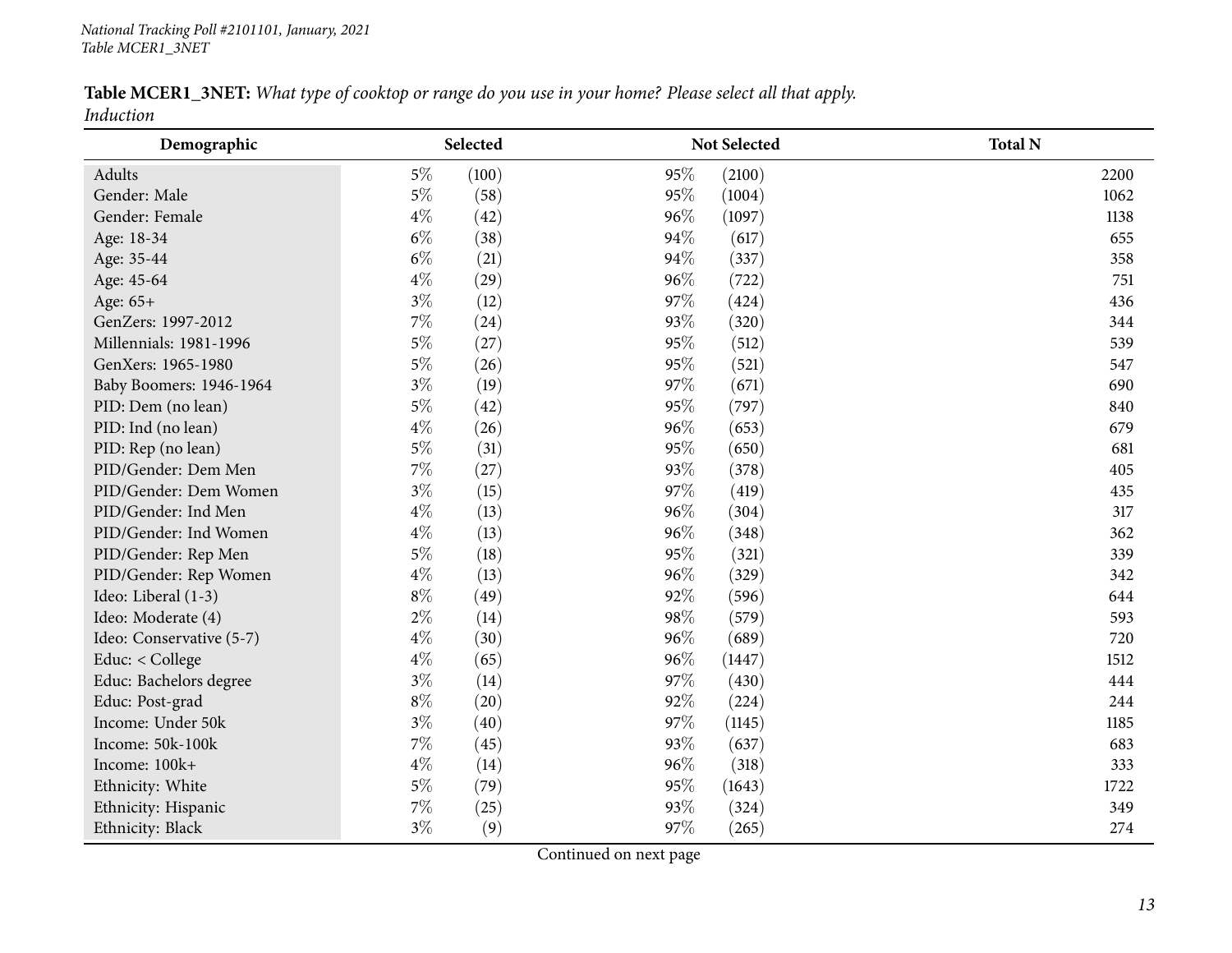**Table MCER1_3NET:** *What type of cooktop or range do you use in your home? Please select all that apply.*
*Induction*

| Demographic | Selected | | Not Selected | | Total N |
|---|---|---|---|---|---|
| Adults | 5% | (100) | 95% | (2100) | 2200 |
| Gender: Male | 5% | (58) | 95% | (1004) | 1062 |
| Gender: Female | 4% | (42) | 96% | (1097) | 1138 |
| Age: 18-34 | 6% | (38) | 94% | (617) | 655 |
| Age: 35-44 | 6% | (21) | 94% | (337) | 358 |
| Age: 45-64 | 4% | (29) | 96% | (722) | 751 |
| Age: 65+ | 3% | (12) | 97% | (424) | 436 |
| GenZers: 1997-2012 | 7% | (24) | 93% | (320) | 344 |
| Millennials: 1981-1996 | 5% | (27) | 95% | (512) | 539 |
| GenXers: 1965-1980 | 5% | (26) | 95% | (521) | 547 |
| Baby Boomers: 1946-1964 | 3% | (19) | 97% | (671) | 690 |
| PID: Dem (no lean) | 5% | (42) | 95% | (797) | 840 |
| PID: Ind (no lean) | 4% | (26) | 96% | (653) | 679 |
| PID: Rep (no lean) | 5% | (31) | 95% | (650) | 681 |
| PID/Gender: Dem Men | 7% | (27) | 93% | (378) | 405 |
| PID/Gender: Dem Women | 3% | (15) | 97% | (419) | 435 |
| PID/Gender: Ind Men | 4% | (13) | 96% | (304) | 317 |
| PID/Gender: Ind Women | 4% | (13) | 96% | (348) | 362 |
| PID/Gender: Rep Men | 5% | (18) | 95% | (321) | 339 |
| PID/Gender: Rep Women | 4% | (13) | 96% | (329) | 342 |
| Ideo: Liberal (1-3) | 8% | (49) | 92% | (596) | 644 |
| Ideo: Moderate (4) | 2% | (14) | 98% | (579) | 593 |
| Ideo: Conservative (5-7) | 4% | (30) | 96% | (689) | 720 |
| Educ: < College | 4% | (65) | 96% | (1447) | 1512 |
| Educ: Bachelors degree | 3% | (14) | 97% | (430) | 444 |
| Educ: Post-grad | 8% | (20) | 92% | (224) | 244 |
| Income: Under 50k | 3% | (40) | 97% | (1145) | 1185 |
| Income: 50k-100k | 7% | (45) | 93% | (637) | 683 |
| Income: 100k+ | 4% | (14) | 96% | (318) | 333 |
| Ethnicity: White | 5% | (79) | 95% | (1643) | 1722 |
| Ethnicity: Hispanic | 7% | (25) | 93% | (324) | 349 |
| Ethnicity: Black | 3% | (9) | 97% | (265) | 274 |

Continued on next page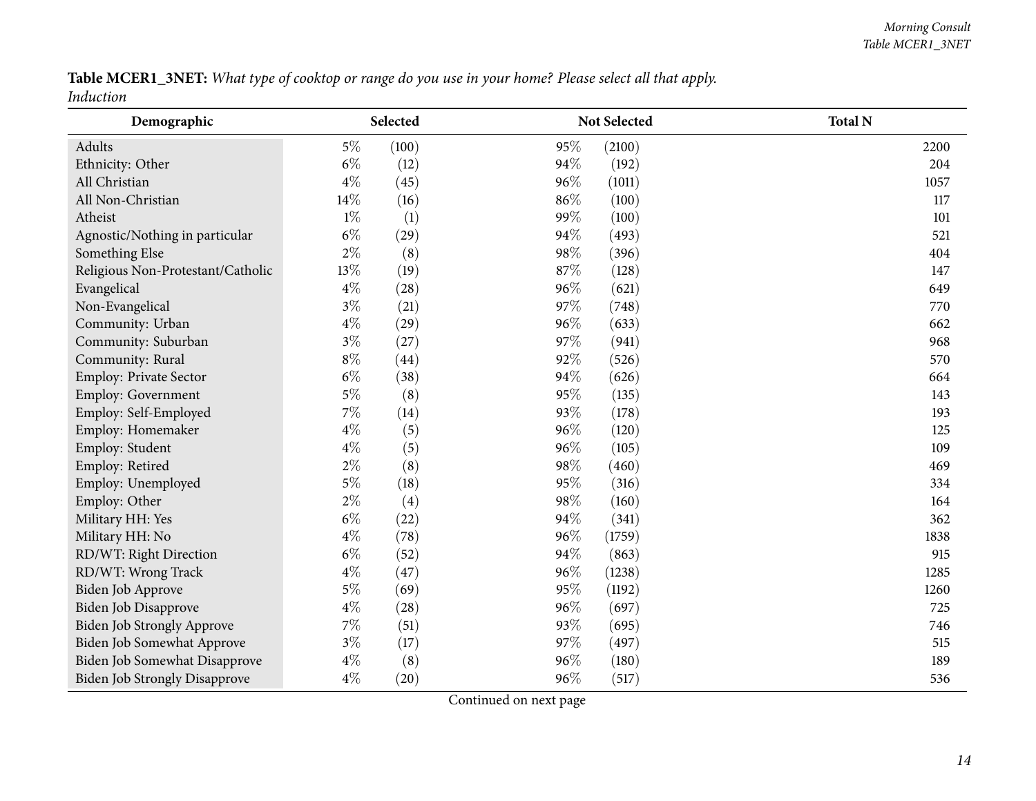**Table MCER1_3NET:** *What type of cooktop or range do you use in your home? Please select all that apply.*
*Induction*

| Demographic | Selected | | Not Selected | | Total N |
|---|---|---|---|---|---|
| Adults | 5% | (100) | 95% | (2100) | 2200 |
| Ethnicity: Other | 6% | (12) | 94% | (192) | 204 |
| All Christian | 4% | (45) | 96% | (1011) | 1057 |
| All Non-Christian | 14% | (16) | 86% | (100) | 117 |
| Atheist | 1% | (1) | 99% | (100) | 101 |
| Agnostic/Nothing in particular | 6% | (29) | 94% | (493) | 521 |
| Something Else | 2% | (8) | 98% | (396) | 404 |
| Religious Non-Protestant/Catholic | 13% | (19) | 87% | (128) | 147 |
| Evangelical | 4% | (28) | 96% | (621) | 649 |
| Non-Evangelical | 3% | (21) | 97% | (748) | 770 |
| Community: Urban | 4% | (29) | 96% | (633) | 662 |
| Community: Suburban | 3% | (27) | 97% | (941) | 968 |
| Community: Rural | 8% | (44) | 92% | (526) | 570 |
| Employ: Private Sector | 6% | (38) | 94% | (626) | 664 |
| Employ: Government | 5% | (8) | 95% | (135) | 143 |
| Employ: Self-Employed | 7% | (14) | 93% | (178) | 193 |
| Employ: Homemaker | 4% | (5) | 96% | (120) | 125 |
| Employ: Student | 4% | (5) | 96% | (105) | 109 |
| Employ: Retired | 2% | (8) | 98% | (460) | 469 |
| Employ: Unemployed | 5% | (18) | 95% | (316) | 334 |
| Employ: Other | 2% | (4) | 98% | (160) | 164 |
| Military HH: Yes | 6% | (22) | 94% | (341) | 362 |
| Military HH: No | 4% | (78) | 96% | (1759) | 1838 |
| RD/WT: Right Direction | 6% | (52) | 94% | (863) | 915 |
| RD/WT: Wrong Track | 4% | (47) | 96% | (1238) | 1285 |
| Biden Job Approve | 5% | (69) | 95% | (1192) | 1260 |
| Biden Job Disapprove | 4% | (28) | 96% | (697) | 725 |
| Biden Job Strongly Approve | 7% | (51) | 93% | (695) | 746 |
| Biden Job Somewhat Approve | 3% | (17) | 97% | (497) | 515 |
| Biden Job Somewhat Disapprove | 4% | (8) | 96% | (180) | 189 |
| Biden Job Strongly Disapprove | 4% | (20) | 96% | (517) | 536 |

Continued on next page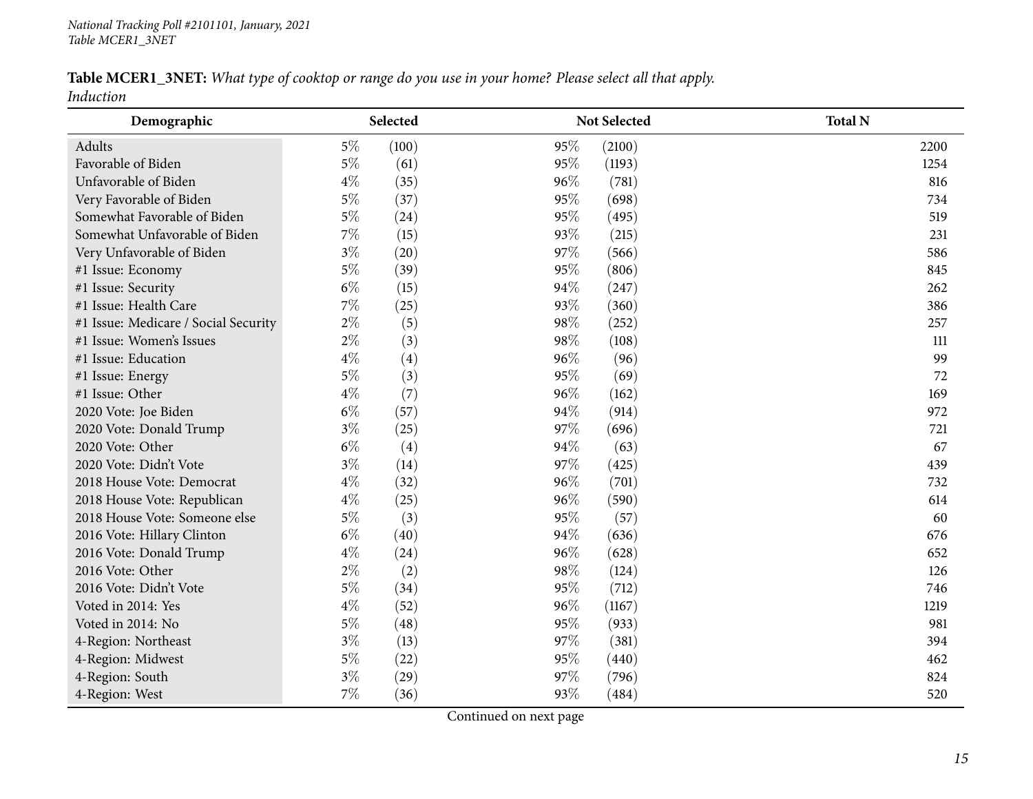**Table MCER1_3NET:** *What type of cooktop or range do you use in your home? Please select all that apply.*
*Induction*

| Demographic | Selected | | Not Selected | | Total N |
|---|---|---|---|---|---|
| Adults | 5% | (100) | 95% | (2100) | 2200 |
| Favorable of Biden | 5% | (61) | 95% | (1193) | 1254 |
| Unfavorable of Biden | 4% | (35) | 96% | (781) | 816 |
| Very Favorable of Biden | 5% | (37) | 95% | (698) | 734 |
| Somewhat Favorable of Biden | 5% | (24) | 95% | (495) | 519 |
| Somewhat Unfavorable of Biden | 7% | (15) | 93% | (215) | 231 |
| Very Unfavorable of Biden | 3% | (20) | 97% | (566) | 586 |
| #1 Issue: Economy | 5% | (39) | 95% | (806) | 845 |
| #1 Issue: Security | 6% | (15) | 94% | (247) | 262 |
| #1 Issue: Health Care | 7% | (25) | 93% | (360) | 386 |
| #1 Issue: Medicare / Social Security | 2% | (5) | 98% | (252) | 257 |
| #1 Issue: Women's Issues | 2% | (3) | 98% | (108) | 111 |
| #1 Issue: Education | 4% | (4) | 96% | (96) | 99 |
| #1 Issue: Energy | 5% | (3) | 95% | (69) | 72 |
| #1 Issue: Other | 4% | (7) | 96% | (162) | 169 |
| 2020 Vote: Joe Biden | 6% | (57) | 94% | (914) | 972 |
| 2020 Vote: Donald Trump | 3% | (25) | 97% | (696) | 721 |
| 2020 Vote: Other | 6% | (4) | 94% | (63) | 67 |
| 2020 Vote: Didn't Vote | 3% | (14) | 97% | (425) | 439 |
| 2018 House Vote: Democrat | 4% | (32) | 96% | (701) | 732 |
| 2018 House Vote: Republican | 4% | (25) | 96% | (590) | 614 |
| 2018 House Vote: Someone else | 5% | (3) | 95% | (57) | 60 |
| 2016 Vote: Hillary Clinton | 6% | (40) | 94% | (636) | 676 |
| 2016 Vote: Donald Trump | 4% | (24) | 96% | (628) | 652 |
| 2016 Vote: Other | 2% | (2) | 98% | (124) | 126 |
| 2016 Vote: Didn't Vote | 5% | (34) | 95% | (712) | 746 |
| Voted in 2014: Yes | 4% | (52) | 96% | (1167) | 1219 |
| Voted in 2014: No | 5% | (48) | 95% | (933) | 981 |
| 4-Region: Northeast | 3% | (13) | 97% | (381) | 394 |
| 4-Region: Midwest | 5% | (22) | 95% | (440) | 462 |
| 4-Region: South | 3% | (29) | 97% | (796) | 824 |
| 4-Region: West | 7% | (36) | 93% | (484) | 520 |

Continued on next page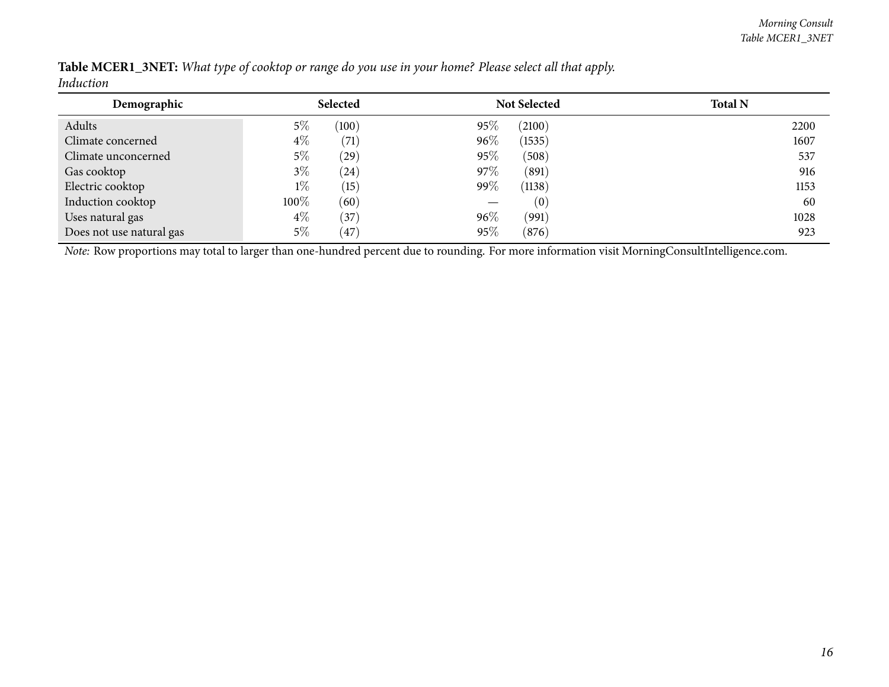**Table MCER1_3NET:** *What type of cooktop or range do you use in your home? Please select all that apply.*
*Induction*

| Demographic | Selected | | Not Selected | | Total N |
|---|---|---|---|---|---|
| Adults | 5% | (100) | 95% | (2100) | 2200 |
| Climate concerned | 4% | (71) | 96% | (1535) | 1607 |
| Climate unconcerned | 5% | (29) | 95% | (508) | 537 |
| Gas cooktop | 3% | (24) | 97% | (891) | 916 |
| Electric cooktop | 1% | (15) | 99% | (1138) | 1153 |
| Induction cooktop | 100% | (60) | — | (0) | 60 |
| Uses natural gas | 4% | (37) | 96% | (991) | 1028 |
| Does not use natural gas | 5% | (47) | 95% | (876) | 923 |

*Note:* Row proportions may total to larger than one-hundred percent due to rounding. For more information visit MorningConsultIntelligence.com.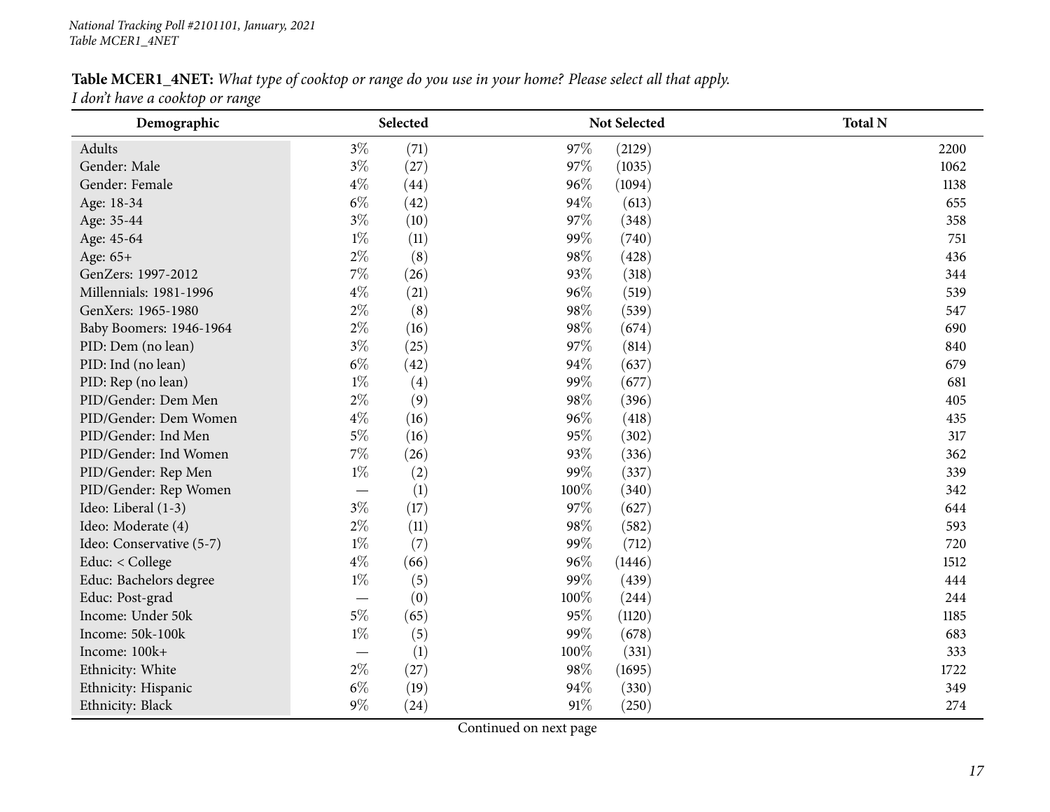**Table MCER1_4NET:** *What type of cooktop or range do you use in your home? Please select all that apply.*
*I don't have a cooktop or range*

| Demographic | Selected | | Not Selected | | Total N |
|---|---|---|---|---|---|
| Adults | 3% | (71) | 97% | (2129) | 2200 |
| Gender: Male | 3% | (27) | 97% | (1035) | 1062 |
| Gender: Female | 4% | (44) | 96% | (1094) | 1138 |
| Age: 18-34 | 6% | (42) | 94% | (613) | 655 |
| Age: 35-44 | 3% | (10) | 97% | (348) | 358 |
| Age: 45-64 | 1% | (11) | 99% | (740) | 751 |
| Age: 65+ | 2% | (8) | 98% | (428) | 436 |
| GenZers: 1997-2012 | 7% | (26) | 93% | (318) | 344 |
| Millennials: 1981-1996 | 4% | (21) | 96% | (519) | 539 |
| GenXers: 1965-1980 | 2% | (8) | 98% | (539) | 547 |
| Baby Boomers: 1946-1964 | 2% | (16) | 98% | (674) | 690 |
| PID: Dem (no lean) | 3% | (25) | 97% | (814) | 840 |
| PID: Ind (no lean) | 6% | (42) | 94% | (637) | 679 |
| PID: Rep (no lean) | 1% | (4) | 99% | (677) | 681 |
| PID/Gender: Dem Men | 2% | (9) | 98% | (396) | 405 |
| PID/Gender: Dem Women | 4% | (16) | 96% | (418) | 435 |
| PID/Gender: Ind Men | 5% | (16) | 95% | (302) | 317 |
| PID/Gender: Ind Women | 7% | (26) | 93% | (336) | 362 |
| PID/Gender: Rep Men | 1% | (2) | 99% | (337) | 339 |
| PID/Gender: Rep Women | — | (1) | 100% | (340) | 342 |
| Ideo: Liberal (1-3) | 3% | (17) | 97% | (627) | 644 |
| Ideo: Moderate (4) | 2% | (11) | 98% | (582) | 593 |
| Ideo: Conservative (5-7) | 1% | (7) | 99% | (712) | 720 |
| Educ: < College | 4% | (66) | 96% | (1446) | 1512 |
| Educ: Bachelors degree | 1% | (5) | 99% | (439) | 444 |
| Educ: Post-grad | — | (0) | 100% | (244) | 244 |
| Income: Under 50k | 5% | (65) | 95% | (1120) | 1185 |
| Income: 50k-100k | 1% | (5) | 99% | (678) | 683 |
| Income: 100k+ | — | (1) | 100% | (331) | 333 |
| Ethnicity: White | 2% | (27) | 98% | (1695) | 1722 |
| Ethnicity: Hispanic | 6% | (19) | 94% | (330) | 349 |
| Ethnicity: Black | 9% | (24) | 91% | (250) | 274 |

Continued on next page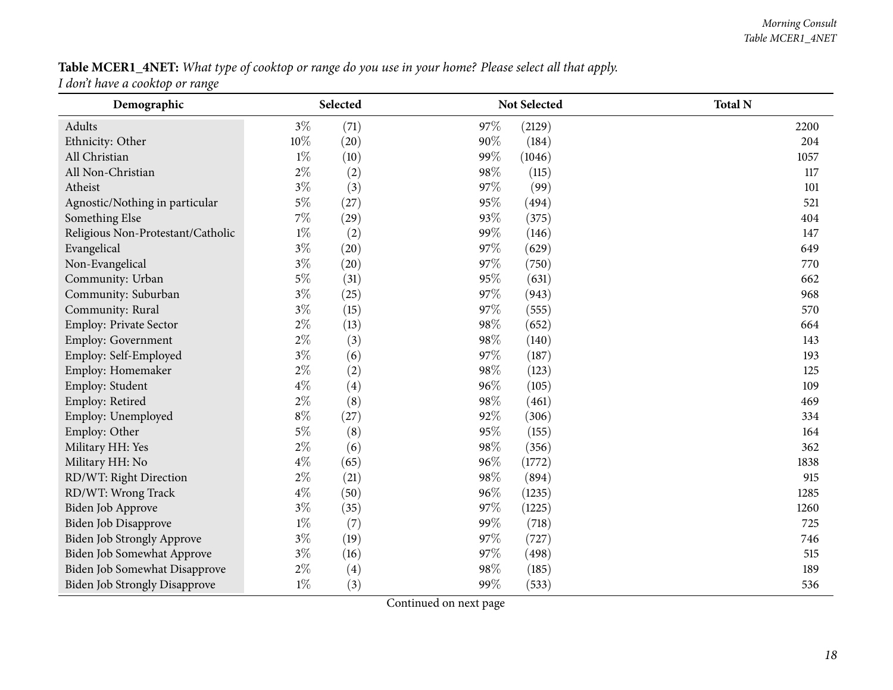**Table MCER1_4NET:** *What type of cooktop or range do you use in your home? Please select all that apply.*
*I don't have a cooktop or range*

| Demographic | Selected | | Not Selected | | Total N |
|---|---|---|---|---|---|
| Adults | 3% | (71) | 97% | (2129) | 2200 |
| Ethnicity: Other | 10% | (20) | 90% | (184) | 204 |
| All Christian | 1% | (10) | 99% | (1046) | 1057 |
| All Non-Christian | 2% | (2) | 98% | (115) | 117 |
| Atheist | 3% | (3) | 97% | (99) | 101 |
| Agnostic/Nothing in particular | 5% | (27) | 95% | (494) | 521 |
| Something Else | 7% | (29) | 93% | (375) | 404 |
| Religious Non-Protestant/Catholic | 1% | (2) | 99% | (146) | 147 |
| Evangelical | 3% | (20) | 97% | (629) | 649 |
| Non-Evangelical | 3% | (20) | 97% | (750) | 770 |
| Community: Urban | 5% | (31) | 95% | (631) | 662 |
| Community: Suburban | 3% | (25) | 97% | (943) | 968 |
| Community: Rural | 3% | (15) | 97% | (555) | 570 |
| Employ: Private Sector | 2% | (13) | 98% | (652) | 664 |
| Employ: Government | 2% | (3) | 98% | (140) | 143 |
| Employ: Self-Employed | 3% | (6) | 97% | (187) | 193 |
| Employ: Homemaker | 2% | (2) | 98% | (123) | 125 |
| Employ: Student | 4% | (4) | 96% | (105) | 109 |
| Employ: Retired | 2% | (8) | 98% | (461) | 469 |
| Employ: Unemployed | 8% | (27) | 92% | (306) | 334 |
| Employ: Other | 5% | (8) | 95% | (155) | 164 |
| Military HH: Yes | 2% | (6) | 98% | (356) | 362 |
| Military HH: No | 4% | (65) | 96% | (1772) | 1838 |
| RD/WT: Right Direction | 2% | (21) | 98% | (894) | 915 |
| RD/WT: Wrong Track | 4% | (50) | 96% | (1235) | 1285 |
| Biden Job Approve | 3% | (35) | 97% | (1225) | 1260 |
| Biden Job Disapprove | 1% | (7) | 99% | (718) | 725 |
| Biden Job Strongly Approve | 3% | (19) | 97% | (727) | 746 |
| Biden Job Somewhat Approve | 3% | (16) | 97% | (498) | 515 |
| Biden Job Somewhat Disapprove | 2% | (4) | 98% | (185) | 189 |
| Biden Job Strongly Disapprove | 1% | (3) | 99% | (533) | 536 |

Continued on next page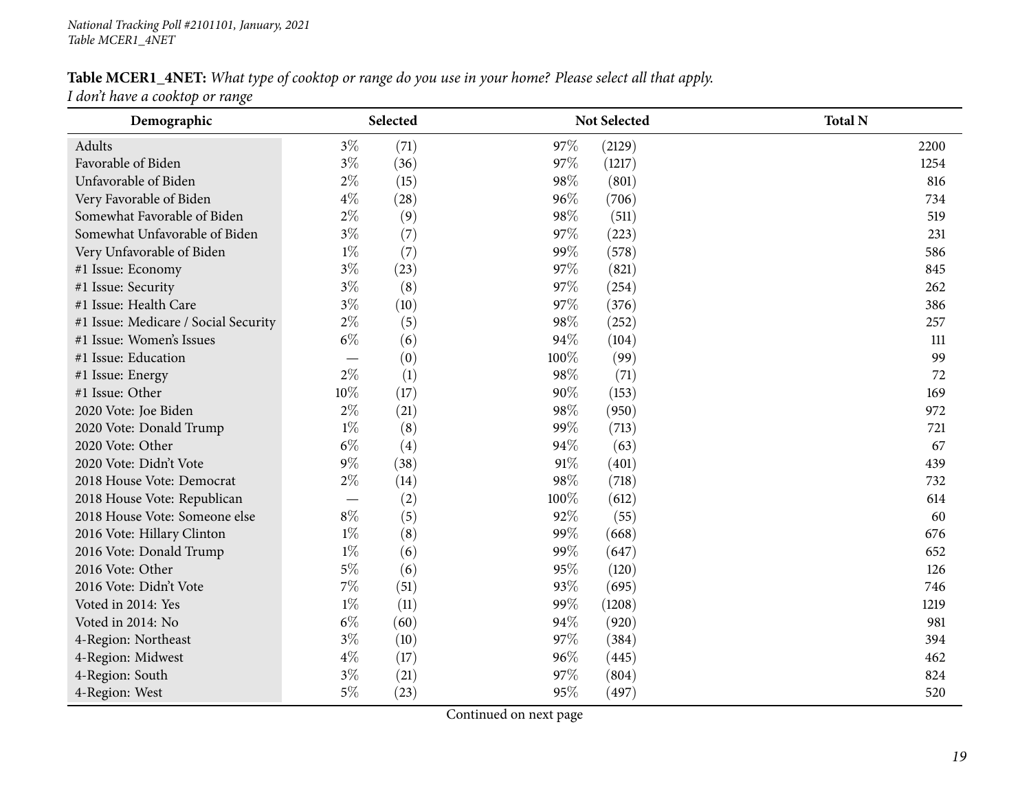**Table MCER1_4NET:** *What type of cooktop or range do you use in your home? Please select all that apply.*
*I don't have a cooktop or range*

| Demographic | Selected | | Not Selected | | Total N |
|---|---|---|---|---|---|
| Adults | 3% | (71) | 97% | (2129) | 2200 |
| Favorable of Biden | 3% | (36) | 97% | (1217) | 1254 |
| Unfavorable of Biden | 2% | (15) | 98% | (801) | 816 |
| Very Favorable of Biden | 4% | (28) | 96% | (706) | 734 |
| Somewhat Favorable of Biden | 2% | (9) | 98% | (511) | 519 |
| Somewhat Unfavorable of Biden | 3% | (7) | 97% | (223) | 231 |
| Very Unfavorable of Biden | 1% | (7) | 99% | (578) | 586 |
| #1 Issue: Economy | 3% | (23) | 97% | (821) | 845 |
| #1 Issue: Security | 3% | (8) | 97% | (254) | 262 |
| #1 Issue: Health Care | 3% | (10) | 97% | (376) | 386 |
| #1 Issue: Medicare / Social Security | 2% | (5) | 98% | (252) | 257 |
| #1 Issue: Women's Issues | 6% | (6) | 94% | (104) | 111 |
| #1 Issue: Education | — | (0) | 100% | (99) | 99 |
| #1 Issue: Energy | 2% | (1) | 98% | (71) | 72 |
| #1 Issue: Other | 10% | (17) | 90% | (153) | 169 |
| 2020 Vote: Joe Biden | 2% | (21) | 98% | (950) | 972 |
| 2020 Vote: Donald Trump | 1% | (8) | 99% | (713) | 721 |
| 2020 Vote: Other | 6% | (4) | 94% | (63) | 67 |
| 2020 Vote: Didn't Vote | 9% | (38) | 91% | (401) | 439 |
| 2018 House Vote: Democrat | 2% | (14) | 98% | (718) | 732 |
| 2018 House Vote: Republican | — | (2) | 100% | (612) | 614 |
| 2018 House Vote: Someone else | 8% | (5) | 92% | (55) | 60 |
| 2016 Vote: Hillary Clinton | 1% | (8) | 99% | (668) | 676 |
| 2016 Vote: Donald Trump | 1% | (6) | 99% | (647) | 652 |
| 2016 Vote: Other | 5% | (6) | 95% | (120) | 126 |
| 2016 Vote: Didn't Vote | 7% | (51) | 93% | (695) | 746 |
| Voted in 2014: Yes | 1% | (11) | 99% | (1208) | 1219 |
| Voted in 2014: No | 6% | (60) | 94% | (920) | 981 |
| 4-Region: Northeast | 3% | (10) | 97% | (384) | 394 |
| 4-Region: Midwest | 4% | (17) | 96% | (445) | 462 |
| 4-Region: South | 3% | (21) | 97% | (804) | 824 |
| 4-Region: West | 5% | (23) | 95% | (497) | 520 |

Continued on next page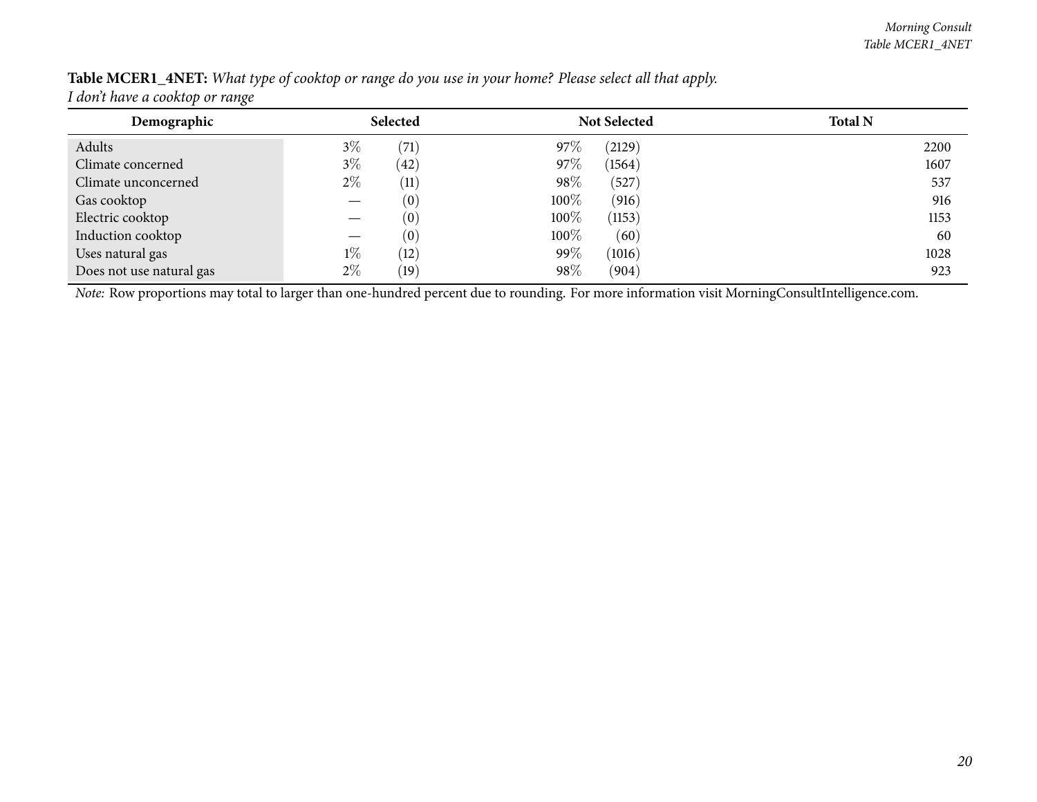**Table MCER1_4NET:** *What type of cooktop or range do you use in your home? Please select all that apply.*
*I don't have a cooktop or range*

| Demographic | Selected | | Not Selected | | Total N |
|---|---|---|---|---|---|
| Adults | 3% | (71) | 97% | (2129) | 2200 |
| Climate concerned | 3% | (42) | 97% | (1564) | 1607 |
| Climate unconcerned | 2% | (11) | 98% | (527) | 537 |
| Gas cooktop | — | (0) | 100% | (916) | 916 |
| Electric cooktop | — | (0) | 100% | (1153) | 1153 |
| Induction cooktop | — | (0) | 100% | (60) | 60 |
| Uses natural gas | 1% | (12) | 99% | (1016) | 1028 |
| Does not use natural gas | 2% | (19) | 98% | (904) | 923 |

*Note:* Row proportions may total to larger than one-hundred percent due to rounding. For more information visit MorningConsultIntelligence.com.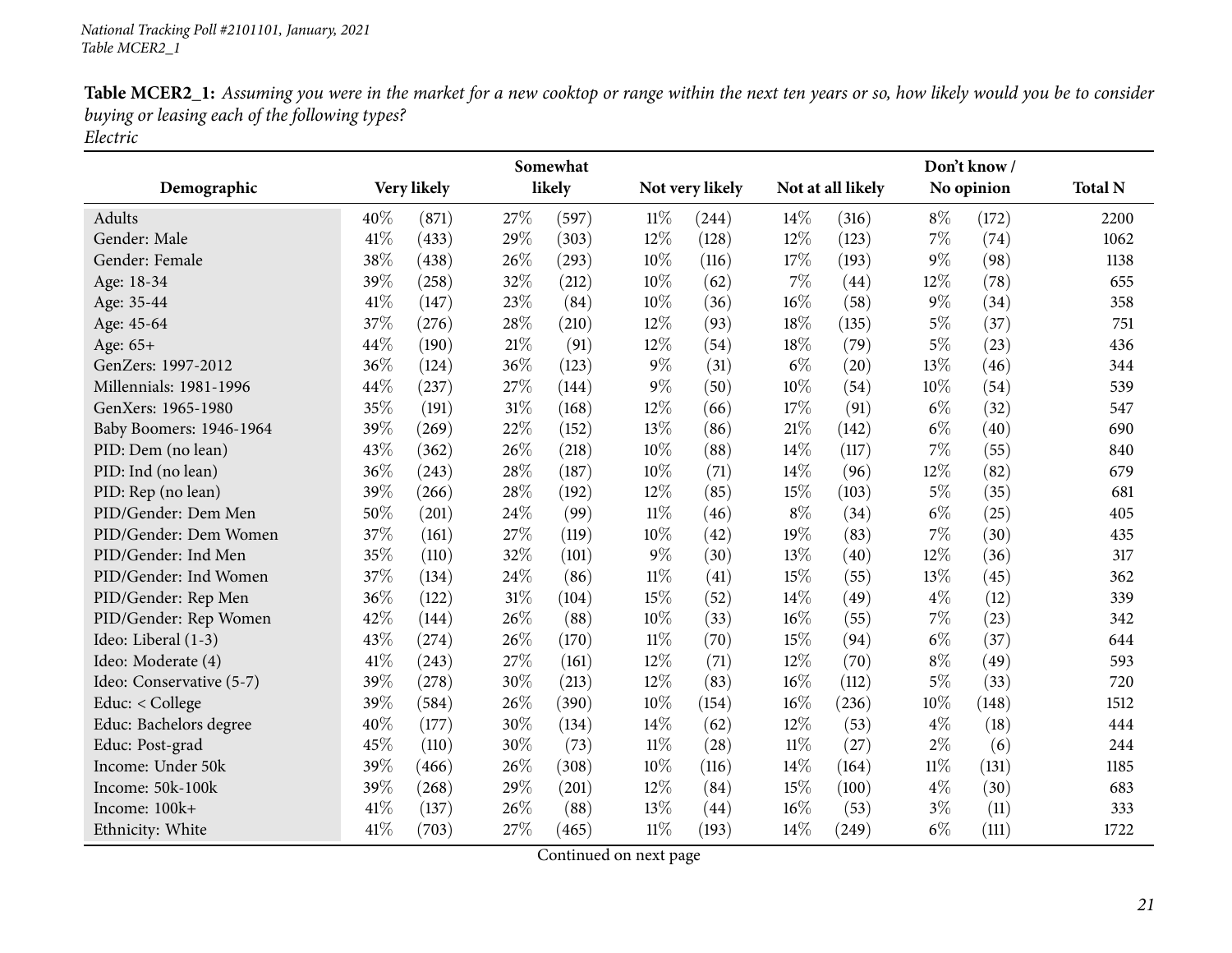**Table MCER2_1:** *Assuming you were in the market for a new cooktop or range within the next ten years or so, how likely would you be to consider buying or leasing each of the following types?*
*Electric*

| Demographic | Very likely | | Somewhat likely | | Not very likely | | Not at all likely | | Don't know / No opinion | | Total N |
|---|---|---|---|---|---|---|---|---|---|---|---|
| Adults | 40% | (871) | 27% | (597) | 11% | (244) | 14% | (316) | 8% | (172) | 2200 |
| Gender: Male | 41% | (433) | 29% | (303) | 12% | (128) | 12% | (123) | 7% | (74) | 1062 |
| Gender: Female | 38% | (438) | 26% | (293) | 10% | (116) | 17% | (193) | 9% | (98) | 1138 |
| Age: 18-34 | 39% | (258) | 32% | (212) | 10% | (62) | 7% | (44) | 12% | (78) | 655 |
| Age: 35-44 | 41% | (147) | 23% | (84) | 10% | (36) | 16% | (58) | 9% | (34) | 358 |
| Age: 45-64 | 37% | (276) | 28% | (210) | 12% | (93) | 18% | (135) | 5% | (37) | 751 |
| Age: 65+ | 44% | (190) | 21% | (91) | 12% | (54) | 18% | (79) | 5% | (23) | 436 |
| GenZers: 1997-2012 | 36% | (124) | 36% | (123) | 9% | (31) | 6% | (20) | 13% | (46) | 344 |
| Millennials: 1981-1996 | 44% | (237) | 27% | (144) | 9% | (50) | 10% | (54) | 10% | (54) | 539 |
| GenXers: 1965-1980 | 35% | (191) | 31% | (168) | 12% | (66) | 17% | (91) | 6% | (32) | 547 |
| Baby Boomers: 1946-1964 | 39% | (269) | 22% | (152) | 13% | (86) | 21% | (142) | 6% | (40) | 690 |
| PID: Dem (no lean) | 43% | (362) | 26% | (218) | 10% | (88) | 14% | (117) | 7% | (55) | 840 |
| PID: Ind (no lean) | 36% | (243) | 28% | (187) | 10% | (71) | 14% | (96) | 12% | (82) | 679 |
| PID: Rep (no lean) | 39% | (266) | 28% | (192) | 12% | (85) | 15% | (103) | 5% | (35) | 681 |
| PID/Gender: Dem Men | 50% | (201) | 24% | (99) | 11% | (46) | 8% | (34) | 6% | (25) | 405 |
| PID/Gender: Dem Women | 37% | (161) | 27% | (119) | 10% | (42) | 19% | (83) | 7% | (30) | 435 |
| PID/Gender: Ind Men | 35% | (110) | 32% | (101) | 9% | (30) | 13% | (40) | 12% | (36) | 317 |
| PID/Gender: Ind Women | 37% | (134) | 24% | (86) | 11% | (41) | 15% | (55) | 13% | (45) | 362 |
| PID/Gender: Rep Men | 36% | (122) | 31% | (104) | 15% | (52) | 14% | (49) | 4% | (12) | 339 |
| PID/Gender: Rep Women | 42% | (144) | 26% | (88) | 10% | (33) | 16% | (55) | 7% | (23) | 342 |
| Ideo: Liberal (1-3) | 43% | (274) | 26% | (170) | 11% | (70) | 15% | (94) | 6% | (37) | 644 |
| Ideo: Moderate (4) | 41% | (243) | 27% | (161) | 12% | (71) | 12% | (70) | 8% | (49) | 593 |
| Ideo: Conservative (5-7) | 39% | (278) | 30% | (213) | 12% | (83) | 16% | (112) | 5% | (33) | 720 |
| Educ: < College | 39% | (584) | 26% | (390) | 10% | (154) | 16% | (236) | 10% | (148) | 1512 |
| Educ: Bachelors degree | 40% | (177) | 30% | (134) | 14% | (62) | 12% | (53) | 4% | (18) | 444 |
| Educ: Post-grad | 45% | (110) | 30% | (73) | 11% | (28) | 11% | (27) | 2% | (6) | 244 |
| Income: Under 50k | 39% | (466) | 26% | (308) | 10% | (116) | 14% | (164) | 11% | (131) | 1185 |
| Income: 50k-100k | 39% | (268) | 29% | (201) | 12% | (84) | 15% | (100) | 4% | (30) | 683 |
| Income: 100k+ | 41% | (137) | 26% | (88) | 13% | (44) | 16% | (53) | 3% | (11) | 333 |
| Ethnicity: White | 41% | (703) | 27% | (465) | 11% | (193) | 14% | (249) | 6% | (111) | 1722 |

Continued on next page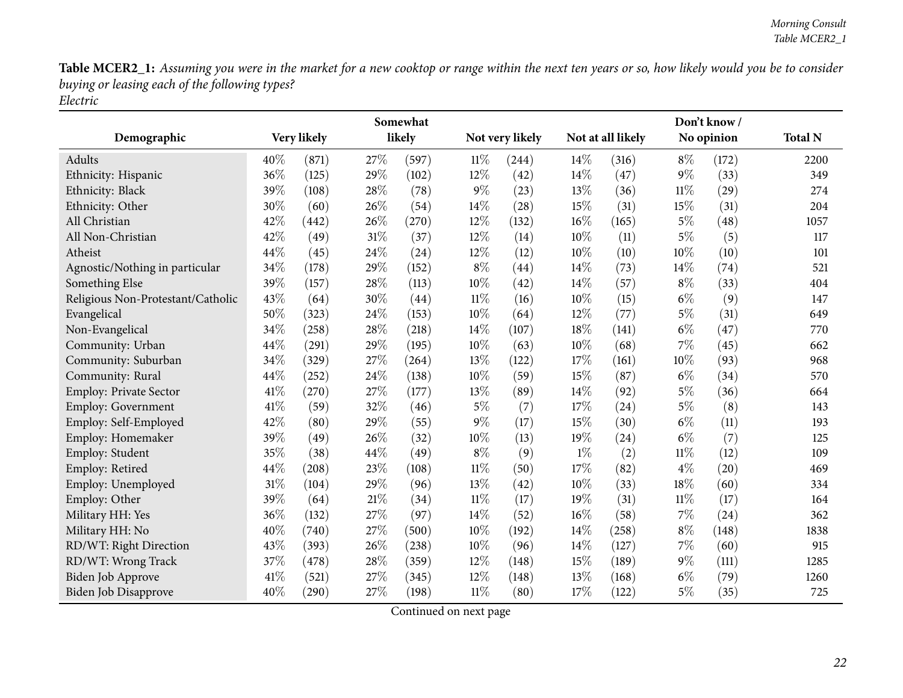**Table MCER2_1:** *Assuming you were in the market for a new cooktop or range within the next ten years or so, how likely would you be to consider buying or leasing each of the following types?*
*Electric*

| Demographic | Very likely | | Somewhat likely | | Not very likely | | Not at all likely | | Don't know / No opinion | | Total N |
|---|---|---|---|---|---|---|---|---|---|---|---|
| Adults | 40% | (871) | 27% | (597) | 11% | (244) | 14% | (316) | 8% | (172) | 2200 |
| Ethnicity: Hispanic | 36% | (125) | 29% | (102) | 12% | (42) | 14% | (47) | 9% | (33) | 349 |
| Ethnicity: Black | 39% | (108) | 28% | (78) | 9% | (23) | 13% | (36) | 11% | (29) | 274 |
| Ethnicity: Other | 30% | (60) | 26% | (54) | 14% | (28) | 15% | (31) | 15% | (31) | 204 |
| All Christian | 42% | (442) | 26% | (270) | 12% | (132) | 16% | (165) | 5% | (48) | 1057 |
| All Non-Christian | 42% | (49) | 31% | (37) | 12% | (14) | 10% | (11) | 5% | (5) | 117 |
| Atheist | 44% | (45) | 24% | (24) | 12% | (12) | 10% | (10) | 10% | (10) | 101 |
| Agnostic/Nothing in particular | 34% | (178) | 29% | (152) | 8% | (44) | 14% | (73) | 14% | (74) | 521 |
| Something Else | 39% | (157) | 28% | (113) | 10% | (42) | 14% | (57) | 8% | (33) | 404 |
| Religious Non-Protestant/Catholic | 43% | (64) | 30% | (44) | 11% | (16) | 10% | (15) | 6% | (9) | 147 |
| Evangelical | 50% | (323) | 24% | (153) | 10% | (64) | 12% | (77) | 5% | (31) | 649 |
| Non-Evangelical | 34% | (258) | 28% | (218) | 14% | (107) | 18% | (141) | 6% | (47) | 770 |
| Community: Urban | 44% | (291) | 29% | (195) | 10% | (63) | 10% | (68) | 7% | (45) | 662 |
| Community: Suburban | 34% | (329) | 27% | (264) | 13% | (122) | 17% | (161) | 10% | (93) | 968 |
| Community: Rural | 44% | (252) | 24% | (138) | 10% | (59) | 15% | (87) | 6% | (34) | 570 |
| Employ: Private Sector | 41% | (270) | 27% | (177) | 13% | (89) | 14% | (92) | 5% | (36) | 664 |
| Employ: Government | 41% | (59) | 32% | (46) | 5% | (7) | 17% | (24) | 5% | (8) | 143 |
| Employ: Self-Employed | 42% | (80) | 29% | (55) | 9% | (17) | 15% | (30) | 6% | (11) | 193 |
| Employ: Homemaker | 39% | (49) | 26% | (32) | 10% | (13) | 19% | (24) | 6% | (7) | 125 |
| Employ: Student | 35% | (38) | 44% | (49) | 8% | (9) | 1% | (2) | 11% | (12) | 109 |
| Employ: Retired | 44% | (208) | 23% | (108) | 11% | (50) | 17% | (82) | 4% | (20) | 469 |
| Employ: Unemployed | 31% | (104) | 29% | (96) | 13% | (42) | 10% | (33) | 18% | (60) | 334 |
| Employ: Other | 39% | (64) | 21% | (34) | 11% | (17) | 19% | (31) | 11% | (17) | 164 |
| Military HH: Yes | 36% | (132) | 27% | (97) | 14% | (52) | 16% | (58) | 7% | (24) | 362 |
| Military HH: No | 40% | (740) | 27% | (500) | 10% | (192) | 14% | (258) | 8% | (148) | 1838 |
| RD/WT: Right Direction | 43% | (393) | 26% | (238) | 10% | (96) | 14% | (127) | 7% | (60) | 915 |
| RD/WT: Wrong Track | 37% | (478) | 28% | (359) | 12% | (148) | 15% | (189) | 9% | (111) | 1285 |
| Biden Job Approve | 41% | (521) | 27% | (345) | 12% | (148) | 13% | (168) | 6% | (79) | 1260 |
| Biden Job Disapprove | 40% | (290) | 27% | (198) | 11% | (80) | 17% | (122) | 5% | (35) | 725 |

Continued on next page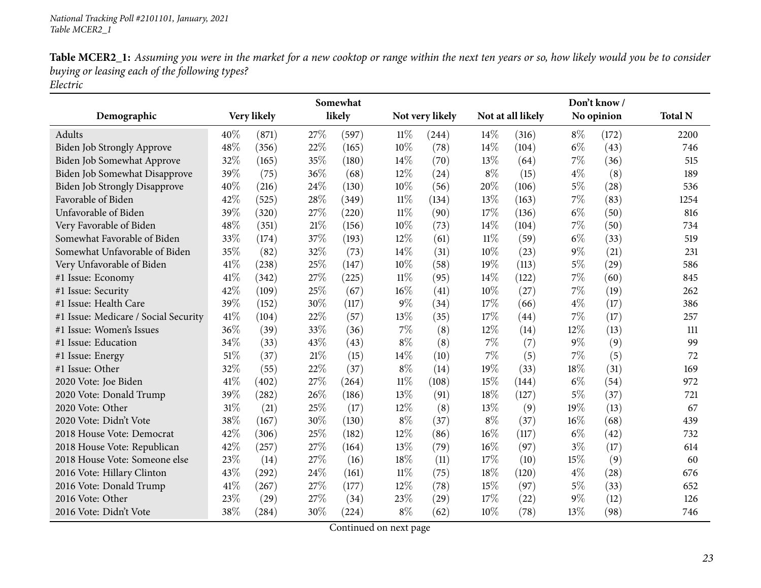**Table MCER2_1:** *Assuming you were in the market for a new cooktop or range within the next ten years or so, how likely would you be to consider buying or leasing each of the following types?*
*Electric*

| Demographic | Very likely | | Somewhat likely | | Not very likely | | Not at all likely | | Don't know / No opinion | | Total N |
|---|---|---|---|---|---|---|---|---|---|---|---|
| Adults | 40% | (871) | 27% | (597) | 11% | (244) | 14% | (316) | 8% | (172) | 2200 |
| Biden Job Strongly Approve | 48% | (356) | 22% | (165) | 10% | (78) | 14% | (104) | 6% | (43) | 746 |
| Biden Job Somewhat Approve | 32% | (165) | 35% | (180) | 14% | (70) | 13% | (64) | 7% | (36) | 515 |
| Biden Job Somewhat Disapprove | 39% | (75) | 36% | (68) | 12% | (24) | 8% | (15) | 4% | (8) | 189 |
| Biden Job Strongly Disapprove | 40% | (216) | 24% | (130) | 10% | (56) | 20% | (106) | 5% | (28) | 536 |
| Favorable of Biden | 42% | (525) | 28% | (349) | 11% | (134) | 13% | (163) | 7% | (83) | 1254 |
| Unfavorable of Biden | 39% | (320) | 27% | (220) | 11% | (90) | 17% | (136) | 6% | (50) | 816 |
| Very Favorable of Biden | 48% | (351) | 21% | (156) | 10% | (73) | 14% | (104) | 7% | (50) | 734 |
| Somewhat Favorable of Biden | 33% | (174) | 37% | (193) | 12% | (61) | 11% | (59) | 6% | (33) | 519 |
| Somewhat Unfavorable of Biden | 35% | (82) | 32% | (73) | 14% | (31) | 10% | (23) | 9% | (21) | 231 |
| Very Unfavorable of Biden | 41% | (238) | 25% | (147) | 10% | (58) | 19% | (113) | 5% | (29) | 586 |
| #1 Issue: Economy | 41% | (342) | 27% | (225) | 11% | (95) | 14% | (122) | 7% | (60) | 845 |
| #1 Issue: Security | 42% | (109) | 25% | (67) | 16% | (41) | 10% | (27) | 7% | (19) | 262 |
| #1 Issue: Health Care | 39% | (152) | 30% | (117) | 9% | (34) | 17% | (66) | 4% | (17) | 386 |
| #1 Issue: Medicare / Social Security | 41% | (104) | 22% | (57) | 13% | (35) | 17% | (44) | 7% | (17) | 257 |
| #1 Issue: Women's Issues | 36% | (39) | 33% | (36) | 7% | (8) | 12% | (14) | 12% | (13) | 111 |
| #1 Issue: Education | 34% | (33) | 43% | (43) | 8% | (8) | 7% | (7) | 9% | (9) | 99 |
| #1 Issue: Energy | 51% | (37) | 21% | (15) | 14% | (10) | 7% | (5) | 7% | (5) | 72 |
| #1 Issue: Other | 32% | (55) | 22% | (37) | 8% | (14) | 19% | (33) | 18% | (31) | 169 |
| 2020 Vote: Joe Biden | 41% | (402) | 27% | (264) | 11% | (108) | 15% | (144) | 6% | (54) | 972 |
| 2020 Vote: Donald Trump | 39% | (282) | 26% | (186) | 13% | (91) | 18% | (127) | 5% | (37) | 721 |
| 2020 Vote: Other | 31% | (21) | 25% | (17) | 12% | (8) | 13% | (9) | 19% | (13) | 67 |
| 2020 Vote: Didn't Vote | 38% | (167) | 30% | (130) | 8% | (37) | 8% | (37) | 16% | (68) | 439 |
| 2018 House Vote: Democrat | 42% | (306) | 25% | (182) | 12% | (86) | 16% | (117) | 6% | (42) | 732 |
| 2018 House Vote: Republican | 42% | (257) | 27% | (164) | 13% | (79) | 16% | (97) | 3% | (17) | 614 |
| 2018 House Vote: Someone else | 23% | (14) | 27% | (16) | 18% | (11) | 17% | (10) | 15% | (9) | 60 |
| 2016 Vote: Hillary Clinton | 43% | (292) | 24% | (161) | 11% | (75) | 18% | (120) | 4% | (28) | 676 |
| 2016 Vote: Donald Trump | 41% | (267) | 27% | (177) | 12% | (78) | 15% | (97) | 5% | (33) | 652 |
| 2016 Vote: Other | 23% | (29) | 27% | (34) | 23% | (29) | 17% | (22) | 9% | (12) | 126 |
| 2016 Vote: Didn't Vote | 38% | (284) | 30% | (224) | 8% | (62) | 10% | (78) | 13% | (98) | 746 |

Continued on next page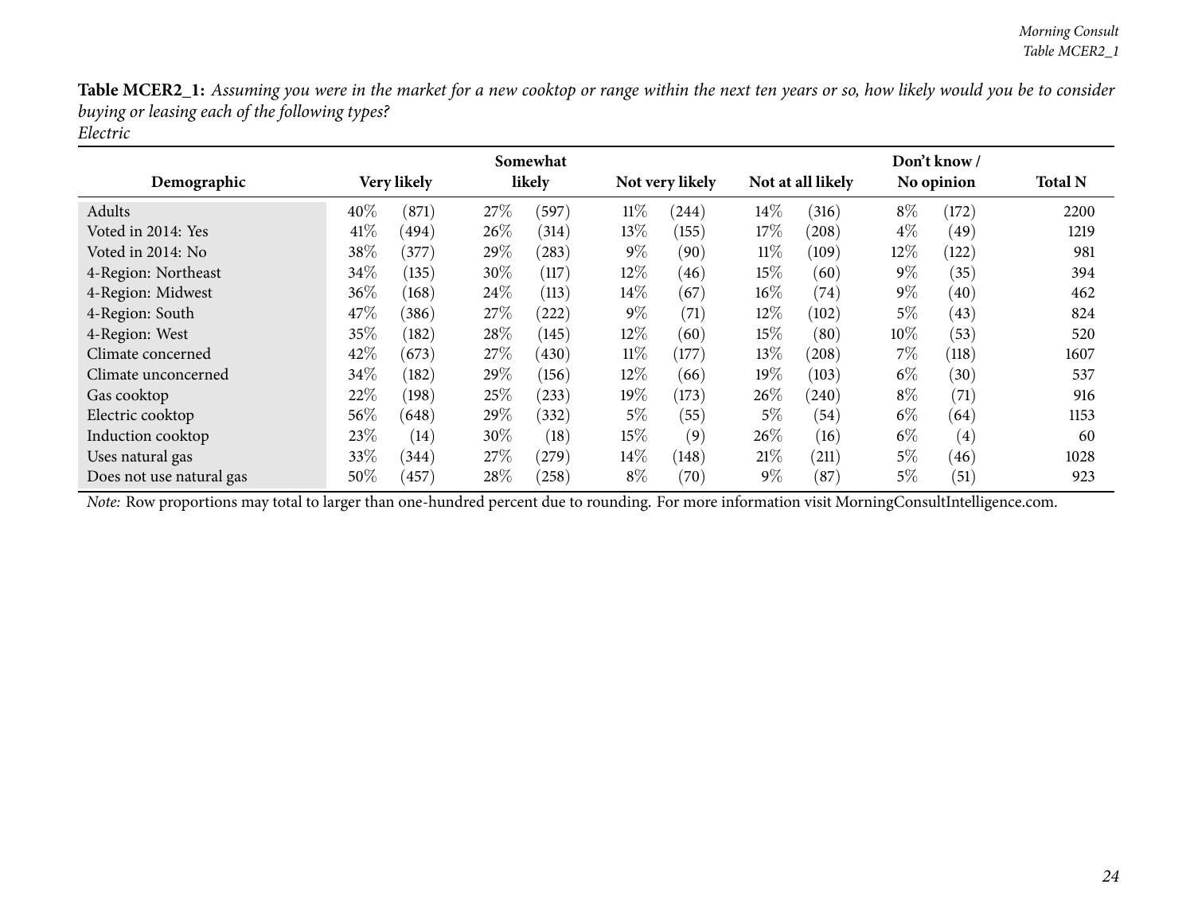**Table MCER2_1:** *Assuming you were in the market for a new cooktop or range within the next ten years or so, how likely would you be to consider buying or leasing each of the following types?*
*Electric*

| Demographic | Very likely | | Somewhat likely | | Not very likely | | Not at all likely | | Don't know / No opinion | | Total N |
|---|---|---|---|---|---|---|---|---|---|---|---|
| Adults | 40% | (871) | 27% | (597) | 11% | (244) | 14% | (316) | 8% | (172) | 2200 |
| Voted in 2014: Yes | 41% | (494) | 26% | (314) | 13% | (155) | 17% | (208) | 4% | (49) | 1219 |
| Voted in 2014: No | 38% | (377) | 29% | (283) | 9% | (90) | 11% | (109) | 12% | (122) | 981 |
| 4-Region: Northeast | 34% | (135) | 30% | (117) | 12% | (46) | 15% | (60) | 9% | (35) | 394 |
| 4-Region: Midwest | 36% | (168) | 24% | (113) | 14% | (67) | 16% | (74) | 9% | (40) | 462 |
| 4-Region: South | 47% | (386) | 27% | (222) | 9% | (71) | 12% | (102) | 5% | (43) | 824 |
| 4-Region: West | 35% | (182) | 28% | (145) | 12% | (60) | 15% | (80) | 10% | (53) | 520 |
| Climate concerned | 42% | (673) | 27% | (430) | 11% | (177) | 13% | (208) | 7% | (118) | 1607 |
| Climate unconcerned | 34% | (182) | 29% | (156) | 12% | (66) | 19% | (103) | 6% | (30) | 537 |
| Gas cooktop | 22% | (198) | 25% | (233) | 19% | (173) | 26% | (240) | 8% | (71) | 916 |
| Electric cooktop | 56% | (648) | 29% | (332) | 5% | (55) | 5% | (54) | 6% | (64) | 1153 |
| Induction cooktop | 23% | (14) | 30% | (18) | 15% | (9) | 26% | (16) | 6% | (4) | 60 |
| Uses natural gas | 33% | (344) | 27% | (279) | 14% | (148) | 21% | (211) | 5% | (46) | 1028 |
| Does not use natural gas | 50% | (457) | 28% | (258) | 8% | (70) | 9% | (87) | 5% | (51) | 923 |

*Note:* Row proportions may total to larger than one-hundred percent due to rounding. For more information visit MorningConsultIntelligence.com.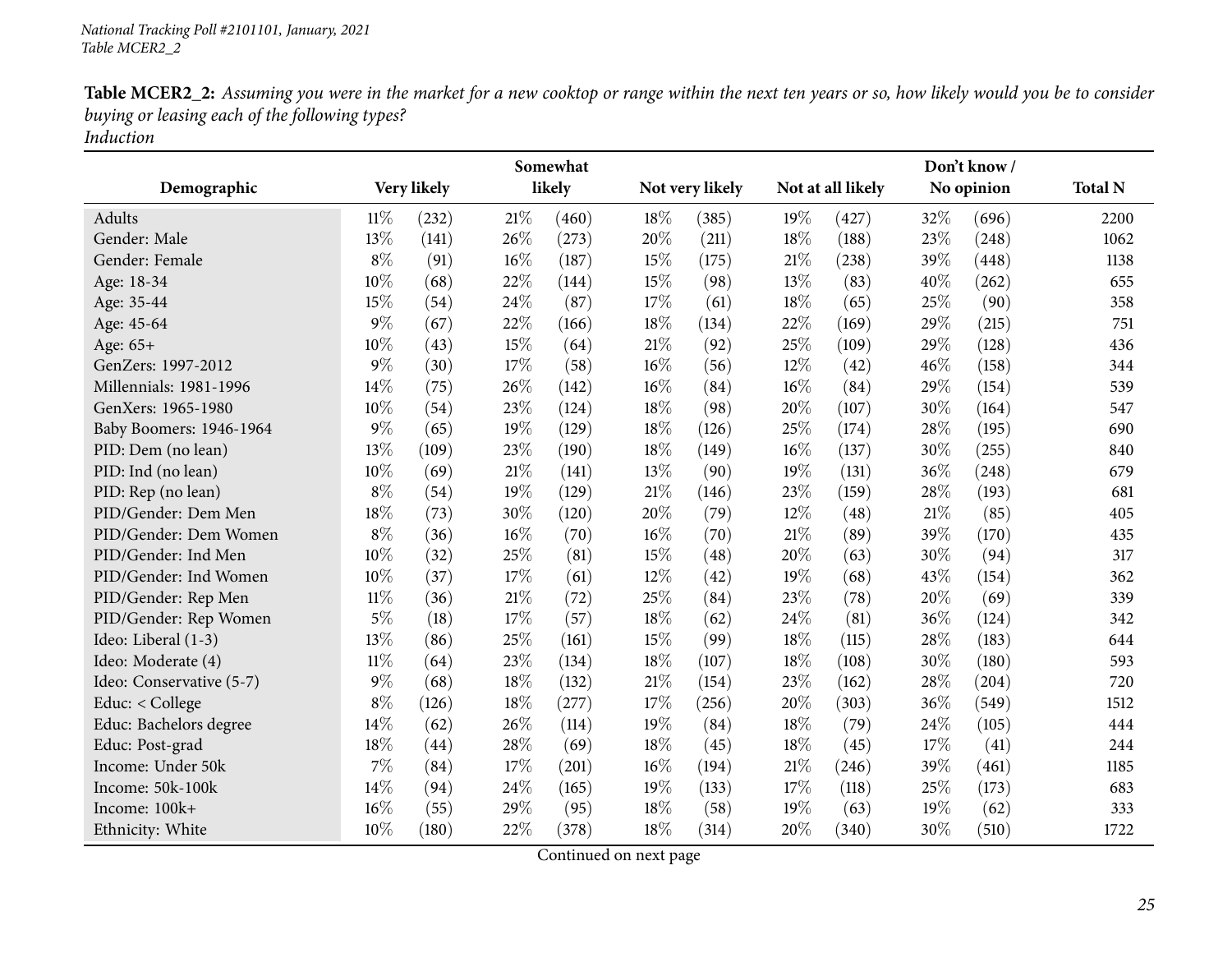*National Tracking Poll #2101101, January, 2021*
*Table MCER2_2*

**Table MCER2_2:** *Assuming you were in the market for a new cooktop or range within the next ten years or so, how likely would you be to consider buying or leasing each of the following types?*
*Induction*

| Demographic | Very likely | | Somewhat likely | | Not very likely | | Not at all likely | | Don't know / No opinion | | Total N |
|---|---|---|---|---|---|---|---|---|---|---|---|
| Adults | 11% | (232) | 21% | (460) | 18% | (385) | 19% | (427) | 32% | (696) | 2200 |
| Gender: Male | 13% | (141) | 26% | (273) | 20% | (211) | 18% | (188) | 23% | (248) | 1062 |
| Gender: Female | 8% | (91) | 16% | (187) | 15% | (175) | 21% | (238) | 39% | (448) | 1138 |
| Age: 18-34 | 10% | (68) | 22% | (144) | 15% | (98) | 13% | (83) | 40% | (262) | 655 |
| Age: 35-44 | 15% | (54) | 24% | (87) | 17% | (61) | 18% | (65) | 25% | (90) | 358 |
| Age: 45-64 | 9% | (67) | 22% | (166) | 18% | (134) | 22% | (169) | 29% | (215) | 751 |
| Age: 65+ | 10% | (43) | 15% | (64) | 21% | (92) | 25% | (109) | 29% | (128) | 436 |
| GenZers: 1997-2012 | 9% | (30) | 17% | (58) | 16% | (56) | 12% | (42) | 46% | (158) | 344 |
| Millennials: 1981-1996 | 14% | (75) | 26% | (142) | 16% | (84) | 16% | (84) | 29% | (154) | 539 |
| GenXers: 1965-1980 | 10% | (54) | 23% | (124) | 18% | (98) | 20% | (107) | 30% | (164) | 547 |
| Baby Boomers: 1946-1964 | 9% | (65) | 19% | (129) | 18% | (126) | 25% | (174) | 28% | (195) | 690 |
| PID: Dem (no lean) | 13% | (109) | 23% | (190) | 18% | (149) | 16% | (137) | 30% | (255) | 840 |
| PID: Ind (no lean) | 10% | (69) | 21% | (141) | 13% | (90) | 19% | (131) | 36% | (248) | 679 |
| PID: Rep (no lean) | 8% | (54) | 19% | (129) | 21% | (146) | 23% | (159) | 28% | (193) | 681 |
| PID/Gender: Dem Men | 18% | (73) | 30% | (120) | 20% | (79) | 12% | (48) | 21% | (85) | 405 |
| PID/Gender: Dem Women | 8% | (36) | 16% | (70) | 16% | (70) | 21% | (89) | 39% | (170) | 435 |
| PID/Gender: Ind Men | 10% | (32) | 25% | (81) | 15% | (48) | 20% | (63) | 30% | (94) | 317 |
| PID/Gender: Ind Women | 10% | (37) | 17% | (61) | 12% | (42) | 19% | (68) | 43% | (154) | 362 |
| PID/Gender: Rep Men | 11% | (36) | 21% | (72) | 25% | (84) | 23% | (78) | 20% | (69) | 339 |
| PID/Gender: Rep Women | 5% | (18) | 17% | (57) | 18% | (62) | 24% | (81) | 36% | (124) | 342 |
| Ideo: Liberal (1-3) | 13% | (86) | 25% | (161) | 15% | (99) | 18% | (115) | 28% | (183) | 644 |
| Ideo: Moderate (4) | 11% | (64) | 23% | (134) | 18% | (107) | 18% | (108) | 30% | (180) | 593 |
| Ideo: Conservative (5-7) | 9% | (68) | 18% | (132) | 21% | (154) | 23% | (162) | 28% | (204) | 720 |
| Educ: < College | 8% | (126) | 18% | (277) | 17% | (256) | 20% | (303) | 36% | (549) | 1512 |
| Educ: Bachelors degree | 14% | (62) | 26% | (114) | 19% | (84) | 18% | (79) | 24% | (105) | 444 |
| Educ: Post-grad | 18% | (44) | 28% | (69) | 18% | (45) | 18% | (45) | 17% | (41) | 244 |
| Income: Under 50k | 7% | (84) | 17% | (201) | 16% | (194) | 21% | (246) | 39% | (461) | 1185 |
| Income: 50k-100k | 14% | (94) | 24% | (165) | 19% | (133) | 17% | (118) | 25% | (173) | 683 |
| Income: 100k+ | 16% | (55) | 29% | (95) | 18% | (58) | 19% | (63) | 19% | (62) | 333 |
| Ethnicity: White | 10% | (180) | 22% | (378) | 18% | (314) | 20% | (340) | 30% | (510) | 1722 |

Continued on next page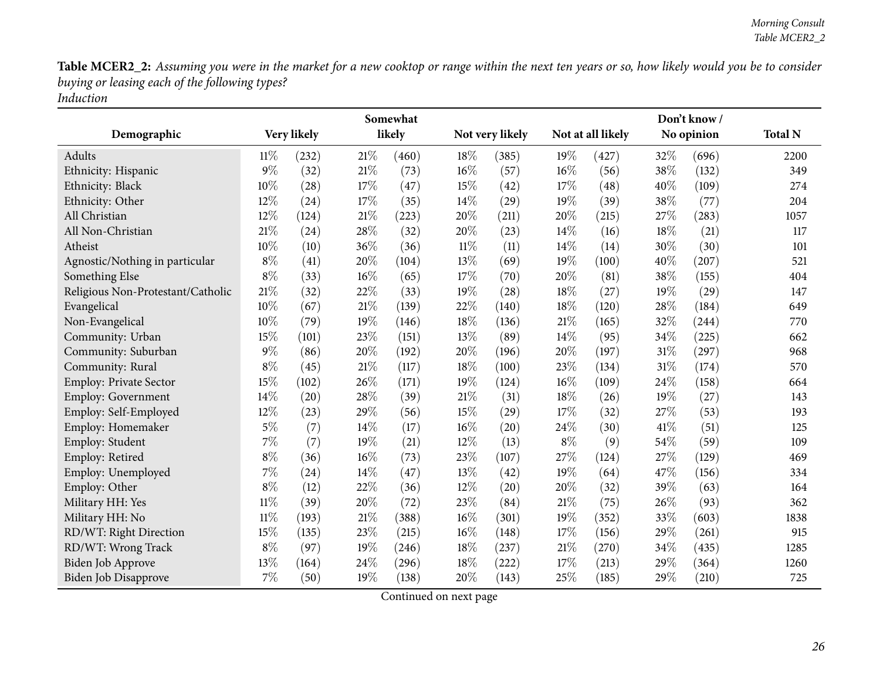**Table MCER2_2:** *Assuming you were in the market for a new cooktop or range within the next ten years or so, how likely would you be to consider buying or leasing each of the following types?*
*Induction*

| Demographic | Very likely | | Somewhat likely | | Not very likely | | Not at all likely | | Don't know / No opinion | | Total N |
|---|---|---|---|---|---|---|---|---|---|---|---|
| Adults | 11% | (232) | 21% | (460) | 18% | (385) | 19% | (427) | 32% | (696) | 2200 |
| Ethnicity: Hispanic | 9% | (32) | 21% | (73) | 16% | (57) | 16% | (56) | 38% | (132) | 349 |
| Ethnicity: Black | 10% | (28) | 17% | (47) | 15% | (42) | 17% | (48) | 40% | (109) | 274 |
| Ethnicity: Other | 12% | (24) | 17% | (35) | 14% | (29) | 19% | (39) | 38% | (77) | 204 |
| All Christian | 12% | (124) | 21% | (223) | 20% | (211) | 20% | (215) | 27% | (283) | 1057 |
| All Non-Christian | 21% | (24) | 28% | (32) | 20% | (23) | 14% | (16) | 18% | (21) | 117 |
| Atheist | 10% | (10) | 36% | (36) | 11% | (11) | 14% | (14) | 30% | (30) | 101 |
| Agnostic/Nothing in particular | 8% | (41) | 20% | (104) | 13% | (69) | 19% | (100) | 40% | (207) | 521 |
| Something Else | 8% | (33) | 16% | (65) | 17% | (70) | 20% | (81) | 38% | (155) | 404 |
| Religious Non-Protestant/Catholic | 21% | (32) | 22% | (33) | 19% | (28) | 18% | (27) | 19% | (29) | 147 |
| Evangelical | 10% | (67) | 21% | (139) | 22% | (140) | 18% | (120) | 28% | (184) | 649 |
| Non-Evangelical | 10% | (79) | 19% | (146) | 18% | (136) | 21% | (165) | 32% | (244) | 770 |
| Community: Urban | 15% | (101) | 23% | (151) | 13% | (89) | 14% | (95) | 34% | (225) | 662 |
| Community: Suburban | 9% | (86) | 20% | (192) | 20% | (196) | 20% | (197) | 31% | (297) | 968 |
| Community: Rural | 8% | (45) | 21% | (117) | 18% | (100) | 23% | (134) | 31% | (174) | 570 |
| Employ: Private Sector | 15% | (102) | 26% | (171) | 19% | (124) | 16% | (109) | 24% | (158) | 664 |
| Employ: Government | 14% | (20) | 28% | (39) | 21% | (31) | 18% | (26) | 19% | (27) | 143 |
| Employ: Self-Employed | 12% | (23) | 29% | (56) | 15% | (29) | 17% | (32) | 27% | (53) | 193 |
| Employ: Homemaker | 5% | (7) | 14% | (17) | 16% | (20) | 24% | (30) | 41% | (51) | 125 |
| Employ: Student | 7% | (7) | 19% | (21) | 12% | (13) | 8% | (9) | 54% | (59) | 109 |
| Employ: Retired | 8% | (36) | 16% | (73) | 23% | (107) | 27% | (124) | 27% | (129) | 469 |
| Employ: Unemployed | 7% | (24) | 14% | (47) | 13% | (42) | 19% | (64) | 47% | (156) | 334 |
| Employ: Other | 8% | (12) | 22% | (36) | 12% | (20) | 20% | (32) | 39% | (63) | 164 |
| Military HH: Yes | 11% | (39) | 20% | (72) | 23% | (84) | 21% | (75) | 26% | (93) | 362 |
| Military HH: No | 11% | (193) | 21% | (388) | 16% | (301) | 19% | (352) | 33% | (603) | 1838 |
| RD/WT: Right Direction | 15% | (135) | 23% | (215) | 16% | (148) | 17% | (156) | 29% | (261) | 915 |
| RD/WT: Wrong Track | 8% | (97) | 19% | (246) | 18% | (237) | 21% | (270) | 34% | (435) | 1285 |
| Biden Job Approve | 13% | (164) | 24% | (296) | 18% | (222) | 17% | (213) | 29% | (364) | 1260 |
| Biden Job Disapprove | 7% | (50) | 19% | (138) | 20% | (143) | 25% | (185) | 29% | (210) | 725 |

Continued on next page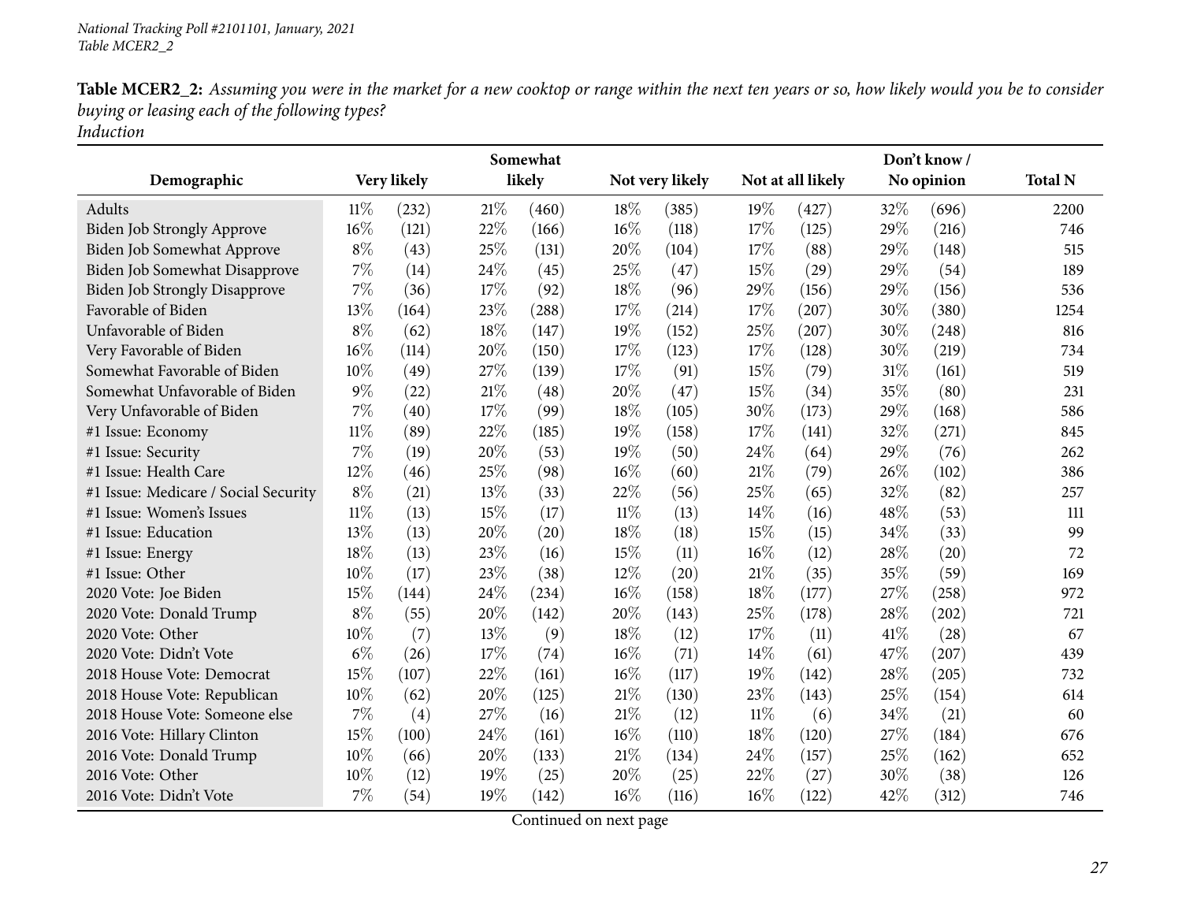**Table MCER2_2:** *Assuming you were in the market for a new cooktop or range within the next ten years or so, how likely would you be to consider buying or leasing each of the following types?*
*Induction*

| Demographic | Very likely | | Somewhat likely | | Not very likely | | Not at all likely | | Don't know / No opinion | | Total N |
|---|---|---|---|---|---|---|---|---|---|---|---|
| Adults | 11% | (232) | 21% | (460) | 18% | (385) | 19% | (427) | 32% | (696) | 2200 |
| Biden Job Strongly Approve | 16% | (121) | 22% | (166) | 16% | (118) | 17% | (125) | 29% | (216) | 746 |
| Biden Job Somewhat Approve | 8% | (43) | 25% | (131) | 20% | (104) | 17% | (88) | 29% | (148) | 515 |
| Biden Job Somewhat Disapprove | 7% | (14) | 24% | (45) | 25% | (47) | 15% | (29) | 29% | (54) | 189 |
| Biden Job Strongly Disapprove | 7% | (36) | 17% | (92) | 18% | (96) | 29% | (156) | 29% | (156) | 536 |
| Favorable of Biden | 13% | (164) | 23% | (288) | 17% | (214) | 17% | (207) | 30% | (380) | 1254 |
| Unfavorable of Biden | 8% | (62) | 18% | (147) | 19% | (152) | 25% | (207) | 30% | (248) | 816 |
| Very Favorable of Biden | 16% | (114) | 20% | (150) | 17% | (123) | 17% | (128) | 30% | (219) | 734 |
| Somewhat Favorable of Biden | 10% | (49) | 27% | (139) | 17% | (91) | 15% | (79) | 31% | (161) | 519 |
| Somewhat Unfavorable of Biden | 9% | (22) | 21% | (48) | 20% | (47) | 15% | (34) | 35% | (80) | 231 |
| Very Unfavorable of Biden | 7% | (40) | 17% | (99) | 18% | (105) | 30% | (173) | 29% | (168) | 586 |
| #1 Issue: Economy | 11% | (89) | 22% | (185) | 19% | (158) | 17% | (141) | 32% | (271) | 845 |
| #1 Issue: Security | 7% | (19) | 20% | (53) | 19% | (50) | 24% | (64) | 29% | (76) | 262 |
| #1 Issue: Health Care | 12% | (46) | 25% | (98) | 16% | (60) | 21% | (79) | 26% | (102) | 386 |
| #1 Issue: Medicare / Social Security | 8% | (21) | 13% | (33) | 22% | (56) | 25% | (65) | 32% | (82) | 257 |
| #1 Issue: Women's Issues | 11% | (13) | 15% | (17) | 11% | (13) | 14% | (16) | 48% | (53) | 111 |
| #1 Issue: Education | 13% | (13) | 20% | (20) | 18% | (18) | 15% | (15) | 34% | (33) | 99 |
| #1 Issue: Energy | 18% | (13) | 23% | (16) | 15% | (11) | 16% | (12) | 28% | (20) | 72 |
| #1 Issue: Other | 10% | (17) | 23% | (38) | 12% | (20) | 21% | (35) | 35% | (59) | 169 |
| 2020 Vote: Joe Biden | 15% | (144) | 24% | (234) | 16% | (158) | 18% | (177) | 27% | (258) | 972 |
| 2020 Vote: Donald Trump | 8% | (55) | 20% | (142) | 20% | (143) | 25% | (178) | 28% | (202) | 721 |
| 2020 Vote: Other | 10% | (7) | 13% | (9) | 18% | (12) | 17% | (11) | 41% | (28) | 67 |
| 2020 Vote: Didn't Vote | 6% | (26) | 17% | (74) | 16% | (71) | 14% | (61) | 47% | (207) | 439 |
| 2018 House Vote: Democrat | 15% | (107) | 22% | (161) | 16% | (117) | 19% | (142) | 28% | (205) | 732 |
| 2018 House Vote: Republican | 10% | (62) | 20% | (125) | 21% | (130) | 23% | (143) | 25% | (154) | 614 |
| 2018 House Vote: Someone else | 7% | (4) | 27% | (16) | 21% | (12) | 11% | (6) | 34% | (21) | 60 |
| 2016 Vote: Hillary Clinton | 15% | (100) | 24% | (161) | 16% | (110) | 18% | (120) | 27% | (184) | 676 |
| 2016 Vote: Donald Trump | 10% | (66) | 20% | (133) | 21% | (134) | 24% | (157) | 25% | (162) | 652 |
| 2016 Vote: Other | 10% | (12) | 19% | (25) | 20% | (25) | 22% | (27) | 30% | (38) | 126 |
| 2016 Vote: Didn't Vote | 7% | (54) | 19% | (142) | 16% | (116) | 16% | (122) | 42% | (312) | 746 |

Continued on next page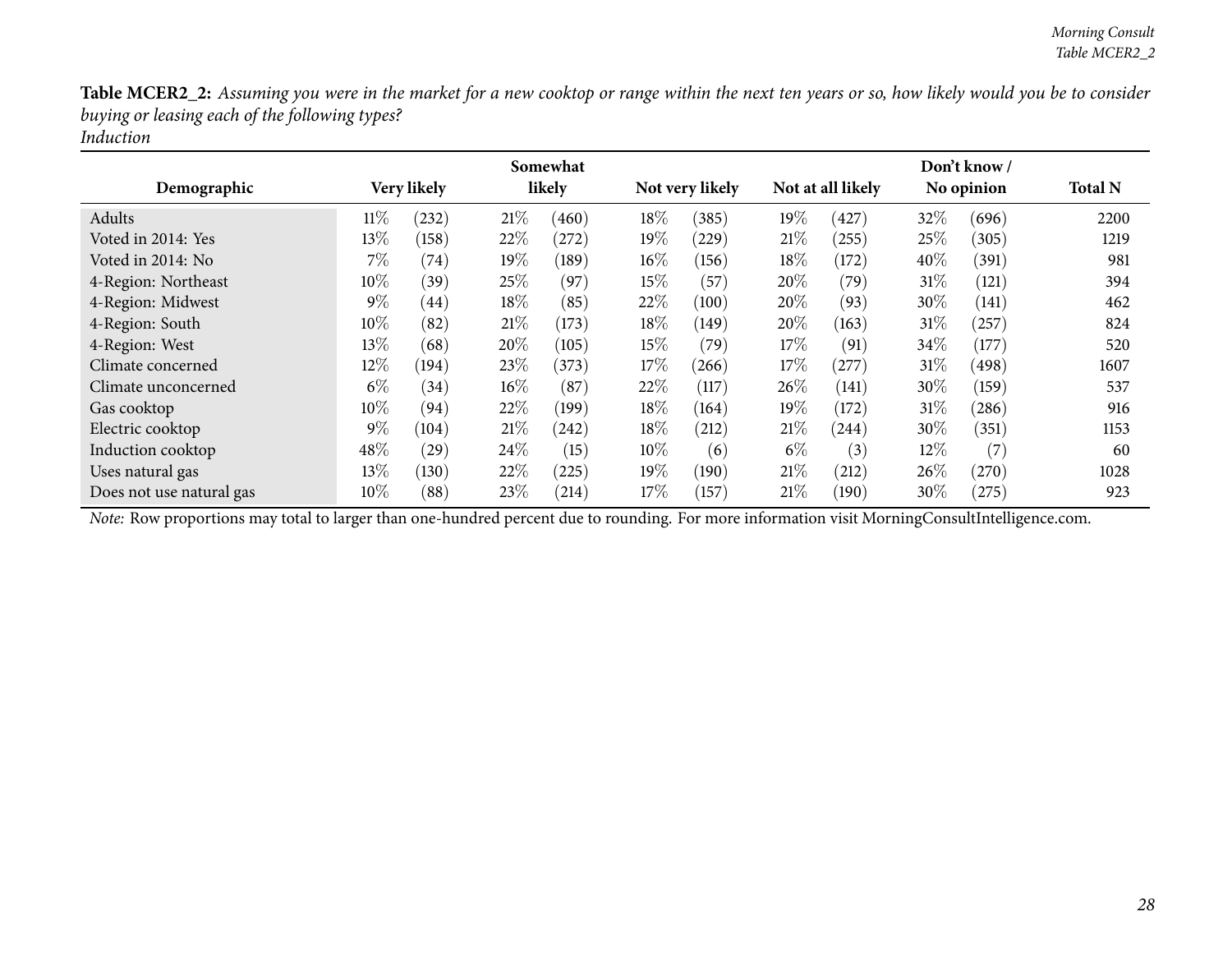**Table MCER2_2:** *Assuming you were in the market for a new cooktop or range within the next ten years or so, how likely would you be to consider buying or leasing each of the following types?*
*Induction*

| Demographic | Very likely | | Somewhat likely | | Not very likely | | Not at all likely | | Don't know / No opinion | | Total N |
|---|---|---|---|---|---|---|---|---|---|---|---|
| Adults | 11% | (232) | 21% | (460) | 18% | (385) | 19% | (427) | 32% | (696) | 2200 |
| Voted in 2014: Yes | 13% | (158) | 22% | (272) | 19% | (229) | 21% | (255) | 25% | (305) | 1219 |
| Voted in 2014: No | 7% | (74) | 19% | (189) | 16% | (156) | 18% | (172) | 40% | (391) | 981 |
| 4-Region: Northeast | 10% | (39) | 25% | (97) | 15% | (57) | 20% | (79) | 31% | (121) | 394 |
| 4-Region: Midwest | 9% | (44) | 18% | (85) | 22% | (100) | 20% | (93) | 30% | (141) | 462 |
| 4-Region: South | 10% | (82) | 21% | (173) | 18% | (149) | 20% | (163) | 31% | (257) | 824 |
| 4-Region: West | 13% | (68) | 20% | (105) | 15% | (79) | 17% | (91) | 34% | (177) | 520 |
| Climate concerned | 12% | (194) | 23% | (373) | 17% | (266) | 17% | (277) | 31% | (498) | 1607 |
| Climate unconcerned | 6% | (34) | 16% | (87) | 22% | (117) | 26% | (141) | 30% | (159) | 537 |
| Gas cooktop | 10% | (94) | 22% | (199) | 18% | (164) | 19% | (172) | 31% | (286) | 916 |
| Electric cooktop | 9% | (104) | 21% | (242) | 18% | (212) | 21% | (244) | 30% | (351) | 1153 |
| Induction cooktop | 48% | (29) | 24% | (15) | 10% | (6) | 6% | (3) | 12% | (7) | 60 |
| Uses natural gas | 13% | (130) | 22% | (225) | 19% | (190) | 21% | (212) | 26% | (270) | 1028 |
| Does not use natural gas | 10% | (88) | 23% | (214) | 17% | (157) | 21% | (190) | 30% | (275) | 923 |

*Note:* Row proportions may total to larger than one-hundred percent due to rounding. For more information visit MorningConsultIntelligence.com.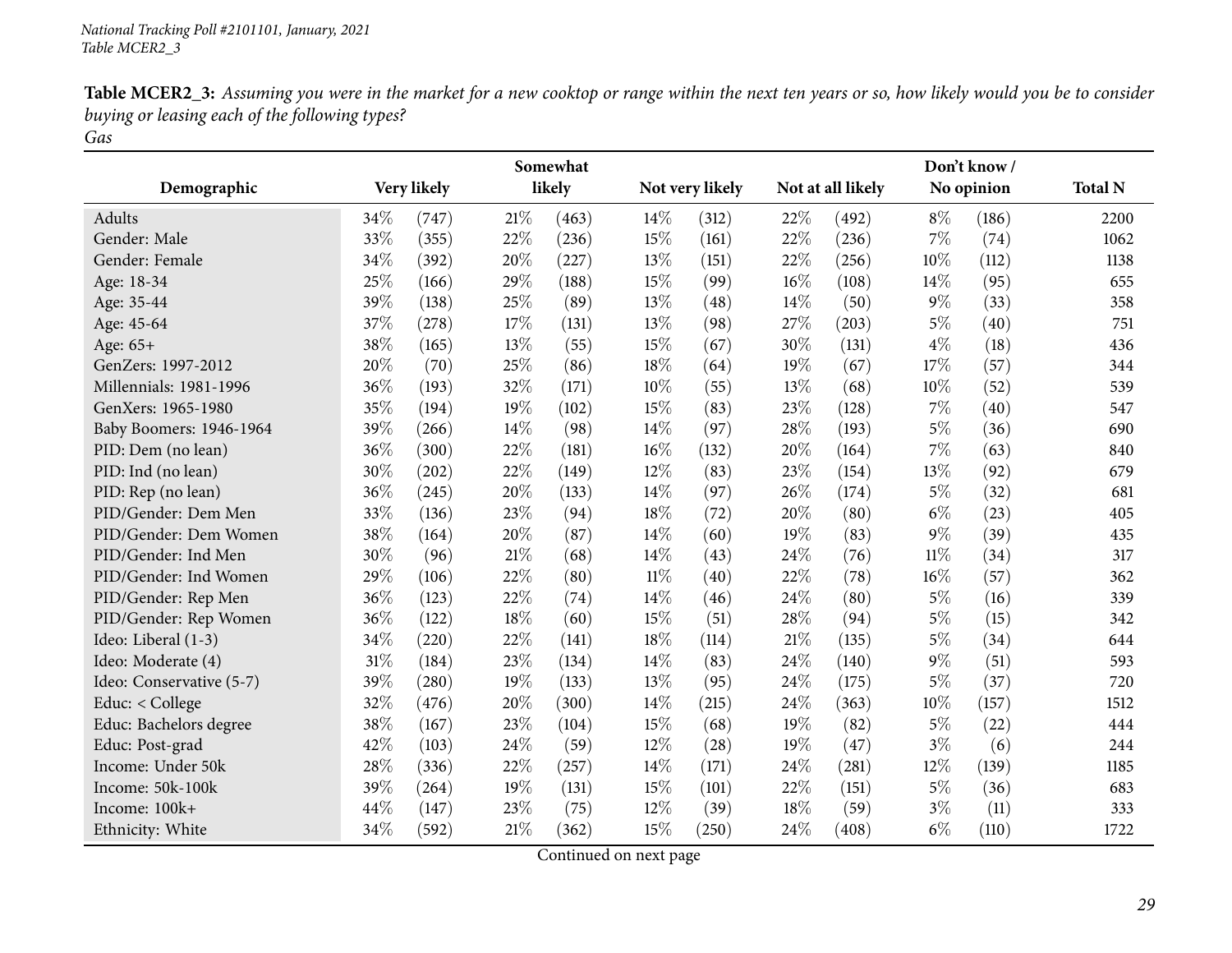**Table MCER2_3:** *Assuming you were in the market for a new cooktop or range within the next ten years or so, how likely would you be to consider buying or leasing each of the following types?*
*Gas*

| Demographic | Very likely | | Somewhat likely | | Not very likely | | Not at all likely | | Don't know / No opinion | | Total N |
|---|---|---|---|---|---|---|---|---|---|---|---|
| Adults | 34% | (747) | 21% | (463) | 14% | (312) | 22% | (492) | 8% | (186) | 2200 |
| Gender: Male | 33% | (355) | 22% | (236) | 15% | (161) | 22% | (236) | 7% | (74) | 1062 |
| Gender: Female | 34% | (392) | 20% | (227) | 13% | (151) | 22% | (256) | 10% | (112) | 1138 |
| Age: 18-34 | 25% | (166) | 29% | (188) | 15% | (99) | 16% | (108) | 14% | (95) | 655 |
| Age: 35-44 | 39% | (138) | 25% | (89) | 13% | (48) | 14% | (50) | 9% | (33) | 358 |
| Age: 45-64 | 37% | (278) | 17% | (131) | 13% | (98) | 27% | (203) | 5% | (40) | 751 |
| Age: 65+ | 38% | (165) | 13% | (55) | 15% | (67) | 30% | (131) | 4% | (18) | 436 |
| GenZers: 1997-2012 | 20% | (70) | 25% | (86) | 18% | (64) | 19% | (67) | 17% | (57) | 344 |
| Millennials: 1981-1996 | 36% | (193) | 32% | (171) | 10% | (55) | 13% | (68) | 10% | (52) | 539 |
| GenXers: 1965-1980 | 35% | (194) | 19% | (102) | 15% | (83) | 23% | (128) | 7% | (40) | 547 |
| Baby Boomers: 1946-1964 | 39% | (266) | 14% | (98) | 14% | (97) | 28% | (193) | 5% | (36) | 690 |
| PID: Dem (no lean) | 36% | (300) | 22% | (181) | 16% | (132) | 20% | (164) | 7% | (63) | 840 |
| PID: Ind (no lean) | 30% | (202) | 22% | (149) | 12% | (83) | 23% | (154) | 13% | (92) | 679 |
| PID: Rep (no lean) | 36% | (245) | 20% | (133) | 14% | (97) | 26% | (174) | 5% | (32) | 681 |
| PID/Gender: Dem Men | 33% | (136) | 23% | (94) | 18% | (72) | 20% | (80) | 6% | (23) | 405 |
| PID/Gender: Dem Women | 38% | (164) | 20% | (87) | 14% | (60) | 19% | (83) | 9% | (39) | 435 |
| PID/Gender: Ind Men | 30% | (96) | 21% | (68) | 14% | (43) | 24% | (76) | 11% | (34) | 317 |
| PID/Gender: Ind Women | 29% | (106) | 22% | (80) | 11% | (40) | 22% | (78) | 16% | (57) | 362 |
| PID/Gender: Rep Men | 36% | (123) | 22% | (74) | 14% | (46) | 24% | (80) | 5% | (16) | 339 |
| PID/Gender: Rep Women | 36% | (122) | 18% | (60) | 15% | (51) | 28% | (94) | 5% | (15) | 342 |
| Ideo: Liberal (1-3) | 34% | (220) | 22% | (141) | 18% | (114) | 21% | (135) | 5% | (34) | 644 |
| Ideo: Moderate (4) | 31% | (184) | 23% | (134) | 14% | (83) | 24% | (140) | 9% | (51) | 593 |
| Ideo: Conservative (5-7) | 39% | (280) | 19% | (133) | 13% | (95) | 24% | (175) | 5% | (37) | 720 |
| Educ: < College | 32% | (476) | 20% | (300) | 14% | (215) | 24% | (363) | 10% | (157) | 1512 |
| Educ: Bachelors degree | 38% | (167) | 23% | (104) | 15% | (68) | 19% | (82) | 5% | (22) | 444 |
| Educ: Post-grad | 42% | (103) | 24% | (59) | 12% | (28) | 19% | (47) | 3% | (6) | 244 |
| Income: Under 50k | 28% | (336) | 22% | (257) | 14% | (171) | 24% | (281) | 12% | (139) | 1185 |
| Income: 50k-100k | 39% | (264) | 19% | (131) | 15% | (101) | 22% | (151) | 5% | (36) | 683 |
| Income: 100k+ | 44% | (147) | 23% | (75) | 12% | (39) | 18% | (59) | 3% | (11) | 333 |
| Ethnicity: White | 34% | (592) | 21% | (362) | 15% | (250) | 24% | (408) | 6% | (110) | 1722 |

Continued on next page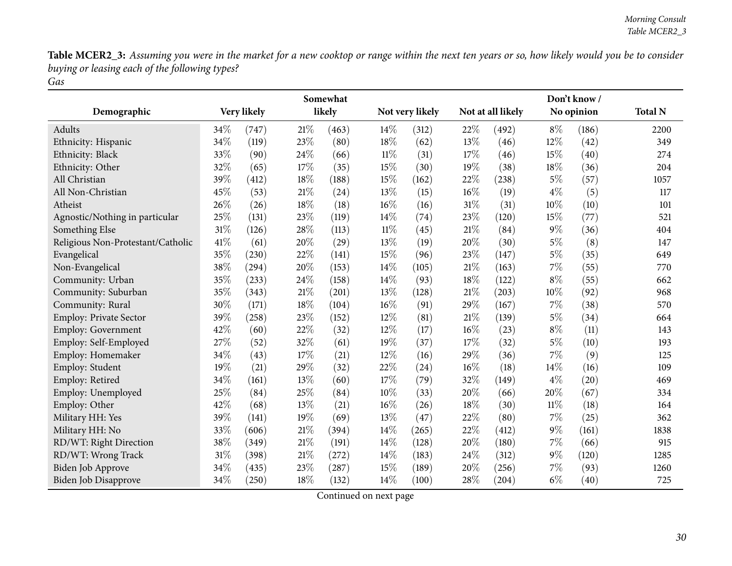**Table MCER2_3:** *Assuming you were in the market for a new cooktop or range within the next ten years or so, how likely would you be to consider buying or leasing each of the following types?*
*Gas*

| Demographic | Very likely | | Somewhat likely | | Not very likely | | Not at all likely | | Don't know / No opinion | | Total N |
|---|---|---|---|---|---|---|---|---|---|---|---|
| Adults | 34% | (747) | 21% | (463) | 14% | (312) | 22% | (492) | 8% | (186) | 2200 |
| Ethnicity: Hispanic | 34% | (119) | 23% | (80) | 18% | (62) | 13% | (46) | 12% | (42) | 349 |
| Ethnicity: Black | 33% | (90) | 24% | (66) | 11% | (31) | 17% | (46) | 15% | (40) | 274 |
| Ethnicity: Other | 32% | (65) | 17% | (35) | 15% | (30) | 19% | (38) | 18% | (36) | 204 |
| All Christian | 39% | (412) | 18% | (188) | 15% | (162) | 22% | (238) | 5% | (57) | 1057 |
| All Non-Christian | 45% | (53) | 21% | (24) | 13% | (15) | 16% | (19) | 4% | (5) | 117 |
| Atheist | 26% | (26) | 18% | (18) | 16% | (16) | 31% | (31) | 10% | (10) | 101 |
| Agnostic/Nothing in particular | 25% | (131) | 23% | (119) | 14% | (74) | 23% | (120) | 15% | (77) | 521 |
| Something Else | 31% | (126) | 28% | (113) | 11% | (45) | 21% | (84) | 9% | (36) | 404 |
| Religious Non-Protestant/Catholic | 41% | (61) | 20% | (29) | 13% | (19) | 20% | (30) | 5% | (8) | 147 |
| Evangelical | 35% | (230) | 22% | (141) | 15% | (96) | 23% | (147) | 5% | (35) | 649 |
| Non-Evangelical | 38% | (294) | 20% | (153) | 14% | (105) | 21% | (163) | 7% | (55) | 770 |
| Community: Urban | 35% | (233) | 24% | (158) | 14% | (93) | 18% | (122) | 8% | (55) | 662 |
| Community: Suburban | 35% | (343) | 21% | (201) | 13% | (128) | 21% | (203) | 10% | (92) | 968 |
| Community: Rural | 30% | (171) | 18% | (104) | 16% | (91) | 29% | (167) | 7% | (38) | 570 |
| Employ: Private Sector | 39% | (258) | 23% | (152) | 12% | (81) | 21% | (139) | 5% | (34) | 664 |
| Employ: Government | 42% | (60) | 22% | (32) | 12% | (17) | 16% | (23) | 8% | (11) | 143 |
| Employ: Self-Employed | 27% | (52) | 32% | (61) | 19% | (37) | 17% | (32) | 5% | (10) | 193 |
| Employ: Homemaker | 34% | (43) | 17% | (21) | 12% | (16) | 29% | (36) | 7% | (9) | 125 |
| Employ: Student | 19% | (21) | 29% | (32) | 22% | (24) | 16% | (18) | 14% | (16) | 109 |
| Employ: Retired | 34% | (161) | 13% | (60) | 17% | (79) | 32% | (149) | 4% | (20) | 469 |
| Employ: Unemployed | 25% | (84) | 25% | (84) | 10% | (33) | 20% | (66) | 20% | (67) | 334 |
| Employ: Other | 42% | (68) | 13% | (21) | 16% | (26) | 18% | (30) | 11% | (18) | 164 |
| Military HH: Yes | 39% | (141) | 19% | (69) | 13% | (47) | 22% | (80) | 7% | (25) | 362 |
| Military HH: No | 33% | (606) | 21% | (394) | 14% | (265) | 22% | (412) | 9% | (161) | 1838 |
| RD/WT: Right Direction | 38% | (349) | 21% | (191) | 14% | (128) | 20% | (180) | 7% | (66) | 915 |
| RD/WT: Wrong Track | 31% | (398) | 21% | (272) | 14% | (183) | 24% | (312) | 9% | (120) | 1285 |
| Biden Job Approve | 34% | (435) | 23% | (287) | 15% | (189) | 20% | (256) | 7% | (93) | 1260 |
| Biden Job Disapprove | 34% | (250) | 18% | (132) | 14% | (100) | 28% | (204) | 6% | (40) | 725 |

Continued on next page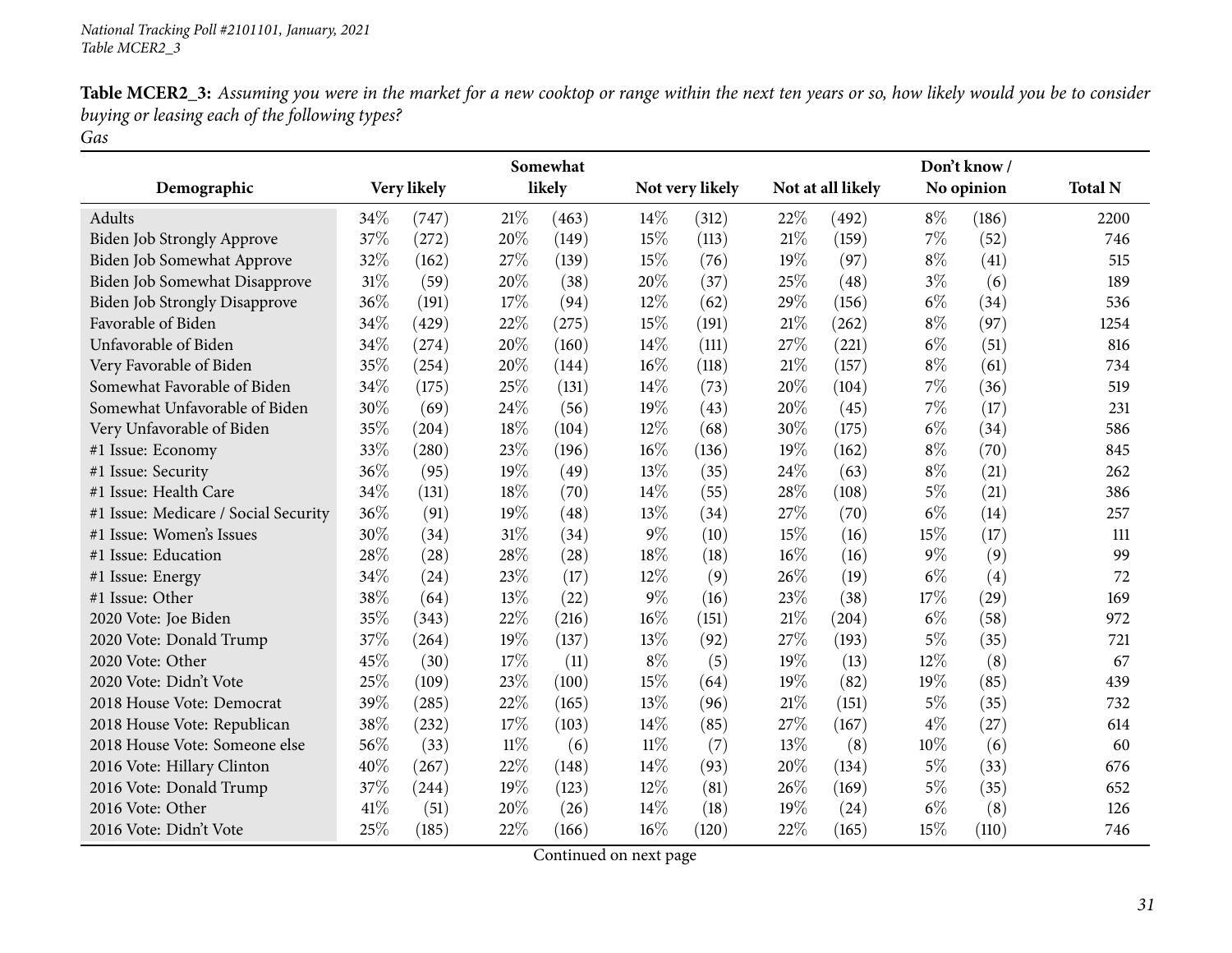**Table MCER2_3:** *Assuming you were in the market for a new cooktop or range within the next ten years or so, how likely would you be to consider buying or leasing each of the following types?*
*Gas*

| Demographic | Very likely | | Somewhat likely | | Not very likely | | Not at all likely | | Don't know / No opinion | | Total N |
|---|---|---|---|---|---|---|---|---|---|---|---|
| Adults | 34% | (747) | 21% | (463) | 14% | (312) | 22% | (492) | 8% | (186) | 2200 |
| Biden Job Strongly Approve | 37% | (272) | 20% | (149) | 15% | (113) | 21% | (159) | 7% | (52) | 746 |
| Biden Job Somewhat Approve | 32% | (162) | 27% | (139) | 15% | (76) | 19% | (97) | 8% | (41) | 515 |
| Biden Job Somewhat Disapprove | 31% | (59) | 20% | (38) | 20% | (37) | 25% | (48) | 3% | (6) | 189 |
| Biden Job Strongly Disapprove | 36% | (191) | 17% | (94) | 12% | (62) | 29% | (156) | 6% | (34) | 536 |
| Favorable of Biden | 34% | (429) | 22% | (275) | 15% | (191) | 21% | (262) | 8% | (97) | 1254 |
| Unfavorable of Biden | 34% | (274) | 20% | (160) | 14% | (111) | 27% | (221) | 6% | (51) | 816 |
| Very Favorable of Biden | 35% | (254) | 20% | (144) | 16% | (118) | 21% | (157) | 8% | (61) | 734 |
| Somewhat Favorable of Biden | 34% | (175) | 25% | (131) | 14% | (73) | 20% | (104) | 7% | (36) | 519 |
| Somewhat Unfavorable of Biden | 30% | (69) | 24% | (56) | 19% | (43) | 20% | (45) | 7% | (17) | 231 |
| Very Unfavorable of Biden | 35% | (204) | 18% | (104) | 12% | (68) | 30% | (175) | 6% | (34) | 586 |
| #1 Issue: Economy | 33% | (280) | 23% | (196) | 16% | (136) | 19% | (162) | 8% | (70) | 845 |
| #1 Issue: Security | 36% | (95) | 19% | (49) | 13% | (35) | 24% | (63) | 8% | (21) | 262 |
| #1 Issue: Health Care | 34% | (131) | 18% | (70) | 14% | (55) | 28% | (108) | 5% | (21) | 386 |
| #1 Issue: Medicare / Social Security | 36% | (91) | 19% | (48) | 13% | (34) | 27% | (70) | 6% | (14) | 257 |
| #1 Issue: Women's Issues | 30% | (34) | 31% | (34) | 9% | (10) | 15% | (16) | 15% | (17) | 111 |
| #1 Issue: Education | 28% | (28) | 28% | (28) | 18% | (18) | 16% | (16) | 9% | (9) | 99 |
| #1 Issue: Energy | 34% | (24) | 23% | (17) | 12% | (9) | 26% | (19) | 6% | (4) | 72 |
| #1 Issue: Other | 38% | (64) | 13% | (22) | 9% | (16) | 23% | (38) | 17% | (29) | 169 |
| 2020 Vote: Joe Biden | 35% | (343) | 22% | (216) | 16% | (151) | 21% | (204) | 6% | (58) | 972 |
| 2020 Vote: Donald Trump | 37% | (264) | 19% | (137) | 13% | (92) | 27% | (193) | 5% | (35) | 721 |
| 2020 Vote: Other | 45% | (30) | 17% | (11) | 8% | (5) | 19% | (13) | 12% | (8) | 67 |
| 2020 Vote: Didn't Vote | 25% | (109) | 23% | (100) | 15% | (64) | 19% | (82) | 19% | (85) | 439 |
| 2018 House Vote: Democrat | 39% | (285) | 22% | (165) | 13% | (96) | 21% | (151) | 5% | (35) | 732 |
| 2018 House Vote: Republican | 38% | (232) | 17% | (103) | 14% | (85) | 27% | (167) | 4% | (27) | 614 |
| 2018 House Vote: Someone else | 56% | (33) | 11% | (6) | 11% | (7) | 13% | (8) | 10% | (6) | 60 |
| 2016 Vote: Hillary Clinton | 40% | (267) | 22% | (148) | 14% | (93) | 20% | (134) | 5% | (33) | 676 |
| 2016 Vote: Donald Trump | 37% | (244) | 19% | (123) | 12% | (81) | 26% | (169) | 5% | (35) | 652 |
| 2016 Vote: Other | 41% | (51) | 20% | (26) | 14% | (18) | 19% | (24) | 6% | (8) | 126 |
| 2016 Vote: Didn't Vote | 25% | (185) | 22% | (166) | 16% | (120) | 22% | (165) | 15% | (110) | 746 |

Continued on next page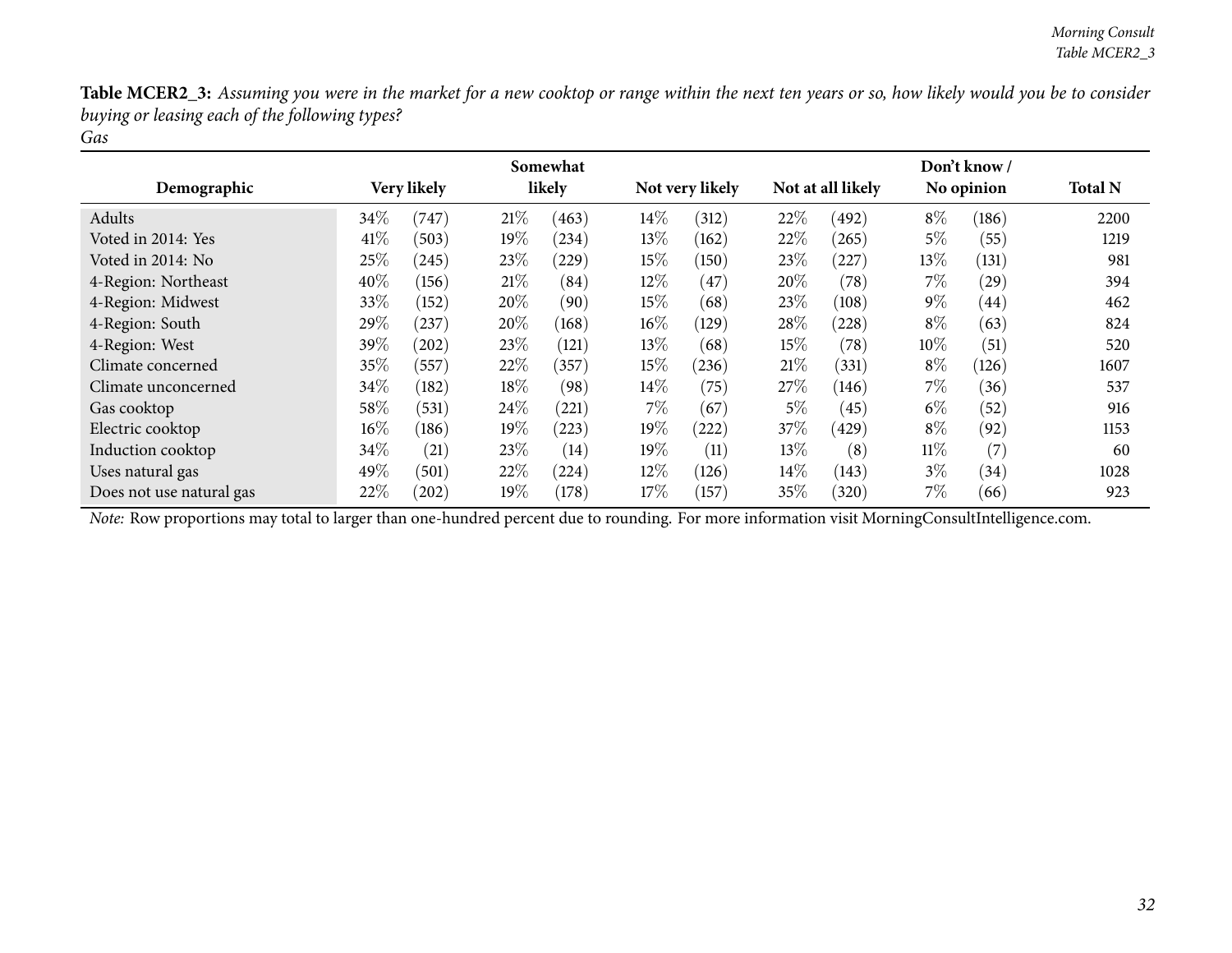**Table MCER2_3:** *Assuming you were in the market for a new cooktop or range within the next ten years or so, how likely would you be to consider buying or leasing each of the following types?*
*Gas*

| Demographic | Very likely | | Somewhat likely | | Not very likely | | Not at all likely | | Don't know / No opinion | | Total N |
|---|---|---|---|---|---|---|---|---|---|---|---|
| Adults | 34% | (747) | 21% | (463) | 14% | (312) | 22% | (492) | 8% | (186) | 2200 |
| Voted in 2014: Yes | 41% | (503) | 19% | (234) | 13% | (162) | 22% | (265) | 5% | (55) | 1219 |
| Voted in 2014: No | 25% | (245) | 23% | (229) | 15% | (150) | 23% | (227) | 13% | (131) | 981 |
| 4-Region: Northeast | 40% | (156) | 21% | (84) | 12% | (47) | 20% | (78) | 7% | (29) | 394 |
| 4-Region: Midwest | 33% | (152) | 20% | (90) | 15% | (68) | 23% | (108) | 9% | (44) | 462 |
| 4-Region: South | 29% | (237) | 20% | (168) | 16% | (129) | 28% | (228) | 8% | (63) | 824 |
| 4-Region: West | 39% | (202) | 23% | (121) | 13% | (68) | 15% | (78) | 10% | (51) | 520 |
| Climate concerned | 35% | (557) | 22% | (357) | 15% | (236) | 21% | (331) | 8% | (126) | 1607 |
| Climate unconcerned | 34% | (182) | 18% | (98) | 14% | (75) | 27% | (146) | 7% | (36) | 537 |
| Gas cooktop | 58% | (531) | 24% | (221) | 7% | (67) | 5% | (45) | 6% | (52) | 916 |
| Electric cooktop | 16% | (186) | 19% | (223) | 19% | (222) | 37% | (429) | 8% | (92) | 1153 |
| Induction cooktop | 34% | (21) | 23% | (14) | 19% | (11) | 13% | (8) | 11% | (7) | 60 |
| Uses natural gas | 49% | (501) | 22% | (224) | 12% | (126) | 14% | (143) | 3% | (34) | 1028 |
| Does not use natural gas | 22% | (202) | 19% | (178) | 17% | (157) | 35% | (320) | 7% | (66) | 923 |

*Note:* Row proportions may total to larger than one-hundred percent due to rounding. For more information visit MorningConsultIntelligence.com.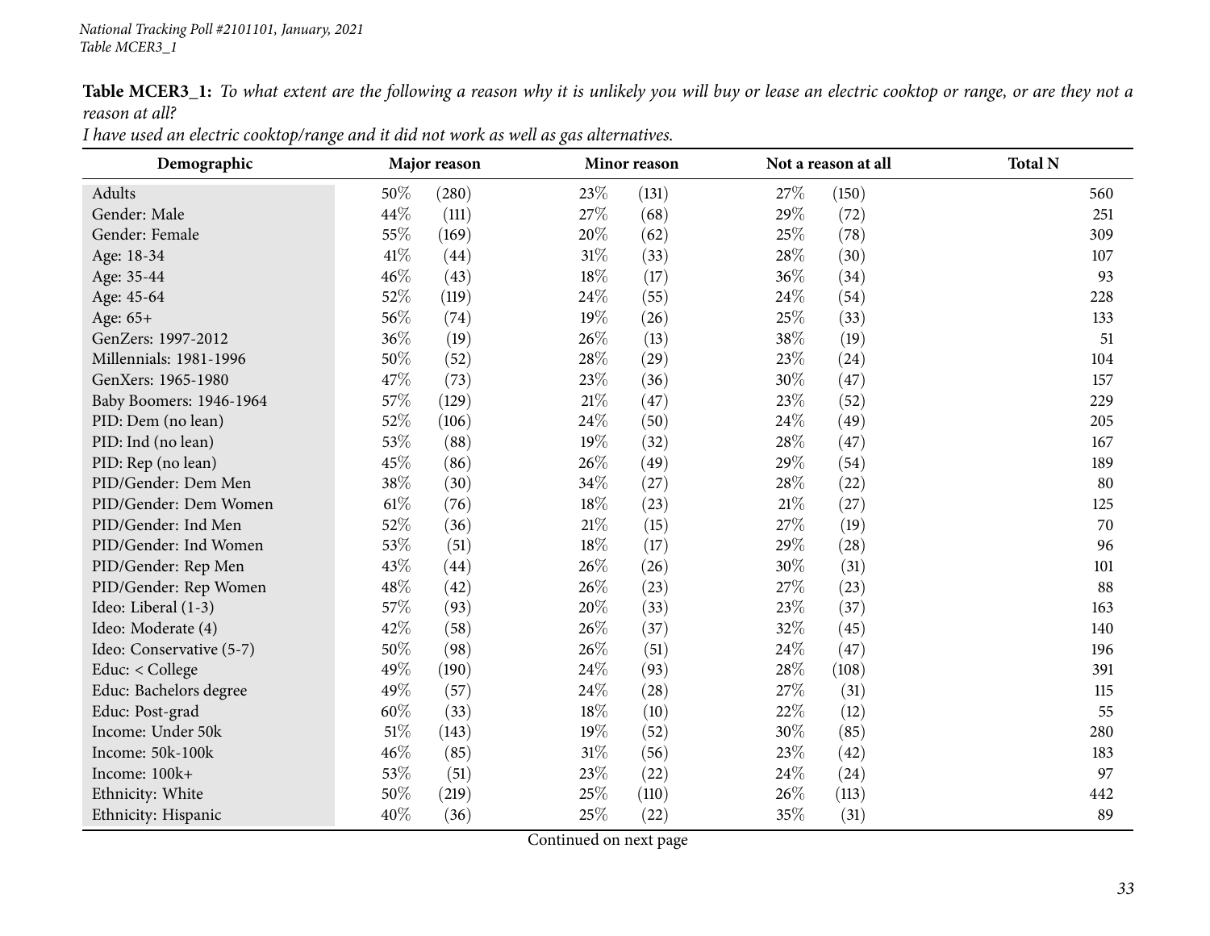**Table MCER3_1:** *To what extent are the following a reason why it is unlikely you will buy or lease an electric cooktop or range, or are they not a reason at all?*

*I have used an electric cooktop/range and it did not work as well as gas alternatives.*

| Demographic | Major reason | | Minor reason | | Not a reason at all | | Total N |
|---|---|---|---|---|---|---|---|
| Adults | 50% | (280) | 23% | (131) | 27% | (150) | 560 |
| Gender: Male | 44% | (111) | 27% | (68) | 29% | (72) | 251 |
| Gender: Female | 55% | (169) | 20% | (62) | 25% | (78) | 309 |
| Age: 18-34 | 41% | (44) | 31% | (33) | 28% | (30) | 107 |
| Age: 35-44 | 46% | (43) | 18% | (17) | 36% | (34) | 93 |
| Age: 45-64 | 52% | (119) | 24% | (55) | 24% | (54) | 228 |
| Age: 65+ | 56% | (74) | 19% | (26) | 25% | (33) | 133 |
| GenZers: 1997-2012 | 36% | (19) | 26% | (13) | 38% | (19) | 51 |
| Millennials: 1981-1996 | 50% | (52) | 28% | (29) | 23% | (24) | 104 |
| GenXers: 1965-1980 | 47% | (73) | 23% | (36) | 30% | (47) | 157 |
| Baby Boomers: 1946-1964 | 57% | (129) | 21% | (47) | 23% | (52) | 229 |
| PID: Dem (no lean) | 52% | (106) | 24% | (50) | 24% | (49) | 205 |
| PID: Ind (no lean) | 53% | (88) | 19% | (32) | 28% | (47) | 167 |
| PID: Rep (no lean) | 45% | (86) | 26% | (49) | 29% | (54) | 189 |
| PID/Gender: Dem Men | 38% | (30) | 34% | (27) | 28% | (22) | 80 |
| PID/Gender: Dem Women | 61% | (76) | 18% | (23) | 21% | (27) | 125 |
| PID/Gender: Ind Men | 52% | (36) | 21% | (15) | 27% | (19) | 70 |
| PID/Gender: Ind Women | 53% | (51) | 18% | (17) | 29% | (28) | 96 |
| PID/Gender: Rep Men | 43% | (44) | 26% | (26) | 30% | (31) | 101 |
| PID/Gender: Rep Women | 48% | (42) | 26% | (23) | 27% | (23) | 88 |
| Ideo: Liberal (1-3) | 57% | (93) | 20% | (33) | 23% | (37) | 163 |
| Ideo: Moderate (4) | 42% | (58) | 26% | (37) | 32% | (45) | 140 |
| Ideo: Conservative (5-7) | 50% | (98) | 26% | (51) | 24% | (47) | 196 |
| Educ: < College | 49% | (190) | 24% | (93) | 28% | (108) | 391 |
| Educ: Bachelors degree | 49% | (57) | 24% | (28) | 27% | (31) | 115 |
| Educ: Post-grad | 60% | (33) | 18% | (10) | 22% | (12) | 55 |
| Income: Under 50k | 51% | (143) | 19% | (52) | 30% | (85) | 280 |
| Income: 50k-100k | 46% | (85) | 31% | (56) | 23% | (42) | 183 |
| Income: 100k+ | 53% | (51) | 23% | (22) | 24% | (24) | 97 |
| Ethnicity: White | 50% | (219) | 25% | (110) | 26% | (113) | 442 |
| Ethnicity: Hispanic | 40% | (36) | 25% | (22) | 35% | (31) | 89 |

Continued on next page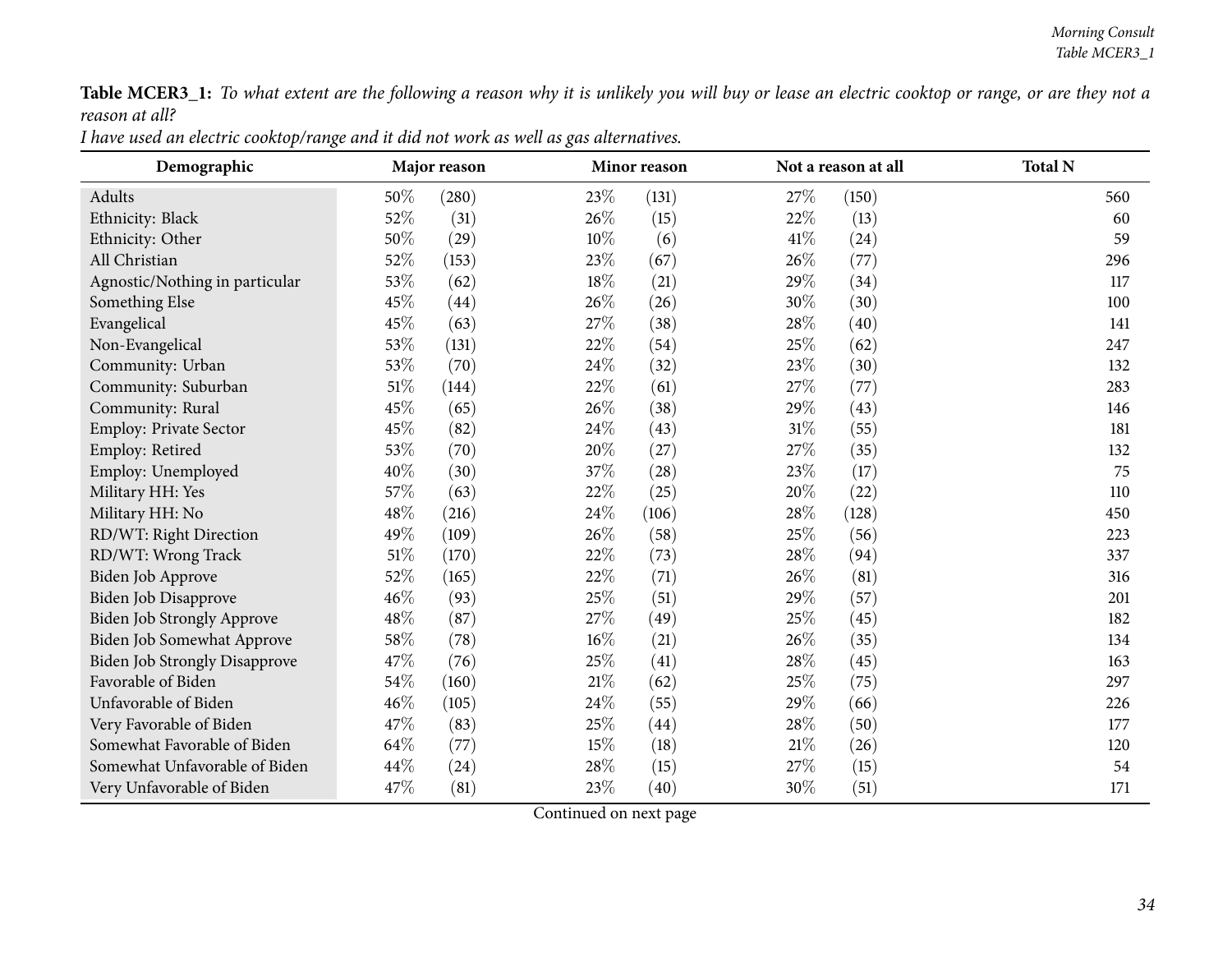**Table MCER3_1:** *To what extent are the following a reason why it is unlikely you will buy or lease an electric cooktop or range, or are they not a reason at all?*

*I have used an electric cooktop/range and it did not work as well as gas alternatives.*

| Demographic | Major reason | | Minor reason | | Not a reason at all | | Total N |
|---|---|---|---|---|---|---|---|
| Adults | 50% | (280) | 23% | (131) | 27% | (150) | 560 |
| Ethnicity: Black | 52% | (31) | 26% | (15) | 22% | (13) | 60 |
| Ethnicity: Other | 50% | (29) | 10% | (6) | 41% | (24) | 59 |
| All Christian | 52% | (153) | 23% | (67) | 26% | (77) | 296 |
| Agnostic/Nothing in particular | 53% | (62) | 18% | (21) | 29% | (34) | 117 |
| Something Else | 45% | (44) | 26% | (26) | 30% | (30) | 100 |
| Evangelical | 45% | (63) | 27% | (38) | 28% | (40) | 141 |
| Non-Evangelical | 53% | (131) | 22% | (54) | 25% | (62) | 247 |
| Community: Urban | 53% | (70) | 24% | (32) | 23% | (30) | 132 |
| Community: Suburban | 51% | (144) | 22% | (61) | 27% | (77) | 283 |
| Community: Rural | 45% | (65) | 26% | (38) | 29% | (43) | 146 |
| Employ: Private Sector | 45% | (82) | 24% | (43) | 31% | (55) | 181 |
| Employ: Retired | 53% | (70) | 20% | (27) | 27% | (35) | 132 |
| Employ: Unemployed | 40% | (30) | 37% | (28) | 23% | (17) | 75 |
| Military HH: Yes | 57% | (63) | 22% | (25) | 20% | (22) | 110 |
| Military HH: No | 48% | (216) | 24% | (106) | 28% | (128) | 450 |
| RD/WT: Right Direction | 49% | (109) | 26% | (58) | 25% | (56) | 223 |
| RD/WT: Wrong Track | 51% | (170) | 22% | (73) | 28% | (94) | 337 |
| Biden Job Approve | 52% | (165) | 22% | (71) | 26% | (81) | 316 |
| Biden Job Disapprove | 46% | (93) | 25% | (51) | 29% | (57) | 201 |
| Biden Job Strongly Approve | 48% | (87) | 27% | (49) | 25% | (45) | 182 |
| Biden Job Somewhat Approve | 58% | (78) | 16% | (21) | 26% | (35) | 134 |
| Biden Job Strongly Disapprove | 47% | (76) | 25% | (41) | 28% | (45) | 163 |
| Favorable of Biden | 54% | (160) | 21% | (62) | 25% | (75) | 297 |
| Unfavorable of Biden | 46% | (105) | 24% | (55) | 29% | (66) | 226 |
| Very Favorable of Biden | 47% | (83) | 25% | (44) | 28% | (50) | 177 |
| Somewhat Favorable of Biden | 64% | (77) | 15% | (18) | 21% | (26) | 120 |
| Somewhat Unfavorable of Biden | 44% | (24) | 28% | (15) | 27% | (15) | 54 |
| Very Unfavorable of Biden | 47% | (81) | 23% | (40) | 30% | (51) | 171 |

Continued on next page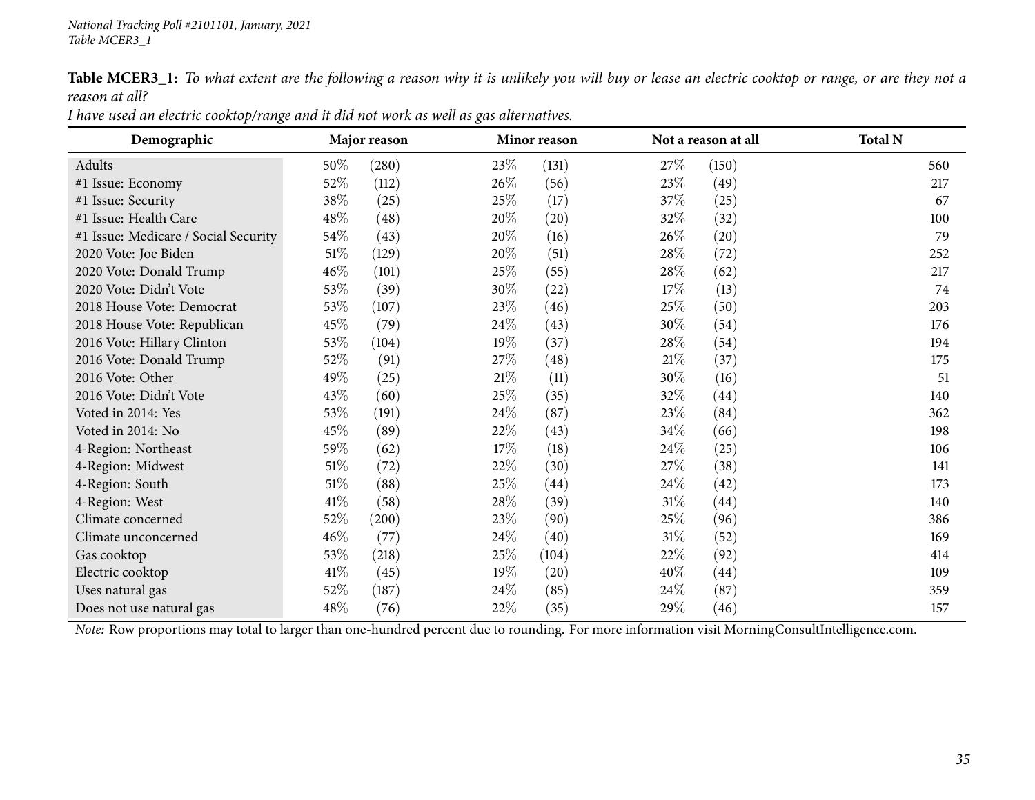**Table MCER3_1:** *To what extent are the following a reason why it is unlikely you will buy or lease an electric cooktop or range, or are they not a reason at all?*

*I have used an electric cooktop/range and it did not work as well as gas alternatives.*

| Demographic | Major reason | | Minor reason | | Not a reason at all | | Total N |
|---|---|---|---|---|---|---|---|
| Adults | 50% | (280) | 23% | (131) | 27% | (150) | 560 |
| #1 Issue: Economy | 52% | (112) | 26% | (56) | 23% | (49) | 217 |
| #1 Issue: Security | 38% | (25) | 25% | (17) | 37% | (25) | 67 |
| #1 Issue: Health Care | 48% | (48) | 20% | (20) | 32% | (32) | 100 |
| #1 Issue: Medicare / Social Security | 54% | (43) | 20% | (16) | 26% | (20) | 79 |
| 2020 Vote: Joe Biden | 51% | (129) | 20% | (51) | 28% | (72) | 252 |
| 2020 Vote: Donald Trump | 46% | (101) | 25% | (55) | 28% | (62) | 217 |
| 2020 Vote: Didn't Vote | 53% | (39) | 30% | (22) | 17% | (13) | 74 |
| 2018 House Vote: Democrat | 53% | (107) | 23% | (46) | 25% | (50) | 203 |
| 2018 House Vote: Republican | 45% | (79) | 24% | (43) | 30% | (54) | 176 |
| 2016 Vote: Hillary Clinton | 53% | (104) | 19% | (37) | 28% | (54) | 194 |
| 2016 Vote: Donald Trump | 52% | (91) | 27% | (48) | 21% | (37) | 175 |
| 2016 Vote: Other | 49% | (25) | 21% | (11) | 30% | (16) | 51 |
| 2016 Vote: Didn't Vote | 43% | (60) | 25% | (35) | 32% | (44) | 140 |
| Voted in 2014: Yes | 53% | (191) | 24% | (87) | 23% | (84) | 362 |
| Voted in 2014: No | 45% | (89) | 22% | (43) | 34% | (66) | 198 |
| 4-Region: Northeast | 59% | (62) | 17% | (18) | 24% | (25) | 106 |
| 4-Region: Midwest | 51% | (72) | 22% | (30) | 27% | (38) | 141 |
| 4-Region: South | 51% | (88) | 25% | (44) | 24% | (42) | 173 |
| 4-Region: West | 41% | (58) | 28% | (39) | 31% | (44) | 140 |
| Climate concerned | 52% | (200) | 23% | (90) | 25% | (96) | 386 |
| Climate unconcerned | 46% | (77) | 24% | (40) | 31% | (52) | 169 |
| Gas cooktop | 53% | (218) | 25% | (104) | 22% | (92) | 414 |
| Electric cooktop | 41% | (45) | 19% | (20) | 40% | (44) | 109 |
| Uses natural gas | 52% | (187) | 24% | (85) | 24% | (87) | 359 |
| Does not use natural gas | 48% | (76) | 22% | (35) | 29% | (46) | 157 |

*Note:* Row proportions may total to larger than one-hundred percent due to rounding. For more information visit MorningConsultIntelligence.com.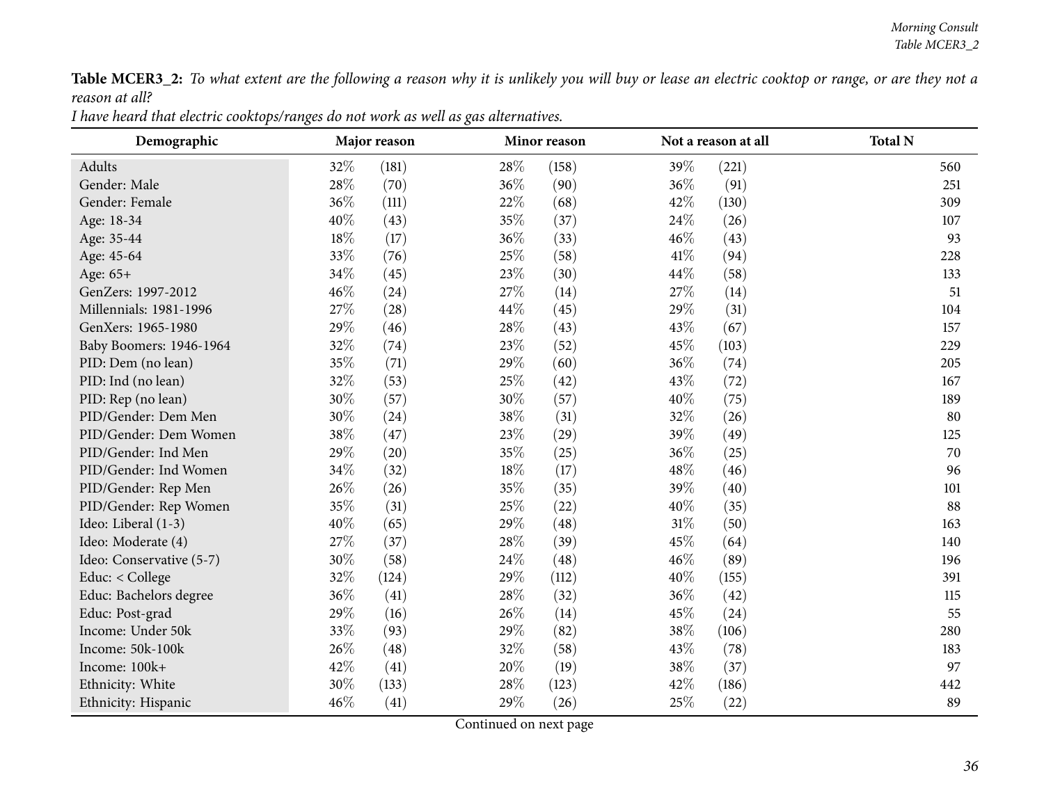**Table MCER3_2:** *To what extent are the following a reason why it is unlikely you will buy or lease an electric cooktop or range, or are they not a reason at all?*

*I have heard that electric cooktops/ranges do not work as well as gas alternatives.*

| Demographic | Major reason | | Minor reason | | Not a reason at all | | Total N |
|---|---|---|---|---|---|---|---|
| Adults | 32% | (181) | 28% | (158) | 39% | (221) | 560 |
| Gender: Male | 28% | (70) | 36% | (90) | 36% | (91) | 251 |
| Gender: Female | 36% | (111) | 22% | (68) | 42% | (130) | 309 |
| Age: 18-34 | 40% | (43) | 35% | (37) | 24% | (26) | 107 |
| Age: 35-44 | 18% | (17) | 36% | (33) | 46% | (43) | 93 |
| Age: 45-64 | 33% | (76) | 25% | (58) | 41% | (94) | 228 |
| Age: 65+ | 34% | (45) | 23% | (30) | 44% | (58) | 133 |
| GenZers: 1997-2012 | 46% | (24) | 27% | (14) | 27% | (14) | 51 |
| Millennials: 1981-1996 | 27% | (28) | 44% | (45) | 29% | (31) | 104 |
| GenXers: 1965-1980 | 29% | (46) | 28% | (43) | 43% | (67) | 157 |
| Baby Boomers: 1946-1964 | 32% | (74) | 23% | (52) | 45% | (103) | 229 |
| PID: Dem (no lean) | 35% | (71) | 29% | (60) | 36% | (74) | 205 |
| PID: Ind (no lean) | 32% | (53) | 25% | (42) | 43% | (72) | 167 |
| PID: Rep (no lean) | 30% | (57) | 30% | (57) | 40% | (75) | 189 |
| PID/Gender: Dem Men | 30% | (24) | 38% | (31) | 32% | (26) | 80 |
| PID/Gender: Dem Women | 38% | (47) | 23% | (29) | 39% | (49) | 125 |
| PID/Gender: Ind Men | 29% | (20) | 35% | (25) | 36% | (25) | 70 |
| PID/Gender: Ind Women | 34% | (32) | 18% | (17) | 48% | (46) | 96 |
| PID/Gender: Rep Men | 26% | (26) | 35% | (35) | 39% | (40) | 101 |
| PID/Gender: Rep Women | 35% | (31) | 25% | (22) | 40% | (35) | 88 |
| Ideo: Liberal (1-3) | 40% | (65) | 29% | (48) | 31% | (50) | 163 |
| Ideo: Moderate (4) | 27% | (37) | 28% | (39) | 45% | (64) | 140 |
| Ideo: Conservative (5-7) | 30% | (58) | 24% | (48) | 46% | (89) | 196 |
| Educ: < College | 32% | (124) | 29% | (112) | 40% | (155) | 391 |
| Educ: Bachelors degree | 36% | (41) | 28% | (32) | 36% | (42) | 115 |
| Educ: Post-grad | 29% | (16) | 26% | (14) | 45% | (24) | 55 |
| Income: Under 50k | 33% | (93) | 29% | (82) | 38% | (106) | 280 |
| Income: 50k-100k | 26% | (48) | 32% | (58) | 43% | (78) | 183 |
| Income: 100k+ | 42% | (41) | 20% | (19) | 38% | (37) | 97 |
| Ethnicity: White | 30% | (133) | 28% | (123) | 42% | (186) | 442 |
| Ethnicity: Hispanic | 46% | (41) | 29% | (26) | 25% | (22) | 89 |

Continued on next page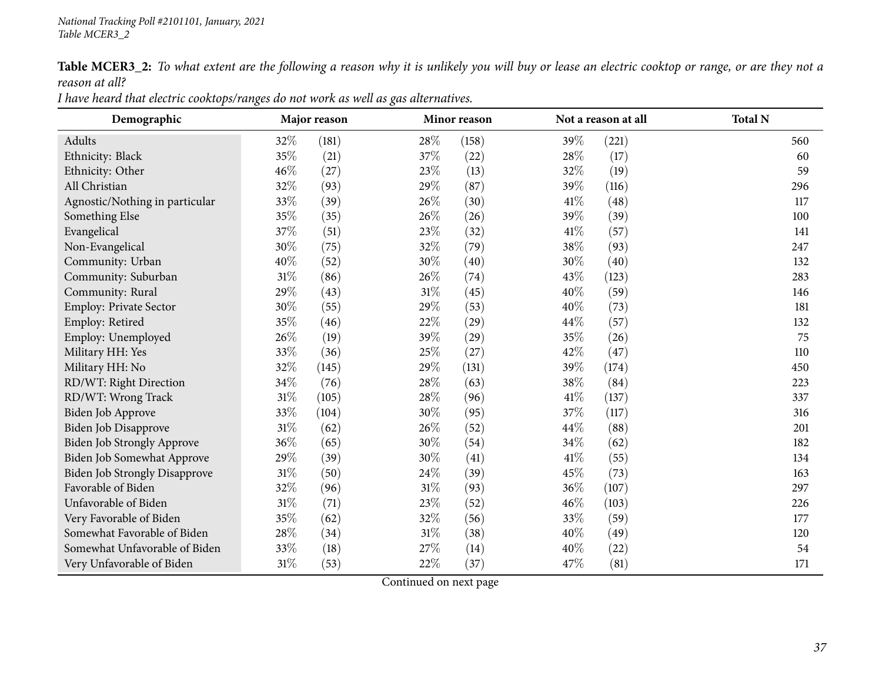**Table MCER3_2:** *To what extent are the following a reason why it is unlikely you will buy or lease an electric cooktop or range, or are they not a reason at all?*

*I have heard that electric cooktops/ranges do not work as well as gas alternatives.*

| Demographic | Major reason | | Minor reason | | Not a reason at all | | Total N |
|---|---|---|---|---|---|---|---|
| Adults | 32% | (181) | 28% | (158) | 39% | (221) | 560 |
| Ethnicity: Black | 35% | (21) | 37% | (22) | 28% | (17) | 60 |
| Ethnicity: Other | 46% | (27) | 23% | (13) | 32% | (19) | 59 |
| All Christian | 32% | (93) | 29% | (87) | 39% | (116) | 296 |
| Agnostic/Nothing in particular | 33% | (39) | 26% | (30) | 41% | (48) | 117 |
| Something Else | 35% | (35) | 26% | (26) | 39% | (39) | 100 |
| Evangelical | 37% | (51) | 23% | (32) | 41% | (57) | 141 |
| Non-Evangelical | 30% | (75) | 32% | (79) | 38% | (93) | 247 |
| Community: Urban | 40% | (52) | 30% | (40) | 30% | (40) | 132 |
| Community: Suburban | 31% | (86) | 26% | (74) | 43% | (123) | 283 |
| Community: Rural | 29% | (43) | 31% | (45) | 40% | (59) | 146 |
| Employ: Private Sector | 30% | (55) | 29% | (53) | 40% | (73) | 181 |
| Employ: Retired | 35% | (46) | 22% | (29) | 44% | (57) | 132 |
| Employ: Unemployed | 26% | (19) | 39% | (29) | 35% | (26) | 75 |
| Military HH: Yes | 33% | (36) | 25% | (27) | 42% | (47) | 110 |
| Military HH: No | 32% | (145) | 29% | (131) | 39% | (174) | 450 |
| RD/WT: Right Direction | 34% | (76) | 28% | (63) | 38% | (84) | 223 |
| RD/WT: Wrong Track | 31% | (105) | 28% | (96) | 41% | (137) | 337 |
| Biden Job Approve | 33% | (104) | 30% | (95) | 37% | (117) | 316 |
| Biden Job Disapprove | 31% | (62) | 26% | (52) | 44% | (88) | 201 |
| Biden Job Strongly Approve | 36% | (65) | 30% | (54) | 34% | (62) | 182 |
| Biden Job Somewhat Approve | 29% | (39) | 30% | (41) | 41% | (55) | 134 |
| Biden Job Strongly Disapprove | 31% | (50) | 24% | (39) | 45% | (73) | 163 |
| Favorable of Biden | 32% | (96) | 31% | (93) | 36% | (107) | 297 |
| Unfavorable of Biden | 31% | (71) | 23% | (52) | 46% | (103) | 226 |
| Very Favorable of Biden | 35% | (62) | 32% | (56) | 33% | (59) | 177 |
| Somewhat Favorable of Biden | 28% | (34) | 31% | (38) | 40% | (49) | 120 |
| Somewhat Unfavorable of Biden | 33% | (18) | 27% | (14) | 40% | (22) | 54 |
| Very Unfavorable of Biden | 31% | (53) | 22% | (37) | 47% | (81) | 171 |

Continued on next page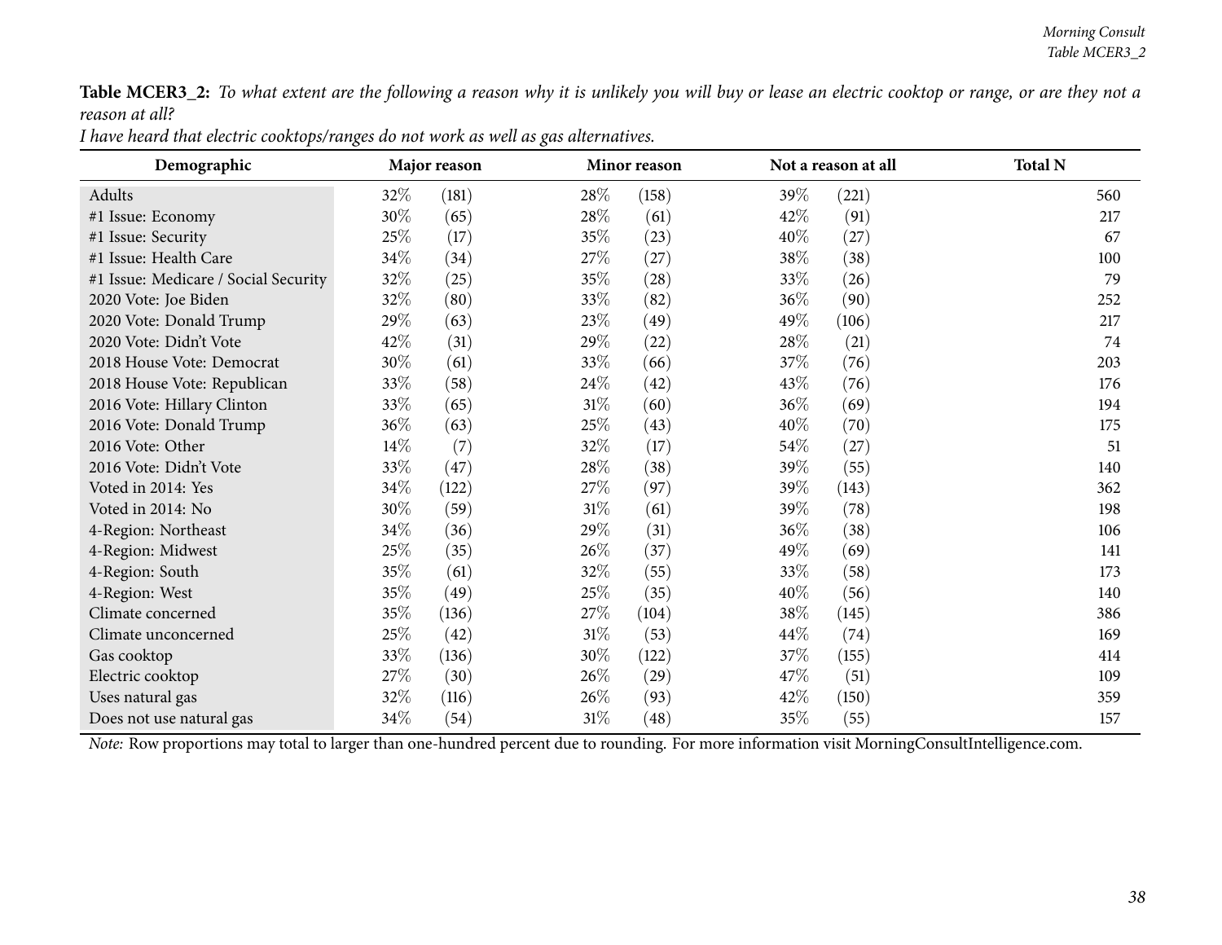**Table MCER3_2:** *To what extent are the following a reason why it is unlikely you will buy or lease an electric cooktop or range, or are they not a reason at all?*

*I have heard that electric cooktops/ranges do not work as well as gas alternatives.*

| Demographic | Major reason | | Minor reason | | Not a reason at all | | Total N |
|---|---|---|---|---|---|---|---|
| Adults | 32% | (181) | 28% | (158) | 39% | (221) | 560 |
| #1 Issue: Economy | 30% | (65) | 28% | (61) | 42% | (91) | 217 |
| #1 Issue: Security | 25% | (17) | 35% | (23) | 40% | (27) | 67 |
| #1 Issue: Health Care | 34% | (34) | 27% | (27) | 38% | (38) | 100 |
| #1 Issue: Medicare / Social Security | 32% | (25) | 35% | (28) | 33% | (26) | 79 |
| 2020 Vote: Joe Biden | 32% | (80) | 33% | (82) | 36% | (90) | 252 |
| 2020 Vote: Donald Trump | 29% | (63) | 23% | (49) | 49% | (106) | 217 |
| 2020 Vote: Didn't Vote | 42% | (31) | 29% | (22) | 28% | (21) | 74 |
| 2018 House Vote: Democrat | 30% | (61) | 33% | (66) | 37% | (76) | 203 |
| 2018 House Vote: Republican | 33% | (58) | 24% | (42) | 43% | (76) | 176 |
| 2016 Vote: Hillary Clinton | 33% | (65) | 31% | (60) | 36% | (69) | 194 |
| 2016 Vote: Donald Trump | 36% | (63) | 25% | (43) | 40% | (70) | 175 |
| 2016 Vote: Other | 14% | (7) | 32% | (17) | 54% | (27) | 51 |
| 2016 Vote: Didn't Vote | 33% | (47) | 28% | (38) | 39% | (55) | 140 |
| Voted in 2014: Yes | 34% | (122) | 27% | (97) | 39% | (143) | 362 |
| Voted in 2014: No | 30% | (59) | 31% | (61) | 39% | (78) | 198 |
| 4-Region: Northeast | 34% | (36) | 29% | (31) | 36% | (38) | 106 |
| 4-Region: Midwest | 25% | (35) | 26% | (37) | 49% | (69) | 141 |
| 4-Region: South | 35% | (61) | 32% | (55) | 33% | (58) | 173 |
| 4-Region: West | 35% | (49) | 25% | (35) | 40% | (56) | 140 |
| Climate concerned | 35% | (136) | 27% | (104) | 38% | (145) | 386 |
| Climate unconcerned | 25% | (42) | 31% | (53) | 44% | (74) | 169 |
| Gas cooktop | 33% | (136) | 30% | (122) | 37% | (155) | 414 |
| Electric cooktop | 27% | (30) | 26% | (29) | 47% | (51) | 109 |
| Uses natural gas | 32% | (116) | 26% | (93) | 42% | (150) | 359 |
| Does not use natural gas | 34% | (54) | 31% | (48) | 35% | (55) | 157 |

*Note:* Row proportions may total to larger than one-hundred percent due to rounding. For more information visit MorningConsultIntelligence.com.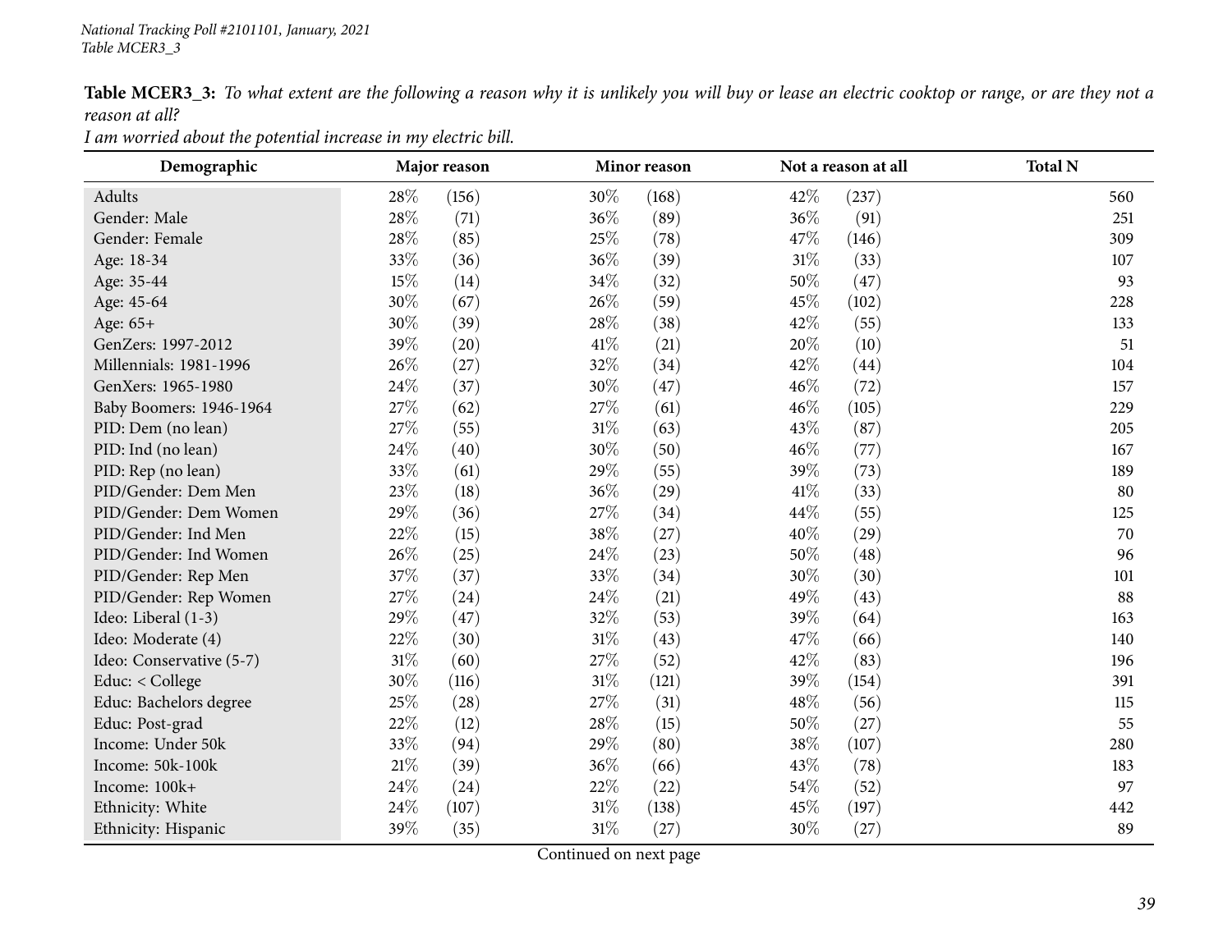**Table MCER3_3:** *To what extent are the following a reason why it is unlikely you will buy or lease an electric cooktop or range, or are they not a reason at all?*

*I am worried about the potential increase in my electric bill.*

| Demographic | Major reason | | Minor reason | | Not a reason at all | | Total N |
|---|---|---|---|---|---|---|---|
| Adults | 28% | (156) | 30% | (168) | 42% | (237) | 560 |
| Gender: Male | 28% | (71) | 36% | (89) | 36% | (91) | 251 |
| Gender: Female | 28% | (85) | 25% | (78) | 47% | (146) | 309 |
| Age: 18-34 | 33% | (36) | 36% | (39) | 31% | (33) | 107 |
| Age: 35-44 | 15% | (14) | 34% | (32) | 50% | (47) | 93 |
| Age: 45-64 | 30% | (67) | 26% | (59) | 45% | (102) | 228 |
| Age: 65+ | 30% | (39) | 28% | (38) | 42% | (55) | 133 |
| GenZers: 1997-2012 | 39% | (20) | 41% | (21) | 20% | (10) | 51 |
| Millennials: 1981-1996 | 26% | (27) | 32% | (34) | 42% | (44) | 104 |
| GenXers: 1965-1980 | 24% | (37) | 30% | (47) | 46% | (72) | 157 |
| Baby Boomers: 1946-1964 | 27% | (62) | 27% | (61) | 46% | (105) | 229 |
| PID: Dem (no lean) | 27% | (55) | 31% | (63) | 43% | (87) | 205 |
| PID: Ind (no lean) | 24% | (40) | 30% | (50) | 46% | (77) | 167 |
| PID: Rep (no lean) | 33% | (61) | 29% | (55) | 39% | (73) | 189 |
| PID/Gender: Dem Men | 23% | (18) | 36% | (29) | 41% | (33) | 80 |
| PID/Gender: Dem Women | 29% | (36) | 27% | (34) | 44% | (55) | 125 |
| PID/Gender: Ind Men | 22% | (15) | 38% | (27) | 40% | (29) | 70 |
| PID/Gender: Ind Women | 26% | (25) | 24% | (23) | 50% | (48) | 96 |
| PID/Gender: Rep Men | 37% | (37) | 33% | (34) | 30% | (30) | 101 |
| PID/Gender: Rep Women | 27% | (24) | 24% | (21) | 49% | (43) | 88 |
| Ideo: Liberal (1-3) | 29% | (47) | 32% | (53) | 39% | (64) | 163 |
| Ideo: Moderate (4) | 22% | (30) | 31% | (43) | 47% | (66) | 140 |
| Ideo: Conservative (5-7) | 31% | (60) | 27% | (52) | 42% | (83) | 196 |
| Educ: < College | 30% | (116) | 31% | (121) | 39% | (154) | 391 |
| Educ: Bachelors degree | 25% | (28) | 27% | (31) | 48% | (56) | 115 |
| Educ: Post-grad | 22% | (12) | 28% | (15) | 50% | (27) | 55 |
| Income: Under 50k | 33% | (94) | 29% | (80) | 38% | (107) | 280 |
| Income: 50k-100k | 21% | (39) | 36% | (66) | 43% | (78) | 183 |
| Income: 100k+ | 24% | (24) | 22% | (22) | 54% | (52) | 97 |
| Ethnicity: White | 24% | (107) | 31% | (138) | 45% | (197) | 442 |
| Ethnicity: Hispanic | 39% | (35) | 31% | (27) | 30% | (27) | 89 |

Continued on next page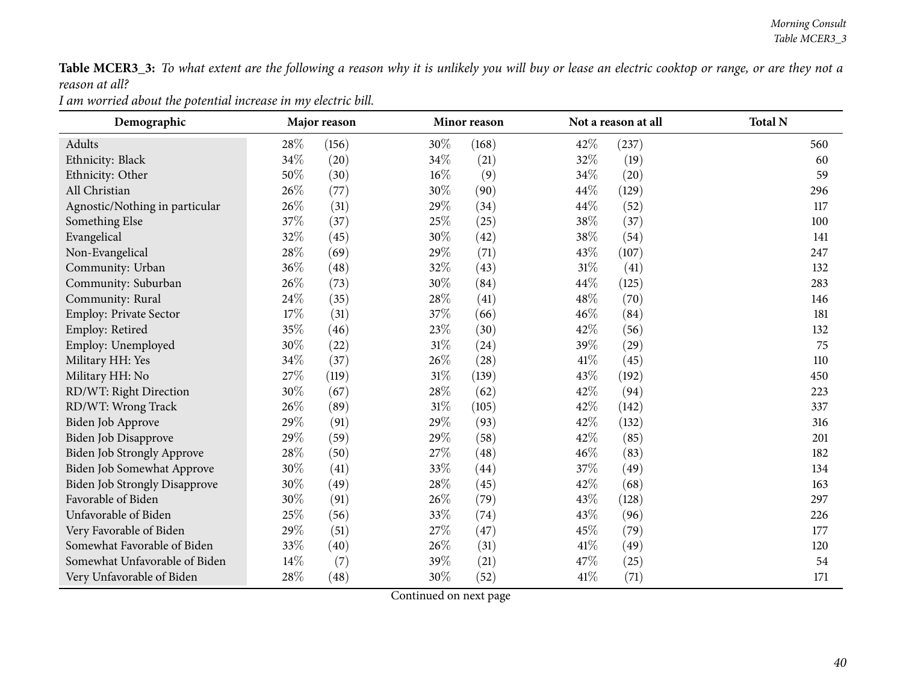**Table MCER3_3:** *To what extent are the following a reason why it is unlikely you will buy or lease an electric cooktop or range, or are they not a reason at all?*

*I am worried about the potential increase in my electric bill.*

| Demographic | Major reason | | Minor reason | | Not a reason at all | | Total N |
|---|---|---|---|---|---|---|---|
| Adults | 28% | (156) | 30% | (168) | 42% | (237) | 560 |
| Ethnicity: Black | 34% | (20) | 34% | (21) | 32% | (19) | 60 |
| Ethnicity: Other | 50% | (30) | 16% | (9) | 34% | (20) | 59 |
| All Christian | 26% | (77) | 30% | (90) | 44% | (129) | 296 |
| Agnostic/Nothing in particular | 26% | (31) | 29% | (34) | 44% | (52) | 117 |
| Something Else | 37% | (37) | 25% | (25) | 38% | (37) | 100 |
| Evangelical | 32% | (45) | 30% | (42) | 38% | (54) | 141 |
| Non-Evangelical | 28% | (69) | 29% | (71) | 43% | (107) | 247 |
| Community: Urban | 36% | (48) | 32% | (43) | 31% | (41) | 132 |
| Community: Suburban | 26% | (73) | 30% | (84) | 44% | (125) | 283 |
| Community: Rural | 24% | (35) | 28% | (41) | 48% | (70) | 146 |
| Employ: Private Sector | 17% | (31) | 37% | (66) | 46% | (84) | 181 |
| Employ: Retired | 35% | (46) | 23% | (30) | 42% | (56) | 132 |
| Employ: Unemployed | 30% | (22) | 31% | (24) | 39% | (29) | 75 |
| Military HH: Yes | 34% | (37) | 26% | (28) | 41% | (45) | 110 |
| Military HH: No | 27% | (119) | 31% | (139) | 43% | (192) | 450 |
| RD/WT: Right Direction | 30% | (67) | 28% | (62) | 42% | (94) | 223 |
| RD/WT: Wrong Track | 26% | (89) | 31% | (105) | 42% | (142) | 337 |
| Biden Job Approve | 29% | (91) | 29% | (93) | 42% | (132) | 316 |
| Biden Job Disapprove | 29% | (59) | 29% | (58) | 42% | (85) | 201 |
| Biden Job Strongly Approve | 28% | (50) | 27% | (48) | 46% | (83) | 182 |
| Biden Job Somewhat Approve | 30% | (41) | 33% | (44) | 37% | (49) | 134 |
| Biden Job Strongly Disapprove | 30% | (49) | 28% | (45) | 42% | (68) | 163 |
| Favorable of Biden | 30% | (91) | 26% | (79) | 43% | (128) | 297 |
| Unfavorable of Biden | 25% | (56) | 33% | (74) | 43% | (96) | 226 |
| Very Favorable of Biden | 29% | (51) | 27% | (47) | 45% | (79) | 177 |
| Somewhat Favorable of Biden | 33% | (40) | 26% | (31) | 41% | (49) | 120 |
| Somewhat Unfavorable of Biden | 14% | (7) | 39% | (21) | 47% | (25) | 54 |
| Very Unfavorable of Biden | 28% | (48) | 30% | (52) | 41% | (71) | 171 |

Continued on next page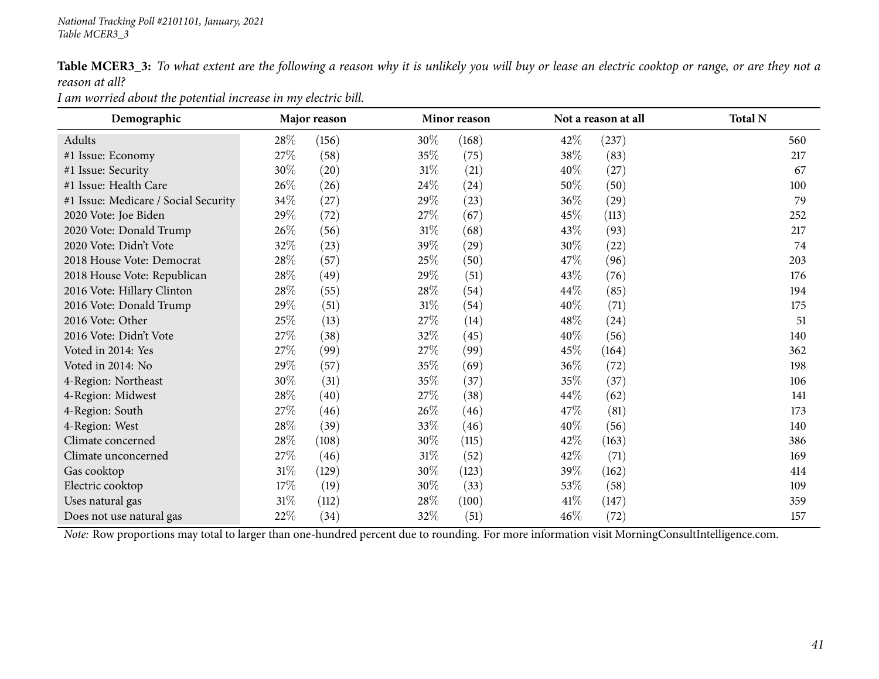**Table MCER3_3:** *To what extent are the following a reason why it is unlikely you will buy or lease an electric cooktop or range, or are they not a reason at all?*

*I am worried about the potential increase in my electric bill.*

| Demographic | Major reason | | Minor reason | | Not a reason at all | | Total N |
|---|---|---|---|---|---|---|---|
| Adults | 28% | (156) | 30% | (168) | 42% | (237) | 560 |
| #1 Issue: Economy | 27% | (58) | 35% | (75) | 38% | (83) | 217 |
| #1 Issue: Security | 30% | (20) | 31% | (21) | 40% | (27) | 67 |
| #1 Issue: Health Care | 26% | (26) | 24% | (24) | 50% | (50) | 100 |
| #1 Issue: Medicare / Social Security | 34% | (27) | 29% | (23) | 36% | (29) | 79 |
| 2020 Vote: Joe Biden | 29% | (72) | 27% | (67) | 45% | (113) | 252 |
| 2020 Vote: Donald Trump | 26% | (56) | 31% | (68) | 43% | (93) | 217 |
| 2020 Vote: Didn't Vote | 32% | (23) | 39% | (29) | 30% | (22) | 74 |
| 2018 House Vote: Democrat | 28% | (57) | 25% | (50) | 47% | (96) | 203 |
| 2018 House Vote: Republican | 28% | (49) | 29% | (51) | 43% | (76) | 176 |
| 2016 Vote: Hillary Clinton | 28% | (55) | 28% | (54) | 44% | (85) | 194 |
| 2016 Vote: Donald Trump | 29% | (51) | 31% | (54) | 40% | (71) | 175 |
| 2016 Vote: Other | 25% | (13) | 27% | (14) | 48% | (24) | 51 |
| 2016 Vote: Didn't Vote | 27% | (38) | 32% | (45) | 40% | (56) | 140 |
| Voted in 2014: Yes | 27% | (99) | 27% | (99) | 45% | (164) | 362 |
| Voted in 2014: No | 29% | (57) | 35% | (69) | 36% | (72) | 198 |
| 4-Region: Northeast | 30% | (31) | 35% | (37) | 35% | (37) | 106 |
| 4-Region: Midwest | 28% | (40) | 27% | (38) | 44% | (62) | 141 |
| 4-Region: South | 27% | (46) | 26% | (46) | 47% | (81) | 173 |
| 4-Region: West | 28% | (39) | 33% | (46) | 40% | (56) | 140 |
| Climate concerned | 28% | (108) | 30% | (115) | 42% | (163) | 386 |
| Climate unconcerned | 27% | (46) | 31% | (52) | 42% | (71) | 169 |
| Gas cooktop | 31% | (129) | 30% | (123) | 39% | (162) | 414 |
| Electric cooktop | 17% | (19) | 30% | (33) | 53% | (58) | 109 |
| Uses natural gas | 31% | (112) | 28% | (100) | 41% | (147) | 359 |
| Does not use natural gas | 22% | (34) | 32% | (51) | 46% | (72) | 157 |

*Note:* Row proportions may total to larger than one-hundred percent due to rounding. For more information visit MorningConsultIntelligence.com.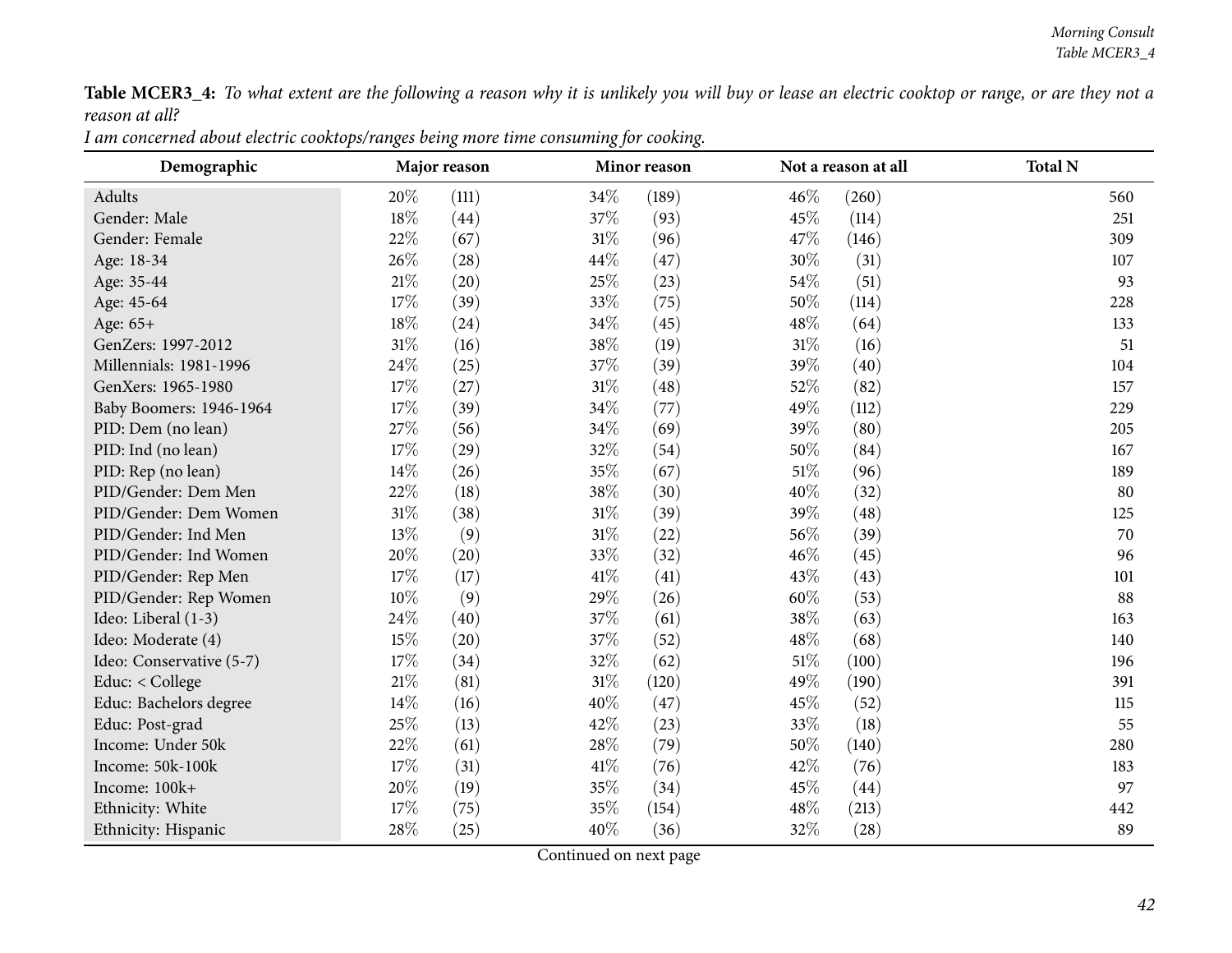**Table MCER3_4:** *To what extent are the following a reason why it is unlikely you will buy or lease an electric cooktop or range, or are they not a reason at all?*

*I am concerned about electric cooktops/ranges being more time consuming for cooking.*

| Demographic | Major reason | | Minor reason | | Not a reason at all | | Total N |
|---|---|---|---|---|---|---|---|
| Adults | 20% | (111) | 34% | (189) | 46% | (260) | 560 |
| Gender: Male | 18% | (44) | 37% | (93) | 45% | (114) | 251 |
| Gender: Female | 22% | (67) | 31% | (96) | 47% | (146) | 309 |
| Age: 18-34 | 26% | (28) | 44% | (47) | 30% | (31) | 107 |
| Age: 35-44 | 21% | (20) | 25% | (23) | 54% | (51) | 93 |
| Age: 45-64 | 17% | (39) | 33% | (75) | 50% | (114) | 228 |
| Age: 65+ | 18% | (24) | 34% | (45) | 48% | (64) | 133 |
| GenZers: 1997-2012 | 31% | (16) | 38% | (19) | 31% | (16) | 51 |
| Millennials: 1981-1996 | 24% | (25) | 37% | (39) | 39% | (40) | 104 |
| GenXers: 1965-1980 | 17% | (27) | 31% | (48) | 52% | (82) | 157 |
| Baby Boomers: 1946-1964 | 17% | (39) | 34% | (77) | 49% | (112) | 229 |
| PID: Dem (no lean) | 27% | (56) | 34% | (69) | 39% | (80) | 205 |
| PID: Ind (no lean) | 17% | (29) | 32% | (54) | 50% | (84) | 167 |
| PID: Rep (no lean) | 14% | (26) | 35% | (67) | 51% | (96) | 189 |
| PID/Gender: Dem Men | 22% | (18) | 38% | (30) | 40% | (32) | 80 |
| PID/Gender: Dem Women | 31% | (38) | 31% | (39) | 39% | (48) | 125 |
| PID/Gender: Ind Men | 13% | (9) | 31% | (22) | 56% | (39) | 70 |
| PID/Gender: Ind Women | 20% | (20) | 33% | (32) | 46% | (45) | 96 |
| PID/Gender: Rep Men | 17% | (17) | 41% | (41) | 43% | (43) | 101 |
| PID/Gender: Rep Women | 10% | (9) | 29% | (26) | 60% | (53) | 88 |
| Ideo: Liberal (1-3) | 24% | (40) | 37% | (61) | 38% | (63) | 163 |
| Ideo: Moderate (4) | 15% | (20) | 37% | (52) | 48% | (68) | 140 |
| Ideo: Conservative (5-7) | 17% | (34) | 32% | (62) | 51% | (100) | 196 |
| Educ: < College | 21% | (81) | 31% | (120) | 49% | (190) | 391 |
| Educ: Bachelors degree | 14% | (16) | 40% | (47) | 45% | (52) | 115 |
| Educ: Post-grad | 25% | (13) | 42% | (23) | 33% | (18) | 55 |
| Income: Under 50k | 22% | (61) | 28% | (79) | 50% | (140) | 280 |
| Income: 50k-100k | 17% | (31) | 41% | (76) | 42% | (76) | 183 |
| Income: 100k+ | 20% | (19) | 35% | (34) | 45% | (44) | 97 |
| Ethnicity: White | 17% | (75) | 35% | (154) | 48% | (213) | 442 |
| Ethnicity: Hispanic | 28% | (25) | 40% | (36) | 32% | (28) | 89 |

Continued on next page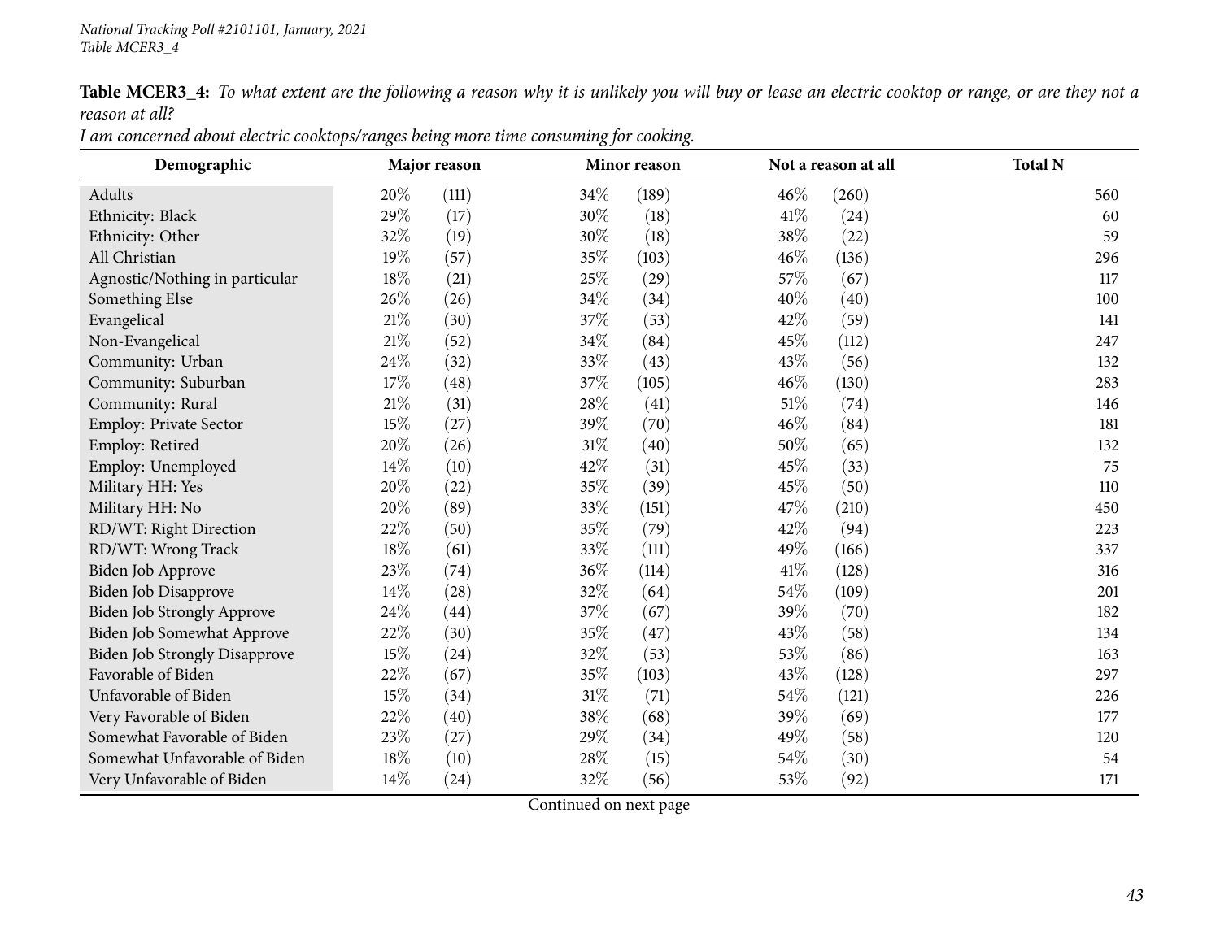**Table MCER3_4:** *To what extent are the following a reason why it is unlikely you will buy or lease an electric cooktop or range, or are they not a reason at all?*

*I am concerned about electric cooktops/ranges being more time consuming for cooking.*

| Demographic | Major reason | | Minor reason | | Not a reason at all | | Total N |
|---|---|---|---|---|---|---|---|
| Adults | 20% | (111) | 34% | (189) | 46% | (260) | 560 |
| Ethnicity: Black | 29% | (17) | 30% | (18) | 41% | (24) | 60 |
| Ethnicity: Other | 32% | (19) | 30% | (18) | 38% | (22) | 59 |
| All Christian | 19% | (57) | 35% | (103) | 46% | (136) | 296 |
| Agnostic/Nothing in particular | 18% | (21) | 25% | (29) | 57% | (67) | 117 |
| Something Else | 26% | (26) | 34% | (34) | 40% | (40) | 100 |
| Evangelical | 21% | (30) | 37% | (53) | 42% | (59) | 141 |
| Non-Evangelical | 21% | (52) | 34% | (84) | 45% | (112) | 247 |
| Community: Urban | 24% | (32) | 33% | (43) | 43% | (56) | 132 |
| Community: Suburban | 17% | (48) | 37% | (105) | 46% | (130) | 283 |
| Community: Rural | 21% | (31) | 28% | (41) | 51% | (74) | 146 |
| Employ: Private Sector | 15% | (27) | 39% | (70) | 46% | (84) | 181 |
| Employ: Retired | 20% | (26) | 31% | (40) | 50% | (65) | 132 |
| Employ: Unemployed | 14% | (10) | 42% | (31) | 45% | (33) | 75 |
| Military HH: Yes | 20% | (22) | 35% | (39) | 45% | (50) | 110 |
| Military HH: No | 20% | (89) | 33% | (151) | 47% | (210) | 450 |
| RD/WT: Right Direction | 22% | (50) | 35% | (79) | 42% | (94) | 223 |
| RD/WT: Wrong Track | 18% | (61) | 33% | (111) | 49% | (166) | 337 |
| Biden Job Approve | 23% | (74) | 36% | (114) | 41% | (128) | 316 |
| Biden Job Disapprove | 14% | (28) | 32% | (64) | 54% | (109) | 201 |
| Biden Job Strongly Approve | 24% | (44) | 37% | (67) | 39% | (70) | 182 |
| Biden Job Somewhat Approve | 22% | (30) | 35% | (47) | 43% | (58) | 134 |
| Biden Job Strongly Disapprove | 15% | (24) | 32% | (53) | 53% | (86) | 163 |
| Favorable of Biden | 22% | (67) | 35% | (103) | 43% | (128) | 297 |
| Unfavorable of Biden | 15% | (34) | 31% | (71) | 54% | (121) | 226 |
| Very Favorable of Biden | 22% | (40) | 38% | (68) | 39% | (69) | 177 |
| Somewhat Favorable of Biden | 23% | (27) | 29% | (34) | 49% | (58) | 120 |
| Somewhat Unfavorable of Biden | 18% | (10) | 28% | (15) | 54% | (30) | 54 |
| Very Unfavorable of Biden | 14% | (24) | 32% | (56) | 53% | (92) | 171 |

Continued on next page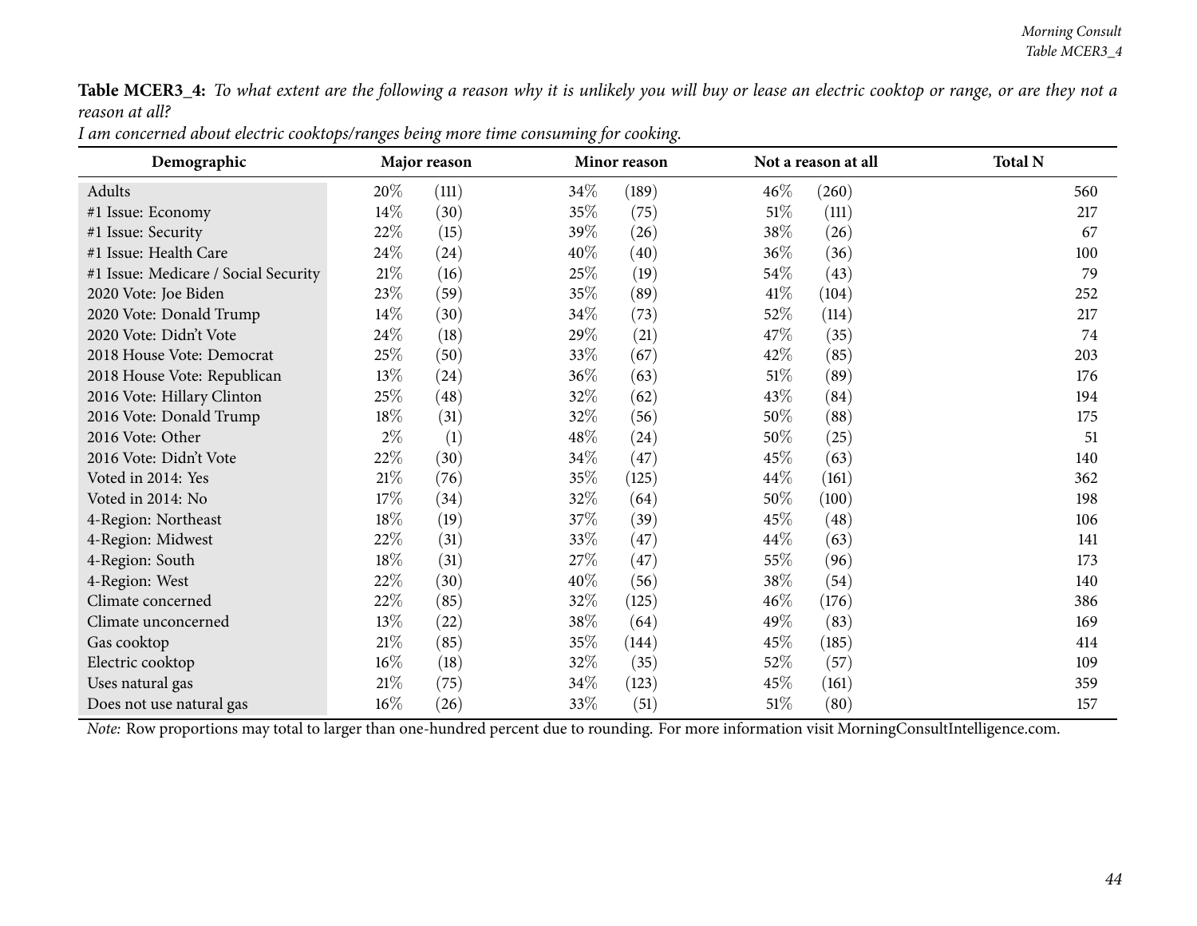**Table MCER3_4:** *To what extent are the following a reason why it is unlikely you will buy or lease an electric cooktop or range, or are they not a reason at all?*

*I am concerned about electric cooktops/ranges being more time consuming for cooking.*

| Demographic | Major reason | | Minor reason | | Not a reason at all | | Total N |
|---|---|---|---|---|---|---|---|
| Adults | 20% | (111) | 34% | (189) | 46% | (260) | 560 |
| #1 Issue: Economy | 14% | (30) | 35% | (75) | 51% | (111) | 217 |
| #1 Issue: Security | 22% | (15) | 39% | (26) | 38% | (26) | 67 |
| #1 Issue: Health Care | 24% | (24) | 40% | (40) | 36% | (36) | 100 |
| #1 Issue: Medicare / Social Security | 21% | (16) | 25% | (19) | 54% | (43) | 79 |
| 2020 Vote: Joe Biden | 23% | (59) | 35% | (89) | 41% | (104) | 252 |
| 2020 Vote: Donald Trump | 14% | (30) | 34% | (73) | 52% | (114) | 217 |
| 2020 Vote: Didn't Vote | 24% | (18) | 29% | (21) | 47% | (35) | 74 |
| 2018 House Vote: Democrat | 25% | (50) | 33% | (67) | 42% | (85) | 203 |
| 2018 House Vote: Republican | 13% | (24) | 36% | (63) | 51% | (89) | 176 |
| 2016 Vote: Hillary Clinton | 25% | (48) | 32% | (62) | 43% | (84) | 194 |
| 2016 Vote: Donald Trump | 18% | (31) | 32% | (56) | 50% | (88) | 175 |
| 2016 Vote: Other | 2% | (1) | 48% | (24) | 50% | (25) | 51 |
| 2016 Vote: Didn't Vote | 22% | (30) | 34% | (47) | 45% | (63) | 140 |
| Voted in 2014: Yes | 21% | (76) | 35% | (125) | 44% | (161) | 362 |
| Voted in 2014: No | 17% | (34) | 32% | (64) | 50% | (100) | 198 |
| 4-Region: Northeast | 18% | (19) | 37% | (39) | 45% | (48) | 106 |
| 4-Region: Midwest | 22% | (31) | 33% | (47) | 44% | (63) | 141 |
| 4-Region: South | 18% | (31) | 27% | (47) | 55% | (96) | 173 |
| 4-Region: West | 22% | (30) | 40% | (56) | 38% | (54) | 140 |
| Climate concerned | 22% | (85) | 32% | (125) | 46% | (176) | 386 |
| Climate unconcerned | 13% | (22) | 38% | (64) | 49% | (83) | 169 |
| Gas cooktop | 21% | (85) | 35% | (144) | 45% | (185) | 414 |
| Electric cooktop | 16% | (18) | 32% | (35) | 52% | (57) | 109 |
| Uses natural gas | 21% | (75) | 34% | (123) | 45% | (161) | 359 |
| Does not use natural gas | 16% | (26) | 33% | (51) | 51% | (80) | 157 |

*Note:* Row proportions may total to larger than one-hundred percent due to rounding. For more information visit MorningConsultIntelligence.com.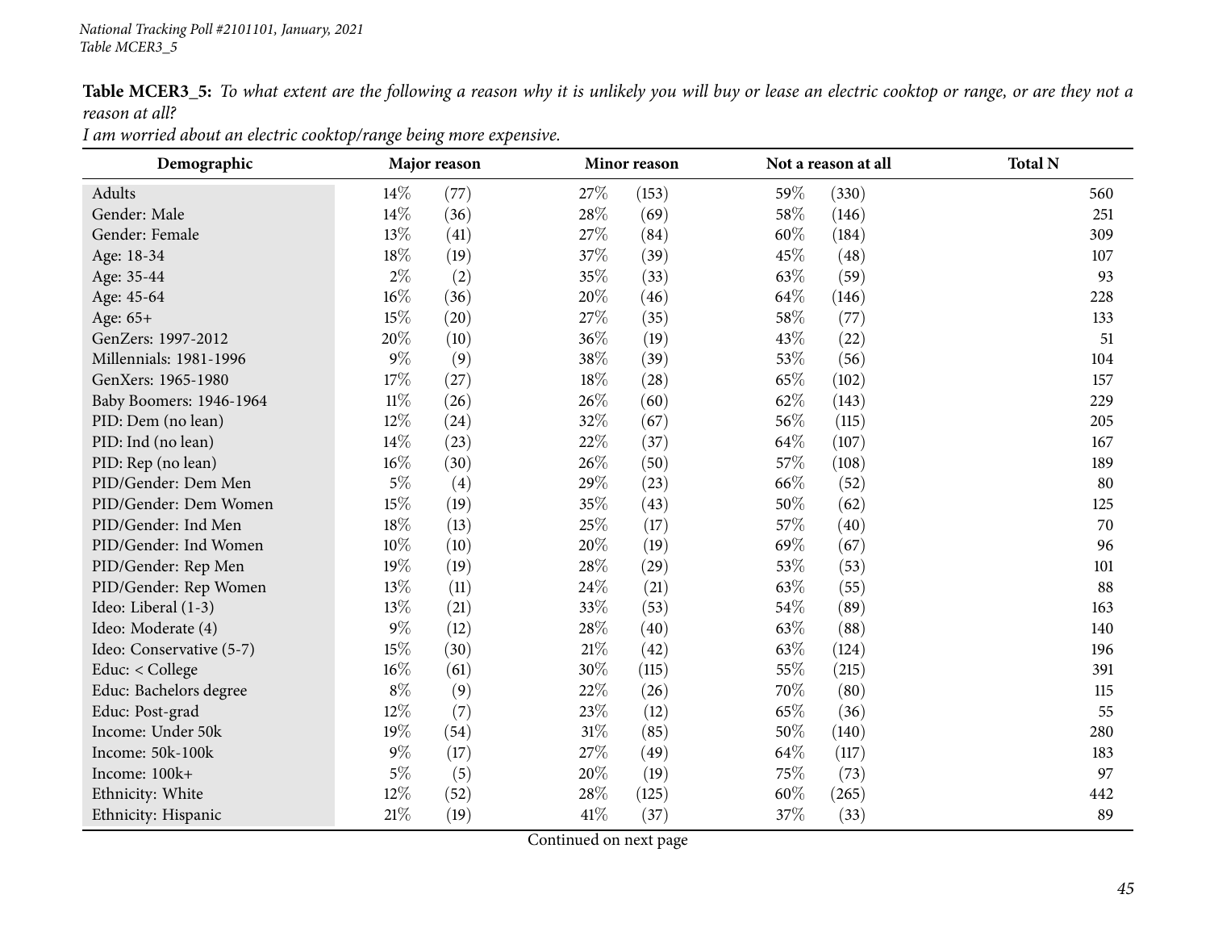**Table MCER3_5:** *To what extent are the following a reason why it is unlikely you will buy or lease an electric cooktop or range, or are they not a reason at all?*

*I am worried about an electric cooktop/range being more expensive.*

| Demographic | Major reason | | Minor reason | | Not a reason at all | | Total N |
|---|---|---|---|---|---|---|---|
| Adults | 14% | (77) | 27% | (153) | 59% | (330) | 560 |
| Gender: Male | 14% | (36) | 28% | (69) | 58% | (146) | 251 |
| Gender: Female | 13% | (41) | 27% | (84) | 60% | (184) | 309 |
| Age: 18-34 | 18% | (19) | 37% | (39) | 45% | (48) | 107 |
| Age: 35-44 | 2% | (2) | 35% | (33) | 63% | (59) | 93 |
| Age: 45-64 | 16% | (36) | 20% | (46) | 64% | (146) | 228 |
| Age: 65+ | 15% | (20) | 27% | (35) | 58% | (77) | 133 |
| GenZers: 1997-2012 | 20% | (10) | 36% | (19) | 43% | (22) | 51 |
| Millennials: 1981-1996 | 9% | (9) | 38% | (39) | 53% | (56) | 104 |
| GenXers: 1965-1980 | 17% | (27) | 18% | (28) | 65% | (102) | 157 |
| Baby Boomers: 1946-1964 | 11% | (26) | 26% | (60) | 62% | (143) | 229 |
| PID: Dem (no lean) | 12% | (24) | 32% | (67) | 56% | (115) | 205 |
| PID: Ind (no lean) | 14% | (23) | 22% | (37) | 64% | (107) | 167 |
| PID: Rep (no lean) | 16% | (30) | 26% | (50) | 57% | (108) | 189 |
| PID/Gender: Dem Men | 5% | (4) | 29% | (23) | 66% | (52) | 80 |
| PID/Gender: Dem Women | 15% | (19) | 35% | (43) | 50% | (62) | 125 |
| PID/Gender: Ind Men | 18% | (13) | 25% | (17) | 57% | (40) | 70 |
| PID/Gender: Ind Women | 10% | (10) | 20% | (19) | 69% | (67) | 96 |
| PID/Gender: Rep Men | 19% | (19) | 28% | (29) | 53% | (53) | 101 |
| PID/Gender: Rep Women | 13% | (11) | 24% | (21) | 63% | (55) | 88 |
| Ideo: Liberal (1-3) | 13% | (21) | 33% | (53) | 54% | (89) | 163 |
| Ideo: Moderate (4) | 9% | (12) | 28% | (40) | 63% | (88) | 140 |
| Ideo: Conservative (5-7) | 15% | (30) | 21% | (42) | 63% | (124) | 196 |
| Educ: < College | 16% | (61) | 30% | (115) | 55% | (215) | 391 |
| Educ: Bachelors degree | 8% | (9) | 22% | (26) | 70% | (80) | 115 |
| Educ: Post-grad | 12% | (7) | 23% | (12) | 65% | (36) | 55 |
| Income: Under 50k | 19% | (54) | 31% | (85) | 50% | (140) | 280 |
| Income: 50k-100k | 9% | (17) | 27% | (49) | 64% | (117) | 183 |
| Income: 100k+ | 5% | (5) | 20% | (19) | 75% | (73) | 97 |
| Ethnicity: White | 12% | (52) | 28% | (125) | 60% | (265) | 442 |
| Ethnicity: Hispanic | 21% | (19) | 41% | (37) | 37% | (33) | 89 |

Continued on next page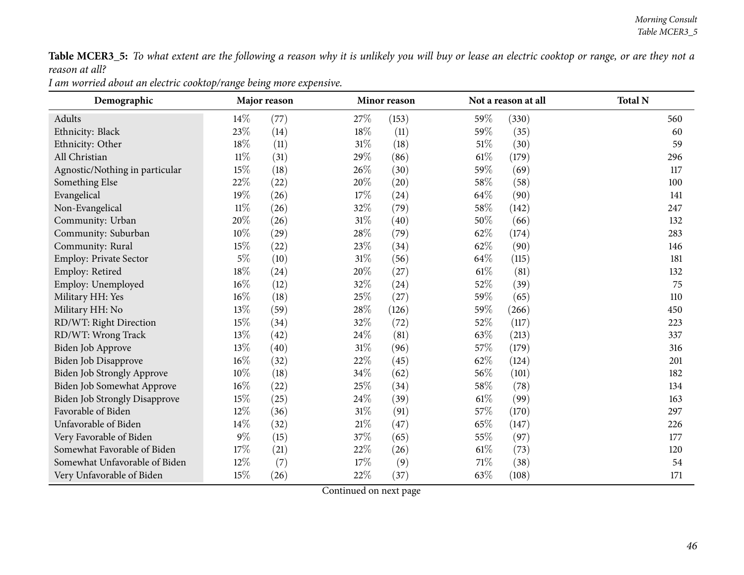**Table MCER3_5:** *To what extent are the following a reason why it is unlikely you will buy or lease an electric cooktop or range, or are they not a reason at all?*

*I am worried about an electric cooktop/range being more expensive.*

| Demographic | Major reason | | Minor reason | | Not a reason at all | | Total N |
|---|---|---|---|---|---|---|---|
| Adults | 14% | (77) | 27% | (153) | 59% | (330) | 560 |
| Ethnicity: Black | 23% | (14) | 18% | (11) | 59% | (35) | 60 |
| Ethnicity: Other | 18% | (11) | 31% | (18) | 51% | (30) | 59 |
| All Christian | 11% | (31) | 29% | (86) | 61% | (179) | 296 |
| Agnostic/Nothing in particular | 15% | (18) | 26% | (30) | 59% | (69) | 117 |
| Something Else | 22% | (22) | 20% | (20) | 58% | (58) | 100 |
| Evangelical | 19% | (26) | 17% | (24) | 64% | (90) | 141 |
| Non-Evangelical | 11% | (26) | 32% | (79) | 58% | (142) | 247 |
| Community: Urban | 20% | (26) | 31% | (40) | 50% | (66) | 132 |
| Community: Suburban | 10% | (29) | 28% | (79) | 62% | (174) | 283 |
| Community: Rural | 15% | (22) | 23% | (34) | 62% | (90) | 146 |
| Employ: Private Sector | 5% | (10) | 31% | (56) | 64% | (115) | 181 |
| Employ: Retired | 18% | (24) | 20% | (27) | 61% | (81) | 132 |
| Employ: Unemployed | 16% | (12) | 32% | (24) | 52% | (39) | 75 |
| Military HH: Yes | 16% | (18) | 25% | (27) | 59% | (65) | 110 |
| Military HH: No | 13% | (59) | 28% | (126) | 59% | (266) | 450 |
| RD/WT: Right Direction | 15% | (34) | 32% | (72) | 52% | (117) | 223 |
| RD/WT: Wrong Track | 13% | (42) | 24% | (81) | 63% | (213) | 337 |
| Biden Job Approve | 13% | (40) | 31% | (96) | 57% | (179) | 316 |
| Biden Job Disapprove | 16% | (32) | 22% | (45) | 62% | (124) | 201 |
| Biden Job Strongly Approve | 10% | (18) | 34% | (62) | 56% | (101) | 182 |
| Biden Job Somewhat Approve | 16% | (22) | 25% | (34) | 58% | (78) | 134 |
| Biden Job Strongly Disapprove | 15% | (25) | 24% | (39) | 61% | (99) | 163 |
| Favorable of Biden | 12% | (36) | 31% | (91) | 57% | (170) | 297 |
| Unfavorable of Biden | 14% | (32) | 21% | (47) | 65% | (147) | 226 |
| Very Favorable of Biden | 9% | (15) | 37% | (65) | 55% | (97) | 177 |
| Somewhat Favorable of Biden | 17% | (21) | 22% | (26) | 61% | (73) | 120 |
| Somewhat Unfavorable of Biden | 12% | (7) | 17% | (9) | 71% | (38) | 54 |
| Very Unfavorable of Biden | 15% | (26) | 22% | (37) | 63% | (108) | 171 |

Continued on next page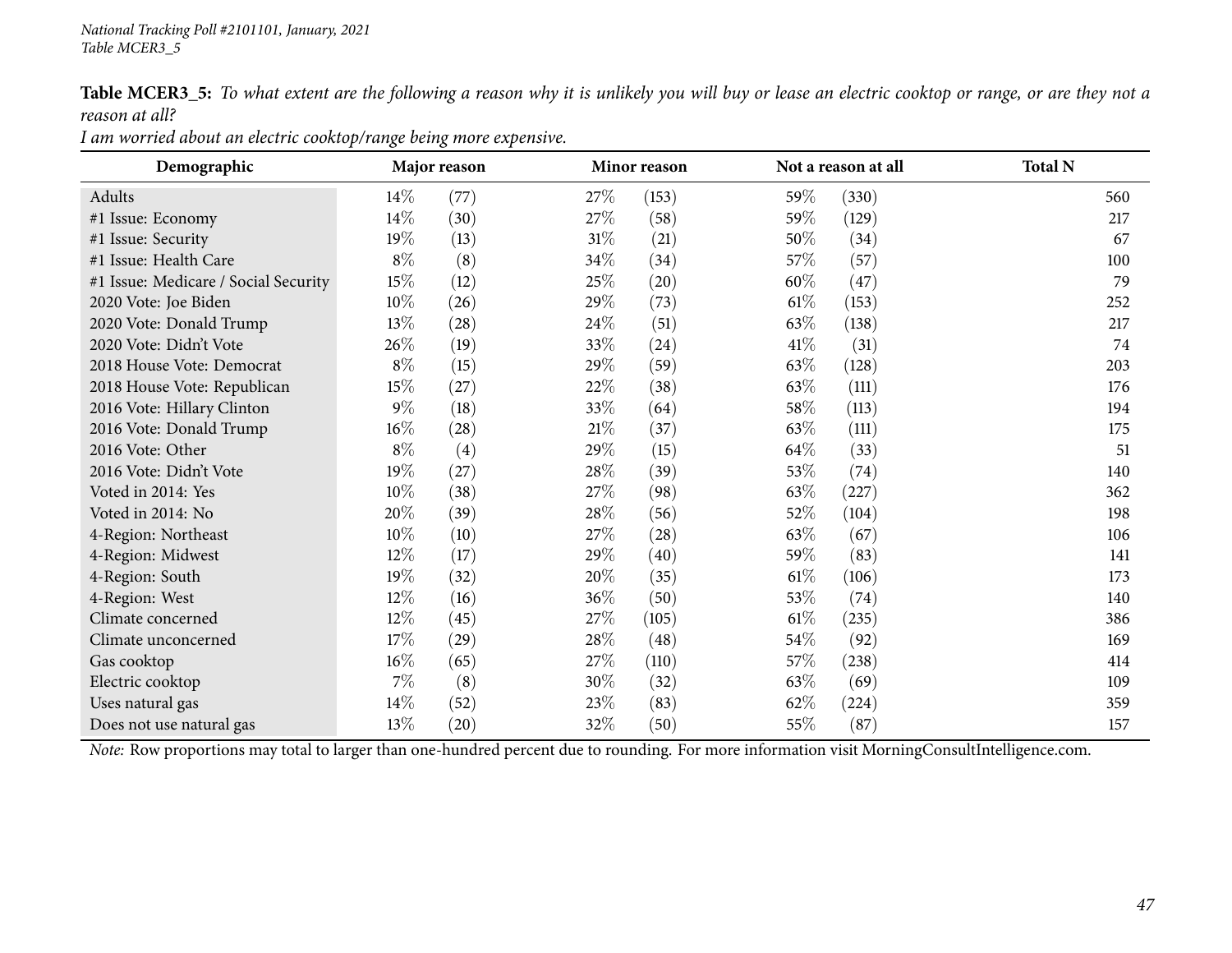**Table MCER3_5:** *To what extent are the following a reason why it is unlikely you will buy or lease an electric cooktop or range, or are they not a reason at all?*

*I am worried about an electric cooktop/range being more expensive.*

| Demographic | Major reason | | Minor reason | | Not a reason at all | | Total N |
|---|---|---|---|---|---|---|---|
| Adults | 14% | (77) | 27% | (153) | 59% | (330) | 560 |
| #1 Issue: Economy | 14% | (30) | 27% | (58) | 59% | (129) | 217 |
| #1 Issue: Security | 19% | (13) | 31% | (21) | 50% | (34) | 67 |
| #1 Issue: Health Care | 8% | (8) | 34% | (34) | 57% | (57) | 100 |
| #1 Issue: Medicare / Social Security | 15% | (12) | 25% | (20) | 60% | (47) | 79 |
| 2020 Vote: Joe Biden | 10% | (26) | 29% | (73) | 61% | (153) | 252 |
| 2020 Vote: Donald Trump | 13% | (28) | 24% | (51) | 63% | (138) | 217 |
| 2020 Vote: Didn't Vote | 26% | (19) | 33% | (24) | 41% | (31) | 74 |
| 2018 House Vote: Democrat | 8% | (15) | 29% | (59) | 63% | (128) | 203 |
| 2018 House Vote: Republican | 15% | (27) | 22% | (38) | 63% | (111) | 176 |
| 2016 Vote: Hillary Clinton | 9% | (18) | 33% | (64) | 58% | (113) | 194 |
| 2016 Vote: Donald Trump | 16% | (28) | 21% | (37) | 63% | (111) | 175 |
| 2016 Vote: Other | 8% | (4) | 29% | (15) | 64% | (33) | 51 |
| 2016 Vote: Didn't Vote | 19% | (27) | 28% | (39) | 53% | (74) | 140 |
| Voted in 2014: Yes | 10% | (38) | 27% | (98) | 63% | (227) | 362 |
| Voted in 2014: No | 20% | (39) | 28% | (56) | 52% | (104) | 198 |
| 4-Region: Northeast | 10% | (10) | 27% | (28) | 63% | (67) | 106 |
| 4-Region: Midwest | 12% | (17) | 29% | (40) | 59% | (83) | 141 |
| 4-Region: South | 19% | (32) | 20% | (35) | 61% | (106) | 173 |
| 4-Region: West | 12% | (16) | 36% | (50) | 53% | (74) | 140 |
| Climate concerned | 12% | (45) | 27% | (105) | 61% | (235) | 386 |
| Climate unconcerned | 17% | (29) | 28% | (48) | 54% | (92) | 169 |
| Gas cooktop | 16% | (65) | 27% | (110) | 57% | (238) | 414 |
| Electric cooktop | 7% | (8) | 30% | (32) | 63% | (69) | 109 |
| Uses natural gas | 14% | (52) | 23% | (83) | 62% | (224) | 359 |
| Does not use natural gas | 13% | (20) | 32% | (50) | 55% | (87) | 157 |

*Note:* Row proportions may total to larger than one-hundred percent due to rounding. For more information visit MorningConsultIntelligence.com.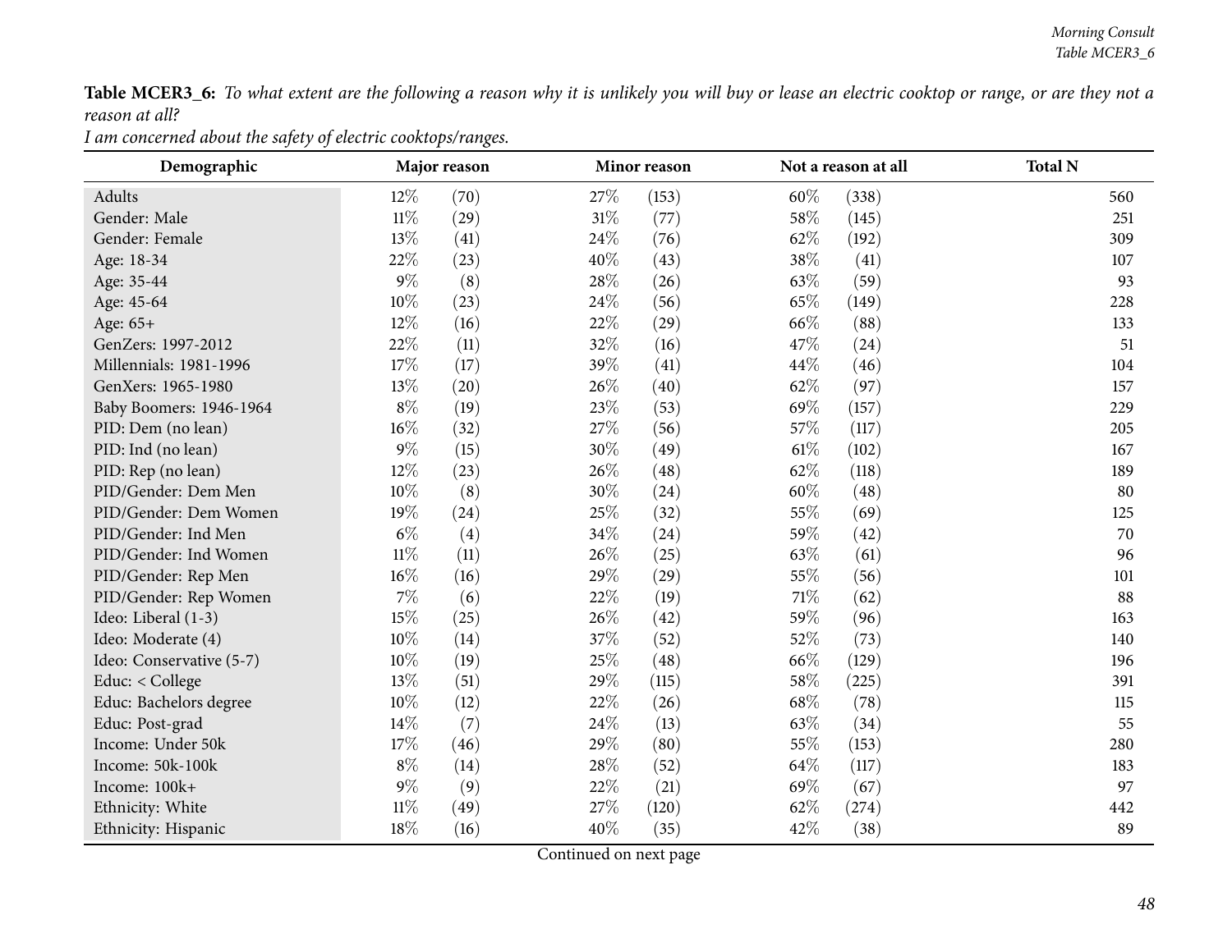**Table MCER3_6:** *To what extent are the following a reason why it is unlikely you will buy or lease an electric cooktop or range, or are they not a reason at all?*
*I am concerned about the safety of electric cooktops/ranges.*

| Demographic | Major reason | | Minor reason | | Not a reason at all | | Total N |
|---|---|---|---|---|---|---|---|
| Adults | 12% | (70) | 27% | (153) | 60% | (338) | 560 |
| Gender: Male | 11% | (29) | 31% | (77) | 58% | (145) | 251 |
| Gender: Female | 13% | (41) | 24% | (76) | 62% | (192) | 309 |
| Age: 18-34 | 22% | (23) | 40% | (43) | 38% | (41) | 107 |
| Age: 35-44 | 9% | (8) | 28% | (26) | 63% | (59) | 93 |
| Age: 45-64 | 10% | (23) | 24% | (56) | 65% | (149) | 228 |
| Age: 65+ | 12% | (16) | 22% | (29) | 66% | (88) | 133 |
| GenZers: 1997-2012 | 22% | (11) | 32% | (16) | 47% | (24) | 51 |
| Millennials: 1981-1996 | 17% | (17) | 39% | (41) | 44% | (46) | 104 |
| GenXers: 1965-1980 | 13% | (20) | 26% | (40) | 62% | (97) | 157 |
| Baby Boomers: 1946-1964 | 8% | (19) | 23% | (53) | 69% | (157) | 229 |
| PID: Dem (no lean) | 16% | (32) | 27% | (56) | 57% | (117) | 205 |
| PID: Ind (no lean) | 9% | (15) | 30% | (49) | 61% | (102) | 167 |
| PID: Rep (no lean) | 12% | (23) | 26% | (48) | 62% | (118) | 189 |
| PID/Gender: Dem Men | 10% | (8) | 30% | (24) | 60% | (48) | 80 |
| PID/Gender: Dem Women | 19% | (24) | 25% | (32) | 55% | (69) | 125 |
| PID/Gender: Ind Men | 6% | (4) | 34% | (24) | 59% | (42) | 70 |
| PID/Gender: Ind Women | 11% | (11) | 26% | (25) | 63% | (61) | 96 |
| PID/Gender: Rep Men | 16% | (16) | 29% | (29) | 55% | (56) | 101 |
| PID/Gender: Rep Women | 7% | (6) | 22% | (19) | 71% | (62) | 88 |
| Ideo: Liberal (1-3) | 15% | (25) | 26% | (42) | 59% | (96) | 163 |
| Ideo: Moderate (4) | 10% | (14) | 37% | (52) | 52% | (73) | 140 |
| Ideo: Conservative (5-7) | 10% | (19) | 25% | (48) | 66% | (129) | 196 |
| Educ: < College | 13% | (51) | 29% | (115) | 58% | (225) | 391 |
| Educ: Bachelors degree | 10% | (12) | 22% | (26) | 68% | (78) | 115 |
| Educ: Post-grad | 14% | (7) | 24% | (13) | 63% | (34) | 55 |
| Income: Under 50k | 17% | (46) | 29% | (80) | 55% | (153) | 280 |
| Income: 50k-100k | 8% | (14) | 28% | (52) | 64% | (117) | 183 |
| Income: 100k+ | 9% | (9) | 22% | (21) | 69% | (67) | 97 |
| Ethnicity: White | 11% | (49) | 27% | (120) | 62% | (274) | 442 |
| Ethnicity: Hispanic | 18% | (16) | 40% | (35) | 42% | (38) | 89 |

Continued on next page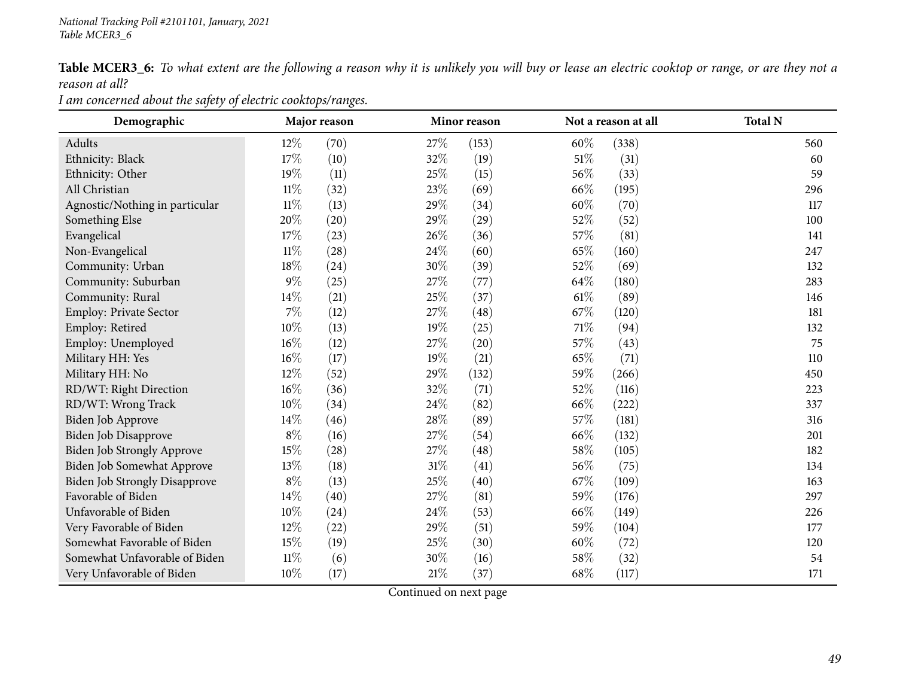**Table MCER3_6:** *To what extent are the following a reason why it is unlikely you will buy or lease an electric cooktop or range, or are they not a reason at all?*

*I am concerned about the safety of electric cooktops/ranges.*

| Demographic | Major reason | | Minor reason | | Not a reason at all | | Total N |
|---|---|---|---|---|---|---|---|
| Adults | 12% | (70) | 27% | (153) | 60% | (338) | 560 |
| Ethnicity: Black | 17% | (10) | 32% | (19) | 51% | (31) | 60 |
| Ethnicity: Other | 19% | (11) | 25% | (15) | 56% | (33) | 59 |
| All Christian | 11% | (32) | 23% | (69) | 66% | (195) | 296 |
| Agnostic/Nothing in particular | 11% | (13) | 29% | (34) | 60% | (70) | 117 |
| Something Else | 20% | (20) | 29% | (29) | 52% | (52) | 100 |
| Evangelical | 17% | (23) | 26% | (36) | 57% | (81) | 141 |
| Non-Evangelical | 11% | (28) | 24% | (60) | 65% | (160) | 247 |
| Community: Urban | 18% | (24) | 30% | (39) | 52% | (69) | 132 |
| Community: Suburban | 9% | (25) | 27% | (77) | 64% | (180) | 283 |
| Community: Rural | 14% | (21) | 25% | (37) | 61% | (89) | 146 |
| Employ: Private Sector | 7% | (12) | 27% | (48) | 67% | (120) | 181 |
| Employ: Retired | 10% | (13) | 19% | (25) | 71% | (94) | 132 |
| Employ: Unemployed | 16% | (12) | 27% | (20) | 57% | (43) | 75 |
| Military HH: Yes | 16% | (17) | 19% | (21) | 65% | (71) | 110 |
| Military HH: No | 12% | (52) | 29% | (132) | 59% | (266) | 450 |
| RD/WT: Right Direction | 16% | (36) | 32% | (71) | 52% | (116) | 223 |
| RD/WT: Wrong Track | 10% | (34) | 24% | (82) | 66% | (222) | 337 |
| Biden Job Approve | 14% | (46) | 28% | (89) | 57% | (181) | 316 |
| Biden Job Disapprove | 8% | (16) | 27% | (54) | 66% | (132) | 201 |
| Biden Job Strongly Approve | 15% | (28) | 27% | (48) | 58% | (105) | 182 |
| Biden Job Somewhat Approve | 13% | (18) | 31% | (41) | 56% | (75) | 134 |
| Biden Job Strongly Disapprove | 8% | (13) | 25% | (40) | 67% | (109) | 163 |
| Favorable of Biden | 14% | (40) | 27% | (81) | 59% | (176) | 297 |
| Unfavorable of Biden | 10% | (24) | 24% | (53) | 66% | (149) | 226 |
| Very Favorable of Biden | 12% | (22) | 29% | (51) | 59% | (104) | 177 |
| Somewhat Favorable of Biden | 15% | (19) | 25% | (30) | 60% | (72) | 120 |
| Somewhat Unfavorable of Biden | 11% | (6) | 30% | (16) | 58% | (32) | 54 |
| Very Unfavorable of Biden | 10% | (17) | 21% | (37) | 68% | (117) | 171 |

Continued on next page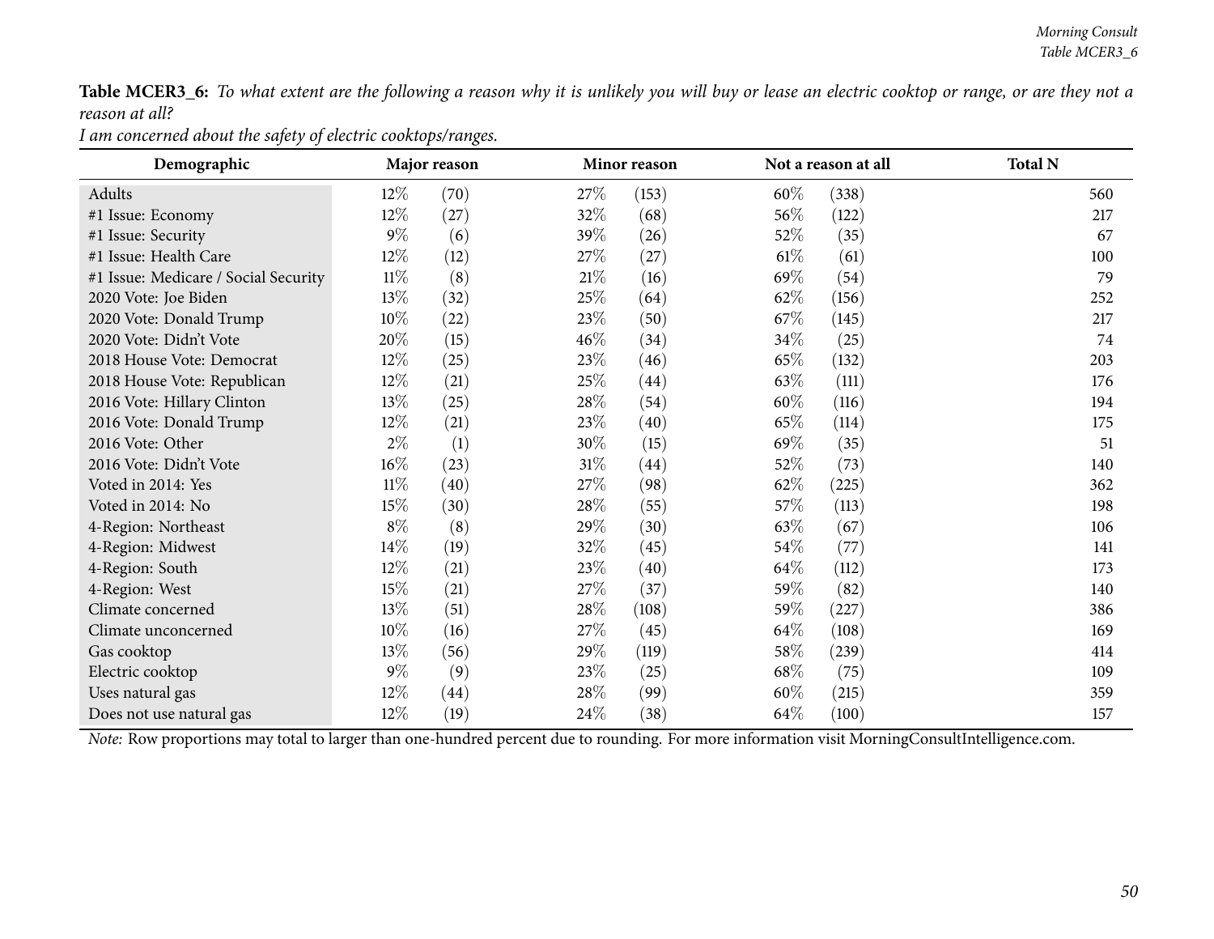**Table MCER3_6:** *To what extent are the following a reason why it is unlikely you will buy or lease an electric cooktop or range, or are they not a reason at all?*

*I am concerned about the safety of electric cooktops/ranges.*

| Demographic | Major reason | | Minor reason | | Not a reason at all | | Total N |
|---|---|---|---|---|---|---|---|
| Adults | 12% | (70) | 27% | (153) | 60% | (338) | 560 |
| #1 Issue: Economy | 12% | (27) | 32% | (68) | 56% | (122) | 217 |
| #1 Issue: Security | 9% | (6) | 39% | (26) | 52% | (35) | 67 |
| #1 Issue: Health Care | 12% | (12) | 27% | (27) | 61% | (61) | 100 |
| #1 Issue: Medicare / Social Security | 11% | (8) | 21% | (16) | 69% | (54) | 79 |
| 2020 Vote: Joe Biden | 13% | (32) | 25% | (64) | 62% | (156) | 252 |
| 2020 Vote: Donald Trump | 10% | (22) | 23% | (50) | 67% | (145) | 217 |
| 2020 Vote: Didn't Vote | 20% | (15) | 46% | (34) | 34% | (25) | 74 |
| 2018 House Vote: Democrat | 12% | (25) | 23% | (46) | 65% | (132) | 203 |
| 2018 House Vote: Republican | 12% | (21) | 25% | (44) | 63% | (111) | 176 |
| 2016 Vote: Hillary Clinton | 13% | (25) | 28% | (54) | 60% | (116) | 194 |
| 2016 Vote: Donald Trump | 12% | (21) | 23% | (40) | 65% | (114) | 175 |
| 2016 Vote: Other | 2% | (1) | 30% | (15) | 69% | (35) | 51 |
| 2016 Vote: Didn't Vote | 16% | (23) | 31% | (44) | 52% | (73) | 140 |
| Voted in 2014: Yes | 11% | (40) | 27% | (98) | 62% | (225) | 362 |
| Voted in 2014: No | 15% | (30) | 28% | (55) | 57% | (113) | 198 |
| 4-Region: Northeast | 8% | (8) | 29% | (30) | 63% | (67) | 106 |
| 4-Region: Midwest | 14% | (19) | 32% | (45) | 54% | (77) | 141 |
| 4-Region: South | 12% | (21) | 23% | (40) | 64% | (112) | 173 |
| 4-Region: West | 15% | (21) | 27% | (37) | 59% | (82) | 140 |
| Climate concerned | 13% | (51) | 28% | (108) | 59% | (227) | 386 |
| Climate unconcerned | 10% | (16) | 27% | (45) | 64% | (108) | 169 |
| Gas cooktop | 13% | (56) | 29% | (119) | 58% | (239) | 414 |
| Electric cooktop | 9% | (9) | 23% | (25) | 68% | (75) | 109 |
| Uses natural gas | 12% | (44) | 28% | (99) | 60% | (215) | 359 |
| Does not use natural gas | 12% | (19) | 24% | (38) | 64% | (100) | 157 |

*Note:* Row proportions may total to larger than one-hundred percent due to rounding. For more information visit MorningConsultIntelligence.com.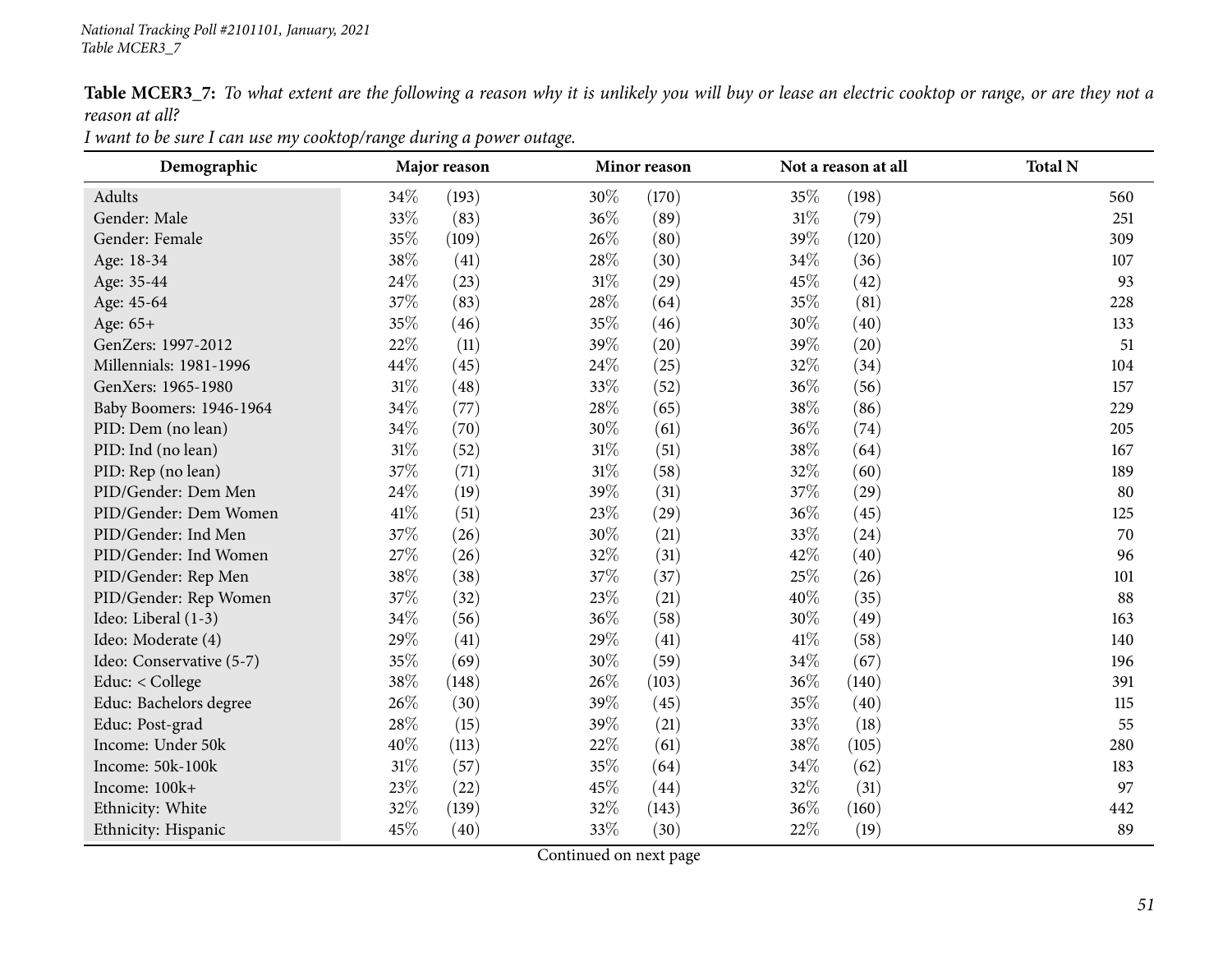**Table MCER3_7:** *To what extent are the following a reason why it is unlikely you will buy or lease an electric cooktop or range, or are they not a reason at all?*

*I want to be sure I can use my cooktop/range during a power outage.*

| Demographic | Major reason | | Minor reason | | Not a reason at all | | Total N |
|---|---|---|---|---|---|---|---|
| Adults | 34% | (193) | 30% | (170) | 35% | (198) | 560 |
| Gender: Male | 33% | (83) | 36% | (89) | 31% | (79) | 251 |
| Gender: Female | 35% | (109) | 26% | (80) | 39% | (120) | 309 |
| Age: 18-34 | 38% | (41) | 28% | (30) | 34% | (36) | 107 |
| Age: 35-44 | 24% | (23) | 31% | (29) | 45% | (42) | 93 |
| Age: 45-64 | 37% | (83) | 28% | (64) | 35% | (81) | 228 |
| Age: 65+ | 35% | (46) | 35% | (46) | 30% | (40) | 133 |
| GenZers: 1997-2012 | 22% | (11) | 39% | (20) | 39% | (20) | 51 |
| Millennials: 1981-1996 | 44% | (45) | 24% | (25) | 32% | (34) | 104 |
| GenXers: 1965-1980 | 31% | (48) | 33% | (52) | 36% | (56) | 157 |
| Baby Boomers: 1946-1964 | 34% | (77) | 28% | (65) | 38% | (86) | 229 |
| PID: Dem (no lean) | 34% | (70) | 30% | (61) | 36% | (74) | 205 |
| PID: Ind (no lean) | 31% | (52) | 31% | (51) | 38% | (64) | 167 |
| PID: Rep (no lean) | 37% | (71) | 31% | (58) | 32% | (60) | 189 |
| PID/Gender: Dem Men | 24% | (19) | 39% | (31) | 37% | (29) | 80 |
| PID/Gender: Dem Women | 41% | (51) | 23% | (29) | 36% | (45) | 125 |
| PID/Gender: Ind Men | 37% | (26) | 30% | (21) | 33% | (24) | 70 |
| PID/Gender: Ind Women | 27% | (26) | 32% | (31) | 42% | (40) | 96 |
| PID/Gender: Rep Men | 38% | (38) | 37% | (37) | 25% | (26) | 101 |
| PID/Gender: Rep Women | 37% | (32) | 23% | (21) | 40% | (35) | 88 |
| Ideo: Liberal (1-3) | 34% | (56) | 36% | (58) | 30% | (49) | 163 |
| Ideo: Moderate (4) | 29% | (41) | 29% | (41) | 41% | (58) | 140 |
| Ideo: Conservative (5-7) | 35% | (69) | 30% | (59) | 34% | (67) | 196 |
| Educ: < College | 38% | (148) | 26% | (103) | 36% | (140) | 391 |
| Educ: Bachelors degree | 26% | (30) | 39% | (45) | 35% | (40) | 115 |
| Educ: Post-grad | 28% | (15) | 39% | (21) | 33% | (18) | 55 |
| Income: Under 50k | 40% | (113) | 22% | (61) | 38% | (105) | 280 |
| Income: 50k-100k | 31% | (57) | 35% | (64) | 34% | (62) | 183 |
| Income: 100k+ | 23% | (22) | 45% | (44) | 32% | (31) | 97 |
| Ethnicity: White | 32% | (139) | 32% | (143) | 36% | (160) | 442 |
| Ethnicity: Hispanic | 45% | (40) | 33% | (30) | 22% | (19) | 89 |

Continued on next page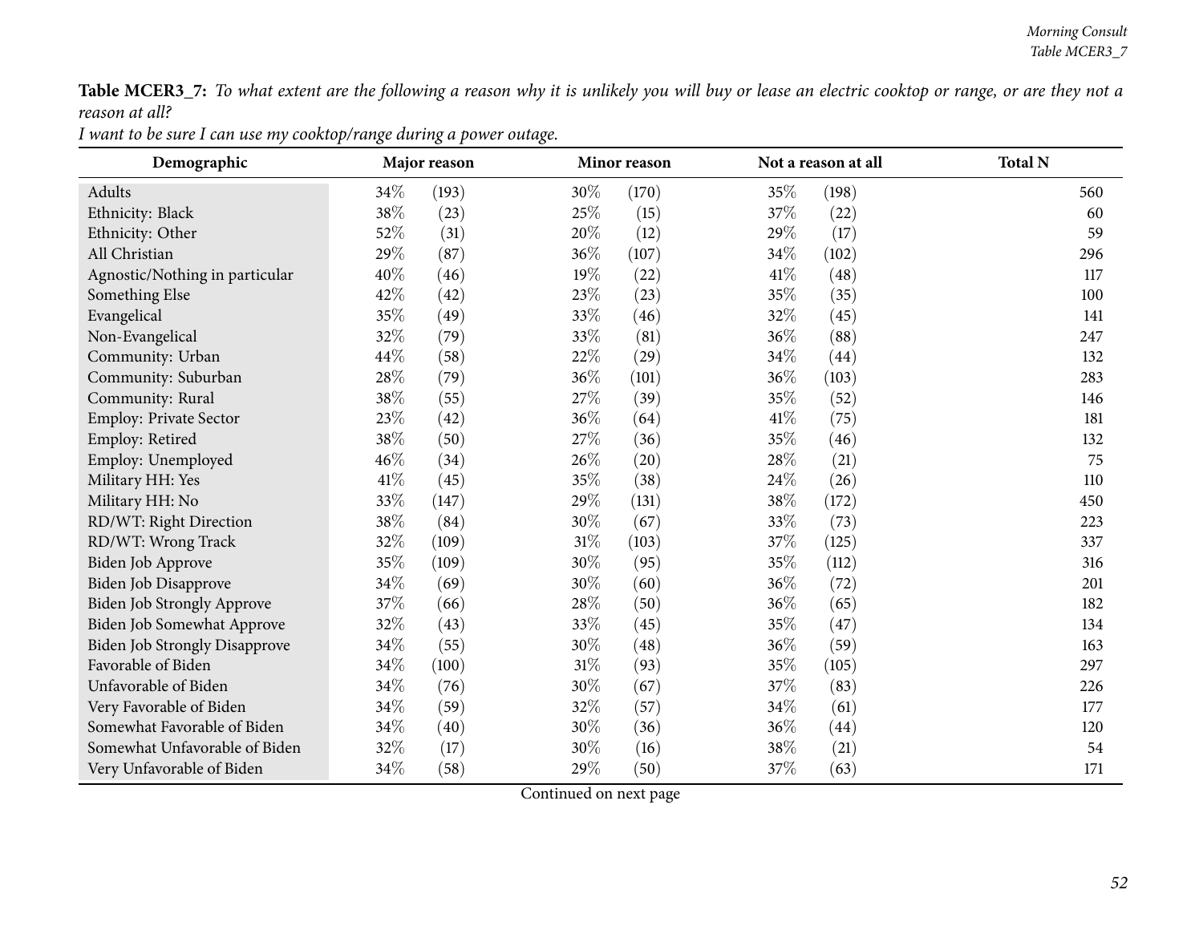**Table MCER3_7:** *To what extent are the following a reason why it is unlikely you will buy or lease an electric cooktop or range, or are they not a reason at all?*

*I want to be sure I can use my cooktop/range during a power outage.*

| Demographic | Major reason | | Minor reason | | Not a reason at all | | Total N |
|---|---|---|---|---|---|---|---|
| Adults | 34% | (193) | 30% | (170) | 35% | (198) | 560 |
| Ethnicity: Black | 38% | (23) | 25% | (15) | 37% | (22) | 60 |
| Ethnicity: Other | 52% | (31) | 20% | (12) | 29% | (17) | 59 |
| All Christian | 29% | (87) | 36% | (107) | 34% | (102) | 296 |
| Agnostic/Nothing in particular | 40% | (46) | 19% | (22) | 41% | (48) | 117 |
| Something Else | 42% | (42) | 23% | (23) | 35% | (35) | 100 |
| Evangelical | 35% | (49) | 33% | (46) | 32% | (45) | 141 |
| Non-Evangelical | 32% | (79) | 33% | (81) | 36% | (88) | 247 |
| Community: Urban | 44% | (58) | 22% | (29) | 34% | (44) | 132 |
| Community: Suburban | 28% | (79) | 36% | (101) | 36% | (103) | 283 |
| Community: Rural | 38% | (55) | 27% | (39) | 35% | (52) | 146 |
| Employ: Private Sector | 23% | (42) | 36% | (64) | 41% | (75) | 181 |
| Employ: Retired | 38% | (50) | 27% | (36) | 35% | (46) | 132 |
| Employ: Unemployed | 46% | (34) | 26% | (20) | 28% | (21) | 75 |
| Military HH: Yes | 41% | (45) | 35% | (38) | 24% | (26) | 110 |
| Military HH: No | 33% | (147) | 29% | (131) | 38% | (172) | 450 |
| RD/WT: Right Direction | 38% | (84) | 30% | (67) | 33% | (73) | 223 |
| RD/WT: Wrong Track | 32% | (109) | 31% | (103) | 37% | (125) | 337 |
| Biden Job Approve | 35% | (109) | 30% | (95) | 35% | (112) | 316 |
| Biden Job Disapprove | 34% | (69) | 30% | (60) | 36% | (72) | 201 |
| Biden Job Strongly Approve | 37% | (66) | 28% | (50) | 36% | (65) | 182 |
| Biden Job Somewhat Approve | 32% | (43) | 33% | (45) | 35% | (47) | 134 |
| Biden Job Strongly Disapprove | 34% | (55) | 30% | (48) | 36% | (59) | 163 |
| Favorable of Biden | 34% | (100) | 31% | (93) | 35% | (105) | 297 |
| Unfavorable of Biden | 34% | (76) | 30% | (67) | 37% | (83) | 226 |
| Very Favorable of Biden | 34% | (59) | 32% | (57) | 34% | (61) | 177 |
| Somewhat Favorable of Biden | 34% | (40) | 30% | (36) | 36% | (44) | 120 |
| Somewhat Unfavorable of Biden | 32% | (17) | 30% | (16) | 38% | (21) | 54 |
| Very Unfavorable of Biden | 34% | (58) | 29% | (50) | 37% | (63) | 171 |

Continued on next page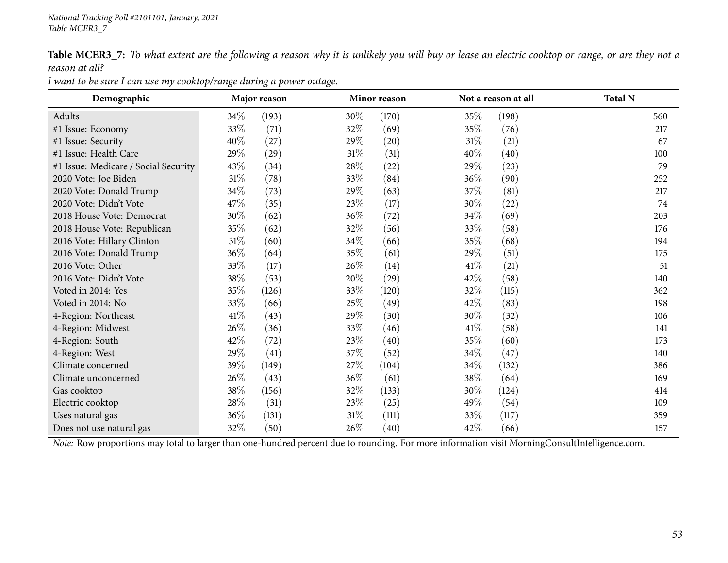**Table MCER3_7:** *To what extent are the following a reason why it is unlikely you will buy or lease an electric cooktop or range, or are they not a reason at all?*

*I want to be sure I can use my cooktop/range during a power outage.*

| Demographic | Major reason | | Minor reason | | Not a reason at all | | Total N |
|---|---|---|---|---|---|---|---|
| Adults | 34% | (193) | 30% | (170) | 35% | (198) | 560 |
| #1 Issue: Economy | 33% | (71) | 32% | (69) | 35% | (76) | 217 |
| #1 Issue: Security | 40% | (27) | 29% | (20) | 31% | (21) | 67 |
| #1 Issue: Health Care | 29% | (29) | 31% | (31) | 40% | (40) | 100 |
| #1 Issue: Medicare / Social Security | 43% | (34) | 28% | (22) | 29% | (23) | 79 |
| 2020 Vote: Joe Biden | 31% | (78) | 33% | (84) | 36% | (90) | 252 |
| 2020 Vote: Donald Trump | 34% | (73) | 29% | (63) | 37% | (81) | 217 |
| 2020 Vote: Didn't Vote | 47% | (35) | 23% | (17) | 30% | (22) | 74 |
| 2018 House Vote: Democrat | 30% | (62) | 36% | (72) | 34% | (69) | 203 |
| 2018 House Vote: Republican | 35% | (62) | 32% | (56) | 33% | (58) | 176 |
| 2016 Vote: Hillary Clinton | 31% | (60) | 34% | (66) | 35% | (68) | 194 |
| 2016 Vote: Donald Trump | 36% | (64) | 35% | (61) | 29% | (51) | 175 |
| 2016 Vote: Other | 33% | (17) | 26% | (14) | 41% | (21) | 51 |
| 2016 Vote: Didn't Vote | 38% | (53) | 20% | (29) | 42% | (58) | 140 |
| Voted in 2014: Yes | 35% | (126) | 33% | (120) | 32% | (115) | 362 |
| Voted in 2014: No | 33% | (66) | 25% | (49) | 42% | (83) | 198 |
| 4-Region: Northeast | 41% | (43) | 29% | (30) | 30% | (32) | 106 |
| 4-Region: Midwest | 26% | (36) | 33% | (46) | 41% | (58) | 141 |
| 4-Region: South | 42% | (72) | 23% | (40) | 35% | (60) | 173 |
| 4-Region: West | 29% | (41) | 37% | (52) | 34% | (47) | 140 |
| Climate concerned | 39% | (149) | 27% | (104) | 34% | (132) | 386 |
| Climate unconcerned | 26% | (43) | 36% | (61) | 38% | (64) | 169 |
| Gas cooktop | 38% | (156) | 32% | (133) | 30% | (124) | 414 |
| Electric cooktop | 28% | (31) | 23% | (25) | 49% | (54) | 109 |
| Uses natural gas | 36% | (131) | 31% | (111) | 33% | (117) | 359 |
| Does not use natural gas | 32% | (50) | 26% | (40) | 42% | (66) | 157 |

*Note:* Row proportions may total to larger than one-hundred percent due to rounding. For more information visit MorningConsultIntelligence.com.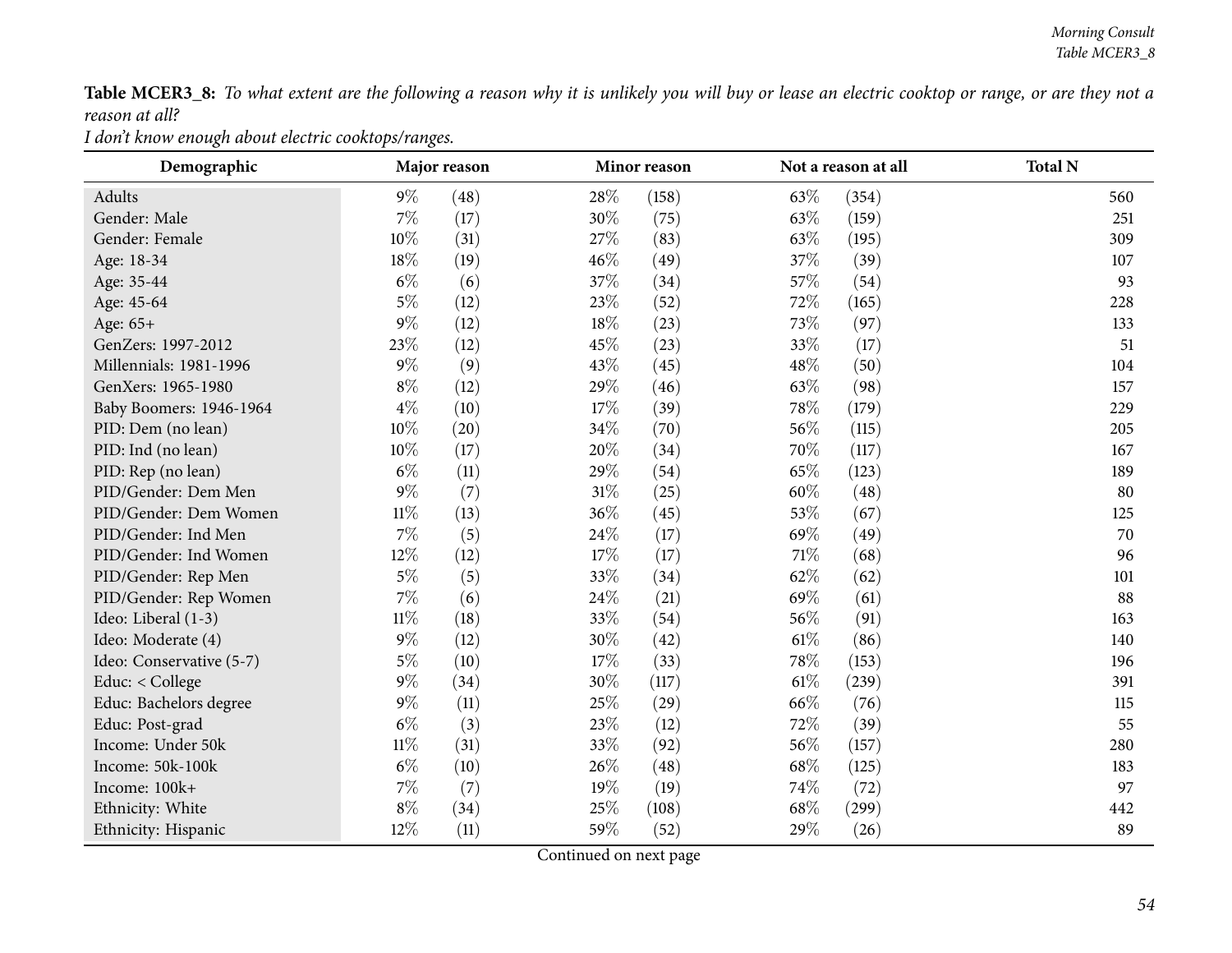**Table MCER3_8:** *To what extent are the following a reason why it is unlikely you will buy or lease an electric cooktop or range, or are they not a reason at all?*
*I don't know enough about electric cooktops/ranges.*

| Demographic | Major reason | | Minor reason | | Not a reason at all | | Total N |
|---|---|---|---|---|---|---|---|
| Adults | 9% | (48) | 28% | (158) | 63% | (354) | 560 |
| Gender: Male | 7% | (17) | 30% | (75) | 63% | (159) | 251 |
| Gender: Female | 10% | (31) | 27% | (83) | 63% | (195) | 309 |
| Age: 18-34 | 18% | (19) | 46% | (49) | 37% | (39) | 107 |
| Age: 35-44 | 6% | (6) | 37% | (34) | 57% | (54) | 93 |
| Age: 45-64 | 5% | (12) | 23% | (52) | 72% | (165) | 228 |
| Age: 65+ | 9% | (12) | 18% | (23) | 73% | (97) | 133 |
| GenZers: 1997-2012 | 23% | (12) | 45% | (23) | 33% | (17) | 51 |
| Millennials: 1981-1996 | 9% | (9) | 43% | (45) | 48% | (50) | 104 |
| GenXers: 1965-1980 | 8% | (12) | 29% | (46) | 63% | (98) | 157 |
| Baby Boomers: 1946-1964 | 4% | (10) | 17% | (39) | 78% | (179) | 229 |
| PID: Dem (no lean) | 10% | (20) | 34% | (70) | 56% | (115) | 205 |
| PID: Ind (no lean) | 10% | (17) | 20% | (34) | 70% | (117) | 167 |
| PID: Rep (no lean) | 6% | (11) | 29% | (54) | 65% | (123) | 189 |
| PID/Gender: Dem Men | 9% | (7) | 31% | (25) | 60% | (48) | 80 |
| PID/Gender: Dem Women | 11% | (13) | 36% | (45) | 53% | (67) | 125 |
| PID/Gender: Ind Men | 7% | (5) | 24% | (17) | 69% | (49) | 70 |
| PID/Gender: Ind Women | 12% | (12) | 17% | (17) | 71% | (68) | 96 |
| PID/Gender: Rep Men | 5% | (5) | 33% | (34) | 62% | (62) | 101 |
| PID/Gender: Rep Women | 7% | (6) | 24% | (21) | 69% | (61) | 88 |
| Ideo: Liberal (1-3) | 11% | (18) | 33% | (54) | 56% | (91) | 163 |
| Ideo: Moderate (4) | 9% | (12) | 30% | (42) | 61% | (86) | 140 |
| Ideo: Conservative (5-7) | 5% | (10) | 17% | (33) | 78% | (153) | 196 |
| Educ: < College | 9% | (34) | 30% | (117) | 61% | (239) | 391 |
| Educ: Bachelors degree | 9% | (11) | 25% | (29) | 66% | (76) | 115 |
| Educ: Post-grad | 6% | (3) | 23% | (12) | 72% | (39) | 55 |
| Income: Under 50k | 11% | (31) | 33% | (92) | 56% | (157) | 280 |
| Income: 50k-100k | 6% | (10) | 26% | (48) | 68% | (125) | 183 |
| Income: 100k+ | 7% | (7) | 19% | (19) | 74% | (72) | 97 |
| Ethnicity: White | 8% | (34) | 25% | (108) | 68% | (299) | 442 |
| Ethnicity: Hispanic | 12% | (11) | 59% | (52) | 29% | (26) | 89 |

Continued on next page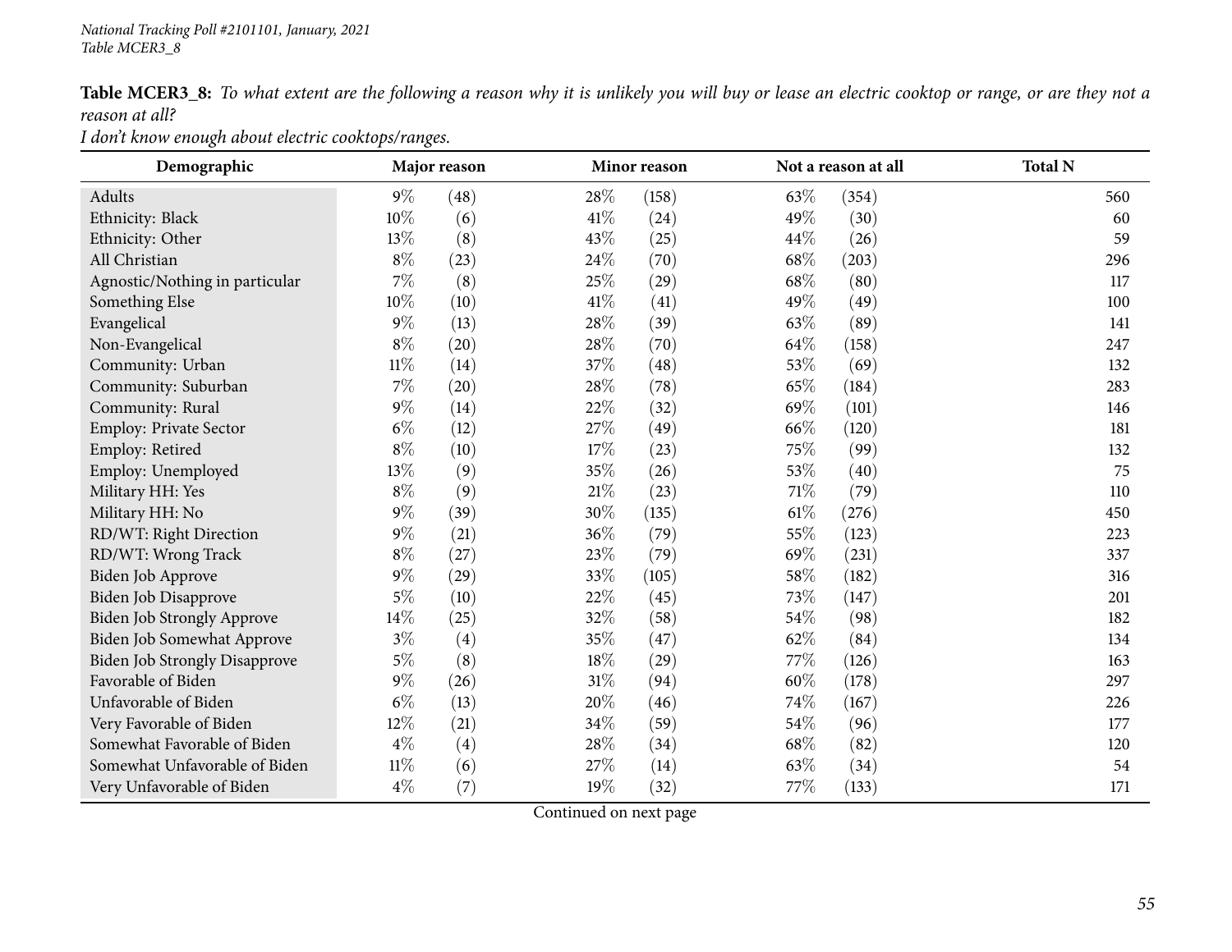*National Tracking Poll #2101101, January, 2021*
*Table MCER3_8*

**Table MCER3_8:** *To what extent are the following a reason why it is unlikely you will buy or lease an electric cooktop or range, or are they not a reason at all?*
*I don't know enough about electric cooktops/ranges.*

| Demographic | Major reason | | Minor reason | | Not a reason at all | | Total N |
|---|---|---|---|---|---|---|---|
| Adults | 9% | (48) | 28% | (158) | 63% | (354) | 560 |
| Ethnicity: Black | 10% | (6) | 41% | (24) | 49% | (30) | 60 |
| Ethnicity: Other | 13% | (8) | 43% | (25) | 44% | (26) | 59 |
| All Christian | 8% | (23) | 24% | (70) | 68% | (203) | 296 |
| Agnostic/Nothing in particular | 7% | (8) | 25% | (29) | 68% | (80) | 117 |
| Something Else | 10% | (10) | 41% | (41) | 49% | (49) | 100 |
| Evangelical | 9% | (13) | 28% | (39) | 63% | (89) | 141 |
| Non-Evangelical | 8% | (20) | 28% | (70) | 64% | (158) | 247 |
| Community: Urban | 11% | (14) | 37% | (48) | 53% | (69) | 132 |
| Community: Suburban | 7% | (20) | 28% | (78) | 65% | (184) | 283 |
| Community: Rural | 9% | (14) | 22% | (32) | 69% | (101) | 146 |
| Employ: Private Sector | 6% | (12) | 27% | (49) | 66% | (120) | 181 |
| Employ: Retired | 8% | (10) | 17% | (23) | 75% | (99) | 132 |
| Employ: Unemployed | 13% | (9) | 35% | (26) | 53% | (40) | 75 |
| Military HH: Yes | 8% | (9) | 21% | (23) | 71% | (79) | 110 |
| Military HH: No | 9% | (39) | 30% | (135) | 61% | (276) | 450 |
| RD/WT: Right Direction | 9% | (21) | 36% | (79) | 55% | (123) | 223 |
| RD/WT: Wrong Track | 8% | (27) | 23% | (79) | 69% | (231) | 337 |
| Biden Job Approve | 9% | (29) | 33% | (105) | 58% | (182) | 316 |
| Biden Job Disapprove | 5% | (10) | 22% | (45) | 73% | (147) | 201 |
| Biden Job Strongly Approve | 14% | (25) | 32% | (58) | 54% | (98) | 182 |
| Biden Job Somewhat Approve | 3% | (4) | 35% | (47) | 62% | (84) | 134 |
| Biden Job Strongly Disapprove | 5% | (8) | 18% | (29) | 77% | (126) | 163 |
| Favorable of Biden | 9% | (26) | 31% | (94) | 60% | (178) | 297 |
| Unfavorable of Biden | 6% | (13) | 20% | (46) | 74% | (167) | 226 |
| Very Favorable of Biden | 12% | (21) | 34% | (59) | 54% | (96) | 177 |
| Somewhat Favorable of Biden | 4% | (4) | 28% | (34) | 68% | (82) | 120 |
| Somewhat Unfavorable of Biden | 11% | (6) | 27% | (14) | 63% | (34) | 54 |
| Very Unfavorable of Biden | 4% | (7) | 19% | (32) | 77% | (133) | 171 |

Continued on next page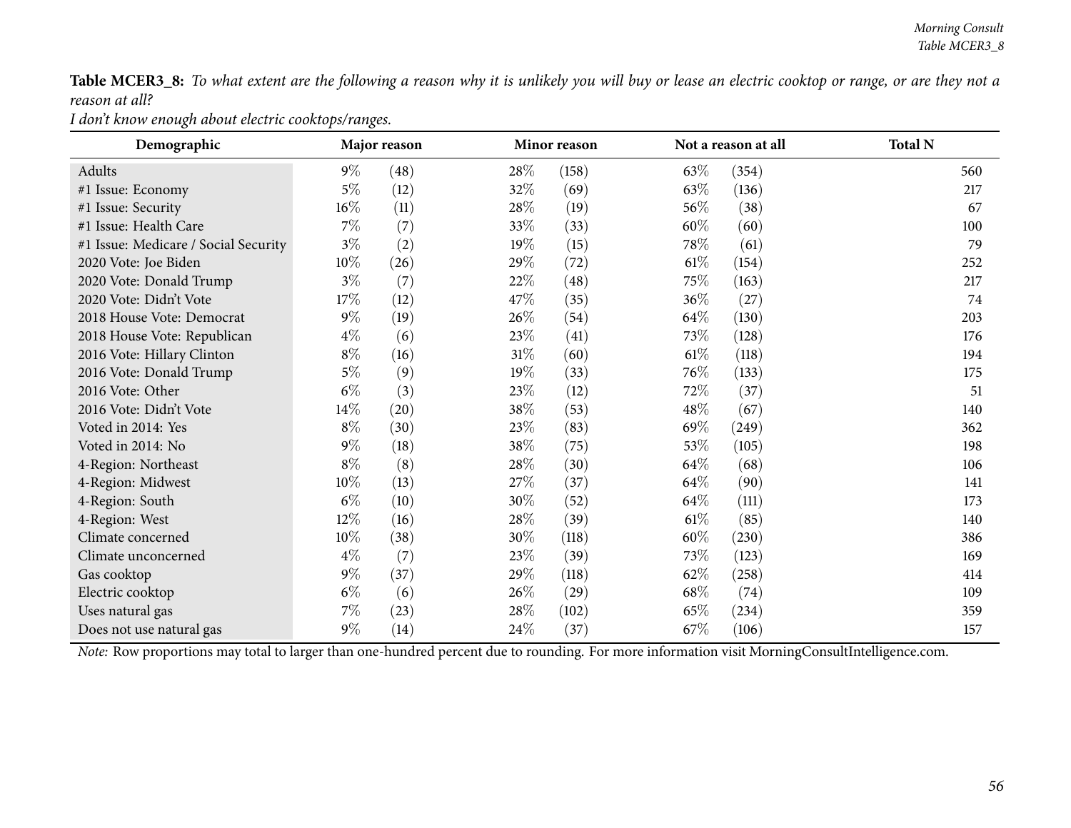**Table MCER3_8:** *To what extent are the following a reason why it is unlikely you will buy or lease an electric cooktop or range, or are they not a reason at all?*

*I don't know enough about electric cooktops/ranges.*

| Demographic | Major reason | | Minor reason | | Not a reason at all | | Total N |
|---|---|---|---|---|---|---|---|
| Adults | 9% | (48) | 28% | (158) | 63% | (354) | 560 |
| #1 Issue: Economy | 5% | (12) | 32% | (69) | 63% | (136) | 217 |
| #1 Issue: Security | 16% | (11) | 28% | (19) | 56% | (38) | 67 |
| #1 Issue: Health Care | 7% | (7) | 33% | (33) | 60% | (60) | 100 |
| #1 Issue: Medicare / Social Security | 3% | (2) | 19% | (15) | 78% | (61) | 79 |
| 2020 Vote: Joe Biden | 10% | (26) | 29% | (72) | 61% | (154) | 252 |
| 2020 Vote: Donald Trump | 3% | (7) | 22% | (48) | 75% | (163) | 217 |
| 2020 Vote: Didn't Vote | 17% | (12) | 47% | (35) | 36% | (27) | 74 |
| 2018 House Vote: Democrat | 9% | (19) | 26% | (54) | 64% | (130) | 203 |
| 2018 House Vote: Republican | 4% | (6) | 23% | (41) | 73% | (128) | 176 |
| 2016 Vote: Hillary Clinton | 8% | (16) | 31% | (60) | 61% | (118) | 194 |
| 2016 Vote: Donald Trump | 5% | (9) | 19% | (33) | 76% | (133) | 175 |
| 2016 Vote: Other | 6% | (3) | 23% | (12) | 72% | (37) | 51 |
| 2016 Vote: Didn't Vote | 14% | (20) | 38% | (53) | 48% | (67) | 140 |
| Voted in 2014: Yes | 8% | (30) | 23% | (83) | 69% | (249) | 362 |
| Voted in 2014: No | 9% | (18) | 38% | (75) | 53% | (105) | 198 |
| 4-Region: Northeast | 8% | (8) | 28% | (30) | 64% | (68) | 106 |
| 4-Region: Midwest | 10% | (13) | 27% | (37) | 64% | (90) | 141 |
| 4-Region: South | 6% | (10) | 30% | (52) | 64% | (111) | 173 |
| 4-Region: West | 12% | (16) | 28% | (39) | 61% | (85) | 140 |
| Climate concerned | 10% | (38) | 30% | (118) | 60% | (230) | 386 |
| Climate unconcerned | 4% | (7) | 23% | (39) | 73% | (123) | 169 |
| Gas cooktop | 9% | (37) | 29% | (118) | 62% | (258) | 414 |
| Electric cooktop | 6% | (6) | 26% | (29) | 68% | (74) | 109 |
| Uses natural gas | 7% | (23) | 28% | (102) | 65% | (234) | 359 |
| Does not use natural gas | 9% | (14) | 24% | (37) | 67% | (106) | 157 |

*Note:* Row proportions may total to larger than one-hundred percent due to rounding. For more information visit MorningConsultIntelligence.com.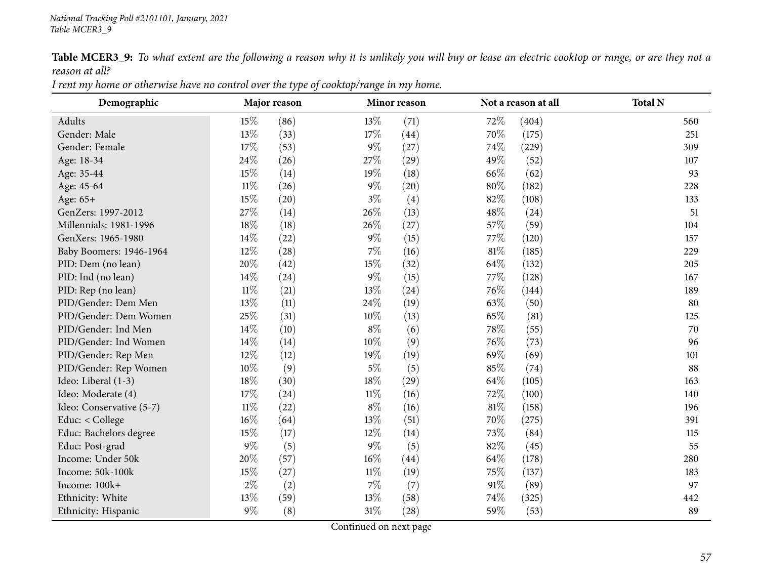**Table MCER3_9:** *To what extent are the following a reason why it is unlikely you will buy or lease an electric cooktop or range, or are they not a reason at all?*

*I rent my home or otherwise have no control over the type of cooktop/range in my home.*

| Demographic | Major reason | | Minor reason | | Not a reason at all | | Total N |
|---|---|---|---|---|---|---|---|
| Adults | 15% | (86) | 13% | (71) | 72% | (404) | 560 |
| Gender: Male | 13% | (33) | 17% | (44) | 70% | (175) | 251 |
| Gender: Female | 17% | (53) | 9% | (27) | 74% | (229) | 309 |
| Age: 18-34 | 24% | (26) | 27% | (29) | 49% | (52) | 107 |
| Age: 35-44 | 15% | (14) | 19% | (18) | 66% | (62) | 93 |
| Age: 45-64 | 11% | (26) | 9% | (20) | 80% | (182) | 228 |
| Age: 65+ | 15% | (20) | 3% | (4) | 82% | (108) | 133 |
| GenZers: 1997-2012 | 27% | (14) | 26% | (13) | 48% | (24) | 51 |
| Millennials: 1981-1996 | 18% | (18) | 26% | (27) | 57% | (59) | 104 |
| GenXers: 1965-1980 | 14% | (22) | 9% | (15) | 77% | (120) | 157 |
| Baby Boomers: 1946-1964 | 12% | (28) | 7% | (16) | 81% | (185) | 229 |
| PID: Dem (no lean) | 20% | (42) | 15% | (32) | 64% | (132) | 205 |
| PID: Ind (no lean) | 14% | (24) | 9% | (15) | 77% | (128) | 167 |
| PID: Rep (no lean) | 11% | (21) | 13% | (24) | 76% | (144) | 189 |
| PID/Gender: Dem Men | 13% | (11) | 24% | (19) | 63% | (50) | 80 |
| PID/Gender: Dem Women | 25% | (31) | 10% | (13) | 65% | (81) | 125 |
| PID/Gender: Ind Men | 14% | (10) | 8% | (6) | 78% | (55) | 70 |
| PID/Gender: Ind Women | 14% | (14) | 10% | (9) | 76% | (73) | 96 |
| PID/Gender: Rep Men | 12% | (12) | 19% | (19) | 69% | (69) | 101 |
| PID/Gender: Rep Women | 10% | (9) | 5% | (5) | 85% | (74) | 88 |
| Ideo: Liberal (1-3) | 18% | (30) | 18% | (29) | 64% | (105) | 163 |
| Ideo: Moderate (4) | 17% | (24) | 11% | (16) | 72% | (100) | 140 |
| Ideo: Conservative (5-7) | 11% | (22) | 8% | (16) | 81% | (158) | 196 |
| Educ: < College | 16% | (64) | 13% | (51) | 70% | (275) | 391 |
| Educ: Bachelors degree | 15% | (17) | 12% | (14) | 73% | (84) | 115 |
| Educ: Post-grad | 9% | (5) | 9% | (5) | 82% | (45) | 55 |
| Income: Under 50k | 20% | (57) | 16% | (44) | 64% | (178) | 280 |
| Income: 50k-100k | 15% | (27) | 11% | (19) | 75% | (137) | 183 |
| Income: 100k+ | 2% | (2) | 7% | (7) | 91% | (89) | 97 |
| Ethnicity: White | 13% | (59) | 13% | (58) | 74% | (325) | 442 |
| Ethnicity: Hispanic | 9% | (8) | 31% | (28) | 59% | (53) | 89 |

Continued on next page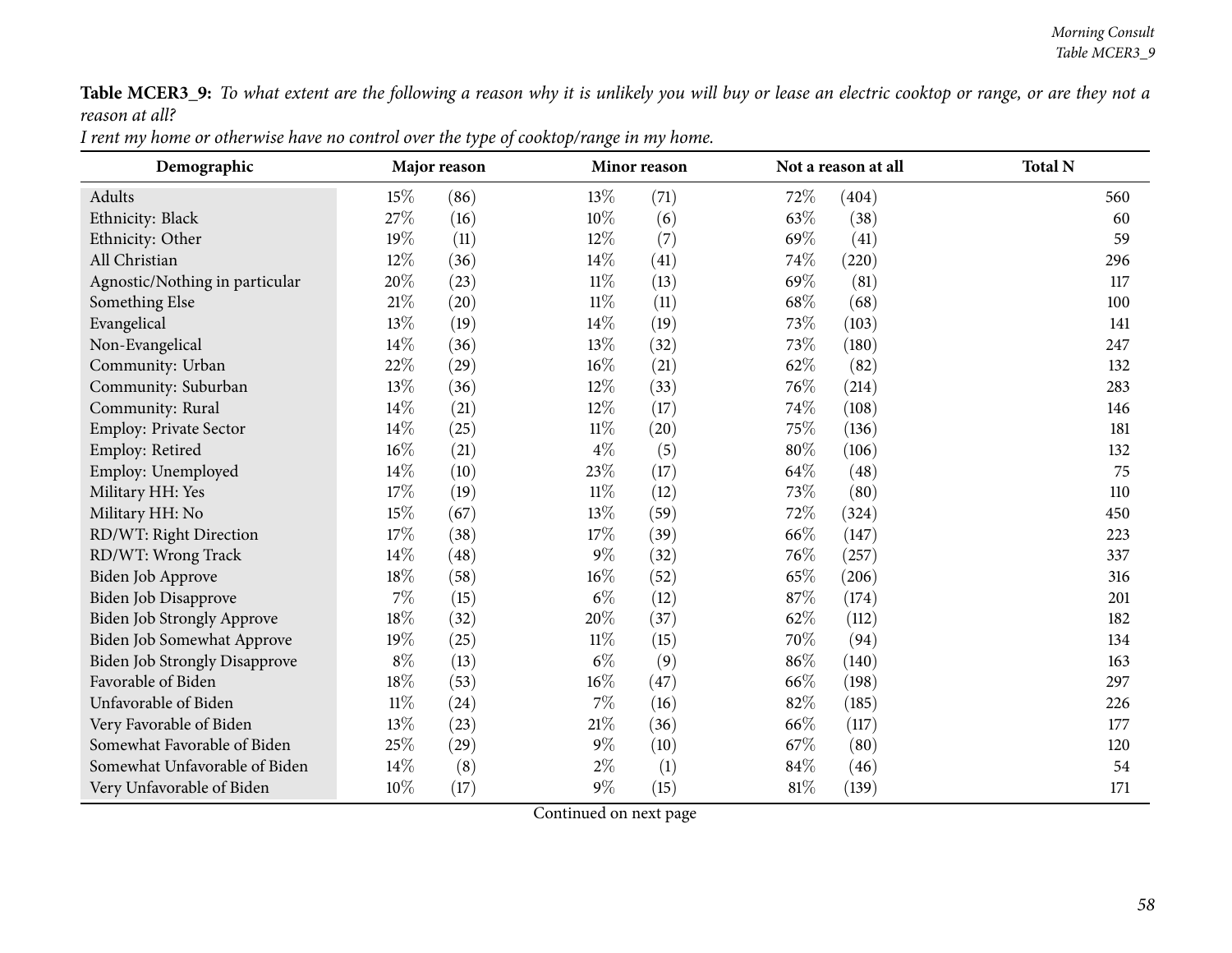**Table MCER3_9:** *To what extent are the following a reason why it is unlikely you will buy or lease an electric cooktop or range, or are they not a reason at all?*

*I rent my home or otherwise have no control over the type of cooktop/range in my home.*

| Demographic | Major reason | | Minor reason | | Not a reason at all | | Total N |
|---|---|---|---|---|---|---|---|
| Adults | 15% | (86) | 13% | (71) | 72% | (404) | 560 |
| Ethnicity: Black | 27% | (16) | 10% | (6) | 63% | (38) | 60 |
| Ethnicity: Other | 19% | (11) | 12% | (7) | 69% | (41) | 59 |
| All Christian | 12% | (36) | 14% | (41) | 74% | (220) | 296 |
| Agnostic/Nothing in particular | 20% | (23) | 11% | (13) | 69% | (81) | 117 |
| Something Else | 21% | (20) | 11% | (11) | 68% | (68) | 100 |
| Evangelical | 13% | (19) | 14% | (19) | 73% | (103) | 141 |
| Non-Evangelical | 14% | (36) | 13% | (32) | 73% | (180) | 247 |
| Community: Urban | 22% | (29) | 16% | (21) | 62% | (82) | 132 |
| Community: Suburban | 13% | (36) | 12% | (33) | 76% | (214) | 283 |
| Community: Rural | 14% | (21) | 12% | (17) | 74% | (108) | 146 |
| Employ: Private Sector | 14% | (25) | 11% | (20) | 75% | (136) | 181 |
| Employ: Retired | 16% | (21) | 4% | (5) | 80% | (106) | 132 |
| Employ: Unemployed | 14% | (10) | 23% | (17) | 64% | (48) | 75 |
| Military HH: Yes | 17% | (19) | 11% | (12) | 73% | (80) | 110 |
| Military HH: No | 15% | (67) | 13% | (59) | 72% | (324) | 450 |
| RD/WT: Right Direction | 17% | (38) | 17% | (39) | 66% | (147) | 223 |
| RD/WT: Wrong Track | 14% | (48) | 9% | (32) | 76% | (257) | 337 |
| Biden Job Approve | 18% | (58) | 16% | (52) | 65% | (206) | 316 |
| Biden Job Disapprove | 7% | (15) | 6% | (12) | 87% | (174) | 201 |
| Biden Job Strongly Approve | 18% | (32) | 20% | (37) | 62% | (112) | 182 |
| Biden Job Somewhat Approve | 19% | (25) | 11% | (15) | 70% | (94) | 134 |
| Biden Job Strongly Disapprove | 8% | (13) | 6% | (9) | 86% | (140) | 163 |
| Favorable of Biden | 18% | (53) | 16% | (47) | 66% | (198) | 297 |
| Unfavorable of Biden | 11% | (24) | 7% | (16) | 82% | (185) | 226 |
| Very Favorable of Biden | 13% | (23) | 21% | (36) | 66% | (117) | 177 |
| Somewhat Favorable of Biden | 25% | (29) | 9% | (10) | 67% | (80) | 120 |
| Somewhat Unfavorable of Biden | 14% | (8) | 2% | (1) | 84% | (46) | 54 |
| Very Unfavorable of Biden | 10% | (17) | 9% | (15) | 81% | (139) | 171 |

Continued on next page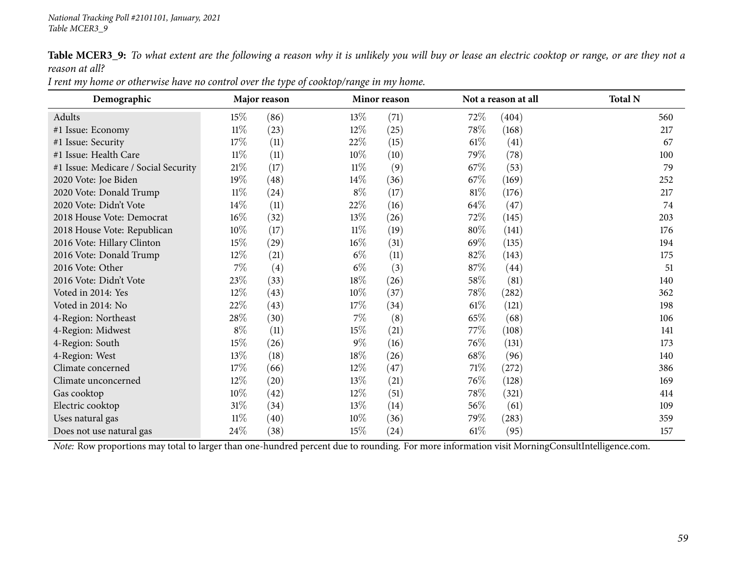**Table MCER3_9:** *To what extent are the following a reason why it is unlikely you will buy or lease an electric cooktop or range, or are they not a reason at all?*

*I rent my home or otherwise have no control over the type of cooktop/range in my home.*

| Demographic | Major reason | | Minor reason | | Not a reason at all | | Total N |
|---|---|---|---|---|---|---|---|
| Adults | 15% | (86) | 13% | (71) | 72% | (404) | 560 |
| #1 Issue: Economy | 11% | (23) | 12% | (25) | 78% | (168) | 217 |
| #1 Issue: Security | 17% | (11) | 22% | (15) | 61% | (41) | 67 |
| #1 Issue: Health Care | 11% | (11) | 10% | (10) | 79% | (78) | 100 |
| #1 Issue: Medicare / Social Security | 21% | (17) | 11% | (9) | 67% | (53) | 79 |
| 2020 Vote: Joe Biden | 19% | (48) | 14% | (36) | 67% | (169) | 252 |
| 2020 Vote: Donald Trump | 11% | (24) | 8% | (17) | 81% | (176) | 217 |
| 2020 Vote: Didn't Vote | 14% | (11) | 22% | (16) | 64% | (47) | 74 |
| 2018 House Vote: Democrat | 16% | (32) | 13% | (26) | 72% | (145) | 203 |
| 2018 House Vote: Republican | 10% | (17) | 11% | (19) | 80% | (141) | 176 |
| 2016 Vote: Hillary Clinton | 15% | (29) | 16% | (31) | 69% | (135) | 194 |
| 2016 Vote: Donald Trump | 12% | (21) | 6% | (11) | 82% | (143) | 175 |
| 2016 Vote: Other | 7% | (4) | 6% | (3) | 87% | (44) | 51 |
| 2016 Vote: Didn't Vote | 23% | (33) | 18% | (26) | 58% | (81) | 140 |
| Voted in 2014: Yes | 12% | (43) | 10% | (37) | 78% | (282) | 362 |
| Voted in 2014: No | 22% | (43) | 17% | (34) | 61% | (121) | 198 |
| 4-Region: Northeast | 28% | (30) | 7% | (8) | 65% | (68) | 106 |
| 4-Region: Midwest | 8% | (11) | 15% | (21) | 77% | (108) | 141 |
| 4-Region: South | 15% | (26) | 9% | (16) | 76% | (131) | 173 |
| 4-Region: West | 13% | (18) | 18% | (26) | 68% | (96) | 140 |
| Climate concerned | 17% | (66) | 12% | (47) | 71% | (272) | 386 |
| Climate unconcerned | 12% | (20) | 13% | (21) | 76% | (128) | 169 |
| Gas cooktop | 10% | (42) | 12% | (51) | 78% | (321) | 414 |
| Electric cooktop | 31% | (34) | 13% | (14) | 56% | (61) | 109 |
| Uses natural gas | 11% | (40) | 10% | (36) | 79% | (283) | 359 |
| Does not use natural gas | 24% | (38) | 15% | (24) | 61% | (95) | 157 |

*Note:* Row proportions may total to larger than one-hundred percent due to rounding. For more information visit MorningConsultIntelligence.com.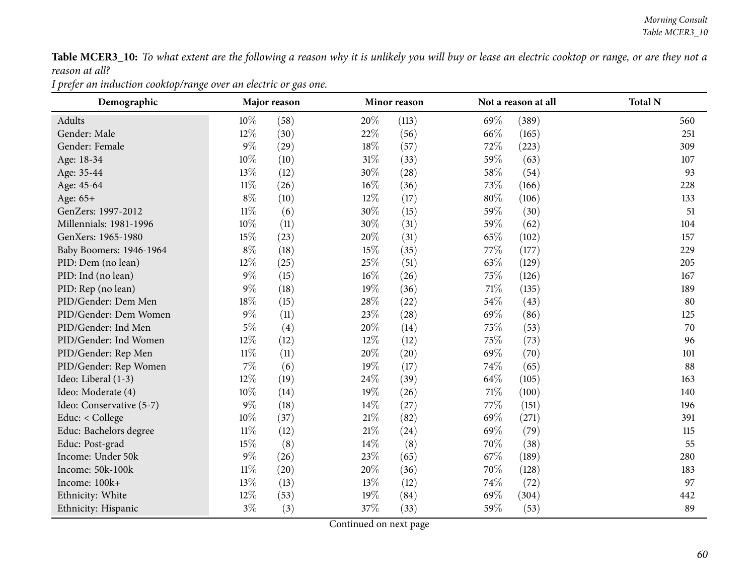**Table MCER3_10:** *To what extent are the following a reason why it is unlikely you will buy or lease an electric cooktop or range, or are they not a reason at all?*
*I prefer an induction cooktop/range over an electric or gas one.*

| Demographic | Major reason | | Minor reason | | Not a reason at all | | Total N |
|---|---|---|---|---|---|---|---|
| Adults | 10% | (58) | 20% | (113) | 69% | (389) | 560 |
| Gender: Male | 12% | (30) | 22% | (56) | 66% | (165) | 251 |
| Gender: Female | 9% | (29) | 18% | (57) | 72% | (223) | 309 |
| Age: 18-34 | 10% | (10) | 31% | (33) | 59% | (63) | 107 |
| Age: 35-44 | 13% | (12) | 30% | (28) | 58% | (54) | 93 |
| Age: 45-64 | 11% | (26) | 16% | (36) | 73% | (166) | 228 |
| Age: 65+ | 8% | (10) | 12% | (17) | 80% | (106) | 133 |
| GenZers: 1997-2012 | 11% | (6) | 30% | (15) | 59% | (30) | 51 |
| Millennials: 1981-1996 | 10% | (11) | 30% | (31) | 59% | (62) | 104 |
| GenXers: 1965-1980 | 15% | (23) | 20% | (31) | 65% | (102) | 157 |
| Baby Boomers: 1946-1964 | 8% | (18) | 15% | (35) | 77% | (177) | 229 |
| PID: Dem (no lean) | 12% | (25) | 25% | (51) | 63% | (129) | 205 |
| PID: Ind (no lean) | 9% | (15) | 16% | (26) | 75% | (126) | 167 |
| PID: Rep (no lean) | 9% | (18) | 19% | (36) | 71% | (135) | 189 |
| PID/Gender: Dem Men | 18% | (15) | 28% | (22) | 54% | (43) | 80 |
| PID/Gender: Dem Women | 9% | (11) | 23% | (28) | 69% | (86) | 125 |
| PID/Gender: Ind Men | 5% | (4) | 20% | (14) | 75% | (53) | 70 |
| PID/Gender: Ind Women | 12% | (12) | 12% | (12) | 75% | (73) | 96 |
| PID/Gender: Rep Men | 11% | (11) | 20% | (20) | 69% | (70) | 101 |
| PID/Gender: Rep Women | 7% | (6) | 19% | (17) | 74% | (65) | 88 |
| Ideo: Liberal (1-3) | 12% | (19) | 24% | (39) | 64% | (105) | 163 |
| Ideo: Moderate (4) | 10% | (14) | 19% | (26) | 71% | (100) | 140 |
| Ideo: Conservative (5-7) | 9% | (18) | 14% | (27) | 77% | (151) | 196 |
| Educ: < College | 10% | (37) | 21% | (82) | 69% | (271) | 391 |
| Educ: Bachelors degree | 11% | (12) | 21% | (24) | 69% | (79) | 115 |
| Educ: Post-grad | 15% | (8) | 14% | (8) | 70% | (38) | 55 |
| Income: Under 50k | 9% | (26) | 23% | (65) | 67% | (189) | 280 |
| Income: 50k-100k | 11% | (20) | 20% | (36) | 70% | (128) | 183 |
| Income: 100k+ | 13% | (13) | 13% | (12) | 74% | (72) | 97 |
| Ethnicity: White | 12% | (53) | 19% | (84) | 69% | (304) | 442 |
| Ethnicity: Hispanic | 3% | (3) | 37% | (33) | 59% | (53) | 89 |

Continued on next page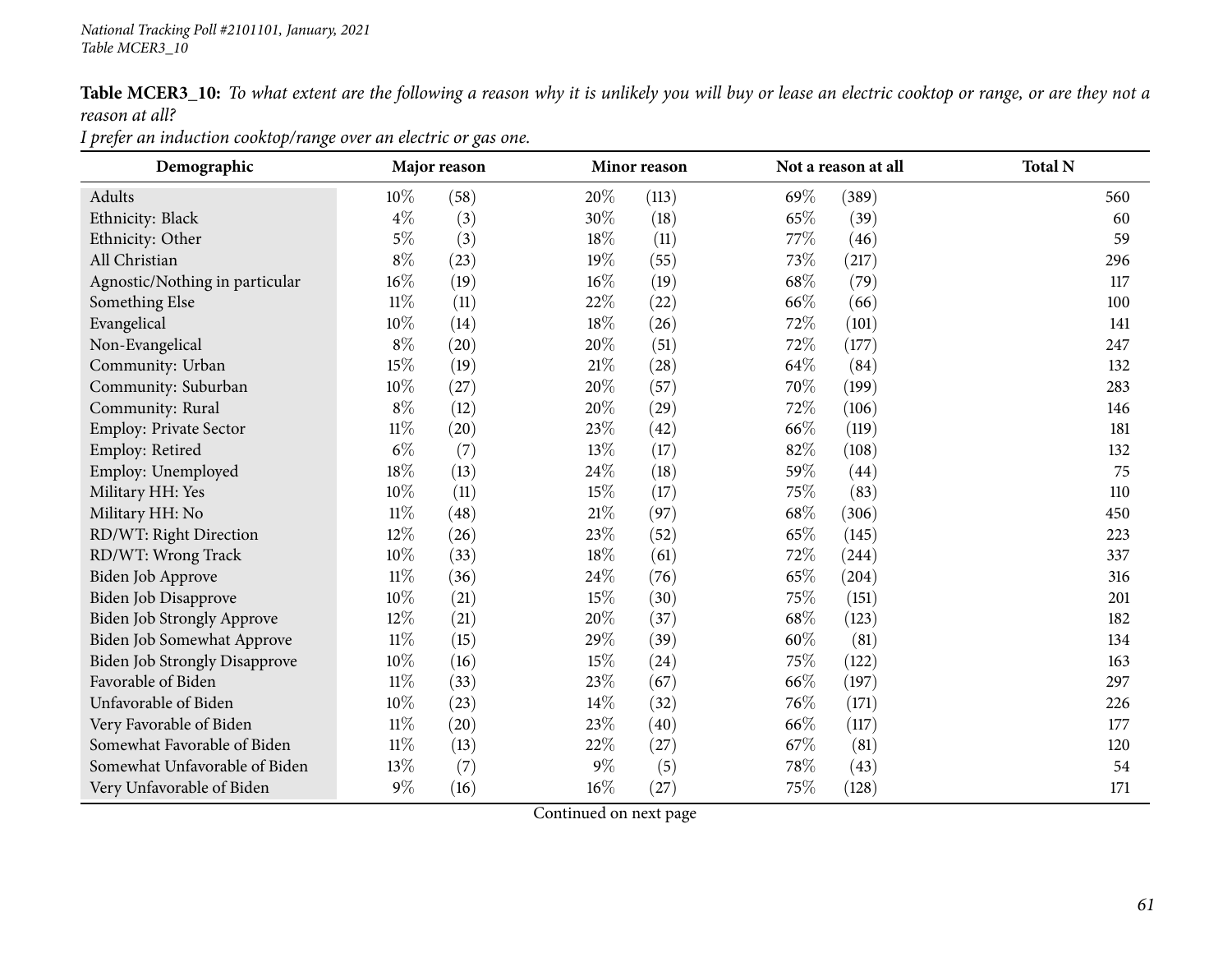*National Tracking Poll #2101101, January, 2021*
*Table MCER3_10*

**Table MCER3_10:** *To what extent are the following a reason why it is unlikely you will buy or lease an electric cooktop or range, or are they not a reason at all?*
*I prefer an induction cooktop/range over an electric or gas one.*

| Demographic | Major reason | | Minor reason | | Not a reason at all | | Total N |
|---|---|---|---|---|---|---|---|
| Adults | 10% | (58) | 20% | (113) | 69% | (389) | 560 |
| Ethnicity: Black | 4% | (3) | 30% | (18) | 65% | (39) | 60 |
| Ethnicity: Other | 5% | (3) | 18% | (11) | 77% | (46) | 59 |
| All Christian | 8% | (23) | 19% | (55) | 73% | (217) | 296 |
| Agnostic/Nothing in particular | 16% | (19) | 16% | (19) | 68% | (79) | 117 |
| Something Else | 11% | (11) | 22% | (22) | 66% | (66) | 100 |
| Evangelical | 10% | (14) | 18% | (26) | 72% | (101) | 141 |
| Non-Evangelical | 8% | (20) | 20% | (51) | 72% | (177) | 247 |
| Community: Urban | 15% | (19) | 21% | (28) | 64% | (84) | 132 |
| Community: Suburban | 10% | (27) | 20% | (57) | 70% | (199) | 283 |
| Community: Rural | 8% | (12) | 20% | (29) | 72% | (106) | 146 |
| Employ: Private Sector | 11% | (20) | 23% | (42) | 66% | (119) | 181 |
| Employ: Retired | 6% | (7) | 13% | (17) | 82% | (108) | 132 |
| Employ: Unemployed | 18% | (13) | 24% | (18) | 59% | (44) | 75 |
| Military HH: Yes | 10% | (11) | 15% | (17) | 75% | (83) | 110 |
| Military HH: No | 11% | (48) | 21% | (97) | 68% | (306) | 450 |
| RD/WT: Right Direction | 12% | (26) | 23% | (52) | 65% | (145) | 223 |
| RD/WT: Wrong Track | 10% | (33) | 18% | (61) | 72% | (244) | 337 |
| Biden Job Approve | 11% | (36) | 24% | (76) | 65% | (204) | 316 |
| Biden Job Disapprove | 10% | (21) | 15% | (30) | 75% | (151) | 201 |
| Biden Job Strongly Approve | 12% | (21) | 20% | (37) | 68% | (123) | 182 |
| Biden Job Somewhat Approve | 11% | (15) | 29% | (39) | 60% | (81) | 134 |
| Biden Job Strongly Disapprove | 10% | (16) | 15% | (24) | 75% | (122) | 163 |
| Favorable of Biden | 11% | (33) | 23% | (67) | 66% | (197) | 297 |
| Unfavorable of Biden | 10% | (23) | 14% | (32) | 76% | (171) | 226 |
| Very Favorable of Biden | 11% | (20) | 23% | (40) | 66% | (117) | 177 |
| Somewhat Favorable of Biden | 11% | (13) | 22% | (27) | 67% | (81) | 120 |
| Somewhat Unfavorable of Biden | 13% | (7) | 9% | (5) | 78% | (43) | 54 |
| Very Unfavorable of Biden | 9% | (16) | 16% | (27) | 75% | (128) | 171 |

Continued on next page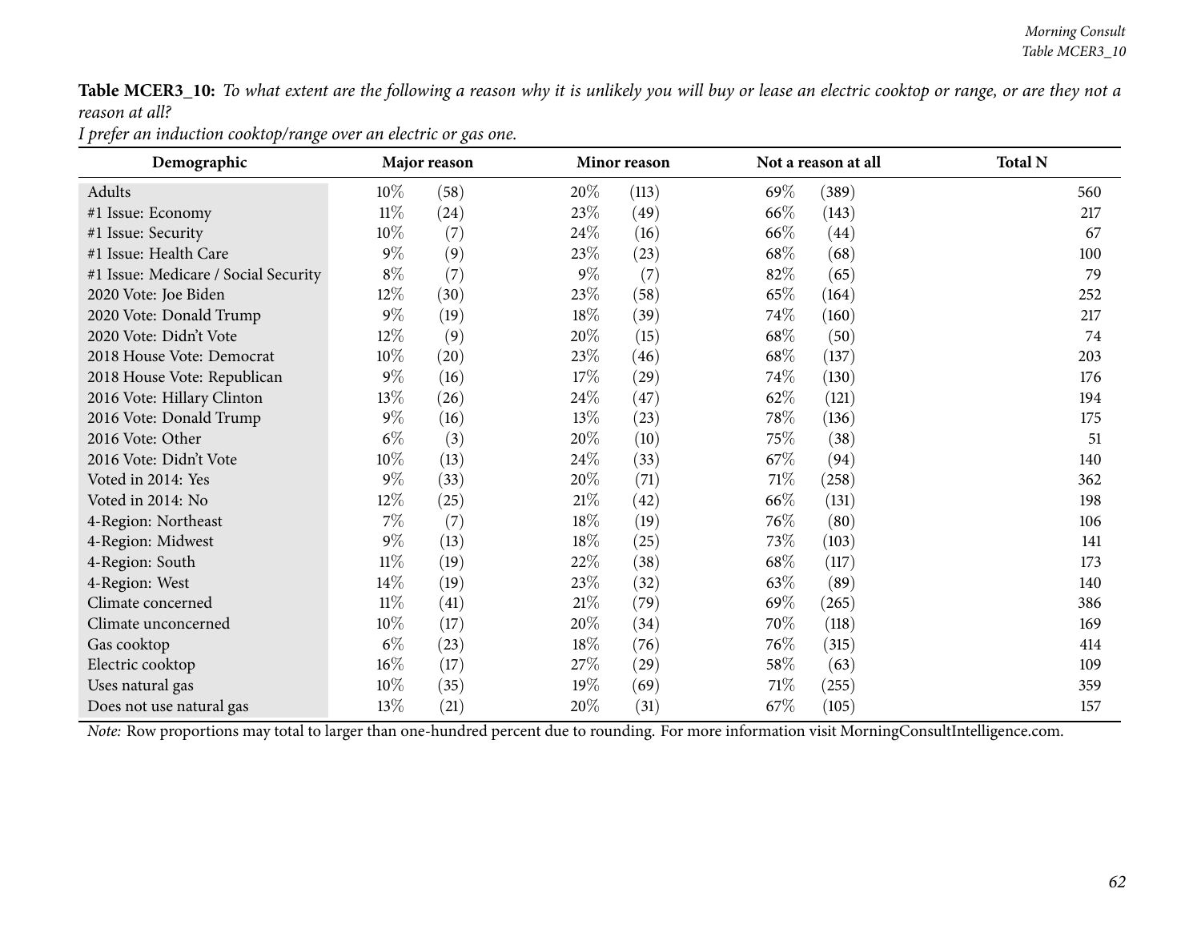**Table MCER3_10:** *To what extent are the following a reason why it is unlikely you will buy or lease an electric cooktop or range, or are they not a reason at all?*

*I prefer an induction cooktop/range over an electric or gas one.*

| Demographic | Major reason | | Minor reason | | Not a reason at all | | Total N |
|---|---|---|---|---|---|---|---|
| Adults | 10% | (58) | 20% | (113) | 69% | (389) | 560 |
| #1 Issue: Economy | 11% | (24) | 23% | (49) | 66% | (143) | 217 |
| #1 Issue: Security | 10% | (7) | 24% | (16) | 66% | (44) | 67 |
| #1 Issue: Health Care | 9% | (9) | 23% | (23) | 68% | (68) | 100 |
| #1 Issue: Medicare / Social Security | 8% | (7) | 9% | (7) | 82% | (65) | 79 |
| 2020 Vote: Joe Biden | 12% | (30) | 23% | (58) | 65% | (164) | 252 |
| 2020 Vote: Donald Trump | 9% | (19) | 18% | (39) | 74% | (160) | 217 |
| 2020 Vote: Didn't Vote | 12% | (9) | 20% | (15) | 68% | (50) | 74 |
| 2018 House Vote: Democrat | 10% | (20) | 23% | (46) | 68% | (137) | 203 |
| 2018 House Vote: Republican | 9% | (16) | 17% | (29) | 74% | (130) | 176 |
| 2016 Vote: Hillary Clinton | 13% | (26) | 24% | (47) | 62% | (121) | 194 |
| 2016 Vote: Donald Trump | 9% | (16) | 13% | (23) | 78% | (136) | 175 |
| 2016 Vote: Other | 6% | (3) | 20% | (10) | 75% | (38) | 51 |
| 2016 Vote: Didn't Vote | 10% | (13) | 24% | (33) | 67% | (94) | 140 |
| Voted in 2014: Yes | 9% | (33) | 20% | (71) | 71% | (258) | 362 |
| Voted in 2014: No | 12% | (25) | 21% | (42) | 66% | (131) | 198 |
| 4-Region: Northeast | 7% | (7) | 18% | (19) | 76% | (80) | 106 |
| 4-Region: Midwest | 9% | (13) | 18% | (25) | 73% | (103) | 141 |
| 4-Region: South | 11% | (19) | 22% | (38) | 68% | (117) | 173 |
| 4-Region: West | 14% | (19) | 23% | (32) | 63% | (89) | 140 |
| Climate concerned | 11% | (41) | 21% | (79) | 69% | (265) | 386 |
| Climate unconcerned | 10% | (17) | 20% | (34) | 70% | (118) | 169 |
| Gas cooktop | 6% | (23) | 18% | (76) | 76% | (315) | 414 |
| Electric cooktop | 16% | (17) | 27% | (29) | 58% | (63) | 109 |
| Uses natural gas | 10% | (35) | 19% | (69) | 71% | (255) | 359 |
| Does not use natural gas | 13% | (21) | 20% | (31) | 67% | (105) | 157 |

*Note:* Row proportions may total to larger than one-hundred percent due to rounding. For more information visit MorningConsultIntelligence.com.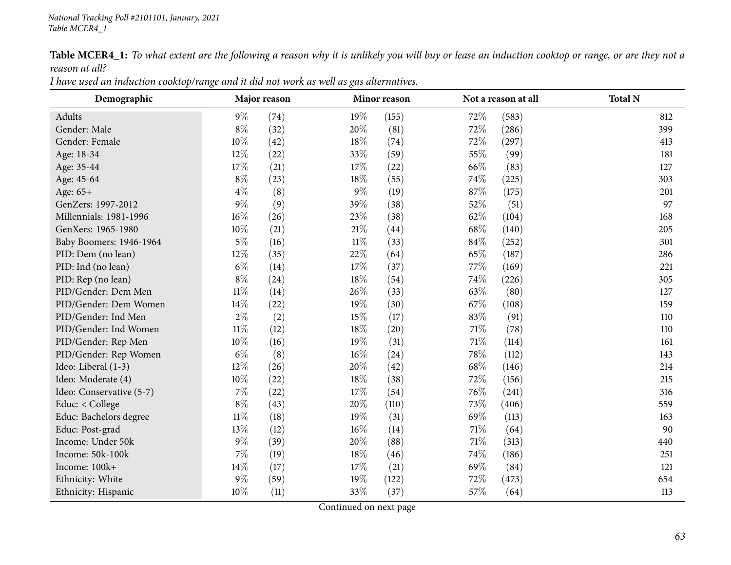**Table MCER4_1:** *To what extent are the following a reason why it is unlikely you will buy or lease an induction cooktop or range, or are they not a reason at all?*

*I have used an induction cooktop/range and it did not work as well as gas alternatives.*

| Demographic | Major reason | | Minor reason | | Not a reason at all | | Total N |
|---|---|---|---|---|---|---|---|
| Adults | 9% | (74) | 19% | (155) | 72% | (583) | 812 |
| Gender: Male | 8% | (32) | 20% | (81) | 72% | (286) | 399 |
| Gender: Female | 10% | (42) | 18% | (74) | 72% | (297) | 413 |
| Age: 18-34 | 12% | (22) | 33% | (59) | 55% | (99) | 181 |
| Age: 35-44 | 17% | (21) | 17% | (22) | 66% | (83) | 127 |
| Age: 45-64 | 8% | (23) | 18% | (55) | 74% | (225) | 303 |
| Age: 65+ | 4% | (8) | 9% | (19) | 87% | (175) | 201 |
| GenZers: 1997-2012 | 9% | (9) | 39% | (38) | 52% | (51) | 97 |
| Millennials: 1981-1996 | 16% | (26) | 23% | (38) | 62% | (104) | 168 |
| GenXers: 1965-1980 | 10% | (21) | 21% | (44) | 68% | (140) | 205 |
| Baby Boomers: 1946-1964 | 5% | (16) | 11% | (33) | 84% | (252) | 301 |
| PID: Dem (no lean) | 12% | (35) | 22% | (64) | 65% | (187) | 286 |
| PID: Ind (no lean) | 6% | (14) | 17% | (37) | 77% | (169) | 221 |
| PID: Rep (no lean) | 8% | (24) | 18% | (54) | 74% | (226) | 305 |
| PID/Gender: Dem Men | 11% | (14) | 26% | (33) | 63% | (80) | 127 |
| PID/Gender: Dem Women | 14% | (22) | 19% | (30) | 67% | (108) | 159 |
| PID/Gender: Ind Men | 2% | (2) | 15% | (17) | 83% | (91) | 110 |
| PID/Gender: Ind Women | 11% | (12) | 18% | (20) | 71% | (78) | 110 |
| PID/Gender: Rep Men | 10% | (16) | 19% | (31) | 71% | (114) | 161 |
| PID/Gender: Rep Women | 6% | (8) | 16% | (24) | 78% | (112) | 143 |
| Ideo: Liberal (1-3) | 12% | (26) | 20% | (42) | 68% | (146) | 214 |
| Ideo: Moderate (4) | 10% | (22) | 18% | (38) | 72% | (156) | 215 |
| Ideo: Conservative (5-7) | 7% | (22) | 17% | (54) | 76% | (241) | 316 |
| Educ: < College | 8% | (43) | 20% | (110) | 73% | (406) | 559 |
| Educ: Bachelors degree | 11% | (18) | 19% | (31) | 69% | (113) | 163 |
| Educ: Post-grad | 13% | (12) | 16% | (14) | 71% | (64) | 90 |
| Income: Under 50k | 9% | (39) | 20% | (88) | 71% | (313) | 440 |
| Income: 50k-100k | 7% | (19) | 18% | (46) | 74% | (186) | 251 |
| Income: 100k+ | 14% | (17) | 17% | (21) | 69% | (84) | 121 |
| Ethnicity: White | 9% | (59) | 19% | (122) | 72% | (473) | 654 |
| Ethnicity: Hispanic | 10% | (11) | 33% | (37) | 57% | (64) | 113 |

Continued on next page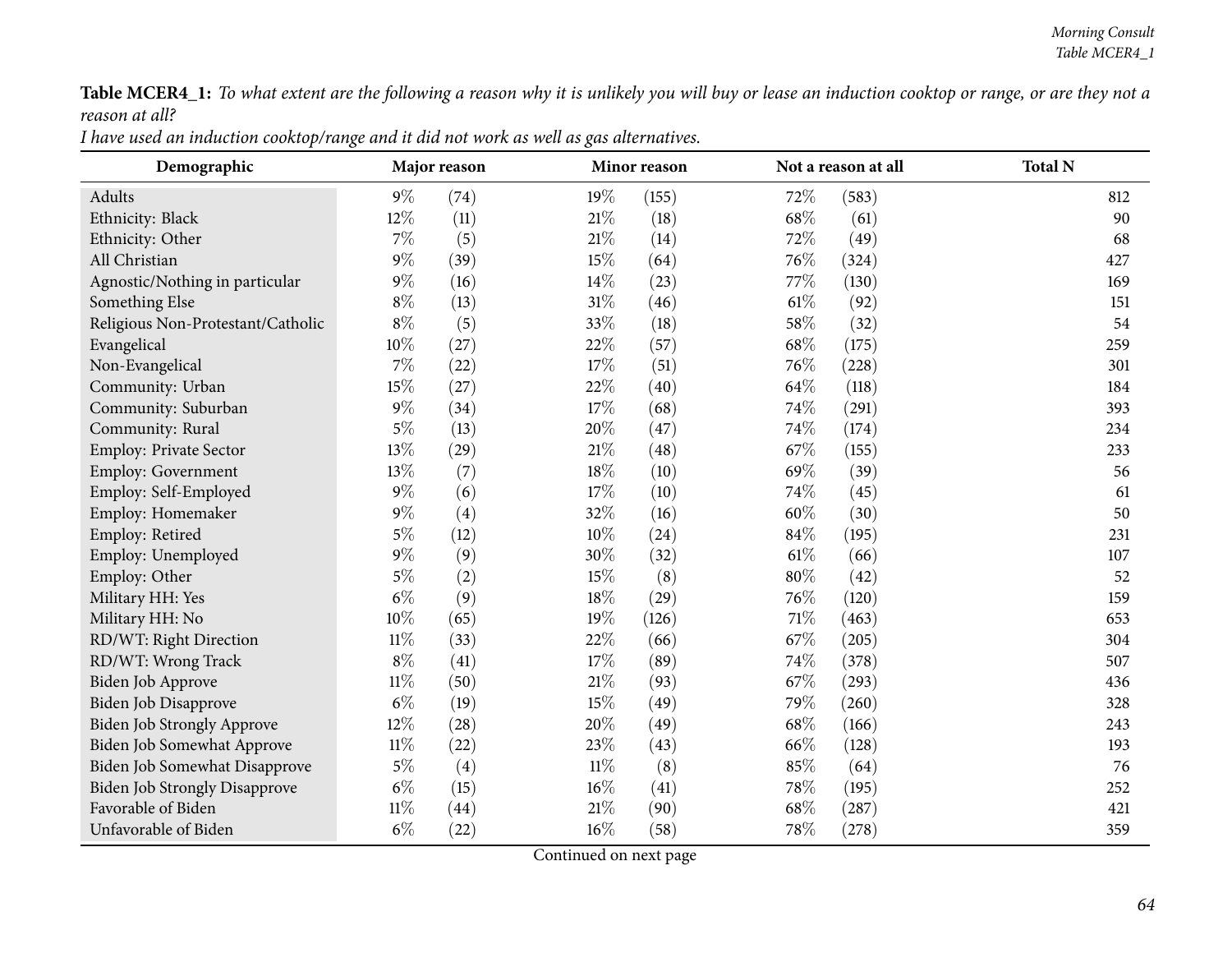**Table MCER4_1:** *To what extent are the following a reason why it is unlikely you will buy or lease an induction cooktop or range, or are they not a reason at all?*
*I have used an induction cooktop/range and it did not work as well as gas alternatives.*

| Demographic | Major reason | | Minor reason | | Not a reason at all | | Total N |
|---|---|---|---|---|---|---|---|
| Adults | 9% | (74) | 19% | (155) | 72% | (583) | 812 |
| Ethnicity: Black | 12% | (11) | 21% | (18) | 68% | (61) | 90 |
| Ethnicity: Other | 7% | (5) | 21% | (14) | 72% | (49) | 68 |
| All Christian | 9% | (39) | 15% | (64) | 76% | (324) | 427 |
| Agnostic/Nothing in particular | 9% | (16) | 14% | (23) | 77% | (130) | 169 |
| Something Else | 8% | (13) | 31% | (46) | 61% | (92) | 151 |
| Religious Non-Protestant/Catholic | 8% | (5) | 33% | (18) | 58% | (32) | 54 |
| Evangelical | 10% | (27) | 22% | (57) | 68% | (175) | 259 |
| Non-Evangelical | 7% | (22) | 17% | (51) | 76% | (228) | 301 |
| Community: Urban | 15% | (27) | 22% | (40) | 64% | (118) | 184 |
| Community: Suburban | 9% | (34) | 17% | (68) | 74% | (291) | 393 |
| Community: Rural | 5% | (13) | 20% | (47) | 74% | (174) | 234 |
| Employ: Private Sector | 13% | (29) | 21% | (48) | 67% | (155) | 233 |
| Employ: Government | 13% | (7) | 18% | (10) | 69% | (39) | 56 |
| Employ: Self-Employed | 9% | (6) | 17% | (10) | 74% | (45) | 61 |
| Employ: Homemaker | 9% | (4) | 32% | (16) | 60% | (30) | 50 |
| Employ: Retired | 5% | (12) | 10% | (24) | 84% | (195) | 231 |
| Employ: Unemployed | 9% | (9) | 30% | (32) | 61% | (66) | 107 |
| Employ: Other | 5% | (2) | 15% | (8) | 80% | (42) | 52 |
| Military HH: Yes | 6% | (9) | 18% | (29) | 76% | (120) | 159 |
| Military HH: No | 10% | (65) | 19% | (126) | 71% | (463) | 653 |
| RD/WT: Right Direction | 11% | (33) | 22% | (66) | 67% | (205) | 304 |
| RD/WT: Wrong Track | 8% | (41) | 17% | (89) | 74% | (378) | 507 |
| Biden Job Approve | 11% | (50) | 21% | (93) | 67% | (293) | 436 |
| Biden Job Disapprove | 6% | (19) | 15% | (49) | 79% | (260) | 328 |
| Biden Job Strongly Approve | 12% | (28) | 20% | (49) | 68% | (166) | 243 |
| Biden Job Somewhat Approve | 11% | (22) | 23% | (43) | 66% | (128) | 193 |
| Biden Job Somewhat Disapprove | 5% | (4) | 11% | (8) | 85% | (64) | 76 |
| Biden Job Strongly Disapprove | 6% | (15) | 16% | (41) | 78% | (195) | 252 |
| Favorable of Biden | 11% | (44) | 21% | (90) | 68% | (287) | 421 |
| Unfavorable of Biden | 6% | (22) | 16% | (58) | 78% | (278) | 359 |

Continued on next page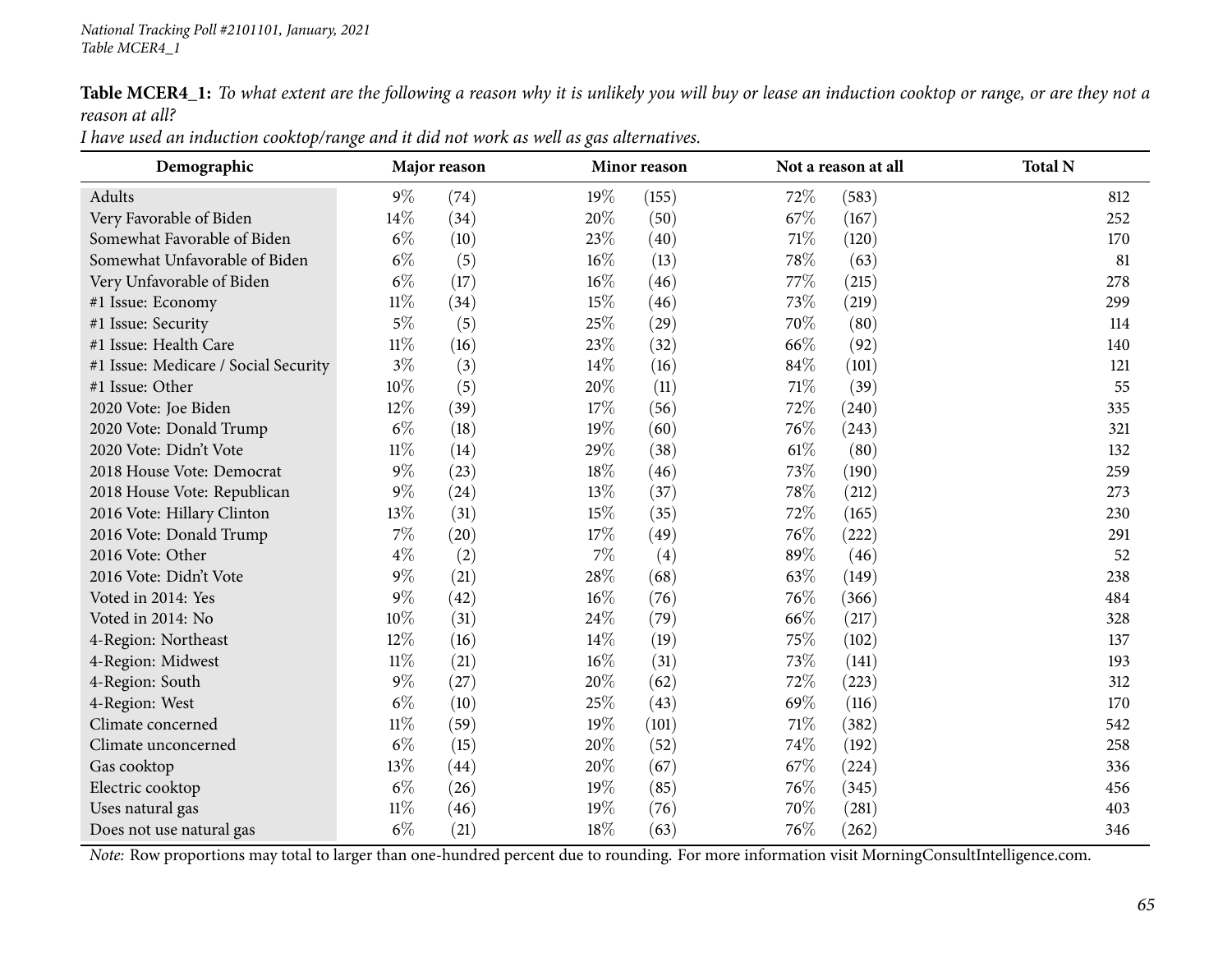**Table MCER4_1:** *To what extent are the following a reason why it is unlikely you will buy or lease an induction cooktop or range, or are they not a reason at all?*

*I have used an induction cooktop/range and it did not work as well as gas alternatives.*

| Demographic | Major reason | | Minor reason | | Not a reason at all | | Total N |
|---|---|---|---|---|---|---|---|
| Adults | 9% | (74) | 19% | (155) | 72% | (583) | 812 |
| Very Favorable of Biden | 14% | (34) | 20% | (50) | 67% | (167) | 252 |
| Somewhat Favorable of Biden | 6% | (10) | 23% | (40) | 71% | (120) | 170 |
| Somewhat Unfavorable of Biden | 6% | (5) | 16% | (13) | 78% | (63) | 81 |
| Very Unfavorable of Biden | 6% | (17) | 16% | (46) | 77% | (215) | 278 |
| #1 Issue: Economy | 11% | (34) | 15% | (46) | 73% | (219) | 299 |
| #1 Issue: Security | 5% | (5) | 25% | (29) | 70% | (80) | 114 |
| #1 Issue: Health Care | 11% | (16) | 23% | (32) | 66% | (92) | 140 |
| #1 Issue: Medicare / Social Security | 3% | (3) | 14% | (16) | 84% | (101) | 121 |
| #1 Issue: Other | 10% | (5) | 20% | (11) | 71% | (39) | 55 |
| 2020 Vote: Joe Biden | 12% | (39) | 17% | (56) | 72% | (240) | 335 |
| 2020 Vote: Donald Trump | 6% | (18) | 19% | (60) | 76% | (243) | 321 |
| 2020 Vote: Didn't Vote | 11% | (14) | 29% | (38) | 61% | (80) | 132 |
| 2018 House Vote: Democrat | 9% | (23) | 18% | (46) | 73% | (190) | 259 |
| 2018 House Vote: Republican | 9% | (24) | 13% | (37) | 78% | (212) | 273 |
| 2016 Vote: Hillary Clinton | 13% | (31) | 15% | (35) | 72% | (165) | 230 |
| 2016 Vote: Donald Trump | 7% | (20) | 17% | (49) | 76% | (222) | 291 |
| 2016 Vote: Other | 4% | (2) | 7% | (4) | 89% | (46) | 52 |
| 2016 Vote: Didn't Vote | 9% | (21) | 28% | (68) | 63% | (149) | 238 |
| Voted in 2014: Yes | 9% | (42) | 16% | (76) | 76% | (366) | 484 |
| Voted in 2014: No | 10% | (31) | 24% | (79) | 66% | (217) | 328 |
| 4-Region: Northeast | 12% | (16) | 14% | (19) | 75% | (102) | 137 |
| 4-Region: Midwest | 11% | (21) | 16% | (31) | 73% | (141) | 193 |
| 4-Region: South | 9% | (27) | 20% | (62) | 72% | (223) | 312 |
| 4-Region: West | 6% | (10) | 25% | (43) | 69% | (116) | 170 |
| Climate concerned | 11% | (59) | 19% | (101) | 71% | (382) | 542 |
| Climate unconcerned | 6% | (15) | 20% | (52) | 74% | (192) | 258 |
| Gas cooktop | 13% | (44) | 20% | (67) | 67% | (224) | 336 |
| Electric cooktop | 6% | (26) | 19% | (85) | 76% | (345) | 456 |
| Uses natural gas | 11% | (46) | 19% | (76) | 70% | (281) | 403 |
| Does not use natural gas | 6% | (21) | 18% | (63) | 76% | (262) | 346 |

*Note:* Row proportions may total to larger than one-hundred percent due to rounding. For more information visit MorningConsultIntelligence.com.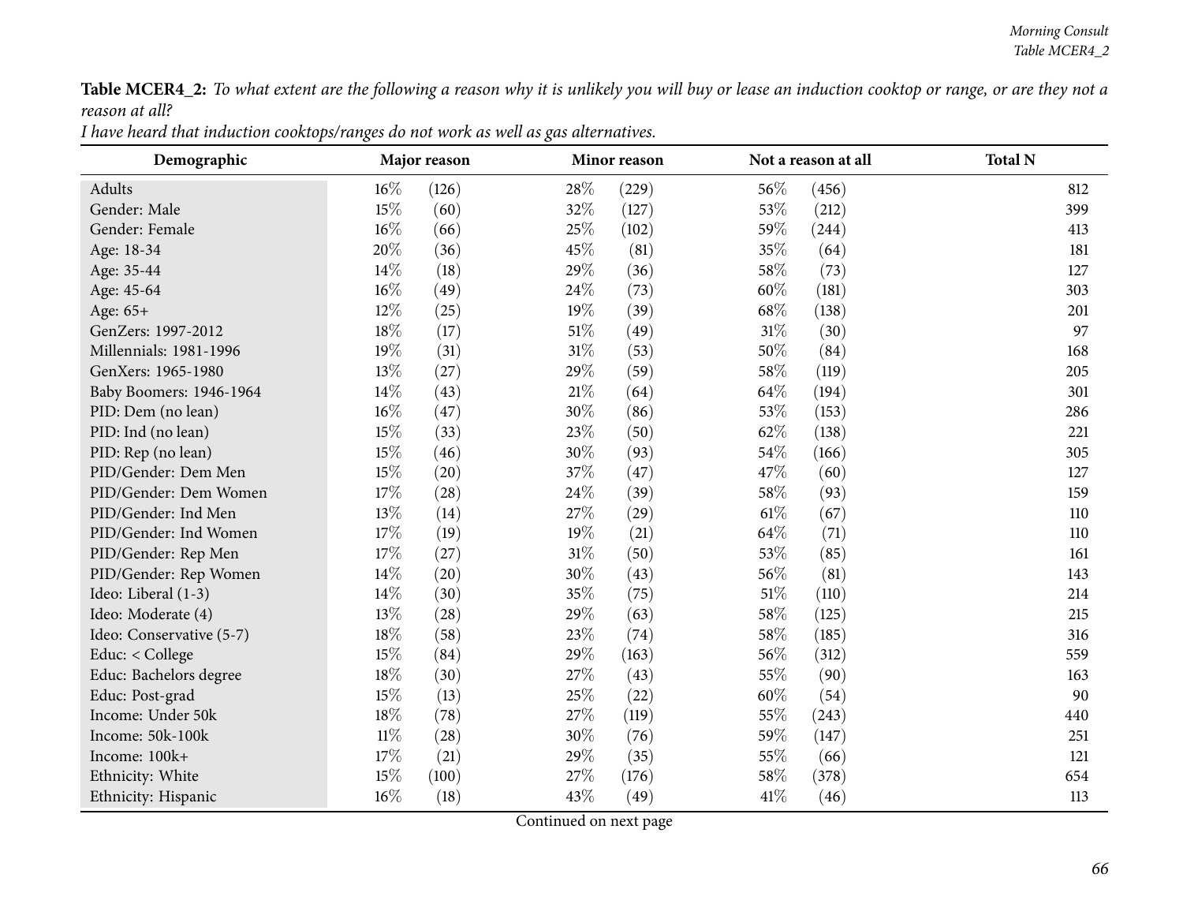**Table MCER4_2:** *To what extent are the following a reason why it is unlikely you will buy or lease an induction cooktop or range, or are they not a reason at all?*

*I have heard that induction cooktops/ranges do not work as well as gas alternatives.*

| Demographic | Major reason | | Minor reason | | Not a reason at all | | Total N |
|---|---|---|---|---|---|---|---|
| Adults | 16% | (126) | 28% | (229) | 56% | (456) | 812 |
| Gender: Male | 15% | (60) | 32% | (127) | 53% | (212) | 399 |
| Gender: Female | 16% | (66) | 25% | (102) | 59% | (244) | 413 |
| Age: 18-34 | 20% | (36) | 45% | (81) | 35% | (64) | 181 |
| Age: 35-44 | 14% | (18) | 29% | (36) | 58% | (73) | 127 |
| Age: 45-64 | 16% | (49) | 24% | (73) | 60% | (181) | 303 |
| Age: 65+ | 12% | (25) | 19% | (39) | 68% | (138) | 201 |
| GenZers: 1997-2012 | 18% | (17) | 51% | (49) | 31% | (30) | 97 |
| Millennials: 1981-1996 | 19% | (31) | 31% | (53) | 50% | (84) | 168 |
| GenXers: 1965-1980 | 13% | (27) | 29% | (59) | 58% | (119) | 205 |
| Baby Boomers: 1946-1964 | 14% | (43) | 21% | (64) | 64% | (194) | 301 |
| PID: Dem (no lean) | 16% | (47) | 30% | (86) | 53% | (153) | 286 |
| PID: Ind (no lean) | 15% | (33) | 23% | (50) | 62% | (138) | 221 |
| PID: Rep (no lean) | 15% | (46) | 30% | (93) | 54% | (166) | 305 |
| PID/Gender: Dem Men | 15% | (20) | 37% | (47) | 47% | (60) | 127 |
| PID/Gender: Dem Women | 17% | (28) | 24% | (39) | 58% | (93) | 159 |
| PID/Gender: Ind Men | 13% | (14) | 27% | (29) | 61% | (67) | 110 |
| PID/Gender: Ind Women | 17% | (19) | 19% | (21) | 64% | (71) | 110 |
| PID/Gender: Rep Men | 17% | (27) | 31% | (50) | 53% | (85) | 161 |
| PID/Gender: Rep Women | 14% | (20) | 30% | (43) | 56% | (81) | 143 |
| Ideo: Liberal (1-3) | 14% | (30) | 35% | (75) | 51% | (110) | 214 |
| Ideo: Moderate (4) | 13% | (28) | 29% | (63) | 58% | (125) | 215 |
| Ideo: Conservative (5-7) | 18% | (58) | 23% | (74) | 58% | (185) | 316 |
| Educ: < College | 15% | (84) | 29% | (163) | 56% | (312) | 559 |
| Educ: Bachelors degree | 18% | (30) | 27% | (43) | 55% | (90) | 163 |
| Educ: Post-grad | 15% | (13) | 25% | (22) | 60% | (54) | 90 |
| Income: Under 50k | 18% | (78) | 27% | (119) | 55% | (243) | 440 |
| Income: 50k-100k | 11% | (28) | 30% | (76) | 59% | (147) | 251 |
| Income: 100k+ | 17% | (21) | 29% | (35) | 55% | (66) | 121 |
| Ethnicity: White | 15% | (100) | 27% | (176) | 58% | (378) | 654 |
| Ethnicity: Hispanic | 16% | (18) | 43% | (49) | 41% | (46) | 113 |

Continued on next page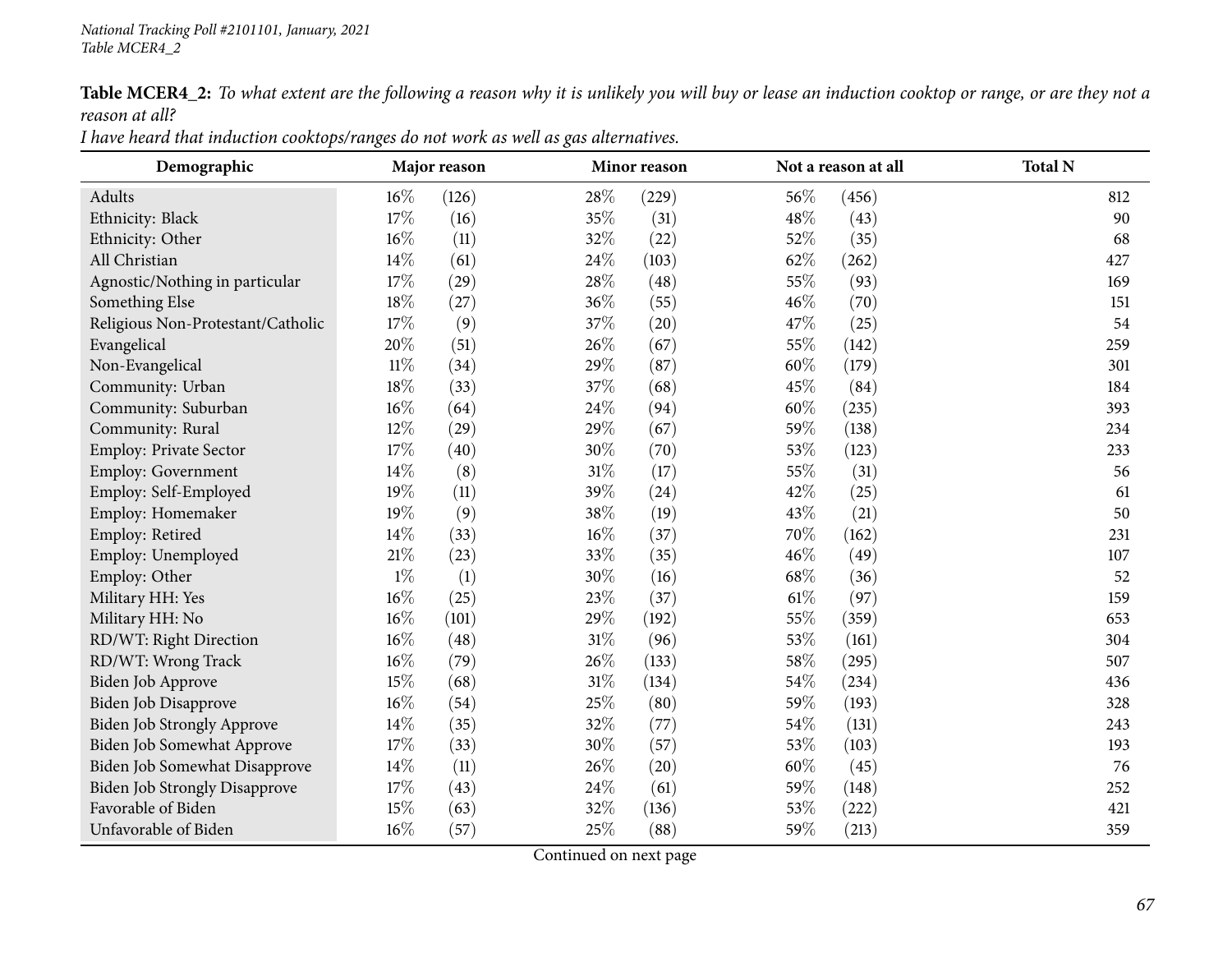**Table MCER4_2:** *To what extent are the following a reason why it is unlikely you will buy or lease an induction cooktop or range, or are they not a reason at all?*

*I have heard that induction cooktops/ranges do not work as well as gas alternatives.*

| Demographic | Major reason | | Minor reason | | Not a reason at all | | Total N |
|---|---|---|---|---|---|---|---|
| Adults | 16% | (126) | 28% | (229) | 56% | (456) | 812 |
| Ethnicity: Black | 17% | (16) | 35% | (31) | 48% | (43) | 90 |
| Ethnicity: Other | 16% | (11) | 32% | (22) | 52% | (35) | 68 |
| All Christian | 14% | (61) | 24% | (103) | 62% | (262) | 427 |
| Agnostic/Nothing in particular | 17% | (29) | 28% | (48) | 55% | (93) | 169 |
| Something Else | 18% | (27) | 36% | (55) | 46% | (70) | 151 |
| Religious Non-Protestant/Catholic | 17% | (9) | 37% | (20) | 47% | (25) | 54 |
| Evangelical | 20% | (51) | 26% | (67) | 55% | (142) | 259 |
| Non-Evangelical | 11% | (34) | 29% | (87) | 60% | (179) | 301 |
| Community: Urban | 18% | (33) | 37% | (68) | 45% | (84) | 184 |
| Community: Suburban | 16% | (64) | 24% | (94) | 60% | (235) | 393 |
| Community: Rural | 12% | (29) | 29% | (67) | 59% | (138) | 234 |
| Employ: Private Sector | 17% | (40) | 30% | (70) | 53% | (123) | 233 |
| Employ: Government | 14% | (8) | 31% | (17) | 55% | (31) | 56 |
| Employ: Self-Employed | 19% | (11) | 39% | (24) | 42% | (25) | 61 |
| Employ: Homemaker | 19% | (9) | 38% | (19) | 43% | (21) | 50 |
| Employ: Retired | 14% | (33) | 16% | (37) | 70% | (162) | 231 |
| Employ: Unemployed | 21% | (23) | 33% | (35) | 46% | (49) | 107 |
| Employ: Other | 1% | (1) | 30% | (16) | 68% | (36) | 52 |
| Military HH: Yes | 16% | (25) | 23% | (37) | 61% | (97) | 159 |
| Military HH: No | 16% | (101) | 29% | (192) | 55% | (359) | 653 |
| RD/WT: Right Direction | 16% | (48) | 31% | (96) | 53% | (161) | 304 |
| RD/WT: Wrong Track | 16% | (79) | 26% | (133) | 58% | (295) | 507 |
| Biden Job Approve | 15% | (68) | 31% | (134) | 54% | (234) | 436 |
| Biden Job Disapprove | 16% | (54) | 25% | (80) | 59% | (193) | 328 |
| Biden Job Strongly Approve | 14% | (35) | 32% | (77) | 54% | (131) | 243 |
| Biden Job Somewhat Approve | 17% | (33) | 30% | (57) | 53% | (103) | 193 |
| Biden Job Somewhat Disapprove | 14% | (11) | 26% | (20) | 60% | (45) | 76 |
| Biden Job Strongly Disapprove | 17% | (43) | 24% | (61) | 59% | (148) | 252 |
| Favorable of Biden | 15% | (63) | 32% | (136) | 53% | (222) | 421 |
| Unfavorable of Biden | 16% | (57) | 25% | (88) | 59% | (213) | 359 |

Continued on next page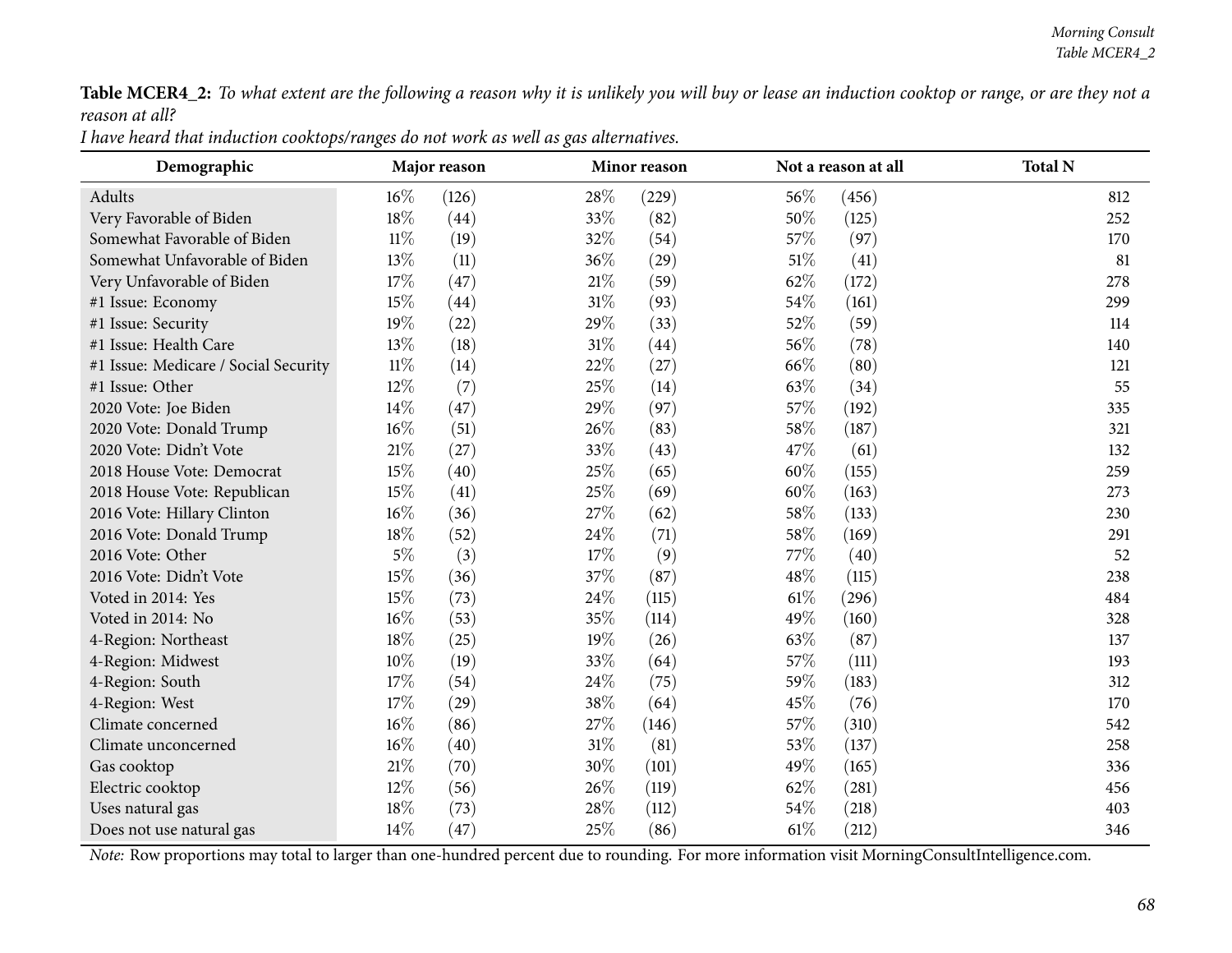**Table MCER4_2:** *To what extent are the following a reason why it is unlikely you will buy or lease an induction cooktop or range, or are they not a reason at all?*
*I have heard that induction cooktops/ranges do not work as well as gas alternatives.*

| Demographic | Major reason | | Minor reason | | Not a reason at all | | Total N |
|---|---|---|---|---|---|---|---|
| Adults | 16% | (126) | 28% | (229) | 56% | (456) | 812 |
| Very Favorable of Biden | 18% | (44) | 33% | (82) | 50% | (125) | 252 |
| Somewhat Favorable of Biden | 11% | (19) | 32% | (54) | 57% | (97) | 170 |
| Somewhat Unfavorable of Biden | 13% | (11) | 36% | (29) | 51% | (41) | 81 |
| Very Unfavorable of Biden | 17% | (47) | 21% | (59) | 62% | (172) | 278 |
| #1 Issue: Economy | 15% | (44) | 31% | (93) | 54% | (161) | 299 |
| #1 Issue: Security | 19% | (22) | 29% | (33) | 52% | (59) | 114 |
| #1 Issue: Health Care | 13% | (18) | 31% | (44) | 56% | (78) | 140 |
| #1 Issue: Medicare / Social Security | 11% | (14) | 22% | (27) | 66% | (80) | 121 |
| #1 Issue: Other | 12% | (7) | 25% | (14) | 63% | (34) | 55 |
| 2020 Vote: Joe Biden | 14% | (47) | 29% | (97) | 57% | (192) | 335 |
| 2020 Vote: Donald Trump | 16% | (51) | 26% | (83) | 58% | (187) | 321 |
| 2020 Vote: Didn't Vote | 21% | (27) | 33% | (43) | 47% | (61) | 132 |
| 2018 House Vote: Democrat | 15% | (40) | 25% | (65) | 60% | (155) | 259 |
| 2018 House Vote: Republican | 15% | (41) | 25% | (69) | 60% | (163) | 273 |
| 2016 Vote: Hillary Clinton | 16% | (36) | 27% | (62) | 58% | (133) | 230 |
| 2016 Vote: Donald Trump | 18% | (52) | 24% | (71) | 58% | (169) | 291 |
| 2016 Vote: Other | 5% | (3) | 17% | (9) | 77% | (40) | 52 |
| 2016 Vote: Didn't Vote | 15% | (36) | 37% | (87) | 48% | (115) | 238 |
| Voted in 2014: Yes | 15% | (73) | 24% | (115) | 61% | (296) | 484 |
| Voted in 2014: No | 16% | (53) | 35% | (114) | 49% | (160) | 328 |
| 4-Region: Northeast | 18% | (25) | 19% | (26) | 63% | (87) | 137 |
| 4-Region: Midwest | 10% | (19) | 33% | (64) | 57% | (111) | 193 |
| 4-Region: South | 17% | (54) | 24% | (75) | 59% | (183) | 312 |
| 4-Region: West | 17% | (29) | 38% | (64) | 45% | (76) | 170 |
| Climate concerned | 16% | (86) | 27% | (146) | 57% | (310) | 542 |
| Climate unconcerned | 16% | (40) | 31% | (81) | 53% | (137) | 258 |
| Gas cooktop | 21% | (70) | 30% | (101) | 49% | (165) | 336 |
| Electric cooktop | 12% | (56) | 26% | (119) | 62% | (281) | 456 |
| Uses natural gas | 18% | (73) | 28% | (112) | 54% | (218) | 403 |
| Does not use natural gas | 14% | (47) | 25% | (86) | 61% | (212) | 346 |

*Note:* Row proportions may total to larger than one-hundred percent due to rounding. For more information visit MorningConsultIntelligence.com.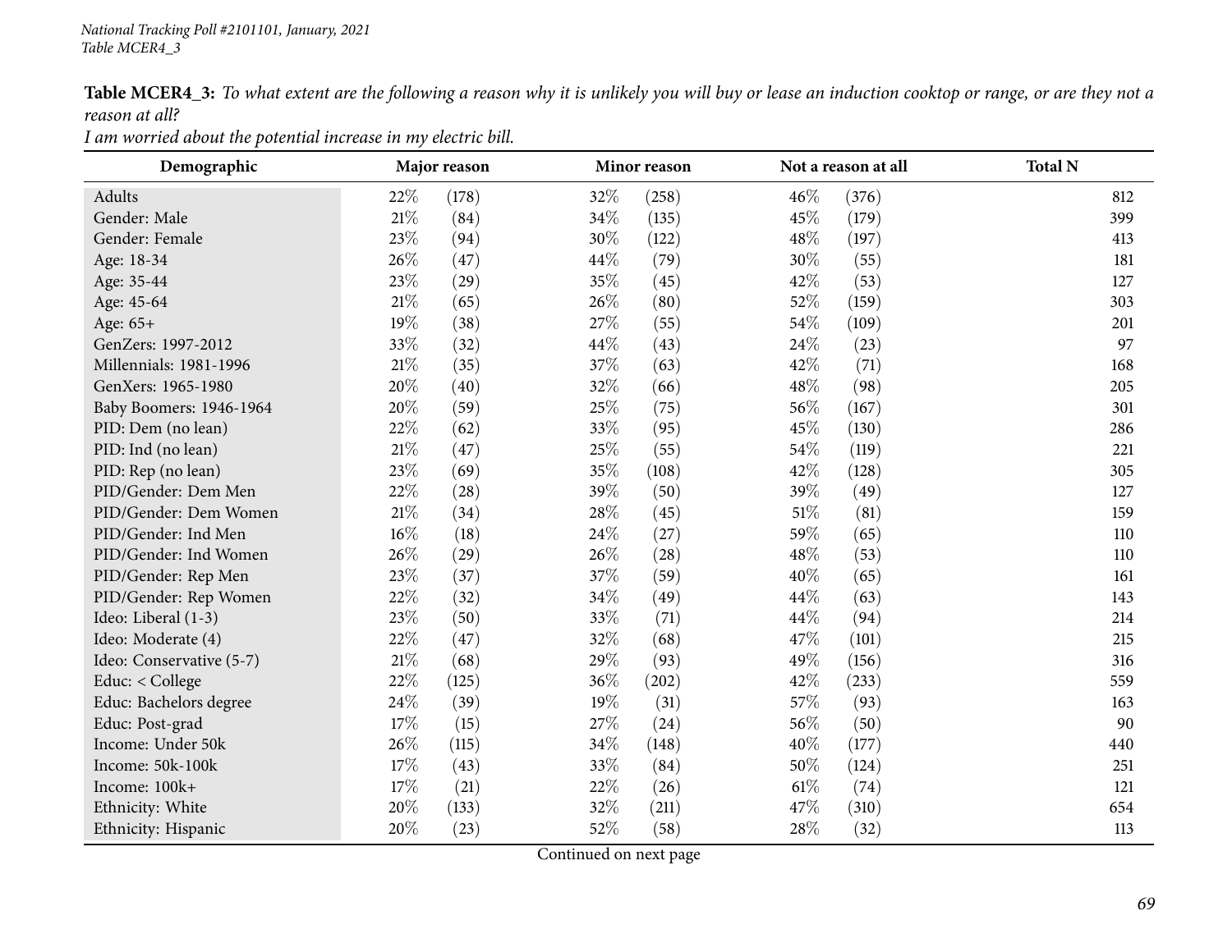**Table MCER4_3:** *To what extent are the following a reason why it is unlikely you will buy or lease an induction cooktop or range, or are they not a reason at all?*

*I am worried about the potential increase in my electric bill.*

| Demographic | Major reason | | Minor reason | | Not a reason at all | | Total N |
|---|---|---|---|---|---|---|---|
| Adults | 22% | (178) | 32% | (258) | 46% | (376) | 812 |
| Gender: Male | 21% | (84) | 34% | (135) | 45% | (179) | 399 |
| Gender: Female | 23% | (94) | 30% | (122) | 48% | (197) | 413 |
| Age: 18-34 | 26% | (47) | 44% | (79) | 30% | (55) | 181 |
| Age: 35-44 | 23% | (29) | 35% | (45) | 42% | (53) | 127 |
| Age: 45-64 | 21% | (65) | 26% | (80) | 52% | (159) | 303 |
| Age: 65+ | 19% | (38) | 27% | (55) | 54% | (109) | 201 |
| GenZers: 1997-2012 | 33% | (32) | 44% | (43) | 24% | (23) | 97 |
| Millennials: 1981-1996 | 21% | (35) | 37% | (63) | 42% | (71) | 168 |
| GenXers: 1965-1980 | 20% | (40) | 32% | (66) | 48% | (98) | 205 |
| Baby Boomers: 1946-1964 | 20% | (59) | 25% | (75) | 56% | (167) | 301 |
| PID: Dem (no lean) | 22% | (62) | 33% | (95) | 45% | (130) | 286 |
| PID: Ind (no lean) | 21% | (47) | 25% | (55) | 54% | (119) | 221 |
| PID: Rep (no lean) | 23% | (69) | 35% | (108) | 42% | (128) | 305 |
| PID/Gender: Dem Men | 22% | (28) | 39% | (50) | 39% | (49) | 127 |
| PID/Gender: Dem Women | 21% | (34) | 28% | (45) | 51% | (81) | 159 |
| PID/Gender: Ind Men | 16% | (18) | 24% | (27) | 59% | (65) | 110 |
| PID/Gender: Ind Women | 26% | (29) | 26% | (28) | 48% | (53) | 110 |
| PID/Gender: Rep Men | 23% | (37) | 37% | (59) | 40% | (65) | 161 |
| PID/Gender: Rep Women | 22% | (32) | 34% | (49) | 44% | (63) | 143 |
| Ideo: Liberal (1-3) | 23% | (50) | 33% | (71) | 44% | (94) | 214 |
| Ideo: Moderate (4) | 22% | (47) | 32% | (68) | 47% | (101) | 215 |
| Ideo: Conservative (5-7) | 21% | (68) | 29% | (93) | 49% | (156) | 316 |
| Educ: < College | 22% | (125) | 36% | (202) | 42% | (233) | 559 |
| Educ: Bachelors degree | 24% | (39) | 19% | (31) | 57% | (93) | 163 |
| Educ: Post-grad | 17% | (15) | 27% | (24) | 56% | (50) | 90 |
| Income: Under 50k | 26% | (115) | 34% | (148) | 40% | (177) | 440 |
| Income: 50k-100k | 17% | (43) | 33% | (84) | 50% | (124) | 251 |
| Income: 100k+ | 17% | (21) | 22% | (26) | 61% | (74) | 121 |
| Ethnicity: White | 20% | (133) | 32% | (211) | 47% | (310) | 654 |
| Ethnicity: Hispanic | 20% | (23) | 52% | (58) | 28% | (32) | 113 |

Continued on next page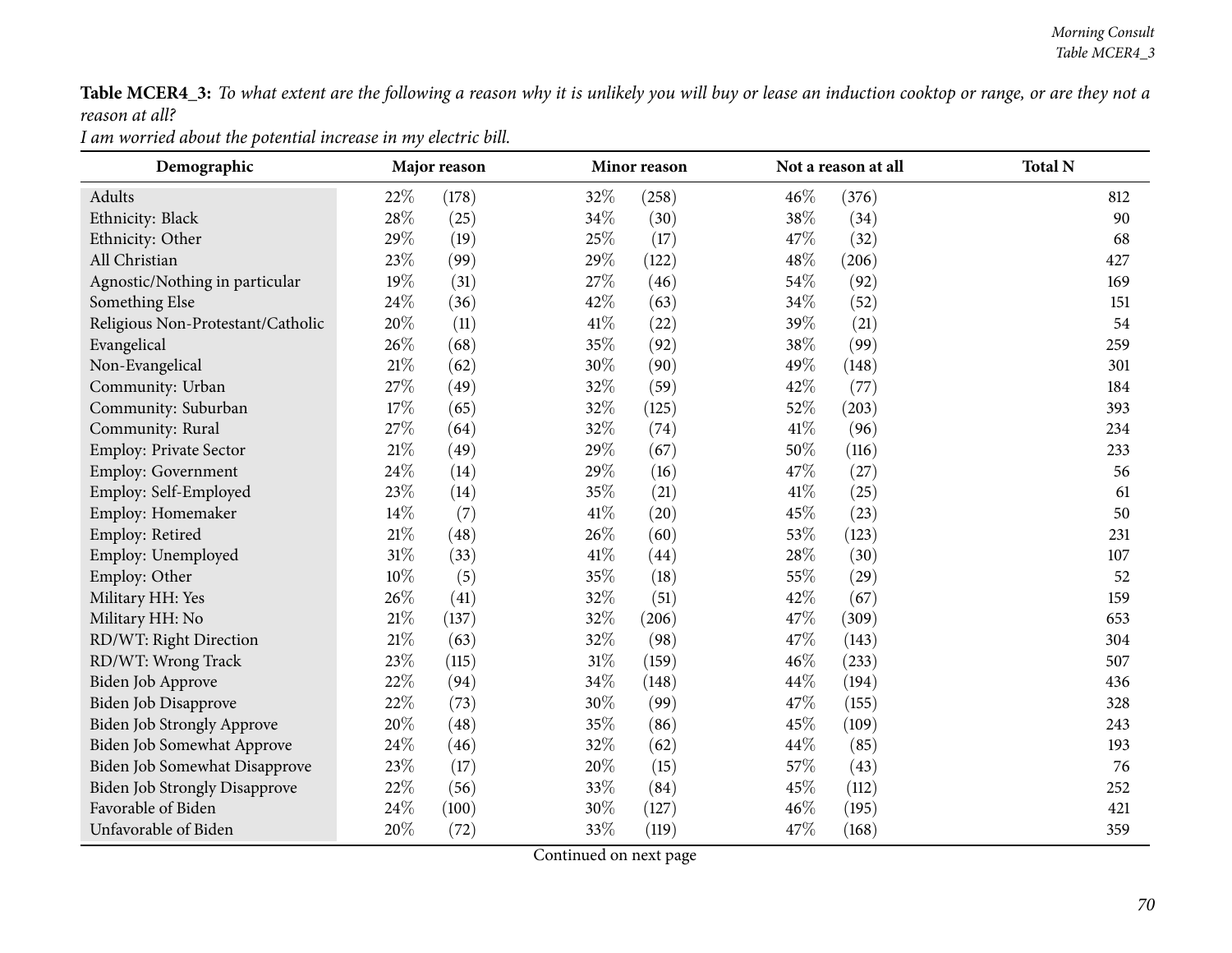**Table MCER4_3:** *To what extent are the following a reason why it is unlikely you will buy or lease an induction cooktop or range, or are they not a reason at all?*

*I am worried about the potential increase in my electric bill.*

| Demographic | Major reason | | Minor reason | | Not a reason at all | | Total N |
|---|---|---|---|---|---|---|---|
| Adults | 22% | (178) | 32% | (258) | 46% | (376) | 812 |
| Ethnicity: Black | 28% | (25) | 34% | (30) | 38% | (34) | 90 |
| Ethnicity: Other | 29% | (19) | 25% | (17) | 47% | (32) | 68 |
| All Christian | 23% | (99) | 29% | (122) | 48% | (206) | 427 |
| Agnostic/Nothing in particular | 19% | (31) | 27% | (46) | 54% | (92) | 169 |
| Something Else | 24% | (36) | 42% | (63) | 34% | (52) | 151 |
| Religious Non-Protestant/Catholic | 20% | (11) | 41% | (22) | 39% | (21) | 54 |
| Evangelical | 26% | (68) | 35% | (92) | 38% | (99) | 259 |
| Non-Evangelical | 21% | (62) | 30% | (90) | 49% | (148) | 301 |
| Community: Urban | 27% | (49) | 32% | (59) | 42% | (77) | 184 |
| Community: Suburban | 17% | (65) | 32% | (125) | 52% | (203) | 393 |
| Community: Rural | 27% | (64) | 32% | (74) | 41% | (96) | 234 |
| Employ: Private Sector | 21% | (49) | 29% | (67) | 50% | (116) | 233 |
| Employ: Government | 24% | (14) | 29% | (16) | 47% | (27) | 56 |
| Employ: Self-Employed | 23% | (14) | 35% | (21) | 41% | (25) | 61 |
| Employ: Homemaker | 14% | (7) | 41% | (20) | 45% | (23) | 50 |
| Employ: Retired | 21% | (48) | 26% | (60) | 53% | (123) | 231 |
| Employ: Unemployed | 31% | (33) | 41% | (44) | 28% | (30) | 107 |
| Employ: Other | 10% | (5) | 35% | (18) | 55% | (29) | 52 |
| Military HH: Yes | 26% | (41) | 32% | (51) | 42% | (67) | 159 |
| Military HH: No | 21% | (137) | 32% | (206) | 47% | (309) | 653 |
| RD/WT: Right Direction | 21% | (63) | 32% | (98) | 47% | (143) | 304 |
| RD/WT: Wrong Track | 23% | (115) | 31% | (159) | 46% | (233) | 507 |
| Biden Job Approve | 22% | (94) | 34% | (148) | 44% | (194) | 436 |
| Biden Job Disapprove | 22% | (73) | 30% | (99) | 47% | (155) | 328 |
| Biden Job Strongly Approve | 20% | (48) | 35% | (86) | 45% | (109) | 243 |
| Biden Job Somewhat Approve | 24% | (46) | 32% | (62) | 44% | (85) | 193 |
| Biden Job Somewhat Disapprove | 23% | (17) | 20% | (15) | 57% | (43) | 76 |
| Biden Job Strongly Disapprove | 22% | (56) | 33% | (84) | 45% | (112) | 252 |
| Favorable of Biden | 24% | (100) | 30% | (127) | 46% | (195) | 421 |
| Unfavorable of Biden | 20% | (72) | 33% | (119) | 47% | (168) | 359 |

Continued on next page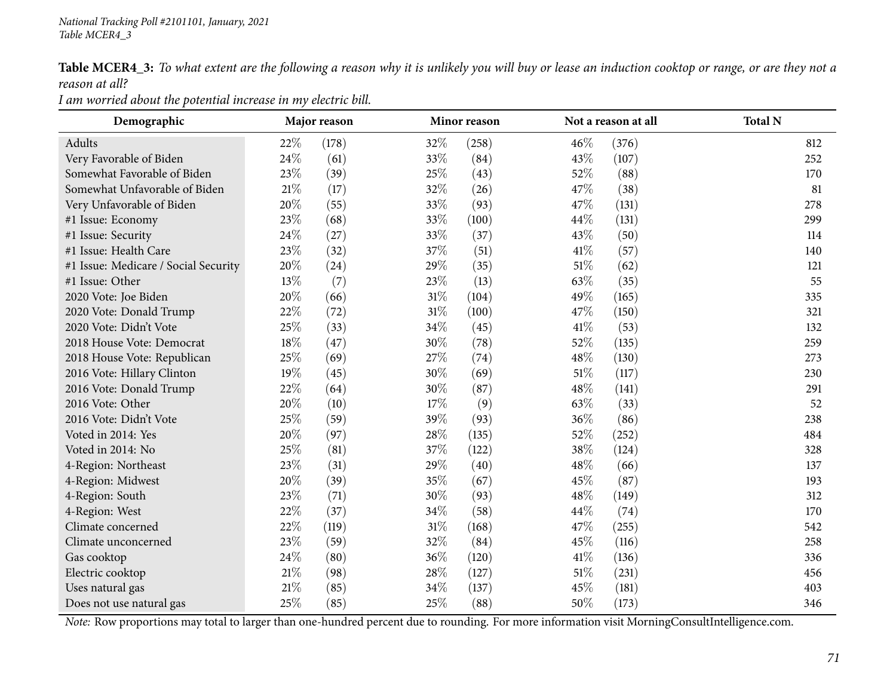**Table MCER4_3:** *To what extent are the following a reason why it is unlikely you will buy or lease an induction cooktop or range, or are they not a reason at all?*

*I am worried about the potential increase in my electric bill.*

| Demographic | Major reason | | Minor reason | | Not a reason at all | | Total N |
|---|---|---|---|---|---|---|---|
| Adults | 22% | (178) | 32% | (258) | 46% | (376) | 812 |
| Very Favorable of Biden | 24% | (61) | 33% | (84) | 43% | (107) | 252 |
| Somewhat Favorable of Biden | 23% | (39) | 25% | (43) | 52% | (88) | 170 |
| Somewhat Unfavorable of Biden | 21% | (17) | 32% | (26) | 47% | (38) | 81 |
| Very Unfavorable of Biden | 20% | (55) | 33% | (93) | 47% | (131) | 278 |
| #1 Issue: Economy | 23% | (68) | 33% | (100) | 44% | (131) | 299 |
| #1 Issue: Security | 24% | (27) | 33% | (37) | 43% | (50) | 114 |
| #1 Issue: Health Care | 23% | (32) | 37% | (51) | 41% | (57) | 140 |
| #1 Issue: Medicare / Social Security | 20% | (24) | 29% | (35) | 51% | (62) | 121 |
| #1 Issue: Other | 13% | (7) | 23% | (13) | 63% | (35) | 55 |
| 2020 Vote: Joe Biden | 20% | (66) | 31% | (104) | 49% | (165) | 335 |
| 2020 Vote: Donald Trump | 22% | (72) | 31% | (100) | 47% | (150) | 321 |
| 2020 Vote: Didn't Vote | 25% | (33) | 34% | (45) | 41% | (53) | 132 |
| 2018 House Vote: Democrat | 18% | (47) | 30% | (78) | 52% | (135) | 259 |
| 2018 House Vote: Republican | 25% | (69) | 27% | (74) | 48% | (130) | 273 |
| 2016 Vote: Hillary Clinton | 19% | (45) | 30% | (69) | 51% | (117) | 230 |
| 2016 Vote: Donald Trump | 22% | (64) | 30% | (87) | 48% | (141) | 291 |
| 2016 Vote: Other | 20% | (10) | 17% | (9) | 63% | (33) | 52 |
| 2016 Vote: Didn't Vote | 25% | (59) | 39% | (93) | 36% | (86) | 238 |
| Voted in 2014: Yes | 20% | (97) | 28% | (135) | 52% | (252) | 484 |
| Voted in 2014: No | 25% | (81) | 37% | (122) | 38% | (124) | 328 |
| 4-Region: Northeast | 23% | (31) | 29% | (40) | 48% | (66) | 137 |
| 4-Region: Midwest | 20% | (39) | 35% | (67) | 45% | (87) | 193 |
| 4-Region: South | 23% | (71) | 30% | (93) | 48% | (149) | 312 |
| 4-Region: West | 22% | (37) | 34% | (58) | 44% | (74) | 170 |
| Climate concerned | 22% | (119) | 31% | (168) | 47% | (255) | 542 |
| Climate unconcerned | 23% | (59) | 32% | (84) | 45% | (116) | 258 |
| Gas cooktop | 24% | (80) | 36% | (120) | 41% | (136) | 336 |
| Electric cooktop | 21% | (98) | 28% | (127) | 51% | (231) | 456 |
| Uses natural gas | 21% | (85) | 34% | (137) | 45% | (181) | 403 |
| Does not use natural gas | 25% | (85) | 25% | (88) | 50% | (173) | 346 |

*Note:* Row proportions may total to larger than one-hundred percent due to rounding. For more information visit MorningConsultIntelligence.com.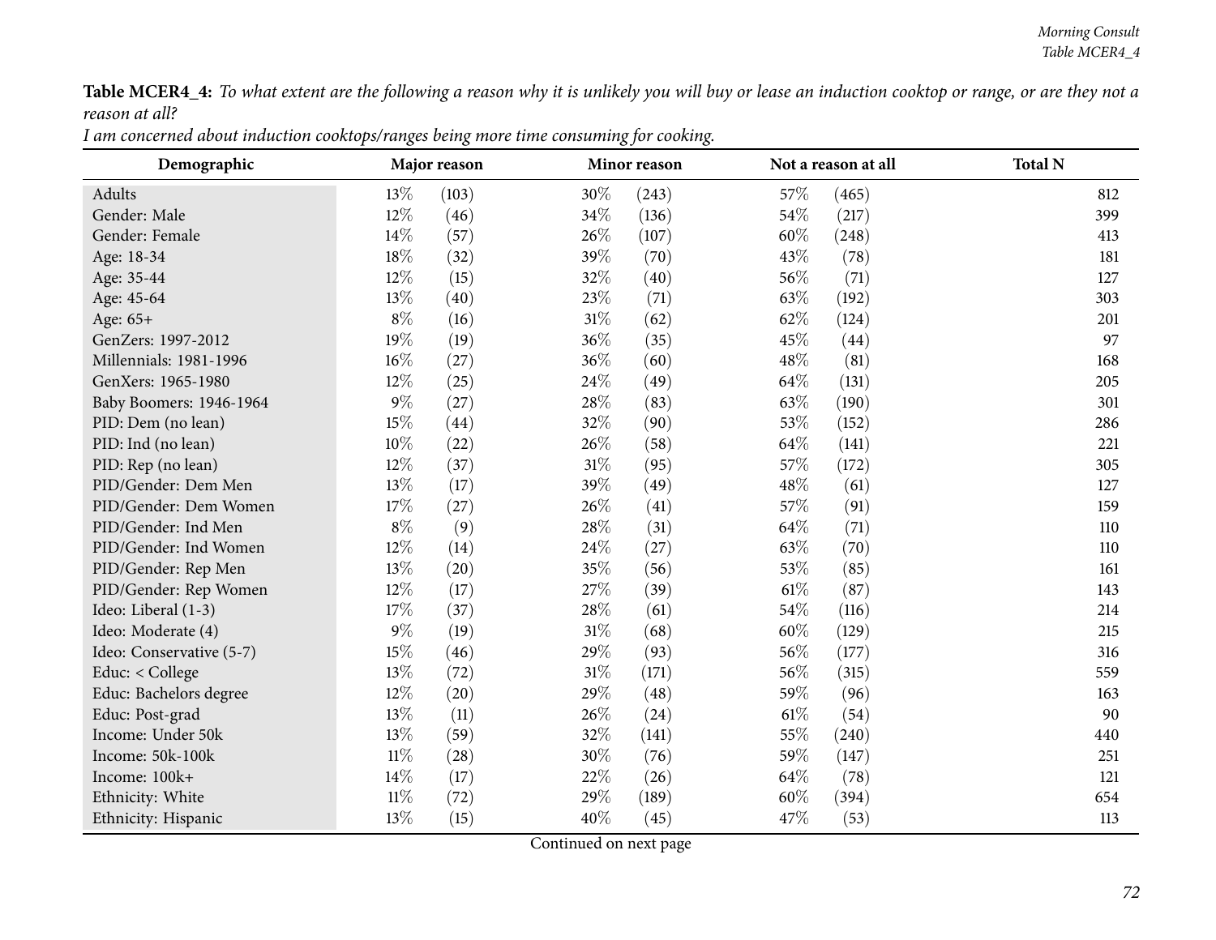**Table MCER4_4:** *To what extent are the following a reason why it is unlikely you will buy or lease an induction cooktop or range, or are they not a reason at all?*

*I am concerned about induction cooktops/ranges being more time consuming for cooking.*

| Demographic | Major reason | | Minor reason | | Not a reason at all | | Total N |
|---|---|---|---|---|---|---|---|
| Adults | 13% | (103) | 30% | (243) | 57% | (465) | 812 |
| Gender: Male | 12% | (46) | 34% | (136) | 54% | (217) | 399 |
| Gender: Female | 14% | (57) | 26% | (107) | 60% | (248) | 413 |
| Age: 18-34 | 18% | (32) | 39% | (70) | 43% | (78) | 181 |
| Age: 35-44 | 12% | (15) | 32% | (40) | 56% | (71) | 127 |
| Age: 45-64 | 13% | (40) | 23% | (71) | 63% | (192) | 303 |
| Age: 65+ | 8% | (16) | 31% | (62) | 62% | (124) | 201 |
| GenZers: 1997-2012 | 19% | (19) | 36% | (35) | 45% | (44) | 97 |
| Millennials: 1981-1996 | 16% | (27) | 36% | (60) | 48% | (81) | 168 |
| GenXers: 1965-1980 | 12% | (25) | 24% | (49) | 64% | (131) | 205 |
| Baby Boomers: 1946-1964 | 9% | (27) | 28% | (83) | 63% | (190) | 301 |
| PID: Dem (no lean) | 15% | (44) | 32% | (90) | 53% | (152) | 286 |
| PID: Ind (no lean) | 10% | (22) | 26% | (58) | 64% | (141) | 221 |
| PID: Rep (no lean) | 12% | (37) | 31% | (95) | 57% | (172) | 305 |
| PID/Gender: Dem Men | 13% | (17) | 39% | (49) | 48% | (61) | 127 |
| PID/Gender: Dem Women | 17% | (27) | 26% | (41) | 57% | (91) | 159 |
| PID/Gender: Ind Men | 8% | (9) | 28% | (31) | 64% | (71) | 110 |
| PID/Gender: Ind Women | 12% | (14) | 24% | (27) | 63% | (70) | 110 |
| PID/Gender: Rep Men | 13% | (20) | 35% | (56) | 53% | (85) | 161 |
| PID/Gender: Rep Women | 12% | (17) | 27% | (39) | 61% | (87) | 143 |
| Ideo: Liberal (1-3) | 17% | (37) | 28% | (61) | 54% | (116) | 214 |
| Ideo: Moderate (4) | 9% | (19) | 31% | (68) | 60% | (129) | 215 |
| Ideo: Conservative (5-7) | 15% | (46) | 29% | (93) | 56% | (177) | 316 |
| Educ: < College | 13% | (72) | 31% | (171) | 56% | (315) | 559 |
| Educ: Bachelors degree | 12% | (20) | 29% | (48) | 59% | (96) | 163 |
| Educ: Post-grad | 13% | (11) | 26% | (24) | 61% | (54) | 90 |
| Income: Under 50k | 13% | (59) | 32% | (141) | 55% | (240) | 440 |
| Income: 50k-100k | 11% | (28) | 30% | (76) | 59% | (147) | 251 |
| Income: 100k+ | 14% | (17) | 22% | (26) | 64% | (78) | 121 |
| Ethnicity: White | 11% | (72) | 29% | (189) | 60% | (394) | 654 |
| Ethnicity: Hispanic | 13% | (15) | 40% | (45) | 47% | (53) | 113 |

Continued on next page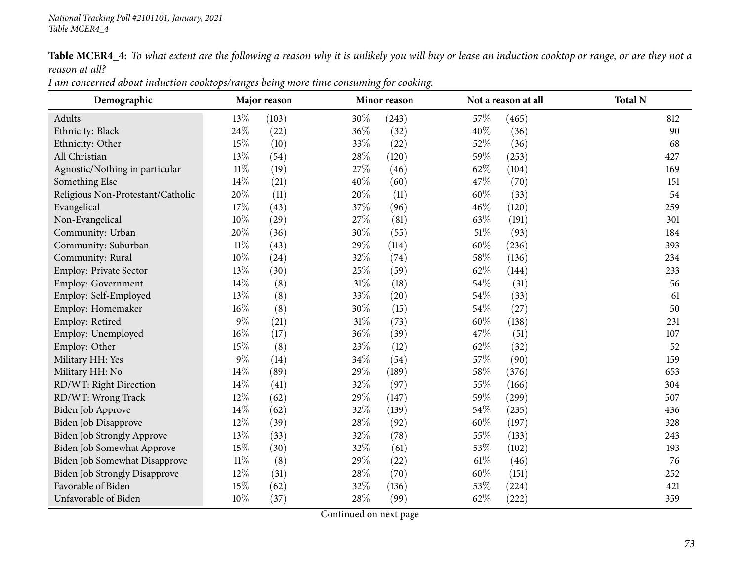National Tracking Poll #2101101, January, 2021
Table MCER4_4

**Table MCER4_4:** *To what extent are the following a reason why it is unlikely you will buy or lease an induction cooktop or range, or are they not a reason at all?*
*I am concerned about induction cooktops/ranges being more time consuming for cooking.*

| Demographic | Major reason | | Minor reason | | Not a reason at all | | Total N |
|---|---|---|---|---|---|---|---|
| Adults | 13% | (103) | 30% | (243) | 57% | (465) | 812 |
| Ethnicity: Black | 24% | (22) | 36% | (32) | 40% | (36) | 90 |
| Ethnicity: Other | 15% | (10) | 33% | (22) | 52% | (36) | 68 |
| All Christian | 13% | (54) | 28% | (120) | 59% | (253) | 427 |
| Agnostic/Nothing in particular | 11% | (19) | 27% | (46) | 62% | (104) | 169 |
| Something Else | 14% | (21) | 40% | (60) | 47% | (70) | 151 |
| Religious Non-Protestant/Catholic | 20% | (11) | 20% | (11) | 60% | (33) | 54 |
| Evangelical | 17% | (43) | 37% | (96) | 46% | (120) | 259 |
| Non-Evangelical | 10% | (29) | 27% | (81) | 63% | (191) | 301 |
| Community: Urban | 20% | (36) | 30% | (55) | 51% | (93) | 184 |
| Community: Suburban | 11% | (43) | 29% | (114) | 60% | (236) | 393 |
| Community: Rural | 10% | (24) | 32% | (74) | 58% | (136) | 234 |
| Employ: Private Sector | 13% | (30) | 25% | (59) | 62% | (144) | 233 |
| Employ: Government | 14% | (8) | 31% | (18) | 54% | (31) | 56 |
| Employ: Self-Employed | 13% | (8) | 33% | (20) | 54% | (33) | 61 |
| Employ: Homemaker | 16% | (8) | 30% | (15) | 54% | (27) | 50 |
| Employ: Retired | 9% | (21) | 31% | (73) | 60% | (138) | 231 |
| Employ: Unemployed | 16% | (17) | 36% | (39) | 47% | (51) | 107 |
| Employ: Other | 15% | (8) | 23% | (12) | 62% | (32) | 52 |
| Military HH: Yes | 9% | (14) | 34% | (54) | 57% | (90) | 159 |
| Military HH: No | 14% | (89) | 29% | (189) | 58% | (376) | 653 |
| RD/WT: Right Direction | 14% | (41) | 32% | (97) | 55% | (166) | 304 |
| RD/WT: Wrong Track | 12% | (62) | 29% | (147) | 59% | (299) | 507 |
| Biden Job Approve | 14% | (62) | 32% | (139) | 54% | (235) | 436 |
| Biden Job Disapprove | 12% | (39) | 28% | (92) | 60% | (197) | 328 |
| Biden Job Strongly Approve | 13% | (33) | 32% | (78) | 55% | (133) | 243 |
| Biden Job Somewhat Approve | 15% | (30) | 32% | (61) | 53% | (102) | 193 |
| Biden Job Somewhat Disapprove | 11% | (8) | 29% | (22) | 61% | (46) | 76 |
| Biden Job Strongly Disapprove | 12% | (31) | 28% | (70) | 60% | (151) | 252 |
| Favorable of Biden | 15% | (62) | 32% | (136) | 53% | (224) | 421 |
| Unfavorable of Biden | 10% | (37) | 28% | (99) | 62% | (222) | 359 |

Continued on next page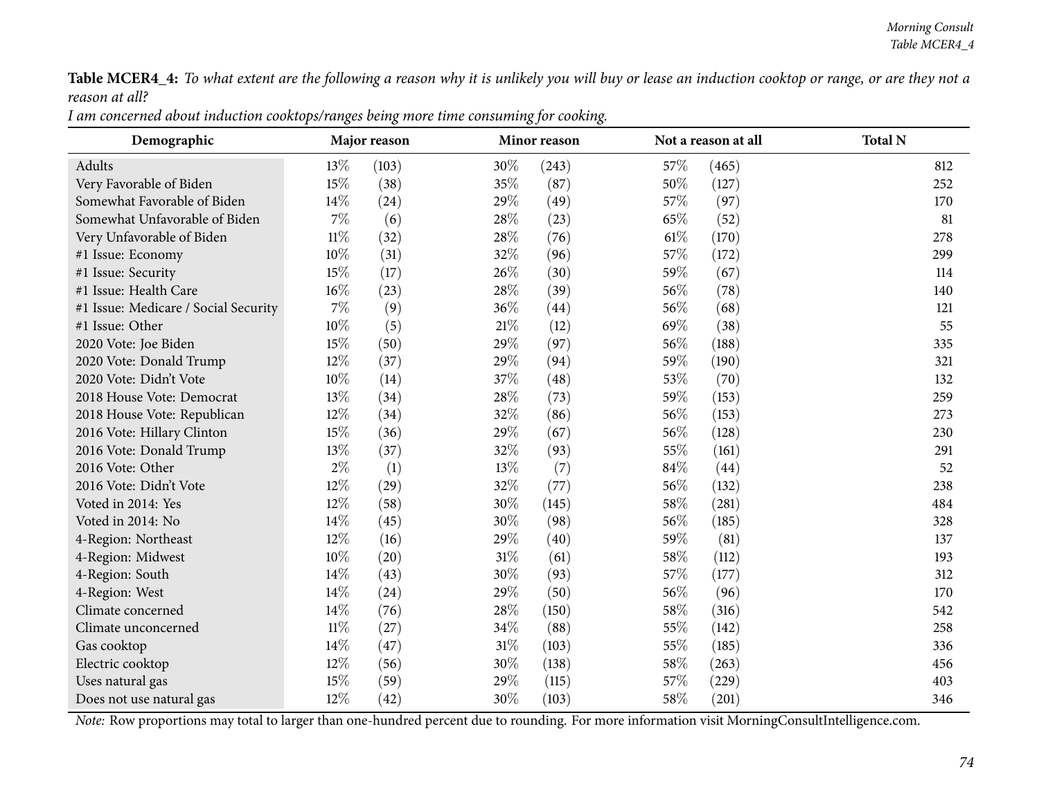**Table MCER4_4:** *To what extent are the following a reason why it is unlikely you will buy or lease an induction cooktop or range, or are they not a reason at all?*

*I am concerned about induction cooktops/ranges being more time consuming for cooking.*

| Demographic | Major reason | | Minor reason | | Not a reason at all | | Total N |
|---|---|---|---|---|---|---|---|
| Adults | 13% | (103) | 30% | (243) | 57% | (465) | 812 |
| Very Favorable of Biden | 15% | (38) | 35% | (87) | 50% | (127) | 252 |
| Somewhat Favorable of Biden | 14% | (24) | 29% | (49) | 57% | (97) | 170 |
| Somewhat Unfavorable of Biden | 7% | (6) | 28% | (23) | 65% | (52) | 81 |
| Very Unfavorable of Biden | 11% | (32) | 28% | (76) | 61% | (170) | 278 |
| #1 Issue: Economy | 10% | (31) | 32% | (96) | 57% | (172) | 299 |
| #1 Issue: Security | 15% | (17) | 26% | (30) | 59% | (67) | 114 |
| #1 Issue: Health Care | 16% | (23) | 28% | (39) | 56% | (78) | 140 |
| #1 Issue: Medicare / Social Security | 7% | (9) | 36% | (44) | 56% | (68) | 121 |
| #1 Issue: Other | 10% | (5) | 21% | (12) | 69% | (38) | 55 |
| 2020 Vote: Joe Biden | 15% | (50) | 29% | (97) | 56% | (188) | 335 |
| 2020 Vote: Donald Trump | 12% | (37) | 29% | (94) | 59% | (190) | 321 |
| 2020 Vote: Didn't Vote | 10% | (14) | 37% | (48) | 53% | (70) | 132 |
| 2018 House Vote: Democrat | 13% | (34) | 28% | (73) | 59% | (153) | 259 |
| 2018 House Vote: Republican | 12% | (34) | 32% | (86) | 56% | (153) | 273 |
| 2016 Vote: Hillary Clinton | 15% | (36) | 29% | (67) | 56% | (128) | 230 |
| 2016 Vote: Donald Trump | 13% | (37) | 32% | (93) | 55% | (161) | 291 |
| 2016 Vote: Other | 2% | (1) | 13% | (7) | 84% | (44) | 52 |
| 2016 Vote: Didn't Vote | 12% | (29) | 32% | (77) | 56% | (132) | 238 |
| Voted in 2014: Yes | 12% | (58) | 30% | (145) | 58% | (281) | 484 |
| Voted in 2014: No | 14% | (45) | 30% | (98) | 56% | (185) | 328 |
| 4-Region: Northeast | 12% | (16) | 29% | (40) | 59% | (81) | 137 |
| 4-Region: Midwest | 10% | (20) | 31% | (61) | 58% | (112) | 193 |
| 4-Region: South | 14% | (43) | 30% | (93) | 57% | (177) | 312 |
| 4-Region: West | 14% | (24) | 29% | (50) | 56% | (96) | 170 |
| Climate concerned | 14% | (76) | 28% | (150) | 58% | (316) | 542 |
| Climate unconcerned | 11% | (27) | 34% | (88) | 55% | (142) | 258 |
| Gas cooktop | 14% | (47) | 31% | (103) | 55% | (185) | 336 |
| Electric cooktop | 12% | (56) | 30% | (138) | 58% | (263) | 456 |
| Uses natural gas | 15% | (59) | 29% | (115) | 57% | (229) | 403 |
| Does not use natural gas | 12% | (42) | 30% | (103) | 58% | (201) | 346 |

*Note:* Row proportions may total to larger than one-hundred percent due to rounding. For more information visit MorningConsultIntelligence.com.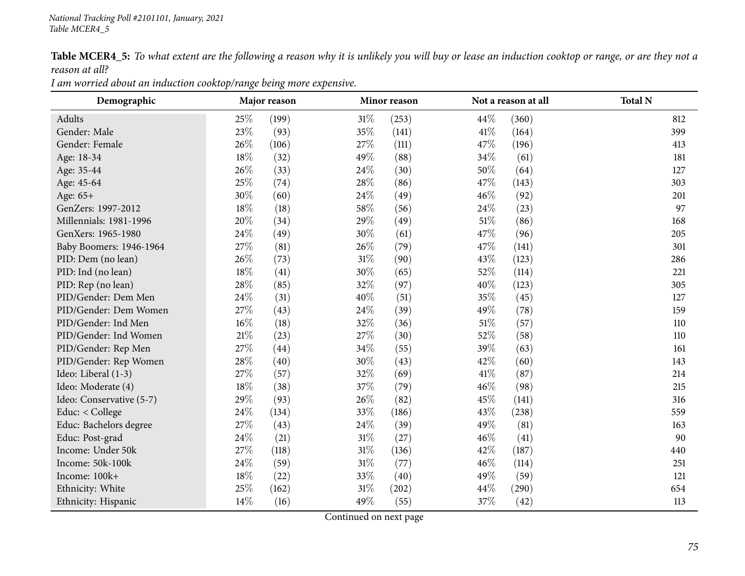**Table MCER4_5:** *To what extent are the following a reason why it is unlikely you will buy or lease an induction cooktop or range, or are they not a reason at all?*

*I am worried about an induction cooktop/range being more expensive.*

| Demographic | Major reason | | Minor reason | | Not a reason at all | | Total N |
|---|---|---|---|---|---|---|---|
| Adults | 25% | (199) | 31% | (253) | 44% | (360) | 812 |
| Gender: Male | 23% | (93) | 35% | (141) | 41% | (164) | 399 |
| Gender: Female | 26% | (106) | 27% | (111) | 47% | (196) | 413 |
| Age: 18-34 | 18% | (32) | 49% | (88) | 34% | (61) | 181 |
| Age: 35-44 | 26% | (33) | 24% | (30) | 50% | (64) | 127 |
| Age: 45-64 | 25% | (74) | 28% | (86) | 47% | (143) | 303 |
| Age: 65+ | 30% | (60) | 24% | (49) | 46% | (92) | 201 |
| GenZers: 1997-2012 | 18% | (18) | 58% | (56) | 24% | (23) | 97 |
| Millennials: 1981-1996 | 20% | (34) | 29% | (49) | 51% | (86) | 168 |
| GenXers: 1965-1980 | 24% | (49) | 30% | (61) | 47% | (96) | 205 |
| Baby Boomers: 1946-1964 | 27% | (81) | 26% | (79) | 47% | (141) | 301 |
| PID: Dem (no lean) | 26% | (73) | 31% | (90) | 43% | (123) | 286 |
| PID: Ind (no lean) | 18% | (41) | 30% | (65) | 52% | (114) | 221 |
| PID: Rep (no lean) | 28% | (85) | 32% | (97) | 40% | (123) | 305 |
| PID/Gender: Dem Men | 24% | (31) | 40% | (51) | 35% | (45) | 127 |
| PID/Gender: Dem Women | 27% | (43) | 24% | (39) | 49% | (78) | 159 |
| PID/Gender: Ind Men | 16% | (18) | 32% | (36) | 51% | (57) | 110 |
| PID/Gender: Ind Women | 21% | (23) | 27% | (30) | 52% | (58) | 110 |
| PID/Gender: Rep Men | 27% | (44) | 34% | (55) | 39% | (63) | 161 |
| PID/Gender: Rep Women | 28% | (40) | 30% | (43) | 42% | (60) | 143 |
| Ideo: Liberal (1-3) | 27% | (57) | 32% | (69) | 41% | (87) | 214 |
| Ideo: Moderate (4) | 18% | (38) | 37% | (79) | 46% | (98) | 215 |
| Ideo: Conservative (5-7) | 29% | (93) | 26% | (82) | 45% | (141) | 316 |
| Educ: < College | 24% | (134) | 33% | (186) | 43% | (238) | 559 |
| Educ: Bachelors degree | 27% | (43) | 24% | (39) | 49% | (81) | 163 |
| Educ: Post-grad | 24% | (21) | 31% | (27) | 46% | (41) | 90 |
| Income: Under 50k | 27% | (118) | 31% | (136) | 42% | (187) | 440 |
| Income: 50k-100k | 24% | (59) | 31% | (77) | 46% | (114) | 251 |
| Income: 100k+ | 18% | (22) | 33% | (40) | 49% | (59) | 121 |
| Ethnicity: White | 25% | (162) | 31% | (202) | 44% | (290) | 654 |
| Ethnicity: Hispanic | 14% | (16) | 49% | (55) | 37% | (42) | 113 |

Continued on next page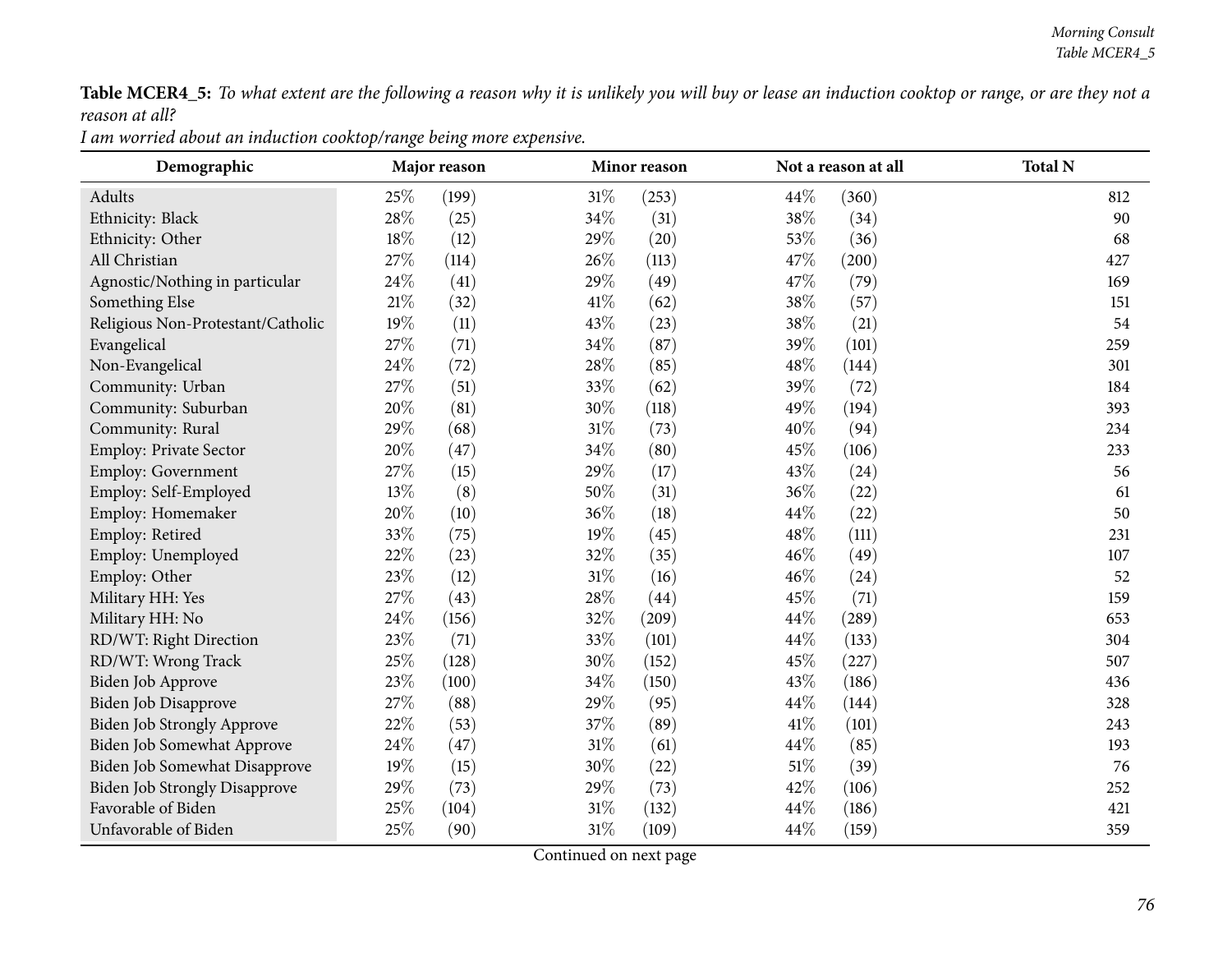**Table MCER4_5:** *To what extent are the following a reason why it is unlikely you will buy or lease an induction cooktop or range, or are they not a reason at all?*
*I am worried about an induction cooktop/range being more expensive.*

| Demographic | Major reason | | Minor reason | | Not a reason at all | | Total N |
|---|---|---|---|---|---|---|---|
| Adults | 25% | (199) | 31% | (253) | 44% | (360) | 812 |
| Ethnicity: Black | 28% | (25) | 34% | (31) | 38% | (34) | 90 |
| Ethnicity: Other | 18% | (12) | 29% | (20) | 53% | (36) | 68 |
| All Christian | 27% | (114) | 26% | (113) | 47% | (200) | 427 |
| Agnostic/Nothing in particular | 24% | (41) | 29% | (49) | 47% | (79) | 169 |
| Something Else | 21% | (32) | 41% | (62) | 38% | (57) | 151 |
| Religious Non-Protestant/Catholic | 19% | (11) | 43% | (23) | 38% | (21) | 54 |
| Evangelical | 27% | (71) | 34% | (87) | 39% | (101) | 259 |
| Non-Evangelical | 24% | (72) | 28% | (85) | 48% | (144) | 301 |
| Community: Urban | 27% | (51) | 33% | (62) | 39% | (72) | 184 |
| Community: Suburban | 20% | (81) | 30% | (118) | 49% | (194) | 393 |
| Community: Rural | 29% | (68) | 31% | (73) | 40% | (94) | 234 |
| Employ: Private Sector | 20% | (47) | 34% | (80) | 45% | (106) | 233 |
| Employ: Government | 27% | (15) | 29% | (17) | 43% | (24) | 56 |
| Employ: Self-Employed | 13% | (8) | 50% | (31) | 36% | (22) | 61 |
| Employ: Homemaker | 20% | (10) | 36% | (18) | 44% | (22) | 50 |
| Employ: Retired | 33% | (75) | 19% | (45) | 48% | (111) | 231 |
| Employ: Unemployed | 22% | (23) | 32% | (35) | 46% | (49) | 107 |
| Employ: Other | 23% | (12) | 31% | (16) | 46% | (24) | 52 |
| Military HH: Yes | 27% | (43) | 28% | (44) | 45% | (71) | 159 |
| Military HH: No | 24% | (156) | 32% | (209) | 44% | (289) | 653 |
| RD/WT: Right Direction | 23% | (71) | 33% | (101) | 44% | (133) | 304 |
| RD/WT: Wrong Track | 25% | (128) | 30% | (152) | 45% | (227) | 507 |
| Biden Job Approve | 23% | (100) | 34% | (150) | 43% | (186) | 436 |
| Biden Job Disapprove | 27% | (88) | 29% | (95) | 44% | (144) | 328 |
| Biden Job Strongly Approve | 22% | (53) | 37% | (89) | 41% | (101) | 243 |
| Biden Job Somewhat Approve | 24% | (47) | 31% | (61) | 44% | (85) | 193 |
| Biden Job Somewhat Disapprove | 19% | (15) | 30% | (22) | 51% | (39) | 76 |
| Biden Job Strongly Disapprove | 29% | (73) | 29% | (73) | 42% | (106) | 252 |
| Favorable of Biden | 25% | (104) | 31% | (132) | 44% | (186) | 421 |
| Unfavorable of Biden | 25% | (90) | 31% | (109) | 44% | (159) | 359 |

Continued on next page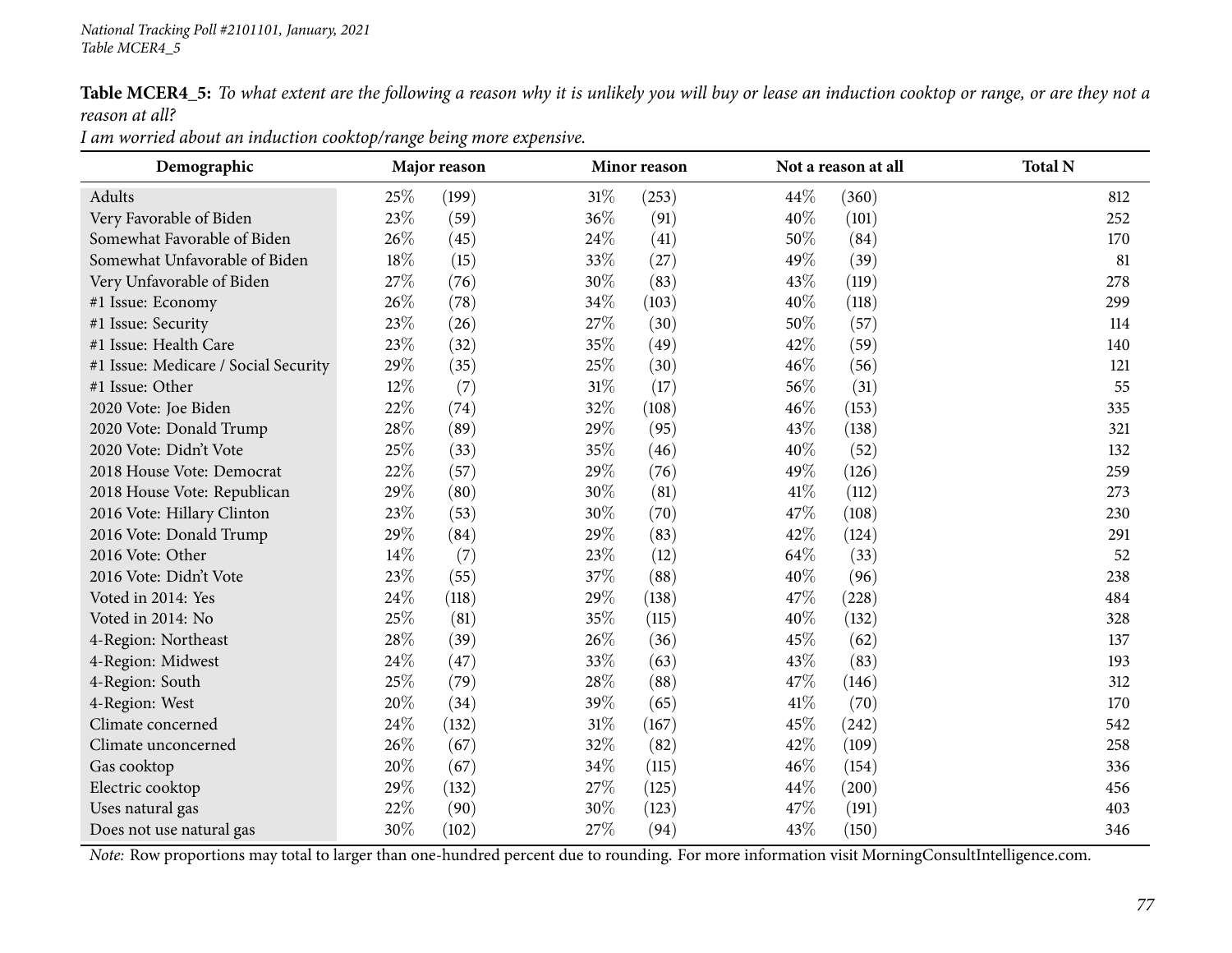**Table MCER4_5:** *To what extent are the following a reason why it is unlikely you will buy or lease an induction cooktop or range, or are they not a reason at all?*

*I am worried about an induction cooktop/range being more expensive.*

| Demographic | Major reason | | Minor reason | | Not a reason at all | | Total N |
|---|---|---|---|---|---|---|---|
| Adults | 25% | (199) | 31% | (253) | 44% | (360) | 812 |
| Very Favorable of Biden | 23% | (59) | 36% | (91) | 40% | (101) | 252 |
| Somewhat Favorable of Biden | 26% | (45) | 24% | (41) | 50% | (84) | 170 |
| Somewhat Unfavorable of Biden | 18% | (15) | 33% | (27) | 49% | (39) | 81 |
| Very Unfavorable of Biden | 27% | (76) | 30% | (83) | 43% | (119) | 278 |
| #1 Issue: Economy | 26% | (78) | 34% | (103) | 40% | (118) | 299 |
| #1 Issue: Security | 23% | (26) | 27% | (30) | 50% | (57) | 114 |
| #1 Issue: Health Care | 23% | (32) | 35% | (49) | 42% | (59) | 140 |
| #1 Issue: Medicare / Social Security | 29% | (35) | 25% | (30) | 46% | (56) | 121 |
| #1 Issue: Other | 12% | (7) | 31% | (17) | 56% | (31) | 55 |
| 2020 Vote: Joe Biden | 22% | (74) | 32% | (108) | 46% | (153) | 335 |
| 2020 Vote: Donald Trump | 28% | (89) | 29% | (95) | 43% | (138) | 321 |
| 2020 Vote: Didn't Vote | 25% | (33) | 35% | (46) | 40% | (52) | 132 |
| 2018 House Vote: Democrat | 22% | (57) | 29% | (76) | 49% | (126) | 259 |
| 2018 House Vote: Republican | 29% | (80) | 30% | (81) | 41% | (112) | 273 |
| 2016 Vote: Hillary Clinton | 23% | (53) | 30% | (70) | 47% | (108) | 230 |
| 2016 Vote: Donald Trump | 29% | (84) | 29% | (83) | 42% | (124) | 291 |
| 2016 Vote: Other | 14% | (7) | 23% | (12) | 64% | (33) | 52 |
| 2016 Vote: Didn't Vote | 23% | (55) | 37% | (88) | 40% | (96) | 238 |
| Voted in 2014: Yes | 24% | (118) | 29% | (138) | 47% | (228) | 484 |
| Voted in 2014: No | 25% | (81) | 35% | (115) | 40% | (132) | 328 |
| 4-Region: Northeast | 28% | (39) | 26% | (36) | 45% | (62) | 137 |
| 4-Region: Midwest | 24% | (47) | 33% | (63) | 43% | (83) | 193 |
| 4-Region: South | 25% | (79) | 28% | (88) | 47% | (146) | 312 |
| 4-Region: West | 20% | (34) | 39% | (65) | 41% | (70) | 170 |
| Climate concerned | 24% | (132) | 31% | (167) | 45% | (242) | 542 |
| Climate unconcerned | 26% | (67) | 32% | (82) | 42% | (109) | 258 |
| Gas cooktop | 20% | (67) | 34% | (115) | 46% | (154) | 336 |
| Electric cooktop | 29% | (132) | 27% | (125) | 44% | (200) | 456 |
| Uses natural gas | 22% | (90) | 30% | (123) | 47% | (191) | 403 |
| Does not use natural gas | 30% | (102) | 27% | (94) | 43% | (150) | 346 |

*Note:* Row proportions may total to larger than one-hundred percent due to rounding. For more information visit MorningConsultIntelligence.com.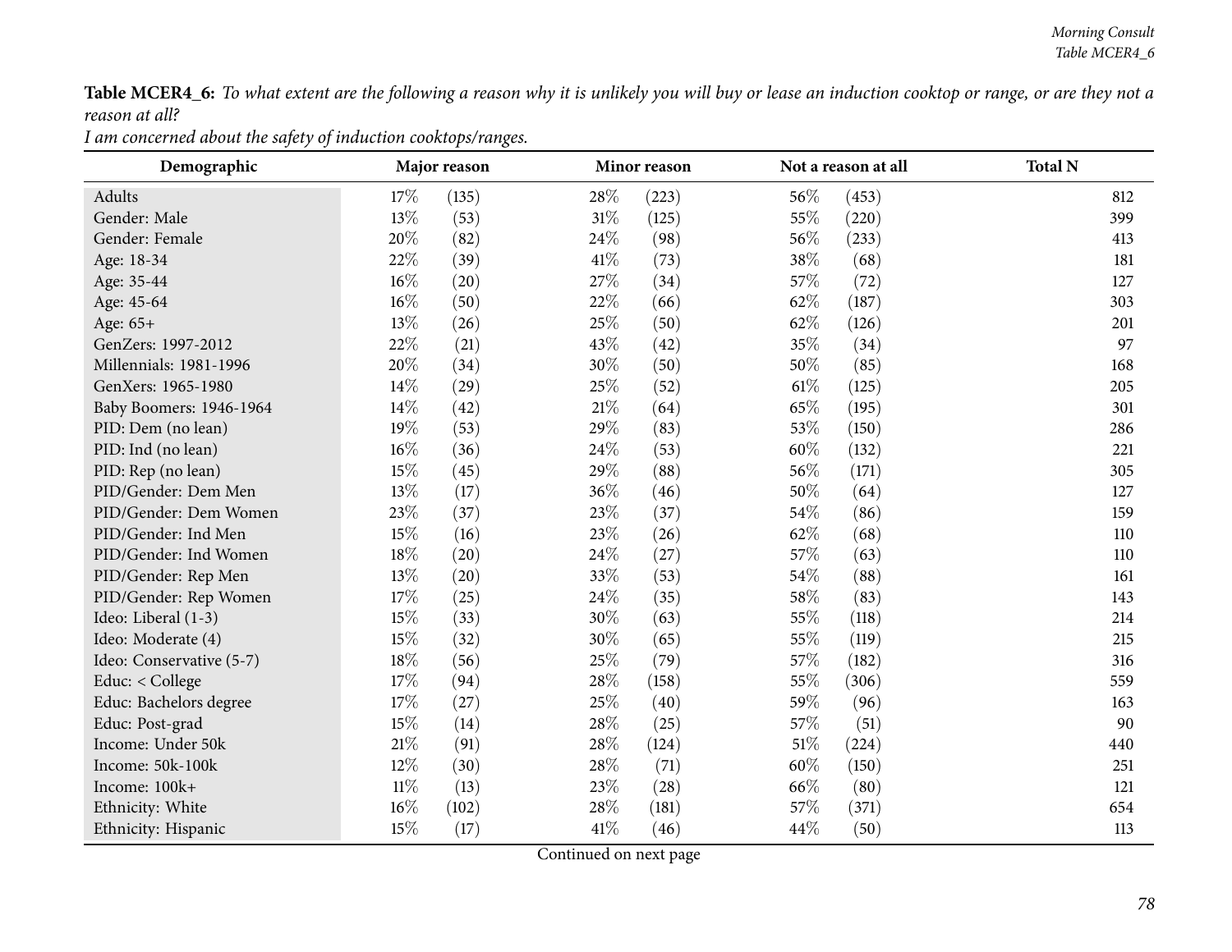**Table MCER4_6:** *To what extent are the following a reason why it is unlikely you will buy or lease an induction cooktop or range, or are they not a reason at all?*

*I am concerned about the safety of induction cooktops/ranges.*

| Demographic | Major reason | | Minor reason | | Not a reason at all | | Total N |
|---|---|---|---|---|---|---|---|
| Adults | 17% | (135) | 28% | (223) | 56% | (453) | 812 |
| Gender: Male | 13% | (53) | 31% | (125) | 55% | (220) | 399 |
| Gender: Female | 20% | (82) | 24% | (98) | 56% | (233) | 413 |
| Age: 18-34 | 22% | (39) | 41% | (73) | 38% | (68) | 181 |
| Age: 35-44 | 16% | (20) | 27% | (34) | 57% | (72) | 127 |
| Age: 45-64 | 16% | (50) | 22% | (66) | 62% | (187) | 303 |
| Age: 65+ | 13% | (26) | 25% | (50) | 62% | (126) | 201 |
| GenZers: 1997-2012 | 22% | (21) | 43% | (42) | 35% | (34) | 97 |
| Millennials: 1981-1996 | 20% | (34) | 30% | (50) | 50% | (85) | 168 |
| GenXers: 1965-1980 | 14% | (29) | 25% | (52) | 61% | (125) | 205 |
| Baby Boomers: 1946-1964 | 14% | (42) | 21% | (64) | 65% | (195) | 301 |
| PID: Dem (no lean) | 19% | (53) | 29% | (83) | 53% | (150) | 286 |
| PID: Ind (no lean) | 16% | (36) | 24% | (53) | 60% | (132) | 221 |
| PID: Rep (no lean) | 15% | (45) | 29% | (88) | 56% | (171) | 305 |
| PID/Gender: Dem Men | 13% | (17) | 36% | (46) | 50% | (64) | 127 |
| PID/Gender: Dem Women | 23% | (37) | 23% | (37) | 54% | (86) | 159 |
| PID/Gender: Ind Men | 15% | (16) | 23% | (26) | 62% | (68) | 110 |
| PID/Gender: Ind Women | 18% | (20) | 24% | (27) | 57% | (63) | 110 |
| PID/Gender: Rep Men | 13% | (20) | 33% | (53) | 54% | (88) | 161 |
| PID/Gender: Rep Women | 17% | (25) | 24% | (35) | 58% | (83) | 143 |
| Ideo: Liberal (1-3) | 15% | (33) | 30% | (63) | 55% | (118) | 214 |
| Ideo: Moderate (4) | 15% | (32) | 30% | (65) | 55% | (119) | 215 |
| Ideo: Conservative (5-7) | 18% | (56) | 25% | (79) | 57% | (182) | 316 |
| Educ: < College | 17% | (94) | 28% | (158) | 55% | (306) | 559 |
| Educ: Bachelors degree | 17% | (27) | 25% | (40) | 59% | (96) | 163 |
| Educ: Post-grad | 15% | (14) | 28% | (25) | 57% | (51) | 90 |
| Income: Under 50k | 21% | (91) | 28% | (124) | 51% | (224) | 440 |
| Income: 50k-100k | 12% | (30) | 28% | (71) | 60% | (150) | 251 |
| Income: 100k+ | 11% | (13) | 23% | (28) | 66% | (80) | 121 |
| Ethnicity: White | 16% | (102) | 28% | (181) | 57% | (371) | 654 |
| Ethnicity: Hispanic | 15% | (17) | 41% | (46) | 44% | (50) | 113 |

Continued on next page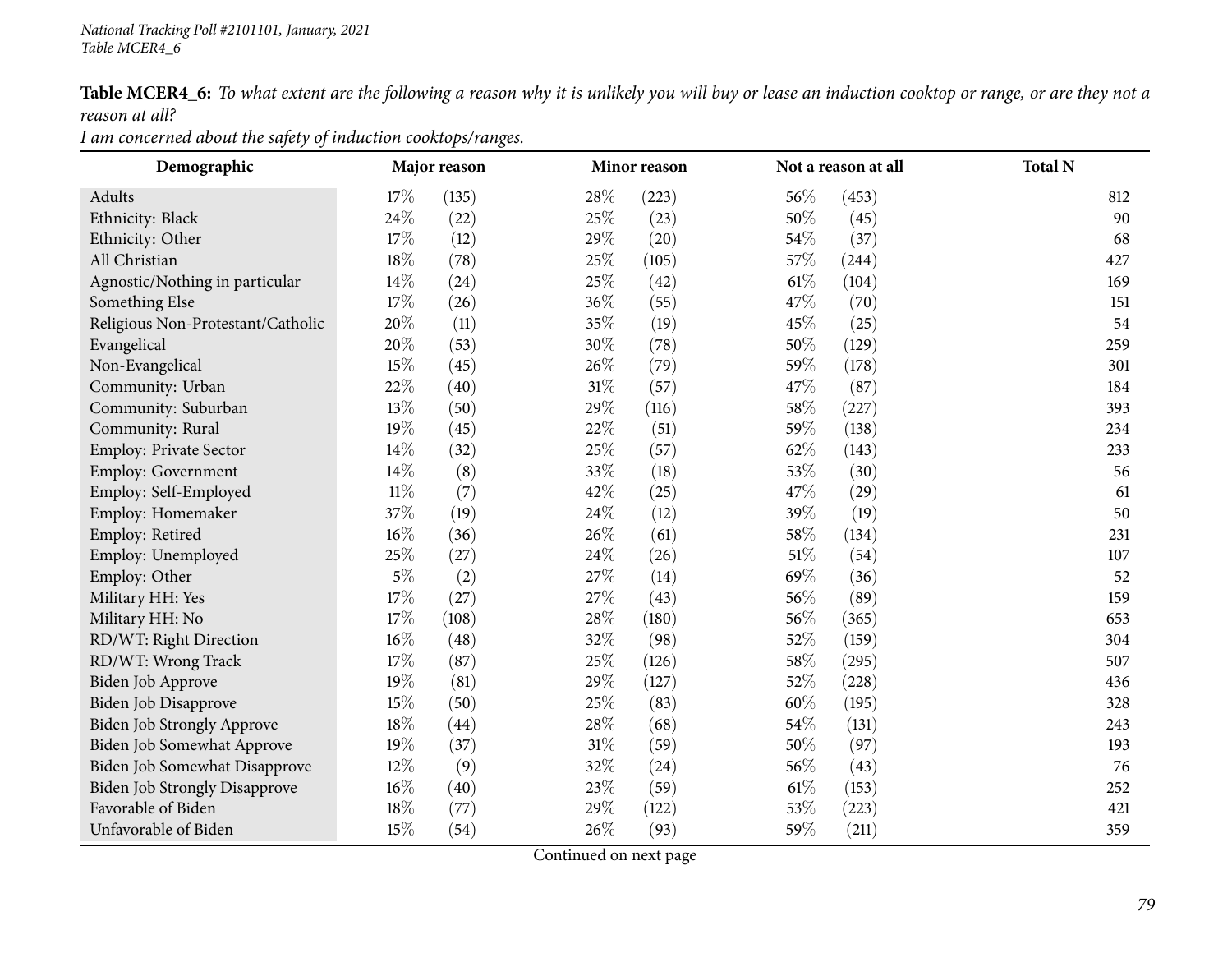**Table MCER4_6:** *To what extent are the following a reason why it is unlikely you will buy or lease an induction cooktop or range, or are they not a reason at all?*

*I am concerned about the safety of induction cooktops/ranges.*

| Demographic | Major reason | | Minor reason | | Not a reason at all | | Total N |
|---|---|---|---|---|---|---|---|
| Adults | 17% | (135) | 28% | (223) | 56% | (453) | 812 |
| Ethnicity: Black | 24% | (22) | 25% | (23) | 50% | (45) | 90 |
| Ethnicity: Other | 17% | (12) | 29% | (20) | 54% | (37) | 68 |
| All Christian | 18% | (78) | 25% | (105) | 57% | (244) | 427 |
| Agnostic/Nothing in particular | 14% | (24) | 25% | (42) | 61% | (104) | 169 |
| Something Else | 17% | (26) | 36% | (55) | 47% | (70) | 151 |
| Religious Non-Protestant/Catholic | 20% | (11) | 35% | (19) | 45% | (25) | 54 |
| Evangelical | 20% | (53) | 30% | (78) | 50% | (129) | 259 |
| Non-Evangelical | 15% | (45) | 26% | (79) | 59% | (178) | 301 |
| Community: Urban | 22% | (40) | 31% | (57) | 47% | (87) | 184 |
| Community: Suburban | 13% | (50) | 29% | (116) | 58% | (227) | 393 |
| Community: Rural | 19% | (45) | 22% | (51) | 59% | (138) | 234 |
| Employ: Private Sector | 14% | (32) | 25% | (57) | 62% | (143) | 233 |
| Employ: Government | 14% | (8) | 33% | (18) | 53% | (30) | 56 |
| Employ: Self-Employed | 11% | (7) | 42% | (25) | 47% | (29) | 61 |
| Employ: Homemaker | 37% | (19) | 24% | (12) | 39% | (19) | 50 |
| Employ: Retired | 16% | (36) | 26% | (61) | 58% | (134) | 231 |
| Employ: Unemployed | 25% | (27) | 24% | (26) | 51% | (54) | 107 |
| Employ: Other | 5% | (2) | 27% | (14) | 69% | (36) | 52 |
| Military HH: Yes | 17% | (27) | 27% | (43) | 56% | (89) | 159 |
| Military HH: No | 17% | (108) | 28% | (180) | 56% | (365) | 653 |
| RD/WT: Right Direction | 16% | (48) | 32% | (98) | 52% | (159) | 304 |
| RD/WT: Wrong Track | 17% | (87) | 25% | (126) | 58% | (295) | 507 |
| Biden Job Approve | 19% | (81) | 29% | (127) | 52% | (228) | 436 |
| Biden Job Disapprove | 15% | (50) | 25% | (83) | 60% | (195) | 328 |
| Biden Job Strongly Approve | 18% | (44) | 28% | (68) | 54% | (131) | 243 |
| Biden Job Somewhat Approve | 19% | (37) | 31% | (59) | 50% | (97) | 193 |
| Biden Job Somewhat Disapprove | 12% | (9) | 32% | (24) | 56% | (43) | 76 |
| Biden Job Strongly Disapprove | 16% | (40) | 23% | (59) | 61% | (153) | 252 |
| Favorable of Biden | 18% | (77) | 29% | (122) | 53% | (223) | 421 |
| Unfavorable of Biden | 15% | (54) | 26% | (93) | 59% | (211) | 359 |

Continued on next page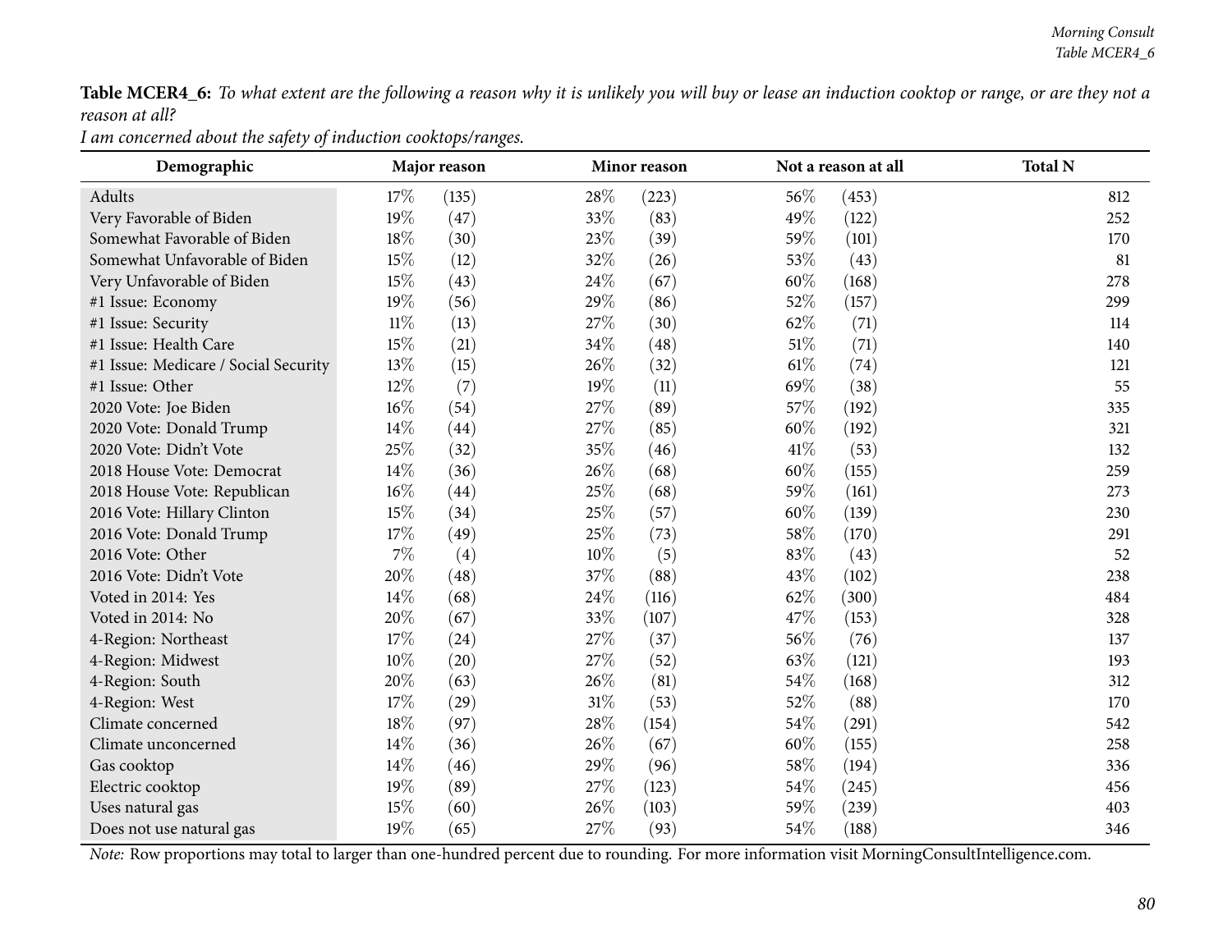**Table MCER4_6:** *To what extent are the following a reason why it is unlikely you will buy or lease an induction cooktop or range, or are they not a reason at all?*

*I am concerned about the safety of induction cooktops/ranges.*

| Demographic | Major reason | | Minor reason | | Not a reason at all | | Total N |
|---|---|---|---|---|---|---|---|
| Adults | 17% | (135) | 28% | (223) | 56% | (453) | 812 |
| Very Favorable of Biden | 19% | (47) | 33% | (83) | 49% | (122) | 252 |
| Somewhat Favorable of Biden | 18% | (30) | 23% | (39) | 59% | (101) | 170 |
| Somewhat Unfavorable of Biden | 15% | (12) | 32% | (26) | 53% | (43) | 81 |
| Very Unfavorable of Biden | 15% | (43) | 24% | (67) | 60% | (168) | 278 |
| #1 Issue: Economy | 19% | (56) | 29% | (86) | 52% | (157) | 299 |
| #1 Issue: Security | 11% | (13) | 27% | (30) | 62% | (71) | 114 |
| #1 Issue: Health Care | 15% | (21) | 34% | (48) | 51% | (71) | 140 |
| #1 Issue: Medicare / Social Security | 13% | (15) | 26% | (32) | 61% | (74) | 121 |
| #1 Issue: Other | 12% | (7) | 19% | (11) | 69% | (38) | 55 |
| 2020 Vote: Joe Biden | 16% | (54) | 27% | (89) | 57% | (192) | 335 |
| 2020 Vote: Donald Trump | 14% | (44) | 27% | (85) | 60% | (192) | 321 |
| 2020 Vote: Didn't Vote | 25% | (32) | 35% | (46) | 41% | (53) | 132 |
| 2018 House Vote: Democrat | 14% | (36) | 26% | (68) | 60% | (155) | 259 |
| 2018 House Vote: Republican | 16% | (44) | 25% | (68) | 59% | (161) | 273 |
| 2016 Vote: Hillary Clinton | 15% | (34) | 25% | (57) | 60% | (139) | 230 |
| 2016 Vote: Donald Trump | 17% | (49) | 25% | (73) | 58% | (170) | 291 |
| 2016 Vote: Other | 7% | (4) | 10% | (5) | 83% | (43) | 52 |
| 2016 Vote: Didn't Vote | 20% | (48) | 37% | (88) | 43% | (102) | 238 |
| Voted in 2014: Yes | 14% | (68) | 24% | (116) | 62% | (300) | 484 |
| Voted in 2014: No | 20% | (67) | 33% | (107) | 47% | (153) | 328 |
| 4-Region: Northeast | 17% | (24) | 27% | (37) | 56% | (76) | 137 |
| 4-Region: Midwest | 10% | (20) | 27% | (52) | 63% | (121) | 193 |
| 4-Region: South | 20% | (63) | 26% | (81) | 54% | (168) | 312 |
| 4-Region: West | 17% | (29) | 31% | (53) | 52% | (88) | 170 |
| Climate concerned | 18% | (97) | 28% | (154) | 54% | (291) | 542 |
| Climate unconcerned | 14% | (36) | 26% | (67) | 60% | (155) | 258 |
| Gas cooktop | 14% | (46) | 29% | (96) | 58% | (194) | 336 |
| Electric cooktop | 19% | (89) | 27% | (123) | 54% | (245) | 456 |
| Uses natural gas | 15% | (60) | 26% | (103) | 59% | (239) | 403 |
| Does not use natural gas | 19% | (65) | 27% | (93) | 54% | (188) | 346 |

*Note:* Row proportions may total to larger than one-hundred percent due to rounding. For more information visit MorningConsultIntelligence.com.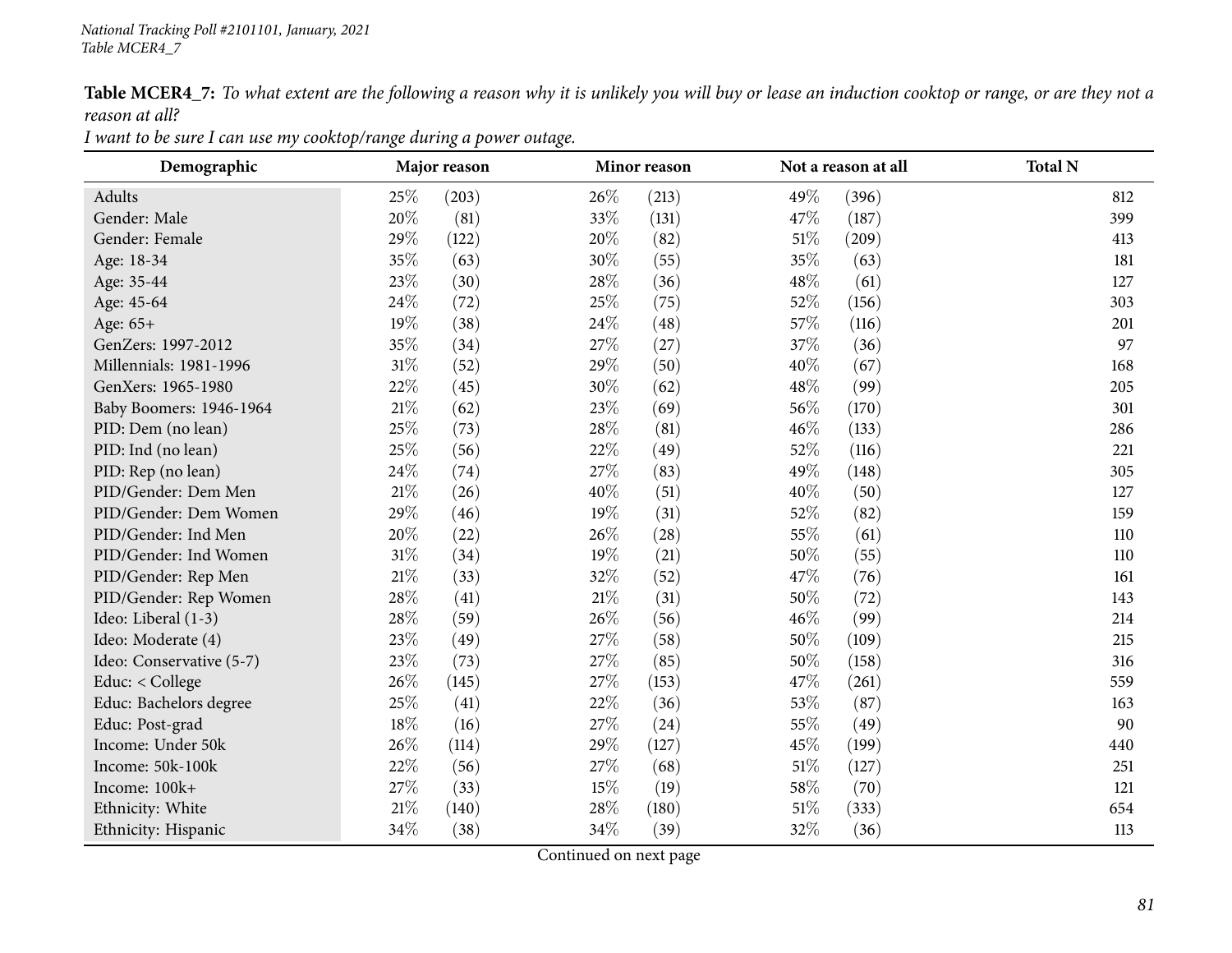**Table MCER4_7:** *To what extent are the following a reason why it is unlikely you will buy or lease an induction cooktop or range, or are they not a reason at all?*

*I want to be sure I can use my cooktop/range during a power outage.*

| Demographic | Major reason | | Minor reason | | Not a reason at all | | Total N |
|---|---|---|---|---|---|---|---|
| Adults | 25% | (203) | 26% | (213) | 49% | (396) | 812 |
| Gender: Male | 20% | (81) | 33% | (131) | 47% | (187) | 399 |
| Gender: Female | 29% | (122) | 20% | (82) | 51% | (209) | 413 |
| Age: 18-34 | 35% | (63) | 30% | (55) | 35% | (63) | 181 |
| Age: 35-44 | 23% | (30) | 28% | (36) | 48% | (61) | 127 |
| Age: 45-64 | 24% | (72) | 25% | (75) | 52% | (156) | 303 |
| Age: 65+ | 19% | (38) | 24% | (48) | 57% | (116) | 201 |
| GenZers: 1997-2012 | 35% | (34) | 27% | (27) | 37% | (36) | 97 |
| Millennials: 1981-1996 | 31% | (52) | 29% | (50) | 40% | (67) | 168 |
| GenXers: 1965-1980 | 22% | (45) | 30% | (62) | 48% | (99) | 205 |
| Baby Boomers: 1946-1964 | 21% | (62) | 23% | (69) | 56% | (170) | 301 |
| PID: Dem (no lean) | 25% | (73) | 28% | (81) | 46% | (133) | 286 |
| PID: Ind (no lean) | 25% | (56) | 22% | (49) | 52% | (116) | 221 |
| PID: Rep (no lean) | 24% | (74) | 27% | (83) | 49% | (148) | 305 |
| PID/Gender: Dem Men | 21% | (26) | 40% | (51) | 40% | (50) | 127 |
| PID/Gender: Dem Women | 29% | (46) | 19% | (31) | 52% | (82) | 159 |
| PID/Gender: Ind Men | 20% | (22) | 26% | (28) | 55% | (61) | 110 |
| PID/Gender: Ind Women | 31% | (34) | 19% | (21) | 50% | (55) | 110 |
| PID/Gender: Rep Men | 21% | (33) | 32% | (52) | 47% | (76) | 161 |
| PID/Gender: Rep Women | 28% | (41) | 21% | (31) | 50% | (72) | 143 |
| Ideo: Liberal (1-3) | 28% | (59) | 26% | (56) | 46% | (99) | 214 |
| Ideo: Moderate (4) | 23% | (49) | 27% | (58) | 50% | (109) | 215 |
| Ideo: Conservative (5-7) | 23% | (73) | 27% | (85) | 50% | (158) | 316 |
| Educ: < College | 26% | (145) | 27% | (153) | 47% | (261) | 559 |
| Educ: Bachelors degree | 25% | (41) | 22% | (36) | 53% | (87) | 163 |
| Educ: Post-grad | 18% | (16) | 27% | (24) | 55% | (49) | 90 |
| Income: Under 50k | 26% | (114) | 29% | (127) | 45% | (199) | 440 |
| Income: 50k-100k | 22% | (56) | 27% | (68) | 51% | (127) | 251 |
| Income: 100k+ | 27% | (33) | 15% | (19) | 58% | (70) | 121 |
| Ethnicity: White | 21% | (140) | 28% | (180) | 51% | (333) | 654 |
| Ethnicity: Hispanic | 34% | (38) | 34% | (39) | 32% | (36) | 113 |

Continued on next page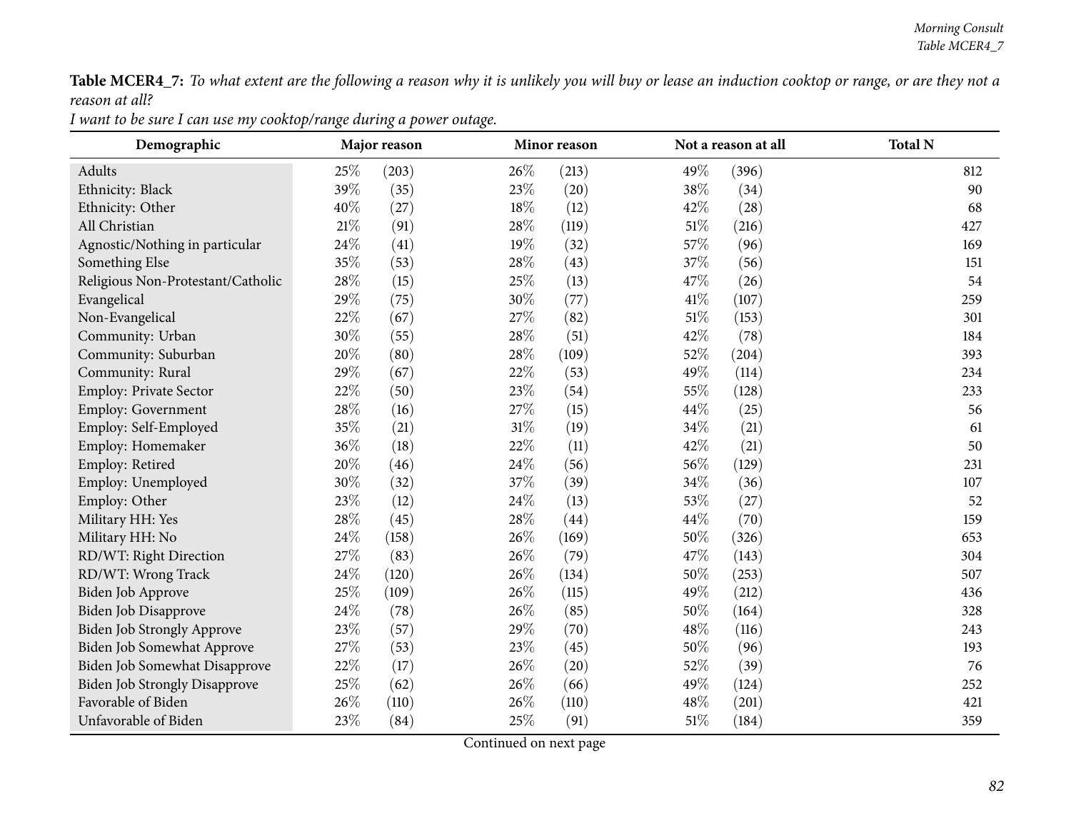**Table MCER4_7:** *To what extent are the following a reason why it is unlikely you will buy or lease an induction cooktop or range, or are they not a reason at all?*

*I want to be sure I can use my cooktop/range during a power outage.*

| Demographic | Major reason | | Minor reason | | Not a reason at all | | Total N |
|---|---|---|---|---|---|---|---|
| Adults | 25% | (203) | 26% | (213) | 49% | (396) | 812 |
| Ethnicity: Black | 39% | (35) | 23% | (20) | 38% | (34) | 90 |
| Ethnicity: Other | 40% | (27) | 18% | (12) | 42% | (28) | 68 |
| All Christian | 21% | (91) | 28% | (119) | 51% | (216) | 427 |
| Agnostic/Nothing in particular | 24% | (41) | 19% | (32) | 57% | (96) | 169 |
| Something Else | 35% | (53) | 28% | (43) | 37% | (56) | 151 |
| Religious Non-Protestant/Catholic | 28% | (15) | 25% | (13) | 47% | (26) | 54 |
| Evangelical | 29% | (75) | 30% | (77) | 41% | (107) | 259 |
| Non-Evangelical | 22% | (67) | 27% | (82) | 51% | (153) | 301 |
| Community: Urban | 30% | (55) | 28% | (51) | 42% | (78) | 184 |
| Community: Suburban | 20% | (80) | 28% | (109) | 52% | (204) | 393 |
| Community: Rural | 29% | (67) | 22% | (53) | 49% | (114) | 234 |
| Employ: Private Sector | 22% | (50) | 23% | (54) | 55% | (128) | 233 |
| Employ: Government | 28% | (16) | 27% | (15) | 44% | (25) | 56 |
| Employ: Self-Employed | 35% | (21) | 31% | (19) | 34% | (21) | 61 |
| Employ: Homemaker | 36% | (18) | 22% | (11) | 42% | (21) | 50 |
| Employ: Retired | 20% | (46) | 24% | (56) | 56% | (129) | 231 |
| Employ: Unemployed | 30% | (32) | 37% | (39) | 34% | (36) | 107 |
| Employ: Other | 23% | (12) | 24% | (13) | 53% | (27) | 52 |
| Military HH: Yes | 28% | (45) | 28% | (44) | 44% | (70) | 159 |
| Military HH: No | 24% | (158) | 26% | (169) | 50% | (326) | 653 |
| RD/WT: Right Direction | 27% | (83) | 26% | (79) | 47% | (143) | 304 |
| RD/WT: Wrong Track | 24% | (120) | 26% | (134) | 50% | (253) | 507 |
| Biden Job Approve | 25% | (109) | 26% | (115) | 49% | (212) | 436 |
| Biden Job Disapprove | 24% | (78) | 26% | (85) | 50% | (164) | 328 |
| Biden Job Strongly Approve | 23% | (57) | 29% | (70) | 48% | (116) | 243 |
| Biden Job Somewhat Approve | 27% | (53) | 23% | (45) | 50% | (96) | 193 |
| Biden Job Somewhat Disapprove | 22% | (17) | 26% | (20) | 52% | (39) | 76 |
| Biden Job Strongly Disapprove | 25% | (62) | 26% | (66) | 49% | (124) | 252 |
| Favorable of Biden | 26% | (110) | 26% | (110) | 48% | (201) | 421 |
| Unfavorable of Biden | 23% | (84) | 25% | (91) | 51% | (184) | 359 |

Continued on next page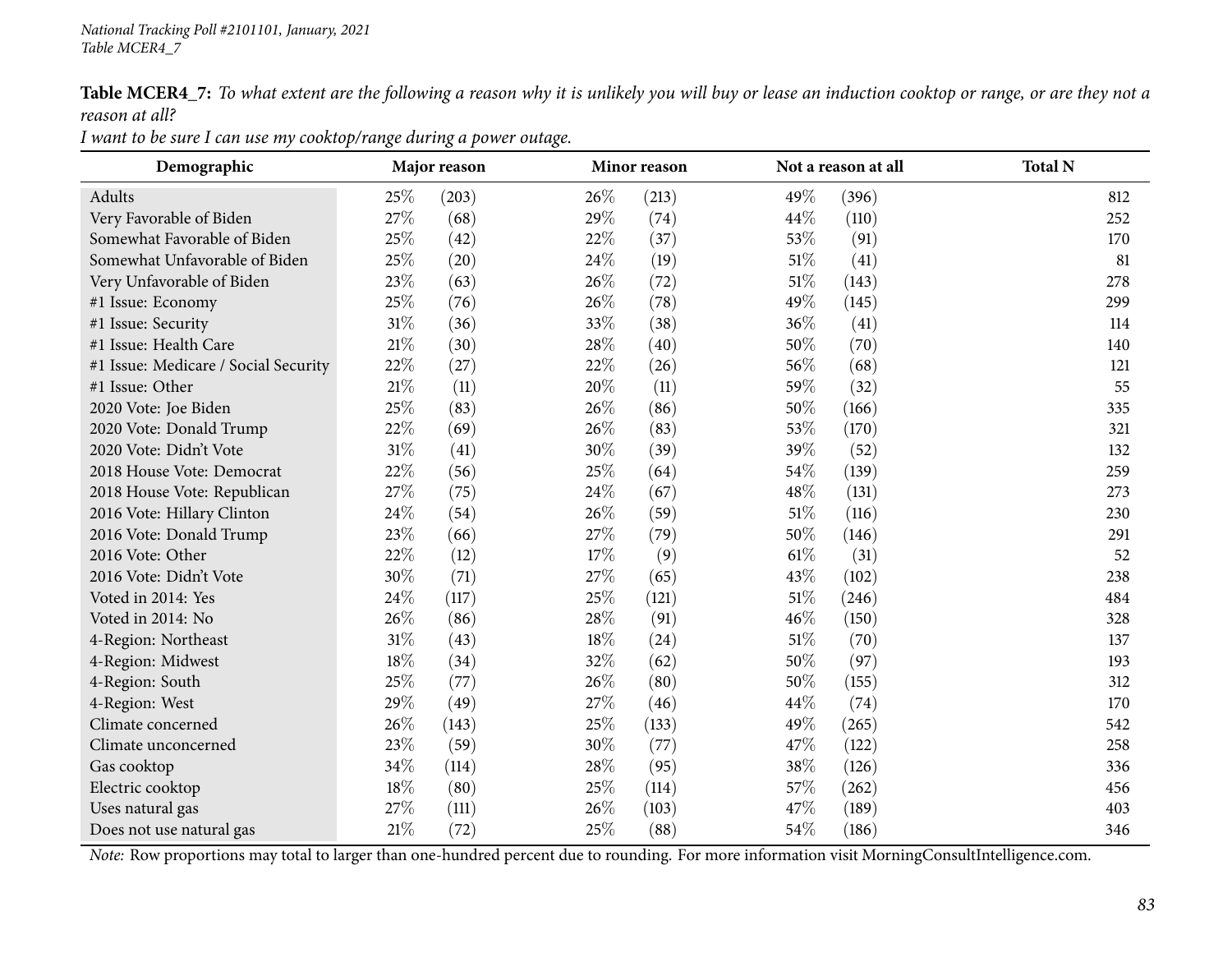**Table MCER4_7:** *To what extent are the following a reason why it is unlikely you will buy or lease an induction cooktop or range, or are they not a reason at all?*

*I want to be sure I can use my cooktop/range during a power outage.*

| Demographic | Major reason | | Minor reason | | Not a reason at all | | Total N |
|---|---|---|---|---|---|---|---|
| Adults | 25% | (203) | 26% | (213) | 49% | (396) | 812 |
| Very Favorable of Biden | 27% | (68) | 29% | (74) | 44% | (110) | 252 |
| Somewhat Favorable of Biden | 25% | (42) | 22% | (37) | 53% | (91) | 170 |
| Somewhat Unfavorable of Biden | 25% | (20) | 24% | (19) | 51% | (41) | 81 |
| Very Unfavorable of Biden | 23% | (63) | 26% | (72) | 51% | (143) | 278 |
| #1 Issue: Economy | 25% | (76) | 26% | (78) | 49% | (145) | 299 |
| #1 Issue: Security | 31% | (36) | 33% | (38) | 36% | (41) | 114 |
| #1 Issue: Health Care | 21% | (30) | 28% | (40) | 50% | (70) | 140 |
| #1 Issue: Medicare / Social Security | 22% | (27) | 22% | (26) | 56% | (68) | 121 |
| #1 Issue: Other | 21% | (11) | 20% | (11) | 59% | (32) | 55 |
| 2020 Vote: Joe Biden | 25% | (83) | 26% | (86) | 50% | (166) | 335 |
| 2020 Vote: Donald Trump | 22% | (69) | 26% | (83) | 53% | (170) | 321 |
| 2020 Vote: Didn't Vote | 31% | (41) | 30% | (39) | 39% | (52) | 132 |
| 2018 House Vote: Democrat | 22% | (56) | 25% | (64) | 54% | (139) | 259 |
| 2018 House Vote: Republican | 27% | (75) | 24% | (67) | 48% | (131) | 273 |
| 2016 Vote: Hillary Clinton | 24% | (54) | 26% | (59) | 51% | (116) | 230 |
| 2016 Vote: Donald Trump | 23% | (66) | 27% | (79) | 50% | (146) | 291 |
| 2016 Vote: Other | 22% | (12) | 17% | (9) | 61% | (31) | 52 |
| 2016 Vote: Didn't Vote | 30% | (71) | 27% | (65) | 43% | (102) | 238 |
| Voted in 2014: Yes | 24% | (117) | 25% | (121) | 51% | (246) | 484 |
| Voted in 2014: No | 26% | (86) | 28% | (91) | 46% | (150) | 328 |
| 4-Region: Northeast | 31% | (43) | 18% | (24) | 51% | (70) | 137 |
| 4-Region: Midwest | 18% | (34) | 32% | (62) | 50% | (97) | 193 |
| 4-Region: South | 25% | (77) | 26% | (80) | 50% | (155) | 312 |
| 4-Region: West | 29% | (49) | 27% | (46) | 44% | (74) | 170 |
| Climate concerned | 26% | (143) | 25% | (133) | 49% | (265) | 542 |
| Climate unconcerned | 23% | (59) | 30% | (77) | 47% | (122) | 258 |
| Gas cooktop | 34% | (114) | 28% | (95) | 38% | (126) | 336 |
| Electric cooktop | 18% | (80) | 25% | (114) | 57% | (262) | 456 |
| Uses natural gas | 27% | (111) | 26% | (103) | 47% | (189) | 403 |
| Does not use natural gas | 21% | (72) | 25% | (88) | 54% | (186) | 346 |

*Note:* Row proportions may total to larger than one-hundred percent due to rounding. For more information visit MorningConsultIntelligence.com.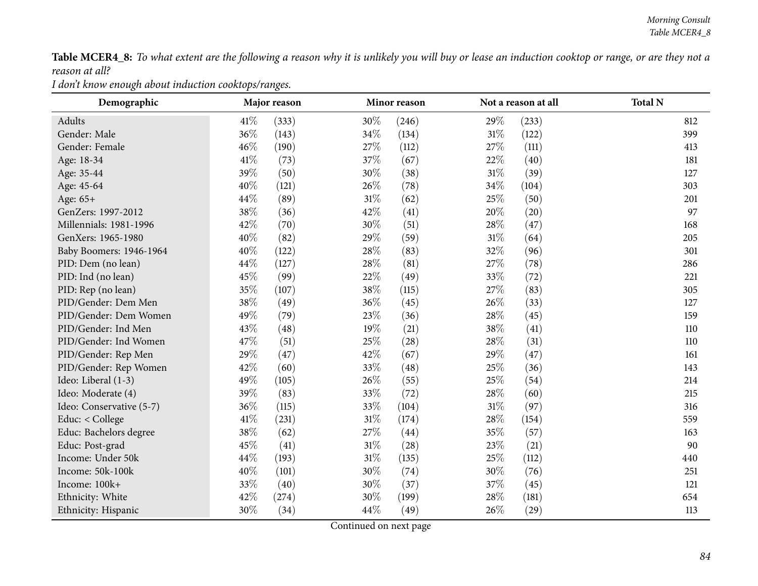**Table MCER4_8:** *To what extent are the following a reason why it is unlikely you will buy or lease an induction cooktop or range, or are they not a reason at all?*

*I don't know enough about induction cooktops/ranges.*

| Demographic | Major reason | | Minor reason | | Not a reason at all | | Total N |
|---|---|---|---|---|---|---|---|
| Adults | 41% | (333) | 30% | (246) | 29% | (233) | 812 |
| Gender: Male | 36% | (143) | 34% | (134) | 31% | (122) | 399 |
| Gender: Female | 46% | (190) | 27% | (112) | 27% | (111) | 413 |
| Age: 18-34 | 41% | (73) | 37% | (67) | 22% | (40) | 181 |
| Age: 35-44 | 39% | (50) | 30% | (38) | 31% | (39) | 127 |
| Age: 45-64 | 40% | (121) | 26% | (78) | 34% | (104) | 303 |
| Age: 65+ | 44% | (89) | 31% | (62) | 25% | (50) | 201 |
| GenZers: 1997-2012 | 38% | (36) | 42% | (41) | 20% | (20) | 97 |
| Millennials: 1981-1996 | 42% | (70) | 30% | (51) | 28% | (47) | 168 |
| GenXers: 1965-1980 | 40% | (82) | 29% | (59) | 31% | (64) | 205 |
| Baby Boomers: 1946-1964 | 40% | (122) | 28% | (83) | 32% | (96) | 301 |
| PID: Dem (no lean) | 44% | (127) | 28% | (81) | 27% | (78) | 286 |
| PID: Ind (no lean) | 45% | (99) | 22% | (49) | 33% | (72) | 221 |
| PID: Rep (no lean) | 35% | (107) | 38% | (115) | 27% | (83) | 305 |
| PID/Gender: Dem Men | 38% | (49) | 36% | (45) | 26% | (33) | 127 |
| PID/Gender: Dem Women | 49% | (79) | 23% | (36) | 28% | (45) | 159 |
| PID/Gender: Ind Men | 43% | (48) | 19% | (21) | 38% | (41) | 110 |
| PID/Gender: Ind Women | 47% | (51) | 25% | (28) | 28% | (31) | 110 |
| PID/Gender: Rep Men | 29% | (47) | 42% | (67) | 29% | (47) | 161 |
| PID/Gender: Rep Women | 42% | (60) | 33% | (48) | 25% | (36) | 143 |
| Ideo: Liberal (1-3) | 49% | (105) | 26% | (55) | 25% | (54) | 214 |
| Ideo: Moderate (4) | 39% | (83) | 33% | (72) | 28% | (60) | 215 |
| Ideo: Conservative (5-7) | 36% | (115) | 33% | (104) | 31% | (97) | 316 |
| Educ: < College | 41% | (231) | 31% | (174) | 28% | (154) | 559 |
| Educ: Bachelors degree | 38% | (62) | 27% | (44) | 35% | (57) | 163 |
| Educ: Post-grad | 45% | (41) | 31% | (28) | 23% | (21) | 90 |
| Income: Under 50k | 44% | (193) | 31% | (135) | 25% | (112) | 440 |
| Income: 50k-100k | 40% | (101) | 30% | (74) | 30% | (76) | 251 |
| Income: 100k+ | 33% | (40) | 30% | (37) | 37% | (45) | 121 |
| Ethnicity: White | 42% | (274) | 30% | (199) | 28% | (181) | 654 |
| Ethnicity: Hispanic | 30% | (34) | 44% | (49) | 26% | (29) | 113 |

Continued on next page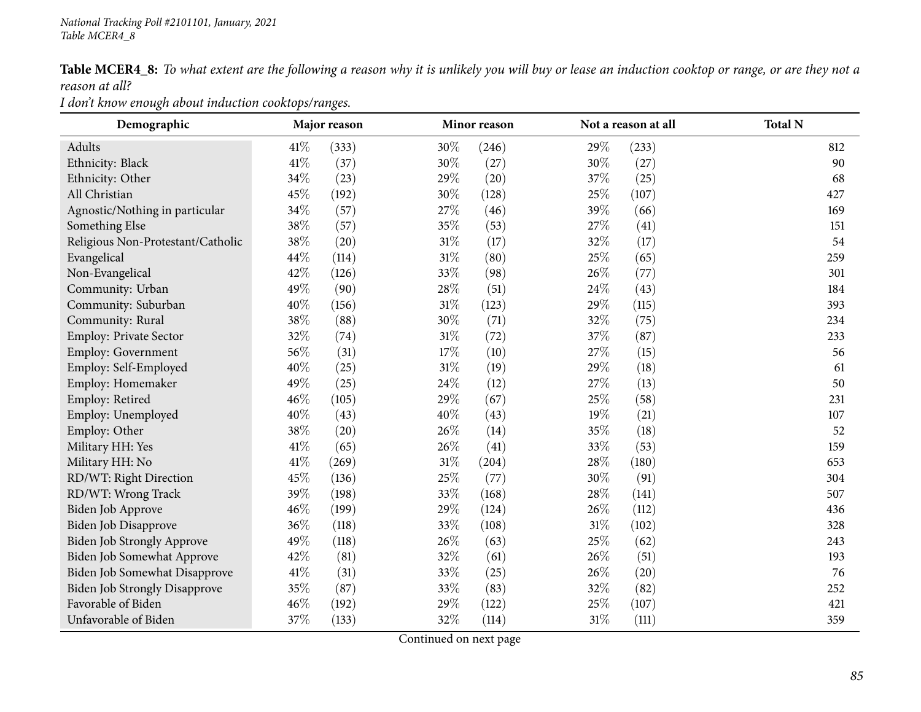**Table MCER4_8:** *To what extent are the following a reason why it is unlikely you will buy or lease an induction cooktop or range, or are they not a reason at all?*

*I don't know enough about induction cooktops/ranges.*

| Demographic | Major reason | | Minor reason | | Not a reason at all | | Total N |
|---|---|---|---|---|---|---|---|
| Adults | 41% | (333) | 30% | (246) | 29% | (233) | 812 |
| Ethnicity: Black | 41% | (37) | 30% | (27) | 30% | (27) | 90 |
| Ethnicity: Other | 34% | (23) | 29% | (20) | 37% | (25) | 68 |
| All Christian | 45% | (192) | 30% | (128) | 25% | (107) | 427 |
| Agnostic/Nothing in particular | 34% | (57) | 27% | (46) | 39% | (66) | 169 |
| Something Else | 38% | (57) | 35% | (53) | 27% | (41) | 151 |
| Religious Non-Protestant/Catholic | 38% | (20) | 31% | (17) | 32% | (17) | 54 |
| Evangelical | 44% | (114) | 31% | (80) | 25% | (65) | 259 |
| Non-Evangelical | 42% | (126) | 33% | (98) | 26% | (77) | 301 |
| Community: Urban | 49% | (90) | 28% | (51) | 24% | (43) | 184 |
| Community: Suburban | 40% | (156) | 31% | (123) | 29% | (115) | 393 |
| Community: Rural | 38% | (88) | 30% | (71) | 32% | (75) | 234 |
| Employ: Private Sector | 32% | (74) | 31% | (72) | 37% | (87) | 233 |
| Employ: Government | 56% | (31) | 17% | (10) | 27% | (15) | 56 |
| Employ: Self-Employed | 40% | (25) | 31% | (19) | 29% | (18) | 61 |
| Employ: Homemaker | 49% | (25) | 24% | (12) | 27% | (13) | 50 |
| Employ: Retired | 46% | (105) | 29% | (67) | 25% | (58) | 231 |
| Employ: Unemployed | 40% | (43) | 40% | (43) | 19% | (21) | 107 |
| Employ: Other | 38% | (20) | 26% | (14) | 35% | (18) | 52 |
| Military HH: Yes | 41% | (65) | 26% | (41) | 33% | (53) | 159 |
| Military HH: No | 41% | (269) | 31% | (204) | 28% | (180) | 653 |
| RD/WT: Right Direction | 45% | (136) | 25% | (77) | 30% | (91) | 304 |
| RD/WT: Wrong Track | 39% | (198) | 33% | (168) | 28% | (141) | 507 |
| Biden Job Approve | 46% | (199) | 29% | (124) | 26% | (112) | 436 |
| Biden Job Disapprove | 36% | (118) | 33% | (108) | 31% | (102) | 328 |
| Biden Job Strongly Approve | 49% | (118) | 26% | (63) | 25% | (62) | 243 |
| Biden Job Somewhat Approve | 42% | (81) | 32% | (61) | 26% | (51) | 193 |
| Biden Job Somewhat Disapprove | 41% | (31) | 33% | (25) | 26% | (20) | 76 |
| Biden Job Strongly Disapprove | 35% | (87) | 33% | (83) | 32% | (82) | 252 |
| Favorable of Biden | 46% | (192) | 29% | (122) | 25% | (107) | 421 |
| Unfavorable of Biden | 37% | (133) | 32% | (114) | 31% | (111) | 359 |

Continued on next page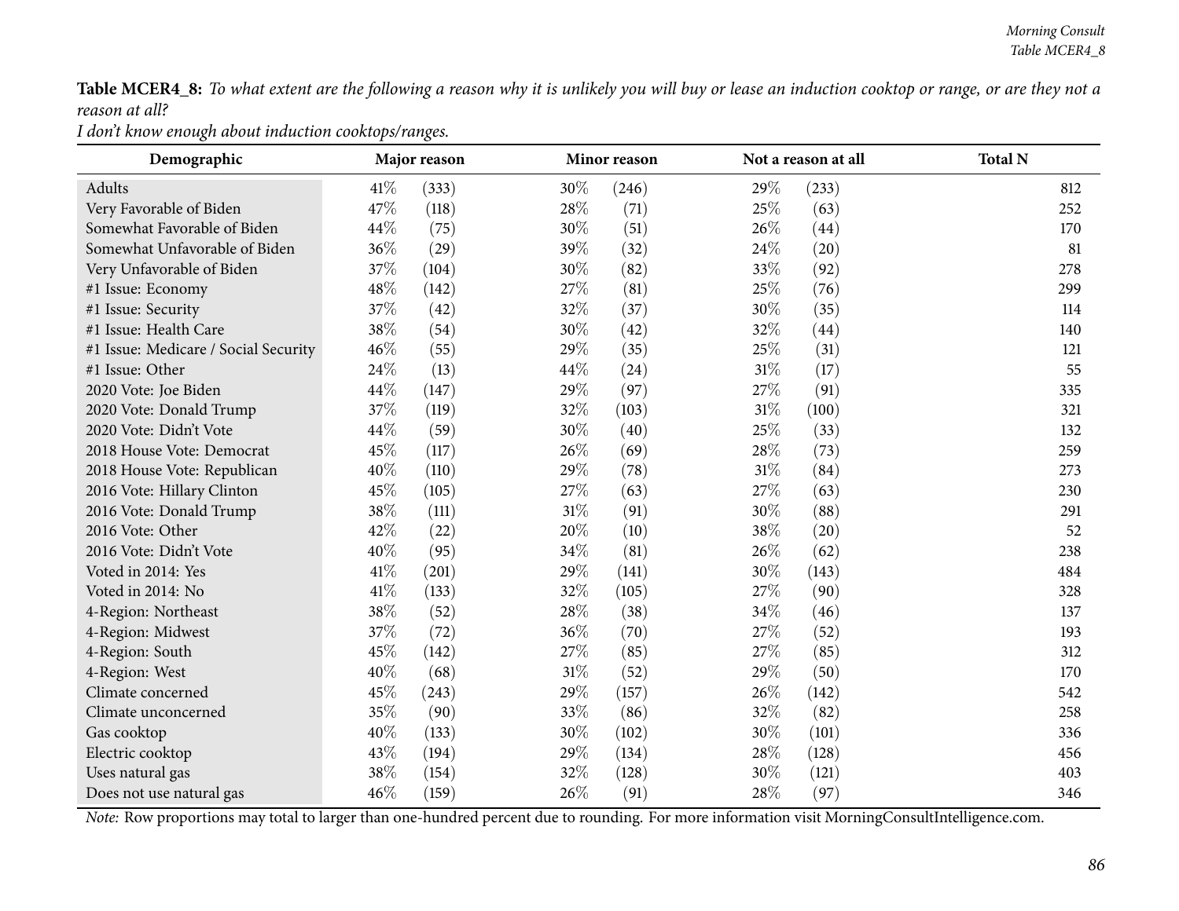**Table MCER4_8:** *To what extent are the following a reason why it is unlikely you will buy or lease an induction cooktop or range, or are they not a reason at all?*
*I don't know enough about induction cooktops/ranges.*

| Demographic | Major reason | | Minor reason | | Not a reason at all | | Total N |
|---|---|---|---|---|---|---|---|
| Adults | 41% | (333) | 30% | (246) | 29% | (233) | 812 |
| Very Favorable of Biden | 47% | (118) | 28% | (71) | 25% | (63) | 252 |
| Somewhat Favorable of Biden | 44% | (75) | 30% | (51) | 26% | (44) | 170 |
| Somewhat Unfavorable of Biden | 36% | (29) | 39% | (32) | 24% | (20) | 81 |
| Very Unfavorable of Biden | 37% | (104) | 30% | (82) | 33% | (92) | 278 |
| #1 Issue: Economy | 48% | (142) | 27% | (81) | 25% | (76) | 299 |
| #1 Issue: Security | 37% | (42) | 32% | (37) | 30% | (35) | 114 |
| #1 Issue: Health Care | 38% | (54) | 30% | (42) | 32% | (44) | 140 |
| #1 Issue: Medicare / Social Security | 46% | (55) | 29% | (35) | 25% | (31) | 121 |
| #1 Issue: Other | 24% | (13) | 44% | (24) | 31% | (17) | 55 |
| 2020 Vote: Joe Biden | 44% | (147) | 29% | (97) | 27% | (91) | 335 |
| 2020 Vote: Donald Trump | 37% | (119) | 32% | (103) | 31% | (100) | 321 |
| 2020 Vote: Didn't Vote | 44% | (59) | 30% | (40) | 25% | (33) | 132 |
| 2018 House Vote: Democrat | 45% | (117) | 26% | (69) | 28% | (73) | 259 |
| 2018 House Vote: Republican | 40% | (110) | 29% | (78) | 31% | (84) | 273 |
| 2016 Vote: Hillary Clinton | 45% | (105) | 27% | (63) | 27% | (63) | 230 |
| 2016 Vote: Donald Trump | 38% | (111) | 31% | (91) | 30% | (88) | 291 |
| 2016 Vote: Other | 42% | (22) | 20% | (10) | 38% | (20) | 52 |
| 2016 Vote: Didn't Vote | 40% | (95) | 34% | (81) | 26% | (62) | 238 |
| Voted in 2014: Yes | 41% | (201) | 29% | (141) | 30% | (143) | 484 |
| Voted in 2014: No | 41% | (133) | 32% | (105) | 27% | (90) | 328 |
| 4-Region: Northeast | 38% | (52) | 28% | (38) | 34% | (46) | 137 |
| 4-Region: Midwest | 37% | (72) | 36% | (70) | 27% | (52) | 193 |
| 4-Region: South | 45% | (142) | 27% | (85) | 27% | (85) | 312 |
| 4-Region: West | 40% | (68) | 31% | (52) | 29% | (50) | 170 |
| Climate concerned | 45% | (243) | 29% | (157) | 26% | (142) | 542 |
| Climate unconcerned | 35% | (90) | 33% | (86) | 32% | (82) | 258 |
| Gas cooktop | 40% | (133) | 30% | (102) | 30% | (101) | 336 |
| Electric cooktop | 43% | (194) | 29% | (134) | 28% | (128) | 456 |
| Uses natural gas | 38% | (154) | 32% | (128) | 30% | (121) | 403 |
| Does not use natural gas | 46% | (159) | 26% | (91) | 28% | (97) | 346 |

*Note:* Row proportions may total to larger than one-hundred percent due to rounding. For more information visit MorningConsultIntelligence.com.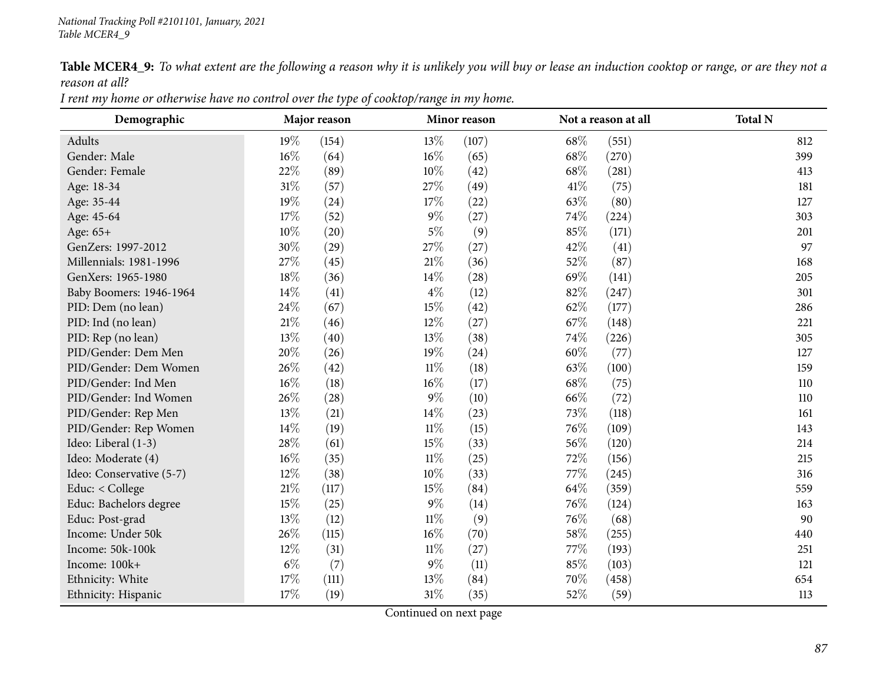**Table MCER4_9:** *To what extent are the following a reason why it is unlikely you will buy or lease an induction cooktop or range, or are they not a reason at all?*
*I rent my home or otherwise have no control over the type of cooktop/range in my home.*

| Demographic | Major reason | | Minor reason | | Not a reason at all | | Total N |
|---|---|---|---|---|---|---|---|
| Adults | 19% | (154) | 13% | (107) | 68% | (551) | 812 |
| Gender: Male | 16% | (64) | 16% | (65) | 68% | (270) | 399 |
| Gender: Female | 22% | (89) | 10% | (42) | 68% | (281) | 413 |
| Age: 18-34 | 31% | (57) | 27% | (49) | 41% | (75) | 181 |
| Age: 35-44 | 19% | (24) | 17% | (22) | 63% | (80) | 127 |
| Age: 45-64 | 17% | (52) | 9% | (27) | 74% | (224) | 303 |
| Age: 65+ | 10% | (20) | 5% | (9) | 85% | (171) | 201 |
| GenZers: 1997-2012 | 30% | (29) | 27% | (27) | 42% | (41) | 97 |
| Millennials: 1981-1996 | 27% | (45) | 21% | (36) | 52% | (87) | 168 |
| GenXers: 1965-1980 | 18% | (36) | 14% | (28) | 69% | (141) | 205 |
| Baby Boomers: 1946-1964 | 14% | (41) | 4% | (12) | 82% | (247) | 301 |
| PID: Dem (no lean) | 24% | (67) | 15% | (42) | 62% | (177) | 286 |
| PID: Ind (no lean) | 21% | (46) | 12% | (27) | 67% | (148) | 221 |
| PID: Rep (no lean) | 13% | (40) | 13% | (38) | 74% | (226) | 305 |
| PID/Gender: Dem Men | 20% | (26) | 19% | (24) | 60% | (77) | 127 |
| PID/Gender: Dem Women | 26% | (42) | 11% | (18) | 63% | (100) | 159 |
| PID/Gender: Ind Men | 16% | (18) | 16% | (17) | 68% | (75) | 110 |
| PID/Gender: Ind Women | 26% | (28) | 9% | (10) | 66% | (72) | 110 |
| PID/Gender: Rep Men | 13% | (21) | 14% | (23) | 73% | (118) | 161 |
| PID/Gender: Rep Women | 14% | (19) | 11% | (15) | 76% | (109) | 143 |
| Ideo: Liberal (1-3) | 28% | (61) | 15% | (33) | 56% | (120) | 214 |
| Ideo: Moderate (4) | 16% | (35) | 11% | (25) | 72% | (156) | 215 |
| Ideo: Conservative (5-7) | 12% | (38) | 10% | (33) | 77% | (245) | 316 |
| Educ: < College | 21% | (117) | 15% | (84) | 64% | (359) | 559 |
| Educ: Bachelors degree | 15% | (25) | 9% | (14) | 76% | (124) | 163 |
| Educ: Post-grad | 13% | (12) | 11% | (9) | 76% | (68) | 90 |
| Income: Under 50k | 26% | (115) | 16% | (70) | 58% | (255) | 440 |
| Income: 50k-100k | 12% | (31) | 11% | (27) | 77% | (193) | 251 |
| Income: 100k+ | 6% | (7) | 9% | (11) | 85% | (103) | 121 |
| Ethnicity: White | 17% | (111) | 13% | (84) | 70% | (458) | 654 |
| Ethnicity: Hispanic | 17% | (19) | 31% | (35) | 52% | (59) | 113 |

Continued on next page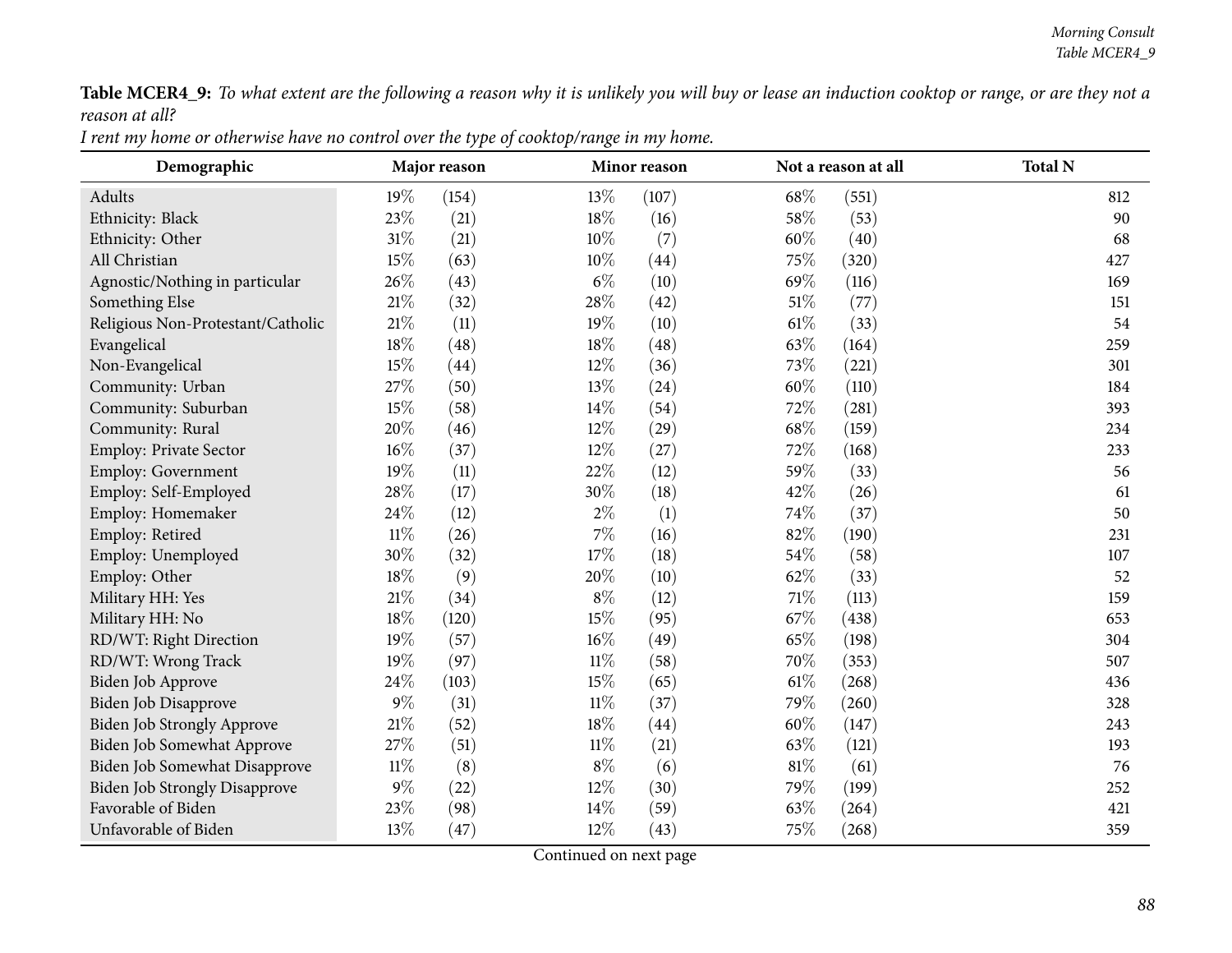**Table MCER4_9:** *To what extent are the following a reason why it is unlikely you will buy or lease an induction cooktop or range, or are they not a reason at all?*

*I rent my home or otherwise have no control over the type of cooktop/range in my home.*

| Demographic | Major reason | | Minor reason | | Not a reason at all | | Total N |
|---|---|---|---|---|---|---|---|
| Adults | 19% | (154) | 13% | (107) | 68% | (551) | 812 |
| Ethnicity: Black | 23% | (21) | 18% | (16) | 58% | (53) | 90 |
| Ethnicity: Other | 31% | (21) | 10% | (7) | 60% | (40) | 68 |
| All Christian | 15% | (63) | 10% | (44) | 75% | (320) | 427 |
| Agnostic/Nothing in particular | 26% | (43) | 6% | (10) | 69% | (116) | 169 |
| Something Else | 21% | (32) | 28% | (42) | 51% | (77) | 151 |
| Religious Non-Protestant/Catholic | 21% | (11) | 19% | (10) | 61% | (33) | 54 |
| Evangelical | 18% | (48) | 18% | (48) | 63% | (164) | 259 |
| Non-Evangelical | 15% | (44) | 12% | (36) | 73% | (221) | 301 |
| Community: Urban | 27% | (50) | 13% | (24) | 60% | (110) | 184 |
| Community: Suburban | 15% | (58) | 14% | (54) | 72% | (281) | 393 |
| Community: Rural | 20% | (46) | 12% | (29) | 68% | (159) | 234 |
| Employ: Private Sector | 16% | (37) | 12% | (27) | 72% | (168) | 233 |
| Employ: Government | 19% | (11) | 22% | (12) | 59% | (33) | 56 |
| Employ: Self-Employed | 28% | (17) | 30% | (18) | 42% | (26) | 61 |
| Employ: Homemaker | 24% | (12) | 2% | (1) | 74% | (37) | 50 |
| Employ: Retired | 11% | (26) | 7% | (16) | 82% | (190) | 231 |
| Employ: Unemployed | 30% | (32) | 17% | (18) | 54% | (58) | 107 |
| Employ: Other | 18% | (9) | 20% | (10) | 62% | (33) | 52 |
| Military HH: Yes | 21% | (34) | 8% | (12) | 71% | (113) | 159 |
| Military HH: No | 18% | (120) | 15% | (95) | 67% | (438) | 653 |
| RD/WT: Right Direction | 19% | (57) | 16% | (49) | 65% | (198) | 304 |
| RD/WT: Wrong Track | 19% | (97) | 11% | (58) | 70% | (353) | 507 |
| Biden Job Approve | 24% | (103) | 15% | (65) | 61% | (268) | 436 |
| Biden Job Disapprove | 9% | (31) | 11% | (37) | 79% | (260) | 328 |
| Biden Job Strongly Approve | 21% | (52) | 18% | (44) | 60% | (147) | 243 |
| Biden Job Somewhat Approve | 27% | (51) | 11% | (21) | 63% | (121) | 193 |
| Biden Job Somewhat Disapprove | 11% | (8) | 8% | (6) | 81% | (61) | 76 |
| Biden Job Strongly Disapprove | 9% | (22) | 12% | (30) | 79% | (199) | 252 |
| Favorable of Biden | 23% | (98) | 14% | (59) | 63% | (264) | 421 |
| Unfavorable of Biden | 13% | (47) | 12% | (43) | 75% | (268) | 359 |

Continued on next page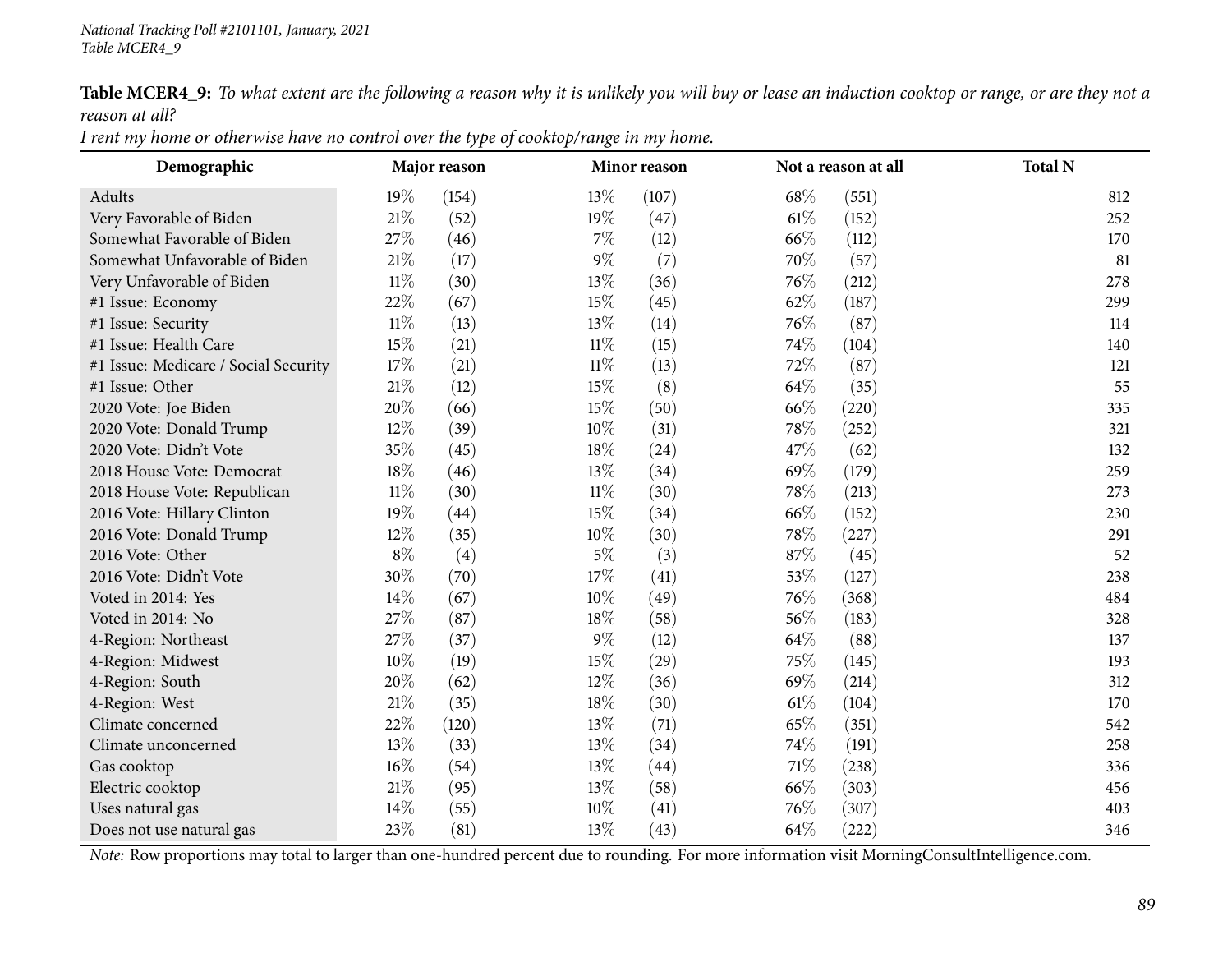**Table MCER4_9:** *To what extent are the following a reason why it is unlikely you will buy or lease an induction cooktop or range, or are they not a reason at all?*

*I rent my home or otherwise have no control over the type of cooktop/range in my home.*

| Demographic | Major reason | | Minor reason | | Not a reason at all | | Total N |
|---|---|---|---|---|---|---|---|
| Adults | 19% | (154) | 13% | (107) | 68% | (551) | 812 |
| Very Favorable of Biden | 21% | (52) | 19% | (47) | 61% | (152) | 252 |
| Somewhat Favorable of Biden | 27% | (46) | 7% | (12) | 66% | (112) | 170 |
| Somewhat Unfavorable of Biden | 21% | (17) | 9% | (7) | 70% | (57) | 81 |
| Very Unfavorable of Biden | 11% | (30) | 13% | (36) | 76% | (212) | 278 |
| #1 Issue: Economy | 22% | (67) | 15% | (45) | 62% | (187) | 299 |
| #1 Issue: Security | 11% | (13) | 13% | (14) | 76% | (87) | 114 |
| #1 Issue: Health Care | 15% | (21) | 11% | (15) | 74% | (104) | 140 |
| #1 Issue: Medicare / Social Security | 17% | (21) | 11% | (13) | 72% | (87) | 121 |
| #1 Issue: Other | 21% | (12) | 15% | (8) | 64% | (35) | 55 |
| 2020 Vote: Joe Biden | 20% | (66) | 15% | (50) | 66% | (220) | 335 |
| 2020 Vote: Donald Trump | 12% | (39) | 10% | (31) | 78% | (252) | 321 |
| 2020 Vote: Didn't Vote | 35% | (45) | 18% | (24) | 47% | (62) | 132 |
| 2018 House Vote: Democrat | 18% | (46) | 13% | (34) | 69% | (179) | 259 |
| 2018 House Vote: Republican | 11% | (30) | 11% | (30) | 78% | (213) | 273 |
| 2016 Vote: Hillary Clinton | 19% | (44) | 15% | (34) | 66% | (152) | 230 |
| 2016 Vote: Donald Trump | 12% | (35) | 10% | (30) | 78% | (227) | 291 |
| 2016 Vote: Other | 8% | (4) | 5% | (3) | 87% | (45) | 52 |
| 2016 Vote: Didn't Vote | 30% | (70) | 17% | (41) | 53% | (127) | 238 |
| Voted in 2014: Yes | 14% | (67) | 10% | (49) | 76% | (368) | 484 |
| Voted in 2014: No | 27% | (87) | 18% | (58) | 56% | (183) | 328 |
| 4-Region: Northeast | 27% | (37) | 9% | (12) | 64% | (88) | 137 |
| 4-Region: Midwest | 10% | (19) | 15% | (29) | 75% | (145) | 193 |
| 4-Region: South | 20% | (62) | 12% | (36) | 69% | (214) | 312 |
| 4-Region: West | 21% | (35) | 18% | (30) | 61% | (104) | 170 |
| Climate concerned | 22% | (120) | 13% | (71) | 65% | (351) | 542 |
| Climate unconcerned | 13% | (33) | 13% | (34) | 74% | (191) | 258 |
| Gas cooktop | 16% | (54) | 13% | (44) | 71% | (238) | 336 |
| Electric cooktop | 21% | (95) | 13% | (58) | 66% | (303) | 456 |
| Uses natural gas | 14% | (55) | 10% | (41) | 76% | (307) | 403 |
| Does not use natural gas | 23% | (81) | 13% | (43) | 64% | (222) | 346 |

*Note:* Row proportions may total to larger than one-hundred percent due to rounding. For more information visit MorningConsultIntelligence.com.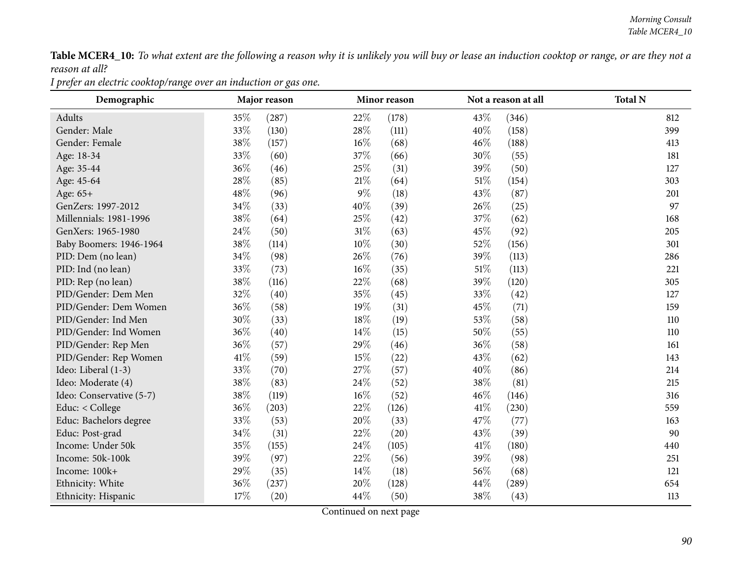**Table MCER4_10:** *To what extent are the following a reason why it is unlikely you will buy or lease an induction cooktop or range, or are they not a reason at all?*
*I prefer an electric cooktop/range over an induction or gas one.*

| Demographic | Major reason | | Minor reason | | Not a reason at all | | Total N |
|---|---|---|---|---|---|---|---|
| Adults | 35% | (287) | 22% | (178) | 43% | (346) | 812 |
| Gender: Male | 33% | (130) | 28% | (111) | 40% | (158) | 399 |
| Gender: Female | 38% | (157) | 16% | (68) | 46% | (188) | 413 |
| Age: 18-34 | 33% | (60) | 37% | (66) | 30% | (55) | 181 |
| Age: 35-44 | 36% | (46) | 25% | (31) | 39% | (50) | 127 |
| Age: 45-64 | 28% | (85) | 21% | (64) | 51% | (154) | 303 |
| Age: 65+ | 48% | (96) | 9% | (18) | 43% | (87) | 201 |
| GenZers: 1997-2012 | 34% | (33) | 40% | (39) | 26% | (25) | 97 |
| Millennials: 1981-1996 | 38% | (64) | 25% | (42) | 37% | (62) | 168 |
| GenXers: 1965-1980 | 24% | (50) | 31% | (63) | 45% | (92) | 205 |
| Baby Boomers: 1946-1964 | 38% | (114) | 10% | (30) | 52% | (156) | 301 |
| PID: Dem (no lean) | 34% | (98) | 26% | (76) | 39% | (113) | 286 |
| PID: Ind (no lean) | 33% | (73) | 16% | (35) | 51% | (113) | 221 |
| PID: Rep (no lean) | 38% | (116) | 22% | (68) | 39% | (120) | 305 |
| PID/Gender: Dem Men | 32% | (40) | 35% | (45) | 33% | (42) | 127 |
| PID/Gender: Dem Women | 36% | (58) | 19% | (31) | 45% | (71) | 159 |
| PID/Gender: Ind Men | 30% | (33) | 18% | (19) | 53% | (58) | 110 |
| PID/Gender: Ind Women | 36% | (40) | 14% | (15) | 50% | (55) | 110 |
| PID/Gender: Rep Men | 36% | (57) | 29% | (46) | 36% | (58) | 161 |
| PID/Gender: Rep Women | 41% | (59) | 15% | (22) | 43% | (62) | 143 |
| Ideo: Liberal (1-3) | 33% | (70) | 27% | (57) | 40% | (86) | 214 |
| Ideo: Moderate (4) | 38% | (83) | 24% | (52) | 38% | (81) | 215 |
| Ideo: Conservative (5-7) | 38% | (119) | 16% | (52) | 46% | (146) | 316 |
| Educ: < College | 36% | (203) | 22% | (126) | 41% | (230) | 559 |
| Educ: Bachelors degree | 33% | (53) | 20% | (33) | 47% | (77) | 163 |
| Educ: Post-grad | 34% | (31) | 22% | (20) | 43% | (39) | 90 |
| Income: Under 50k | 35% | (155) | 24% | (105) | 41% | (180) | 440 |
| Income: 50k-100k | 39% | (97) | 22% | (56) | 39% | (98) | 251 |
| Income: 100k+ | 29% | (35) | 14% | (18) | 56% | (68) | 121 |
| Ethnicity: White | 36% | (237) | 20% | (128) | 44% | (289) | 654 |
| Ethnicity: Hispanic | 17% | (20) | 44% | (50) | 38% | (43) | 113 |

Continued on next page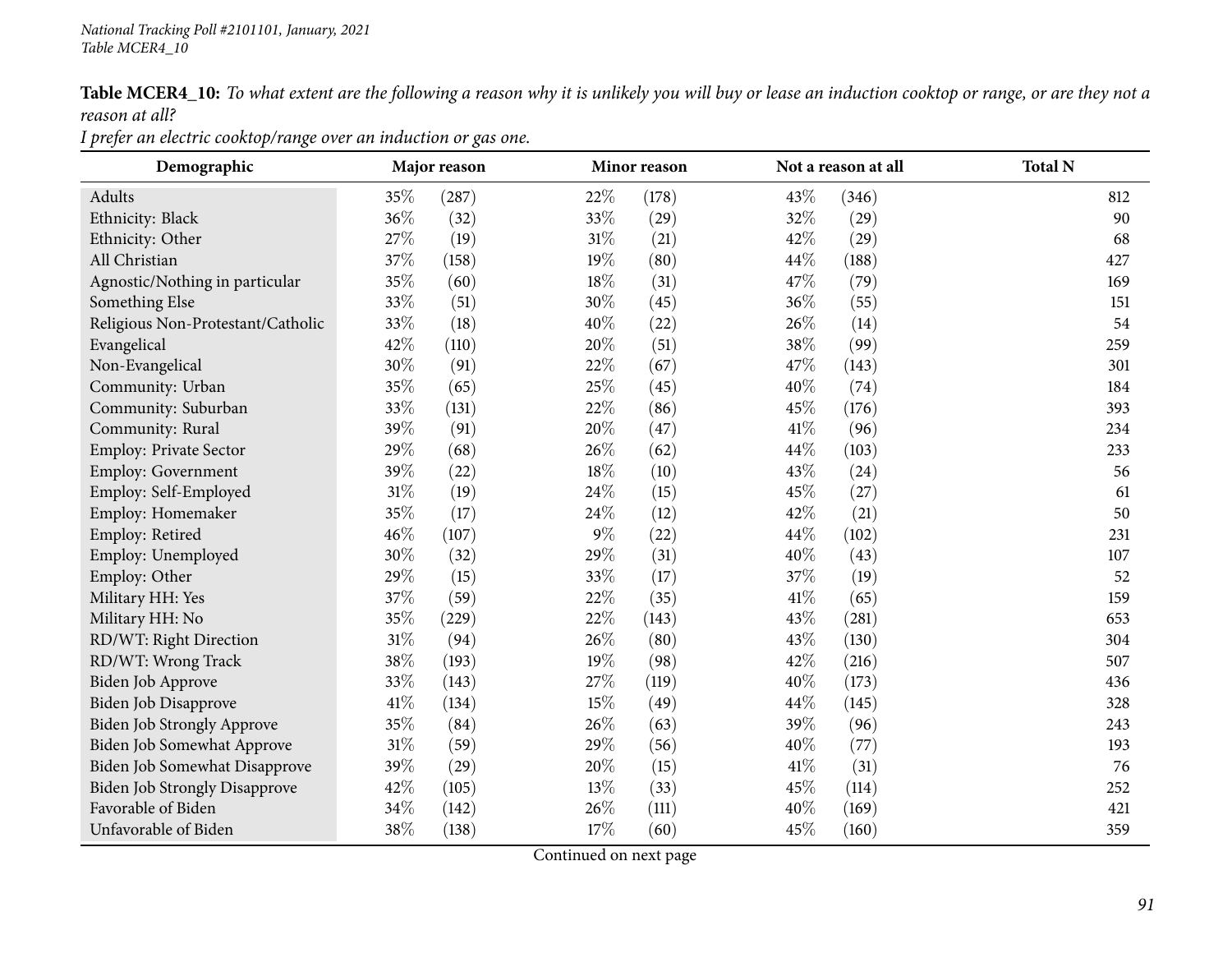**Table MCER4_10:** *To what extent are the following a reason why it is unlikely you will buy or lease an induction cooktop or range, or are they not a reason at all?*

*I prefer an electric cooktop/range over an induction or gas one.*

| Demographic | Major reason | | Minor reason | | Not a reason at all | | Total N |
|---|---|---|---|---|---|---|---|
| Adults | 35% | (287) | 22% | (178) | 43% | (346) | 812 |
| Ethnicity: Black | 36% | (32) | 33% | (29) | 32% | (29) | 90 |
| Ethnicity: Other | 27% | (19) | 31% | (21) | 42% | (29) | 68 |
| All Christian | 37% | (158) | 19% | (80) | 44% | (188) | 427 |
| Agnostic/Nothing in particular | 35% | (60) | 18% | (31) | 47% | (79) | 169 |
| Something Else | 33% | (51) | 30% | (45) | 36% | (55) | 151 |
| Religious Non-Protestant/Catholic | 33% | (18) | 40% | (22) | 26% | (14) | 54 |
| Evangelical | 42% | (110) | 20% | (51) | 38% | (99) | 259 |
| Non-Evangelical | 30% | (91) | 22% | (67) | 47% | (143) | 301 |
| Community: Urban | 35% | (65) | 25% | (45) | 40% | (74) | 184 |
| Community: Suburban | 33% | (131) | 22% | (86) | 45% | (176) | 393 |
| Community: Rural | 39% | (91) | 20% | (47) | 41% | (96) | 234 |
| Employ: Private Sector | 29% | (68) | 26% | (62) | 44% | (103) | 233 |
| Employ: Government | 39% | (22) | 18% | (10) | 43% | (24) | 56 |
| Employ: Self-Employed | 31% | (19) | 24% | (15) | 45% | (27) | 61 |
| Employ: Homemaker | 35% | (17) | 24% | (12) | 42% | (21) | 50 |
| Employ: Retired | 46% | (107) | 9% | (22) | 44% | (102) | 231 |
| Employ: Unemployed | 30% | (32) | 29% | (31) | 40% | (43) | 107 |
| Employ: Other | 29% | (15) | 33% | (17) | 37% | (19) | 52 |
| Military HH: Yes | 37% | (59) | 22% | (35) | 41% | (65) | 159 |
| Military HH: No | 35% | (229) | 22% | (143) | 43% | (281) | 653 |
| RD/WT: Right Direction | 31% | (94) | 26% | (80) | 43% | (130) | 304 |
| RD/WT: Wrong Track | 38% | (193) | 19% | (98) | 42% | (216) | 507 |
| Biden Job Approve | 33% | (143) | 27% | (119) | 40% | (173) | 436 |
| Biden Job Disapprove | 41% | (134) | 15% | (49) | 44% | (145) | 328 |
| Biden Job Strongly Approve | 35% | (84) | 26% | (63) | 39% | (96) | 243 |
| Biden Job Somewhat Approve | 31% | (59) | 29% | (56) | 40% | (77) | 193 |
| Biden Job Somewhat Disapprove | 39% | (29) | 20% | (15) | 41% | (31) | 76 |
| Biden Job Strongly Disapprove | 42% | (105) | 13% | (33) | 45% | (114) | 252 |
| Favorable of Biden | 34% | (142) | 26% | (111) | 40% | (169) | 421 |
| Unfavorable of Biden | 38% | (138) | 17% | (60) | 45% | (160) | 359 |

Continued on next page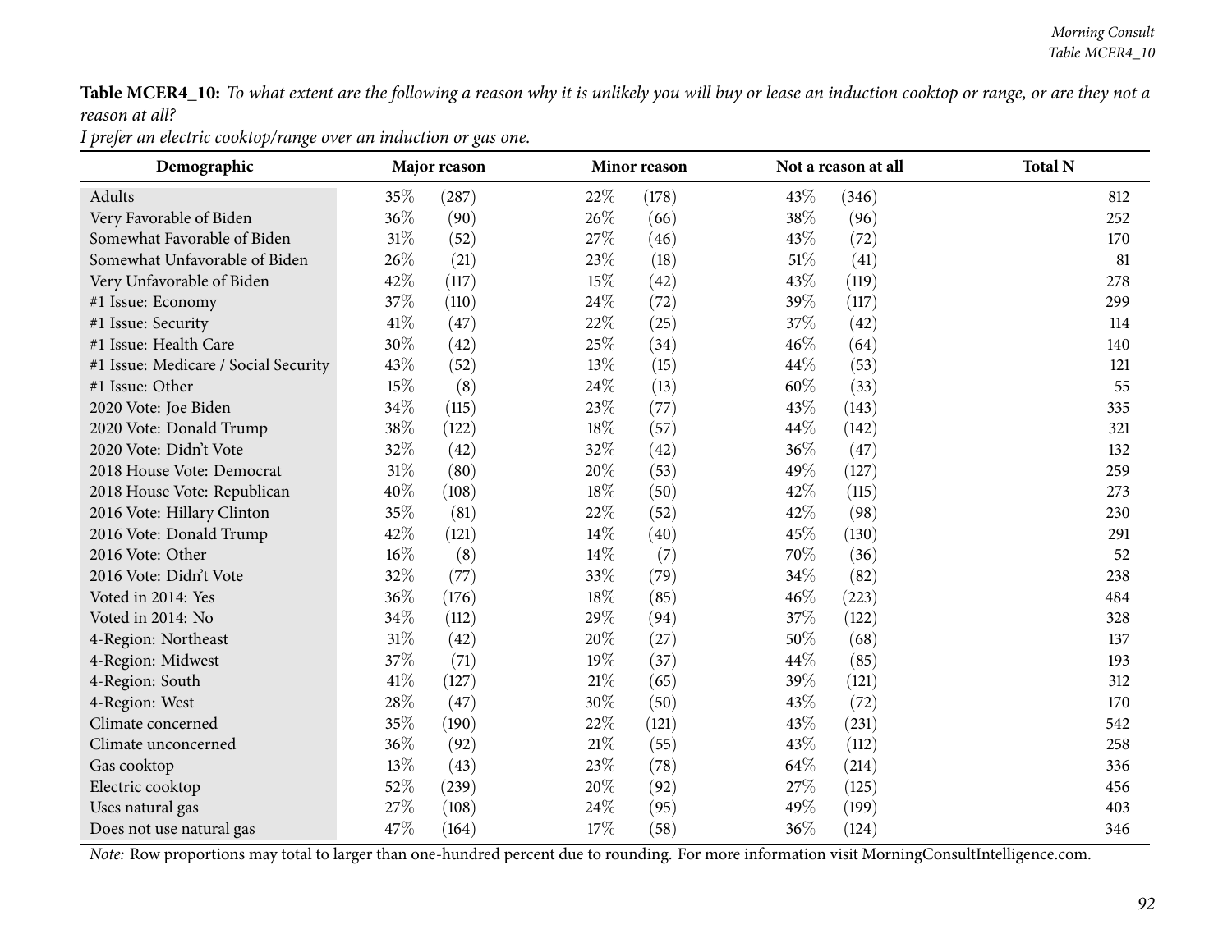**Table MCER4_10:** *To what extent are the following a reason why it is unlikely you will buy or lease an induction cooktop or range, or are they not a reason at all?*

*I prefer an electric cooktop/range over an induction or gas one.*

| Demographic | Major reason | | Minor reason | | Not a reason at all | | Total N |
|---|---|---|---|---|---|---|---|
| Adults | 35% | (287) | 22% | (178) | 43% | (346) | 812 |
| Very Favorable of Biden | 36% | (90) | 26% | (66) | 38% | (96) | 252 |
| Somewhat Favorable of Biden | 31% | (52) | 27% | (46) | 43% | (72) | 170 |
| Somewhat Unfavorable of Biden | 26% | (21) | 23% | (18) | 51% | (41) | 81 |
| Very Unfavorable of Biden | 42% | (117) | 15% | (42) | 43% | (119) | 278 |
| #1 Issue: Economy | 37% | (110) | 24% | (72) | 39% | (117) | 299 |
| #1 Issue: Security | 41% | (47) | 22% | (25) | 37% | (42) | 114 |
| #1 Issue: Health Care | 30% | (42) | 25% | (34) | 46% | (64) | 140 |
| #1 Issue: Medicare / Social Security | 43% | (52) | 13% | (15) | 44% | (53) | 121 |
| #1 Issue: Other | 15% | (8) | 24% | (13) | 60% | (33) | 55 |
| 2020 Vote: Joe Biden | 34% | (115) | 23% | (77) | 43% | (143) | 335 |
| 2020 Vote: Donald Trump | 38% | (122) | 18% | (57) | 44% | (142) | 321 |
| 2020 Vote: Didn't Vote | 32% | (42) | 32% | (42) | 36% | (47) | 132 |
| 2018 House Vote: Democrat | 31% | (80) | 20% | (53) | 49% | (127) | 259 |
| 2018 House Vote: Republican | 40% | (108) | 18% | (50) | 42% | (115) | 273 |
| 2016 Vote: Hillary Clinton | 35% | (81) | 22% | (52) | 42% | (98) | 230 |
| 2016 Vote: Donald Trump | 42% | (121) | 14% | (40) | 45% | (130) | 291 |
| 2016 Vote: Other | 16% | (8) | 14% | (7) | 70% | (36) | 52 |
| 2016 Vote: Didn't Vote | 32% | (77) | 33% | (79) | 34% | (82) | 238 |
| Voted in 2014: Yes | 36% | (176) | 18% | (85) | 46% | (223) | 484 |
| Voted in 2014: No | 34% | (112) | 29% | (94) | 37% | (122) | 328 |
| 4-Region: Northeast | 31% | (42) | 20% | (27) | 50% | (68) | 137 |
| 4-Region: Midwest | 37% | (71) | 19% | (37) | 44% | (85) | 193 |
| 4-Region: South | 41% | (127) | 21% | (65) | 39% | (121) | 312 |
| 4-Region: West | 28% | (47) | 30% | (50) | 43% | (72) | 170 |
| Climate concerned | 35% | (190) | 22% | (121) | 43% | (231) | 542 |
| Climate unconcerned | 36% | (92) | 21% | (55) | 43% | (112) | 258 |
| Gas cooktop | 13% | (43) | 23% | (78) | 64% | (214) | 336 |
| Electric cooktop | 52% | (239) | 20% | (92) | 27% | (125) | 456 |
| Uses natural gas | 27% | (108) | 24% | (95) | 49% | (199) | 403 |
| Does not use natural gas | 47% | (164) | 17% | (58) | 36% | (124) | 346 |

*Note:* Row proportions may total to larger than one-hundred percent due to rounding. For more information visit MorningConsultIntelligence.com.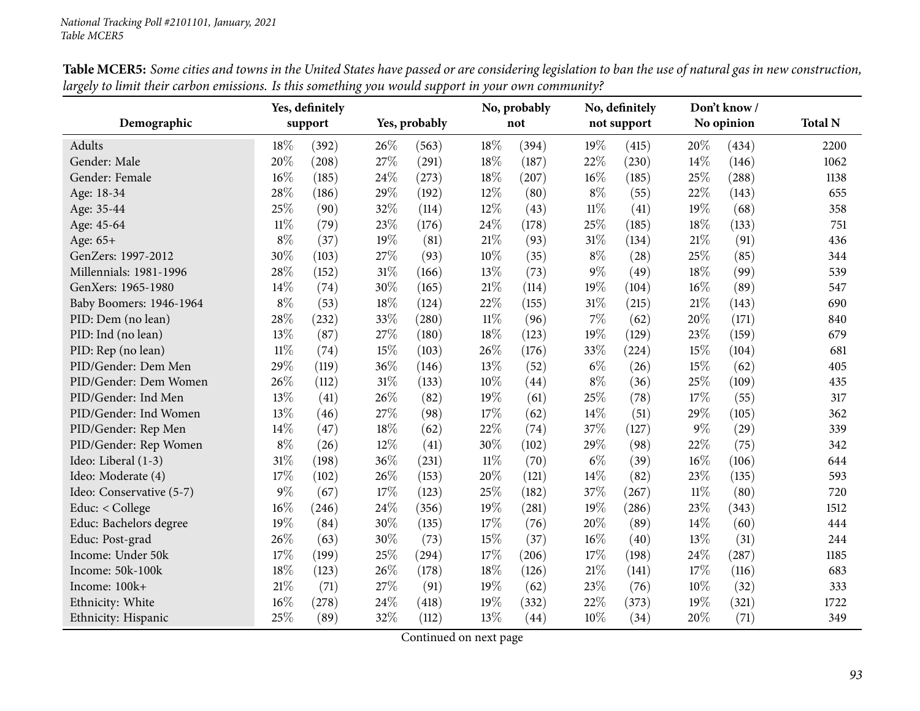**Table MCER5:** *Some cities and towns in the United States have passed or are considering legislation to ban the use of natural gas in new construction, largely to limit their carbon emissions. Is this something you would support in your own community?*

| Demographic | Yes, definitely support | | Yes, probably | | No, probably not | | No, definitely not support | | Don't know / No opinion | | Total N |
|---|---|---|---|---|---|---|---|---|---|---|---|
| Adults | 18% | (392) | 26% | (563) | 18% | (394) | 19% | (415) | 20% | (434) | 2200 |
| Gender: Male | 20% | (208) | 27% | (291) | 18% | (187) | 22% | (230) | 14% | (146) | 1062 |
| Gender: Female | 16% | (185) | 24% | (273) | 18% | (207) | 16% | (185) | 25% | (288) | 1138 |
| Age: 18-34 | 28% | (186) | 29% | (192) | 12% | (80) | 8% | (55) | 22% | (143) | 655 |
| Age: 35-44 | 25% | (90) | 32% | (114) | 12% | (43) | 11% | (41) | 19% | (68) | 358 |
| Age: 45-64 | 11% | (79) | 23% | (176) | 24% | (178) | 25% | (185) | 18% | (133) | 751 |
| Age: 65+ | 8% | (37) | 19% | (81) | 21% | (93) | 31% | (134) | 21% | (91) | 436 |
| GenZers: 1997-2012 | 30% | (103) | 27% | (93) | 10% | (35) | 8% | (28) | 25% | (85) | 344 |
| Millennials: 1981-1996 | 28% | (152) | 31% | (166) | 13% | (73) | 9% | (49) | 18% | (99) | 539 |
| GenXers: 1965-1980 | 14% | (74) | 30% | (165) | 21% | (114) | 19% | (104) | 16% | (89) | 547 |
| Baby Boomers: 1946-1964 | 8% | (53) | 18% | (124) | 22% | (155) | 31% | (215) | 21% | (143) | 690 |
| PID: Dem (no lean) | 28% | (232) | 33% | (280) | 11% | (96) | 7% | (62) | 20% | (171) | 840 |
| PID: Ind (no lean) | 13% | (87) | 27% | (180) | 18% | (123) | 19% | (129) | 23% | (159) | 679 |
| PID: Rep (no lean) | 11% | (74) | 15% | (103) | 26% | (176) | 33% | (224) | 15% | (104) | 681 |
| PID/Gender: Dem Men | 29% | (119) | 36% | (146) | 13% | (52) | 6% | (26) | 15% | (62) | 405 |
| PID/Gender: Dem Women | 26% | (112) | 31% | (133) | 10% | (44) | 8% | (36) | 25% | (109) | 435 |
| PID/Gender: Ind Men | 13% | (41) | 26% | (82) | 19% | (61) | 25% | (78) | 17% | (55) | 317 |
| PID/Gender: Ind Women | 13% | (46) | 27% | (98) | 17% | (62) | 14% | (51) | 29% | (105) | 362 |
| PID/Gender: Rep Men | 14% | (47) | 18% | (62) | 22% | (74) | 37% | (127) | 9% | (29) | 339 |
| PID/Gender: Rep Women | 8% | (26) | 12% | (41) | 30% | (102) | 29% | (98) | 22% | (75) | 342 |
| Ideo: Liberal (1-3) | 31% | (198) | 36% | (231) | 11% | (70) | 6% | (39) | 16% | (106) | 644 |
| Ideo: Moderate (4) | 17% | (102) | 26% | (153) | 20% | (121) | 14% | (82) | 23% | (135) | 593 |
| Ideo: Conservative (5-7) | 9% | (67) | 17% | (123) | 25% | (182) | 37% | (267) | 11% | (80) | 720 |
| Educ: < College | 16% | (246) | 24% | (356) | 19% | (281) | 19% | (286) | 23% | (343) | 1512 |
| Educ: Bachelors degree | 19% | (84) | 30% | (135) | 17% | (76) | 20% | (89) | 14% | (60) | 444 |
| Educ: Post-grad | 26% | (63) | 30% | (73) | 15% | (37) | 16% | (40) | 13% | (31) | 244 |
| Income: Under 50k | 17% | (199) | 25% | (294) | 17% | (206) | 17% | (198) | 24% | (287) | 1185 |
| Income: 50k-100k | 18% | (123) | 26% | (178) | 18% | (126) | 21% | (141) | 17% | (116) | 683 |
| Income: 100k+ | 21% | (71) | 27% | (91) | 19% | (62) | 23% | (76) | 10% | (32) | 333 |
| Ethnicity: White | 16% | (278) | 24% | (418) | 19% | (332) | 22% | (373) | 19% | (321) | 1722 |
| Ethnicity: Hispanic | 25% | (89) | 32% | (112) | 13% | (44) | 10% | (34) | 20% | (71) | 349 |

Continued on next page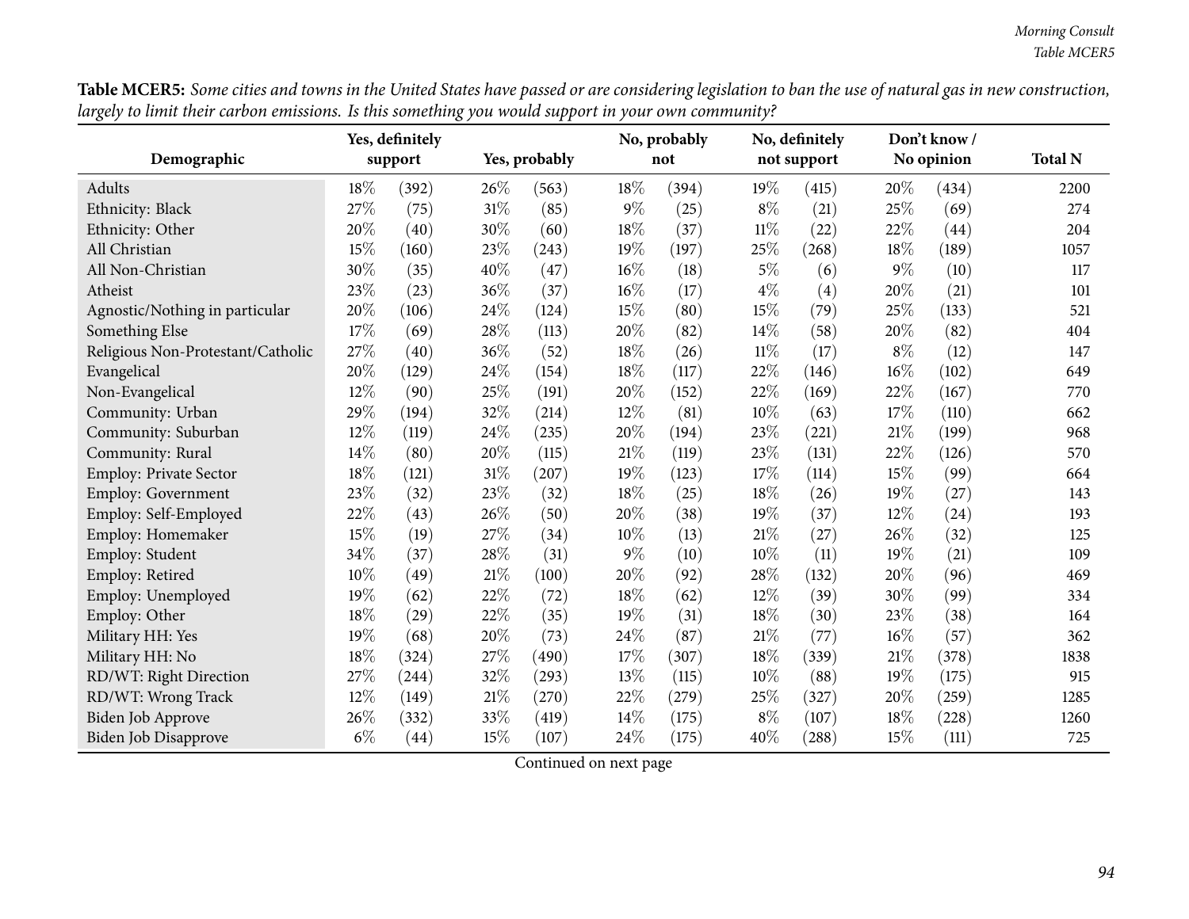**Table MCER5:** *Some cities and towns in the United States have passed or are considering legislation to ban the use of natural gas in new construction, largely to limit their carbon emissions. Is this something you would support in your own community?*

| Demographic | Yes, definitely support | | Yes, probably | | No, probably not | | No, definitely not support | | Don't know / No opinion | | Total N |
|---|---|---|---|---|---|---|---|---|---|---|---|
| Adults | 18% | (392) | 26% | (563) | 18% | (394) | 19% | (415) | 20% | (434) | 2200 |
| Ethnicity: Black | 27% | (75) | 31% | (85) | 9% | (25) | 8% | (21) | 25% | (69) | 274 |
| Ethnicity: Other | 20% | (40) | 30% | (60) | 18% | (37) | 11% | (22) | 22% | (44) | 204 |
| All Christian | 15% | (160) | 23% | (243) | 19% | (197) | 25% | (268) | 18% | (189) | 1057 |
| All Non-Christian | 30% | (35) | 40% | (47) | 16% | (18) | 5% | (6) | 9% | (10) | 117 |
| Atheist | 23% | (23) | 36% | (37) | 16% | (17) | 4% | (4) | 20% | (21) | 101 |
| Agnostic/Nothing in particular | 20% | (106) | 24% | (124) | 15% | (80) | 15% | (79) | 25% | (133) | 521 |
| Something Else | 17% | (69) | 28% | (113) | 20% | (82) | 14% | (58) | 20% | (82) | 404 |
| Religious Non-Protestant/Catholic | 27% | (40) | 36% | (52) | 18% | (26) | 11% | (17) | 8% | (12) | 147 |
| Evangelical | 20% | (129) | 24% | (154) | 18% | (117) | 22% | (146) | 16% | (102) | 649 |
| Non-Evangelical | 12% | (90) | 25% | (191) | 20% | (152) | 22% | (169) | 22% | (167) | 770 |
| Community: Urban | 29% | (194) | 32% | (214) | 12% | (81) | 10% | (63) | 17% | (110) | 662 |
| Community: Suburban | 12% | (119) | 24% | (235) | 20% | (194) | 23% | (221) | 21% | (199) | 968 |
| Community: Rural | 14% | (80) | 20% | (115) | 21% | (119) | 23% | (131) | 22% | (126) | 570 |
| Employ: Private Sector | 18% | (121) | 31% | (207) | 19% | (123) | 17% | (114) | 15% | (99) | 664 |
| Employ: Government | 23% | (32) | 23% | (32) | 18% | (25) | 18% | (26) | 19% | (27) | 143 |
| Employ: Self-Employed | 22% | (43) | 26% | (50) | 20% | (38) | 19% | (37) | 12% | (24) | 193 |
| Employ: Homemaker | 15% | (19) | 27% | (34) | 10% | (13) | 21% | (27) | 26% | (32) | 125 |
| Employ: Student | 34% | (37) | 28% | (31) | 9% | (10) | 10% | (11) | 19% | (21) | 109 |
| Employ: Retired | 10% | (49) | 21% | (100) | 20% | (92) | 28% | (132) | 20% | (96) | 469 |
| Employ: Unemployed | 19% | (62) | 22% | (72) | 18% | (62) | 12% | (39) | 30% | (99) | 334 |
| Employ: Other | 18% | (29) | 22% | (35) | 19% | (31) | 18% | (30) | 23% | (38) | 164 |
| Military HH: Yes | 19% | (68) | 20% | (73) | 24% | (87) | 21% | (77) | 16% | (57) | 362 |
| Military HH: No | 18% | (324) | 27% | (490) | 17% | (307) | 18% | (339) | 21% | (378) | 1838 |
| RD/WT: Right Direction | 27% | (244) | 32% | (293) | 13% | (115) | 10% | (88) | 19% | (175) | 915 |
| RD/WT: Wrong Track | 12% | (149) | 21% | (270) | 22% | (279) | 25% | (327) | 20% | (259) | 1285 |
| Biden Job Approve | 26% | (332) | 33% | (419) | 14% | (175) | 8% | (107) | 18% | (228) | 1260 |
| Biden Job Disapprove | 6% | (44) | 15% | (107) | 24% | (175) | 40% | (288) | 15% | (111) | 725 |

Continued on next page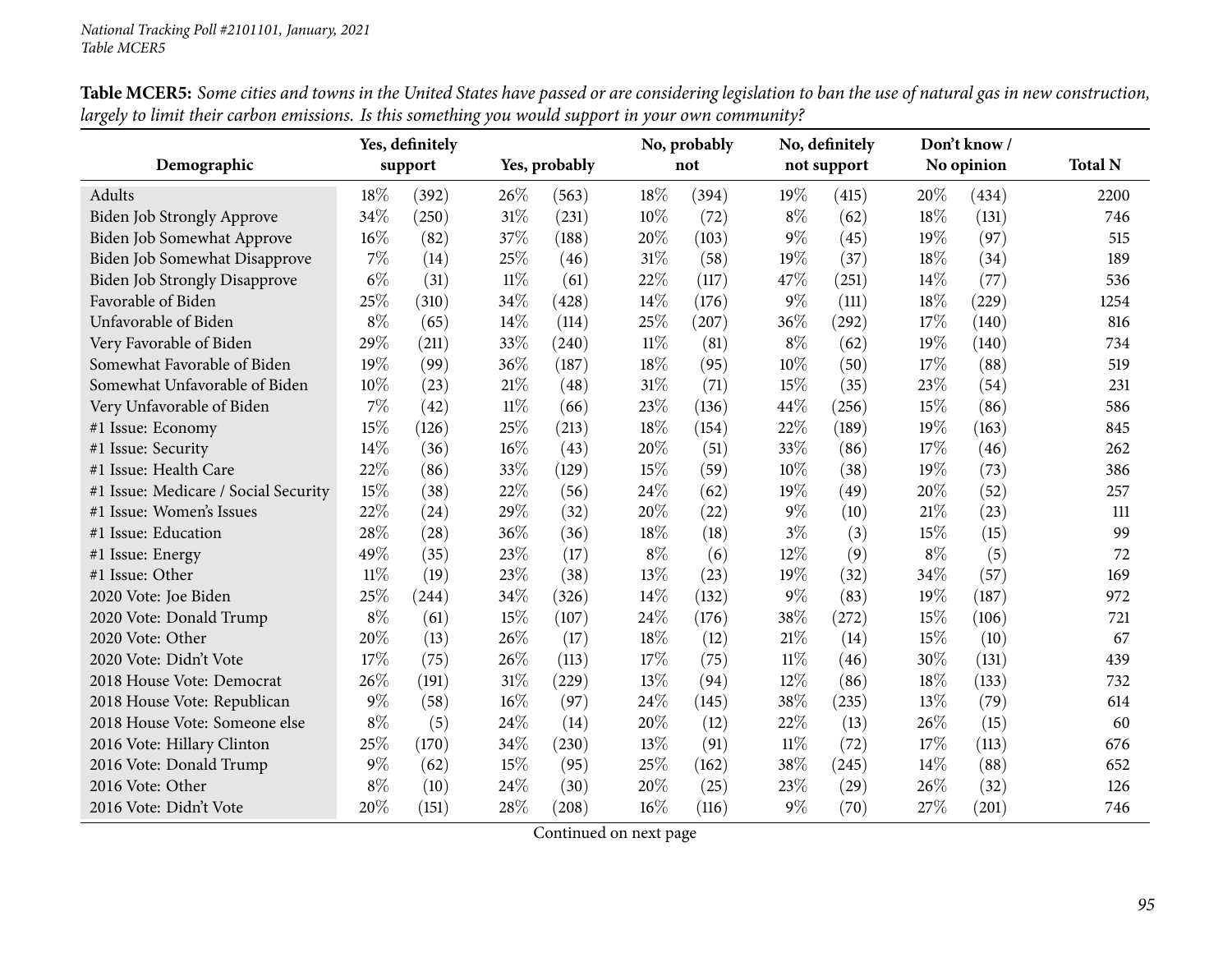**Table MCER5:** *Some cities and towns in the United States have passed or are considering legislation to ban the use of natural gas in new construction, largely to limit their carbon emissions. Is this something you would support in your own community?*

| Demographic | Yes, definitely support | | Yes, probably | | No, probably not | | No, definitely not support | | Don't know / No opinion | | Total N |
|---|---|---|---|---|---|---|---|---|---|---|---|
| Adults | 18% | (392) | 26% | (563) | 18% | (394) | 19% | (415) | 20% | (434) | 2200 |
| Biden Job Strongly Approve | 34% | (250) | 31% | (231) | 10% | (72) | 8% | (62) | 18% | (131) | 746 |
| Biden Job Somewhat Approve | 16% | (82) | 37% | (188) | 20% | (103) | 9% | (45) | 19% | (97) | 515 |
| Biden Job Somewhat Disapprove | 7% | (14) | 25% | (46) | 31% | (58) | 19% | (37) | 18% | (34) | 189 |
| Biden Job Strongly Disapprove | 6% | (31) | 11% | (61) | 22% | (117) | 47% | (251) | 14% | (77) | 536 |
| Favorable of Biden | 25% | (310) | 34% | (428) | 14% | (176) | 9% | (111) | 18% | (229) | 1254 |
| Unfavorable of Biden | 8% | (65) | 14% | (114) | 25% | (207) | 36% | (292) | 17% | (140) | 816 |
| Very Favorable of Biden | 29% | (211) | 33% | (240) | 11% | (81) | 8% | (62) | 19% | (140) | 734 |
| Somewhat Favorable of Biden | 19% | (99) | 36% | (187) | 18% | (95) | 10% | (50) | 17% | (88) | 519 |
| Somewhat Unfavorable of Biden | 10% | (23) | 21% | (48) | 31% | (71) | 15% | (35) | 23% | (54) | 231 |
| Very Unfavorable of Biden | 7% | (42) | 11% | (66) | 23% | (136) | 44% | (256) | 15% | (86) | 586 |
| #1 Issue: Economy | 15% | (126) | 25% | (213) | 18% | (154) | 22% | (189) | 19% | (163) | 845 |
| #1 Issue: Security | 14% | (36) | 16% | (43) | 20% | (51) | 33% | (86) | 17% | (46) | 262 |
| #1 Issue: Health Care | 22% | (86) | 33% | (129) | 15% | (59) | 10% | (38) | 19% | (73) | 386 |
| #1 Issue: Medicare / Social Security | 15% | (38) | 22% | (56) | 24% | (62) | 19% | (49) | 20% | (52) | 257 |
| #1 Issue: Women's Issues | 22% | (24) | 29% | (32) | 20% | (22) | 9% | (10) | 21% | (23) | 111 |
| #1 Issue: Education | 28% | (28) | 36% | (36) | 18% | (18) | 3% | (3) | 15% | (15) | 99 |
| #1 Issue: Energy | 49% | (35) | 23% | (17) | 8% | (6) | 12% | (9) | 8% | (5) | 72 |
| #1 Issue: Other | 11% | (19) | 23% | (38) | 13% | (23) | 19% | (32) | 34% | (57) | 169 |
| 2020 Vote: Joe Biden | 25% | (244) | 34% | (326) | 14% | (132) | 9% | (83) | 19% | (187) | 972 |
| 2020 Vote: Donald Trump | 8% | (61) | 15% | (107) | 24% | (176) | 38% | (272) | 15% | (106) | 721 |
| 2020 Vote: Other | 20% | (13) | 26% | (17) | 18% | (12) | 21% | (14) | 15% | (10) | 67 |
| 2020 Vote: Didn't Vote | 17% | (75) | 26% | (113) | 17% | (75) | 11% | (46) | 30% | (131) | 439 |
| 2018 House Vote: Democrat | 26% | (191) | 31% | (229) | 13% | (94) | 12% | (86) | 18% | (133) | 732 |
| 2018 House Vote: Republican | 9% | (58) | 16% | (97) | 24% | (145) | 38% | (235) | 13% | (79) | 614 |
| 2018 House Vote: Someone else | 8% | (5) | 24% | (14) | 20% | (12) | 22% | (13) | 26% | (15) | 60 |
| 2016 Vote: Hillary Clinton | 25% | (170) | 34% | (230) | 13% | (91) | 11% | (72) | 17% | (113) | 676 |
| 2016 Vote: Donald Trump | 9% | (62) | 15% | (95) | 25% | (162) | 38% | (245) | 14% | (88) | 652 |
| 2016 Vote: Other | 8% | (10) | 24% | (30) | 20% | (25) | 23% | (29) | 26% | (32) | 126 |
| 2016 Vote: Didn't Vote | 20% | (151) | 28% | (208) | 16% | (116) | 9% | (70) | 27% | (201) | 746 |

Continued on next page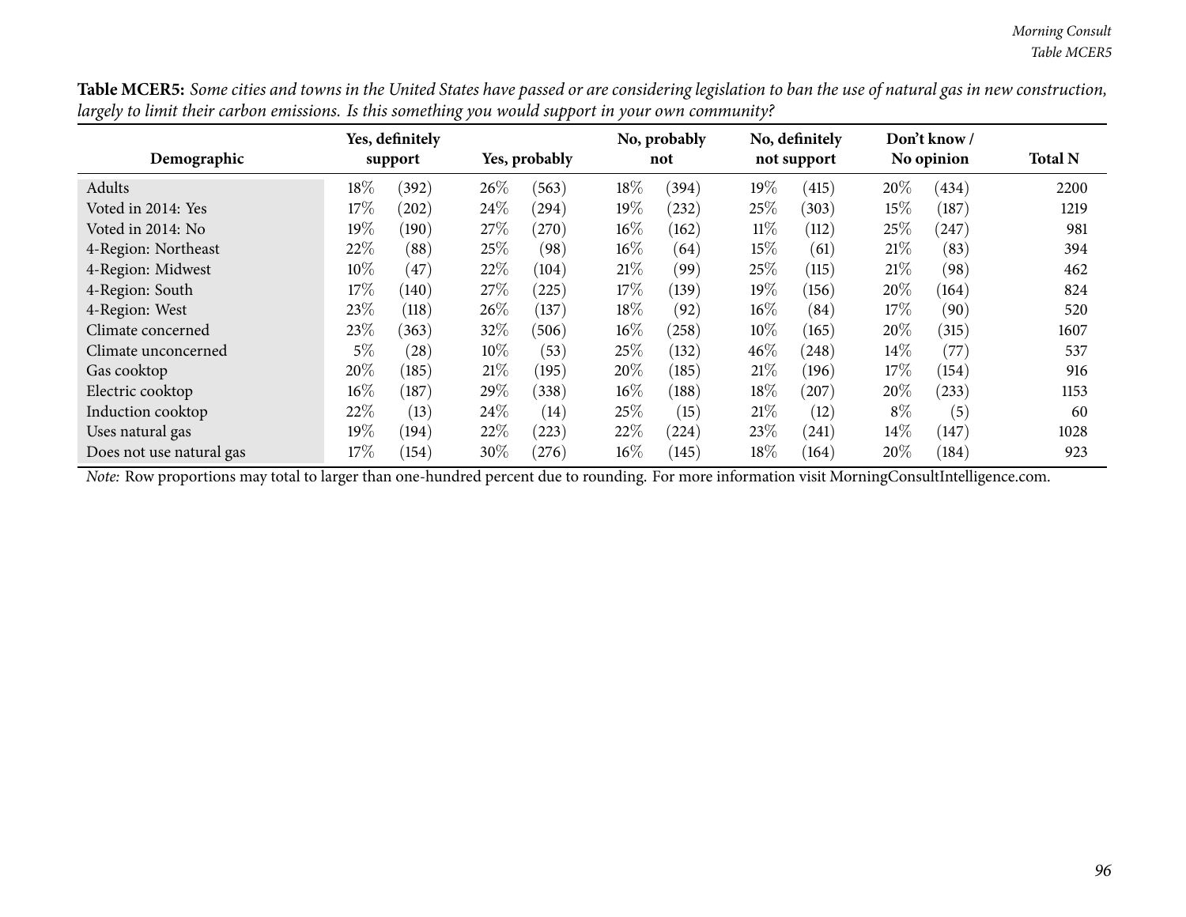**Table MCER5:** *Some cities and towns in the United States have passed or are considering legislation to ban the use of natural gas in new construction, largely to limit their carbon emissions. Is this something you would support in your own community?*

| Demographic | Yes, definitely support | | Yes, probably | | No, probably not | | No, definitely not support | | Don't know / No opinion | | Total N |
|---|---|---|---|---|---|---|---|---|---|---|---|
| Adults | 18% | (392) | 26% | (563) | 18% | (394) | 19% | (415) | 20% | (434) | 2200 |
| Voted in 2014: Yes | 17% | (202) | 24% | (294) | 19% | (232) | 25% | (303) | 15% | (187) | 1219 |
| Voted in 2014: No | 19% | (190) | 27% | (270) | 16% | (162) | 11% | (112) | 25% | (247) | 981 |
| 4-Region: Northeast | 22% | (88) | 25% | (98) | 16% | (64) | 15% | (61) | 21% | (83) | 394 |
| 4-Region: Midwest | 10% | (47) | 22% | (104) | 21% | (99) | 25% | (115) | 21% | (98) | 462 |
| 4-Region: South | 17% | (140) | 27% | (225) | 17% | (139) | 19% | (156) | 20% | (164) | 824 |
| 4-Region: West | 23% | (118) | 26% | (137) | 18% | (92) | 16% | (84) | 17% | (90) | 520 |
| Climate concerned | 23% | (363) | 32% | (506) | 16% | (258) | 10% | (165) | 20% | (315) | 1607 |
| Climate unconcerned | 5% | (28) | 10% | (53) | 25% | (132) | 46% | (248) | 14% | (77) | 537 |
| Gas cooktop | 20% | (185) | 21% | (195) | 20% | (185) | 21% | (196) | 17% | (154) | 916 |
| Electric cooktop | 16% | (187) | 29% | (338) | 16% | (188) | 18% | (207) | 20% | (233) | 1153 |
| Induction cooktop | 22% | (13) | 24% | (14) | 25% | (15) | 21% | (12) | 8% | (5) | 60 |
| Uses natural gas | 19% | (194) | 22% | (223) | 22% | (224) | 23% | (241) | 14% | (147) | 1028 |
| Does not use natural gas | 17% | (154) | 30% | (276) | 16% | (145) | 18% | (164) | 20% | (184) | 923 |

*Note:* Row proportions may total to larger than one-hundred percent due to rounding. For more information visit MorningConsultIntelligence.com.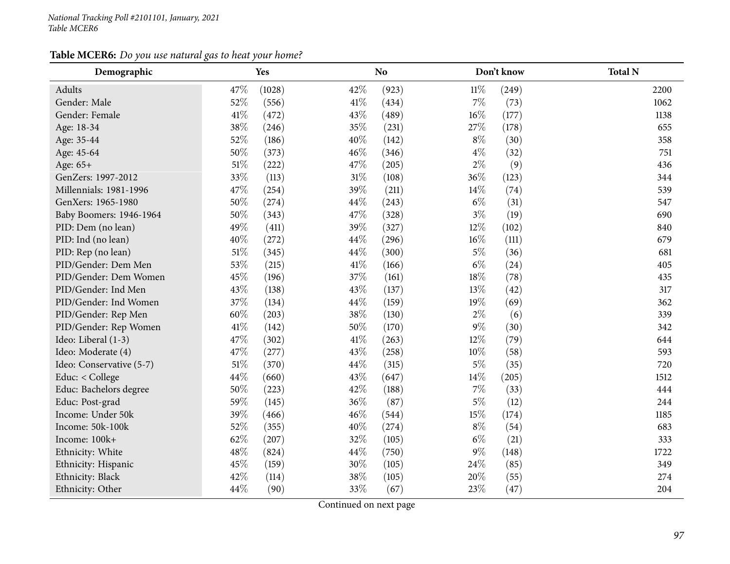**Table MCER6:** *Do you use natural gas to heat your home?*

| Demographic | Yes | | No | | Don't know | | Total N |
|---|---|---|---|---|---|---|---|
| Adults | 47% | (1028) | 42% | (923) | 11% | (249) | 2200 |
| Gender: Male | 52% | (556) | 41% | (434) | 7% | (73) | 1062 |
| Gender: Female | 41% | (472) | 43% | (489) | 16% | (177) | 1138 |
| Age: 18-34 | 38% | (246) | 35% | (231) | 27% | (178) | 655 |
| Age: 35-44 | 52% | (186) | 40% | (142) | 8% | (30) | 358 |
| Age: 45-64 | 50% | (373) | 46% | (346) | 4% | (32) | 751 |
| Age: 65+ | 51% | (222) | 47% | (205) | 2% | (9) | 436 |
| GenZers: 1997-2012 | 33% | (113) | 31% | (108) | 36% | (123) | 344 |
| Millennials: 1981-1996 | 47% | (254) | 39% | (211) | 14% | (74) | 539 |
| GenXers: 1965-1980 | 50% | (274) | 44% | (243) | 6% | (31) | 547 |
| Baby Boomers: 1946-1964 | 50% | (343) | 47% | (328) | 3% | (19) | 690 |
| PID: Dem (no lean) | 49% | (411) | 39% | (327) | 12% | (102) | 840 |
| PID: Ind (no lean) | 40% | (272) | 44% | (296) | 16% | (111) | 679 |
| PID: Rep (no lean) | 51% | (345) | 44% | (300) | 5% | (36) | 681 |
| PID/Gender: Dem Men | 53% | (215) | 41% | (166) | 6% | (24) | 405 |
| PID/Gender: Dem Women | 45% | (196) | 37% | (161) | 18% | (78) | 435 |
| PID/Gender: Ind Men | 43% | (138) | 43% | (137) | 13% | (42) | 317 |
| PID/Gender: Ind Women | 37% | (134) | 44% | (159) | 19% | (69) | 362 |
| PID/Gender: Rep Men | 60% | (203) | 38% | (130) | 2% | (6) | 339 |
| PID/Gender: Rep Women | 41% | (142) | 50% | (170) | 9% | (30) | 342 |
| Ideo: Liberal (1-3) | 47% | (302) | 41% | (263) | 12% | (79) | 644 |
| Ideo: Moderate (4) | 47% | (277) | 43% | (258) | 10% | (58) | 593 |
| Ideo: Conservative (5-7) | 51% | (370) | 44% | (315) | 5% | (35) | 720 |
| Educ: < College | 44% | (660) | 43% | (647) | 14% | (205) | 1512 |
| Educ: Bachelors degree | 50% | (223) | 42% | (188) | 7% | (33) | 444 |
| Educ: Post-grad | 59% | (145) | 36% | (87) | 5% | (12) | 244 |
| Income: Under 50k | 39% | (466) | 46% | (544) | 15% | (174) | 1185 |
| Income: 50k-100k | 52% | (355) | 40% | (274) | 8% | (54) | 683 |
| Income: 100k+ | 62% | (207) | 32% | (105) | 6% | (21) | 333 |
| Ethnicity: White | 48% | (824) | 44% | (750) | 9% | (148) | 1722 |
| Ethnicity: Hispanic | 45% | (159) | 30% | (105) | 24% | (85) | 349 |
| Ethnicity: Black | 42% | (114) | 38% | (105) | 20% | (55) | 274 |
| Ethnicity: Other | 44% | (90) | 33% | (67) | 23% | (47) | 204 |

Continued on next page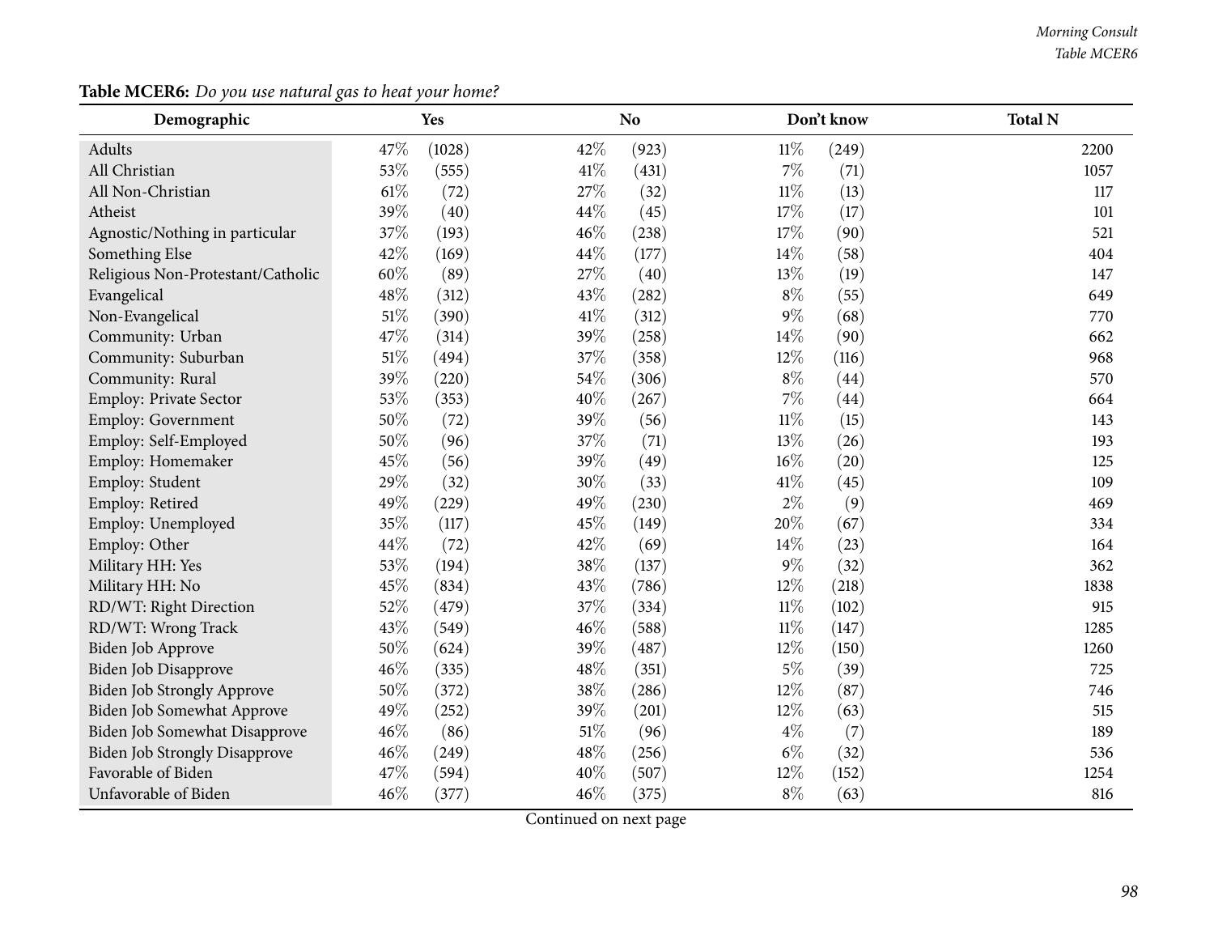**Table MCER6:** *Do you use natural gas to heat your home?*

| Demographic | Yes | | No | | Don't know | | Total N |
|---|---|---|---|---|---|---|---|
| Adults | 47% | (1028) | 42% | (923) | 11% | (249) | 2200 |
| All Christian | 53% | (555) | 41% | (431) | 7% | (71) | 1057 |
| All Non-Christian | 61% | (72) | 27% | (32) | 11% | (13) | 117 |
| Atheist | 39% | (40) | 44% | (45) | 17% | (17) | 101 |
| Agnostic/Nothing in particular | 37% | (193) | 46% | (238) | 17% | (90) | 521 |
| Something Else | 42% | (169) | 44% | (177) | 14% | (58) | 404 |
| Religious Non-Protestant/Catholic | 60% | (89) | 27% | (40) | 13% | (19) | 147 |
| Evangelical | 48% | (312) | 43% | (282) | 8% | (55) | 649 |
| Non-Evangelical | 51% | (390) | 41% | (312) | 9% | (68) | 770 |
| Community: Urban | 47% | (314) | 39% | (258) | 14% | (90) | 662 |
| Community: Suburban | 51% | (494) | 37% | (358) | 12% | (116) | 968 |
| Community: Rural | 39% | (220) | 54% | (306) | 8% | (44) | 570 |
| Employ: Private Sector | 53% | (353) | 40% | (267) | 7% | (44) | 664 |
| Employ: Government | 50% | (72) | 39% | (56) | 11% | (15) | 143 |
| Employ: Self-Employed | 50% | (96) | 37% | (71) | 13% | (26) | 193 |
| Employ: Homemaker | 45% | (56) | 39% | (49) | 16% | (20) | 125 |
| Employ: Student | 29% | (32) | 30% | (33) | 41% | (45) | 109 |
| Employ: Retired | 49% | (229) | 49% | (230) | 2% | (9) | 469 |
| Employ: Unemployed | 35% | (117) | 45% | (149) | 20% | (67) | 334 |
| Employ: Other | 44% | (72) | 42% | (69) | 14% | (23) | 164 |
| Military HH: Yes | 53% | (194) | 38% | (137) | 9% | (32) | 362 |
| Military HH: No | 45% | (834) | 43% | (786) | 12% | (218) | 1838 |
| RD/WT: Right Direction | 52% | (479) | 37% | (334) | 11% | (102) | 915 |
| RD/WT: Wrong Track | 43% | (549) | 46% | (588) | 11% | (147) | 1285 |
| Biden Job Approve | 50% | (624) | 39% | (487) | 12% | (150) | 1260 |
| Biden Job Disapprove | 46% | (335) | 48% | (351) | 5% | (39) | 725 |
| Biden Job Strongly Approve | 50% | (372) | 38% | (286) | 12% | (87) | 746 |
| Biden Job Somewhat Approve | 49% | (252) | 39% | (201) | 12% | (63) | 515 |
| Biden Job Somewhat Disapprove | 46% | (86) | 51% | (96) | 4% | (7) | 189 |
| Biden Job Strongly Disapprove | 46% | (249) | 48% | (256) | 6% | (32) | 536 |
| Favorable of Biden | 47% | (594) | 40% | (507) | 12% | (152) | 1254 |
| Unfavorable of Biden | 46% | (377) | 46% | (375) | 8% | (63) | 816 |

Continued on next page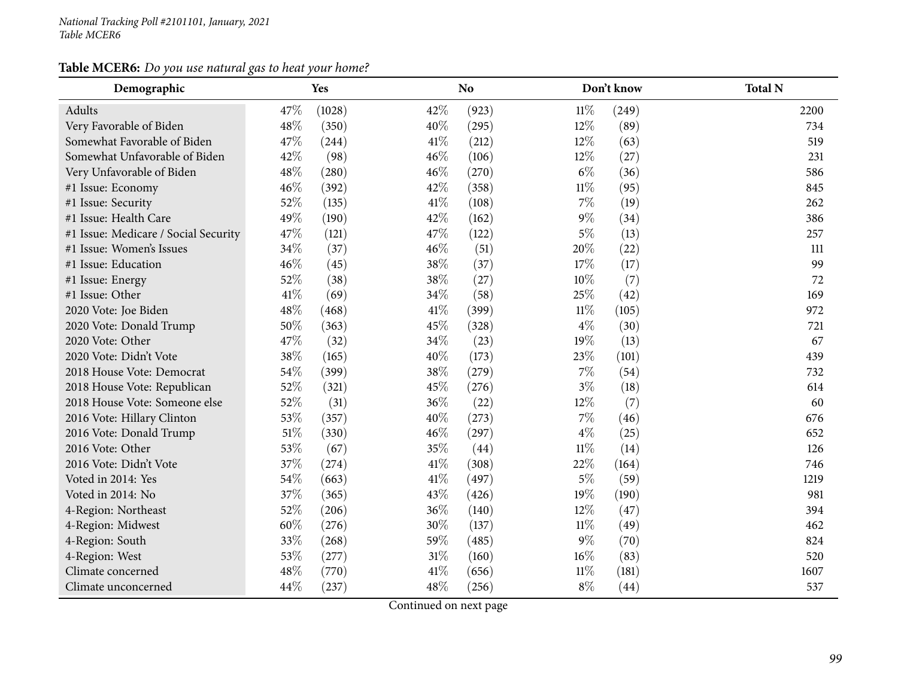**Table MCER6:** *Do you use natural gas to heat your home?*

| Demographic | Yes | | No | | Don't know | | Total N |
|---|---|---|---|---|---|---|---|
| Adults | 47% | (1028) | 42% | (923) | 11% | (249) | 2200 |
| Very Favorable of Biden | 48% | (350) | 40% | (295) | 12% | (89) | 734 |
| Somewhat Favorable of Biden | 47% | (244) | 41% | (212) | 12% | (63) | 519 |
| Somewhat Unfavorable of Biden | 42% | (98) | 46% | (106) | 12% | (27) | 231 |
| Very Unfavorable of Biden | 48% | (280) | 46% | (270) | 6% | (36) | 586 |
| #1 Issue: Economy | 46% | (392) | 42% | (358) | 11% | (95) | 845 |
| #1 Issue: Security | 52% | (135) | 41% | (108) | 7% | (19) | 262 |
| #1 Issue: Health Care | 49% | (190) | 42% | (162) | 9% | (34) | 386 |
| #1 Issue: Medicare / Social Security | 47% | (121) | 47% | (122) | 5% | (13) | 257 |
| #1 Issue: Women's Issues | 34% | (37) | 46% | (51) | 20% | (22) | 111 |
| #1 Issue: Education | 46% | (45) | 38% | (37) | 17% | (17) | 99 |
| #1 Issue: Energy | 52% | (38) | 38% | (27) | 10% | (7) | 72 |
| #1 Issue: Other | 41% | (69) | 34% | (58) | 25% | (42) | 169 |
| 2020 Vote: Joe Biden | 48% | (468) | 41% | (399) | 11% | (105) | 972 |
| 2020 Vote: Donald Trump | 50% | (363) | 45% | (328) | 4% | (30) | 721 |
| 2020 Vote: Other | 47% | (32) | 34% | (23) | 19% | (13) | 67 |
| 2020 Vote: Didn't Vote | 38% | (165) | 40% | (173) | 23% | (101) | 439 |
| 2018 House Vote: Democrat | 54% | (399) | 38% | (279) | 7% | (54) | 732 |
| 2018 House Vote: Republican | 52% | (321) | 45% | (276) | 3% | (18) | 614 |
| 2018 House Vote: Someone else | 52% | (31) | 36% | (22) | 12% | (7) | 60 |
| 2016 Vote: Hillary Clinton | 53% | (357) | 40% | (273) | 7% | (46) | 676 |
| 2016 Vote: Donald Trump | 51% | (330) | 46% | (297) | 4% | (25) | 652 |
| 2016 Vote: Other | 53% | (67) | 35% | (44) | 11% | (14) | 126 |
| 2016 Vote: Didn't Vote | 37% | (274) | 41% | (308) | 22% | (164) | 746 |
| Voted in 2014: Yes | 54% | (663) | 41% | (497) | 5% | (59) | 1219 |
| Voted in 2014: No | 37% | (365) | 43% | (426) | 19% | (190) | 981 |
| 4-Region: Northeast | 52% | (206) | 36% | (140) | 12% | (47) | 394 |
| 4-Region: Midwest | 60% | (276) | 30% | (137) | 11% | (49) | 462 |
| 4-Region: South | 33% | (268) | 59% | (485) | 9% | (70) | 824 |
| 4-Region: West | 53% | (277) | 31% | (160) | 16% | (83) | 520 |
| Climate concerned | 48% | (770) | 41% | (656) | 11% | (181) | 1607 |
| Climate unconcerned | 44% | (237) | 48% | (256) | 8% | (44) | 537 |

Continued on next page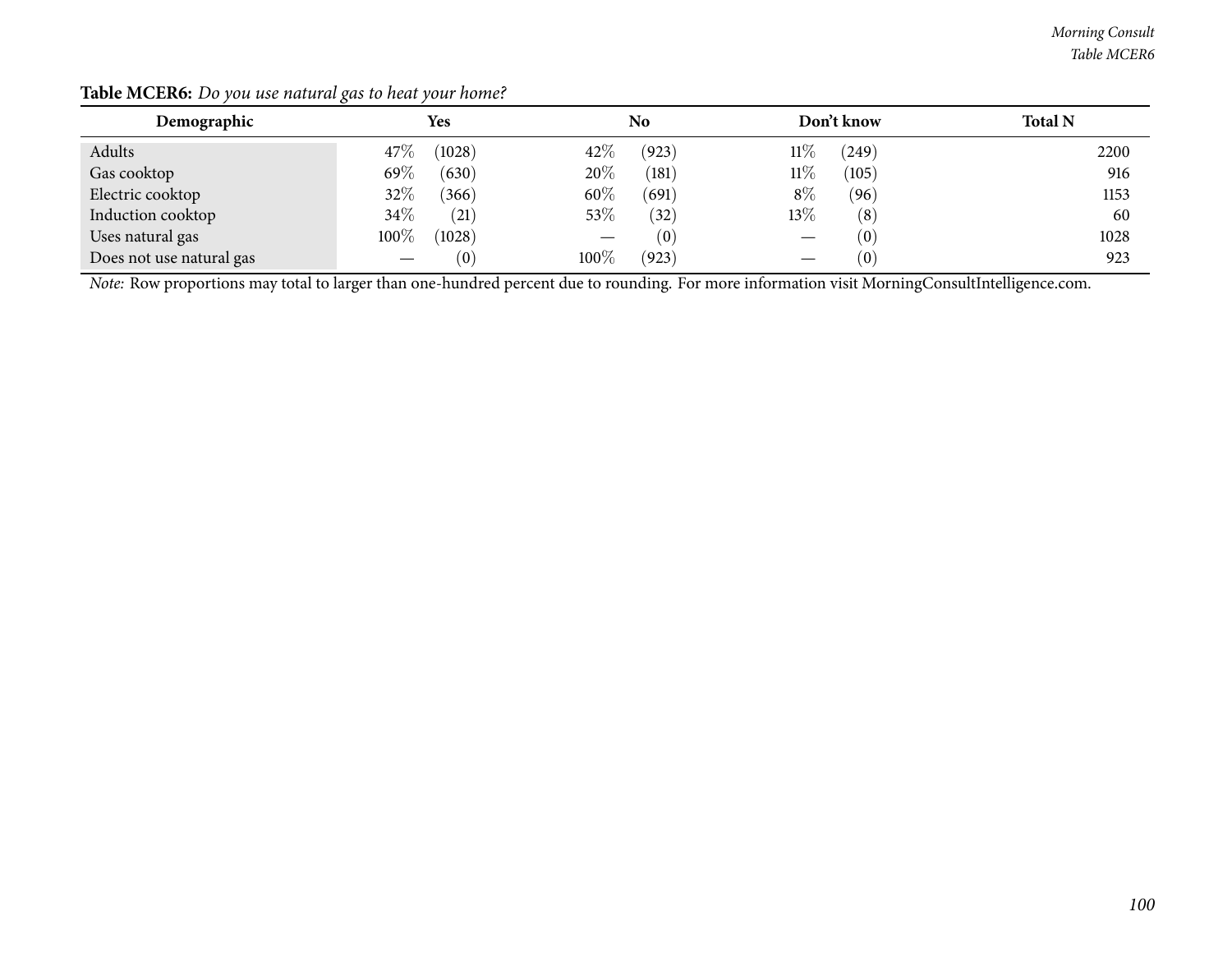**Table MCER6:** *Do you use natural gas to heat your home?*

| Demographic | Yes | | No | | Don't know | | Total N |
|---|---|---|---|---|---|---|---|
| Adults | 47% | (1028) | 42% | (923) | 11% | (249) | 2200 |
| Gas cooktop | 69% | (630) | 20% | (181) | 11% | (105) | 916 |
| Electric cooktop | 32% | (366) | 60% | (691) | 8% | (96) | 1153 |
| Induction cooktop | 34% | (21) | 53% | (32) | 13% | (8) | 60 |
| Uses natural gas | 100% | (1028) | — | (0) | — | (0) | 1028 |
| Does not use natural gas | — | (0) | 100% | (923) | — | (0) | 923 |

*Note:* Row proportions may total to larger than one-hundred percent due to rounding. For more information visit MorningConsultIntelligence.com.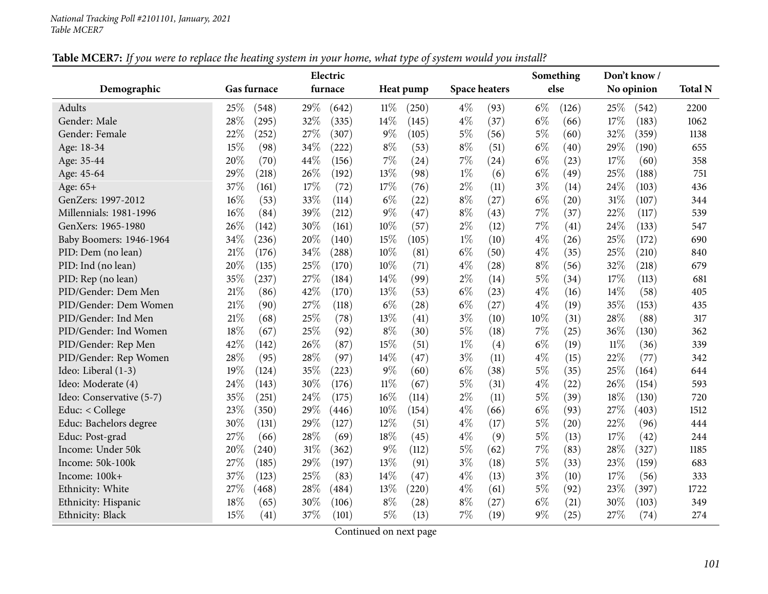**Table MCER7:** *If you were to replace the heating system in your home, what type of system would you install?*

| Demographic | Gas furnace | | Electric furnace | | Heat pump | | Space heaters | | Something else | | Don't know / No opinion | | Total N |
|---|---|---|---|---|---|---|---|---|---|---|---|---|---|
| Adults | 25% | (548) | 29% | (642) | 11% | (250) | 4% | (93) | 6% | (126) | 25% | (542) | 2200 |
| Gender: Male | 28% | (295) | 32% | (335) | 14% | (145) | 4% | (37) | 6% | (66) | 17% | (183) | 1062 |
| Gender: Female | 22% | (252) | 27% | (307) | 9% | (105) | 5% | (56) | 5% | (60) | 32% | (359) | 1138 |
| Age: 18-34 | 15% | (98) | 34% | (222) | 8% | (53) | 8% | (51) | 6% | (40) | 29% | (190) | 655 |
| Age: 35-44 | 20% | (70) | 44% | (156) | 7% | (24) | 7% | (24) | 6% | (23) | 17% | (60) | 358 |
| Age: 45-64 | 29% | (218) | 26% | (192) | 13% | (98) | 1% | (6) | 6% | (49) | 25% | (188) | 751 |
| Age: 65+ | 37% | (161) | 17% | (72) | 17% | (76) | 2% | (11) | 3% | (14) | 24% | (103) | 436 |
| GenZers: 1997-2012 | 16% | (53) | 33% | (114) | 6% | (22) | 8% | (27) | 6% | (20) | 31% | (107) | 344 |
| Millennials: 1981-1996 | 16% | (84) | 39% | (212) | 9% | (47) | 8% | (43) | 7% | (37) | 22% | (117) | 539 |
| GenXers: 1965-1980 | 26% | (142) | 30% | (161) | 10% | (57) | 2% | (12) | 7% | (41) | 24% | (133) | 547 |
| Baby Boomers: 1946-1964 | 34% | (236) | 20% | (140) | 15% | (105) | 1% | (10) | 4% | (26) | 25% | (172) | 690 |
| PID: Dem (no lean) | 21% | (176) | 34% | (288) | 10% | (81) | 6% | (50) | 4% | (35) | 25% | (210) | 840 |
| PID: Ind (no lean) | 20% | (135) | 25% | (170) | 10% | (71) | 4% | (28) | 8% | (56) | 32% | (218) | 679 |
| PID: Rep (no lean) | 35% | (237) | 27% | (184) | 14% | (99) | 2% | (14) | 5% | (34) | 17% | (113) | 681 |
| PID/Gender: Dem Men | 21% | (86) | 42% | (170) | 13% | (53) | 6% | (23) | 4% | (16) | 14% | (58) | 405 |
| PID/Gender: Dem Women | 21% | (90) | 27% | (118) | 6% | (28) | 6% | (27) | 4% | (19) | 35% | (153) | 435 |
| PID/Gender: Ind Men | 21% | (68) | 25% | (78) | 13% | (41) | 3% | (10) | 10% | (31) | 28% | (88) | 317 |
| PID/Gender: Ind Women | 18% | (67) | 25% | (92) | 8% | (30) | 5% | (18) | 7% | (25) | 36% | (130) | 362 |
| PID/Gender: Rep Men | 42% | (142) | 26% | (87) | 15% | (51) | 1% | (4) | 6% | (19) | 11% | (36) | 339 |
| PID/Gender: Rep Women | 28% | (95) | 28% | (97) | 14% | (47) | 3% | (11) | 4% | (15) | 22% | (77) | 342 |
| Ideo: Liberal (1-3) | 19% | (124) | 35% | (223) | 9% | (60) | 6% | (38) | 5% | (35) | 25% | (164) | 644 |
| Ideo: Moderate (4) | 24% | (143) | 30% | (176) | 11% | (67) | 5% | (31) | 4% | (22) | 26% | (154) | 593 |
| Ideo: Conservative (5-7) | 35% | (251) | 24% | (175) | 16% | (114) | 2% | (11) | 5% | (39) | 18% | (130) | 720 |
| Educ: < College | 23% | (350) | 29% | (446) | 10% | (154) | 4% | (66) | 6% | (93) | 27% | (403) | 1512 |
| Educ: Bachelors degree | 30% | (131) | 29% | (127) | 12% | (51) | 4% | (17) | 5% | (20) | 22% | (96) | 444 |
| Educ: Post-grad | 27% | (66) | 28% | (69) | 18% | (45) | 4% | (9) | 5% | (13) | 17% | (42) | 244 |
| Income: Under 50k | 20% | (240) | 31% | (362) | 9% | (112) | 5% | (62) | 7% | (83) | 28% | (327) | 1185 |
| Income: 50k-100k | 27% | (185) | 29% | (197) | 13% | (91) | 3% | (18) | 5% | (33) | 23% | (159) | 683 |
| Income: 100k+ | 37% | (123) | 25% | (83) | 14% | (47) | 4% | (13) | 3% | (10) | 17% | (56) | 333 |
| Ethnicity: White | 27% | (468) | 28% | (484) | 13% | (220) | 4% | (61) | 5% | (92) | 23% | (397) | 1722 |
| Ethnicity: Hispanic | 18% | (65) | 30% | (106) | 8% | (28) | 8% | (27) | 6% | (21) | 30% | (103) | 349 |
| Ethnicity: Black | 15% | (41) | 37% | (101) | 5% | (13) | 7% | (19) | 9% | (25) | 27% | (74) | 274 |

Continued on next page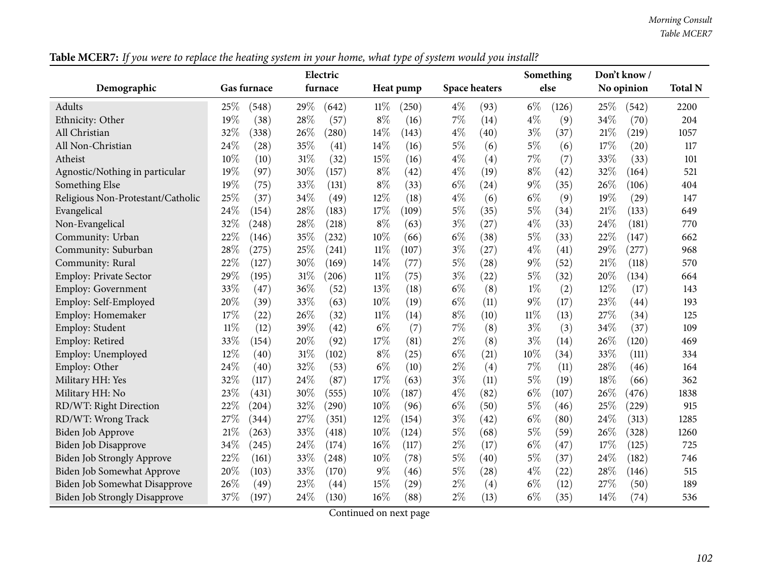**Table MCER7:** *If you were to replace the heating system in your home, what type of system would you install?*

| Demographic | Gas furnace | | Electric furnace | | Heat pump | | Space heaters | | Something else | | Don't know / No opinion | | Total N |
|---|---|---|---|---|---|---|---|---|---|---|---|---|---|
| Adults | 25% | (548) | 29% | (642) | 11% | (250) | 4% | (93) | 6% | (126) | 25% | (542) | 2200 |
| Ethnicity: Other | 19% | (38) | 28% | (57) | 8% | (16) | 7% | (14) | 4% | (9) | 34% | (70) | 204 |
| All Christian | 32% | (338) | 26% | (280) | 14% | (143) | 4% | (40) | 3% | (37) | 21% | (219) | 1057 |
| All Non-Christian | 24% | (28) | 35% | (41) | 14% | (16) | 5% | (6) | 5% | (6) | 17% | (20) | 117 |
| Atheist | 10% | (10) | 31% | (32) | 15% | (16) | 4% | (4) | 7% | (7) | 33% | (33) | 101 |
| Agnostic/Nothing in particular | 19% | (97) | 30% | (157) | 8% | (42) | 4% | (19) | 8% | (42) | 32% | (164) | 521 |
| Something Else | 19% | (75) | 33% | (131) | 8% | (33) | 6% | (24) | 9% | (35) | 26% | (106) | 404 |
| Religious Non-Protestant/Catholic | 25% | (37) | 34% | (49) | 12% | (18) | 4% | (6) | 6% | (9) | 19% | (29) | 147 |
| Evangelical | 24% | (154) | 28% | (183) | 17% | (109) | 5% | (35) | 5% | (34) | 21% | (133) | 649 |
| Non-Evangelical | 32% | (248) | 28% | (218) | 8% | (63) | 3% | (27) | 4% | (33) | 24% | (181) | 770 |
| Community: Urban | 22% | (146) | 35% | (232) | 10% | (66) | 6% | (38) | 5% | (33) | 22% | (147) | 662 |
| Community: Suburban | 28% | (275) | 25% | (241) | 11% | (107) | 3% | (27) | 4% | (41) | 29% | (277) | 968 |
| Community: Rural | 22% | (127) | 30% | (169) | 14% | (77) | 5% | (28) | 9% | (52) | 21% | (118) | 570 |
| Employ: Private Sector | 29% | (195) | 31% | (206) | 11% | (75) | 3% | (22) | 5% | (32) | 20% | (134) | 664 |
| Employ: Government | 33% | (47) | 36% | (52) | 13% | (18) | 6% | (8) | 1% | (2) | 12% | (17) | 143 |
| Employ: Self-Employed | 20% | (39) | 33% | (63) | 10% | (19) | 6% | (11) | 9% | (17) | 23% | (44) | 193 |
| Employ: Homemaker | 17% | (22) | 26% | (32) | 11% | (14) | 8% | (10) | 11% | (13) | 27% | (34) | 125 |
| Employ: Student | 11% | (12) | 39% | (42) | 6% | (7) | 7% | (8) | 3% | (3) | 34% | (37) | 109 |
| Employ: Retired | 33% | (154) | 20% | (92) | 17% | (81) | 2% | (8) | 3% | (14) | 26% | (120) | 469 |
| Employ: Unemployed | 12% | (40) | 31% | (102) | 8% | (25) | 6% | (21) | 10% | (34) | 33% | (111) | 334 |
| Employ: Other | 24% | (40) | 32% | (53) | 6% | (10) | 2% | (4) | 7% | (11) | 28% | (46) | 164 |
| Military HH: Yes | 32% | (117) | 24% | (87) | 17% | (63) | 3% | (11) | 5% | (19) | 18% | (66) | 362 |
| Military HH: No | 23% | (431) | 30% | (555) | 10% | (187) | 4% | (82) | 6% | (107) | 26% | (476) | 1838 |
| RD/WT: Right Direction | 22% | (204) | 32% | (290) | 10% | (96) | 6% | (50) | 5% | (46) | 25% | (229) | 915 |
| RD/WT: Wrong Track | 27% | (344) | 27% | (351) | 12% | (154) | 3% | (42) | 6% | (80) | 24% | (313) | 1285 |
| Biden Job Approve | 21% | (263) | 33% | (418) | 10% | (124) | 5% | (68) | 5% | (59) | 26% | (328) | 1260 |
| Biden Job Disapprove | 34% | (245) | 24% | (174) | 16% | (117) | 2% | (17) | 6% | (47) | 17% | (125) | 725 |
| Biden Job Strongly Approve | 22% | (161) | 33% | (248) | 10% | (78) | 5% | (40) | 5% | (37) | 24% | (182) | 746 |
| Biden Job Somewhat Approve | 20% | (103) | 33% | (170) | 9% | (46) | 5% | (28) | 4% | (22) | 28% | (146) | 515 |
| Biden Job Somewhat Disapprove | 26% | (49) | 23% | (44) | 15% | (29) | 2% | (4) | 6% | (12) | 27% | (50) | 189 |
| Biden Job Strongly Disapprove | 37% | (197) | 24% | (130) | 16% | (88) | 2% | (13) | 6% | (35) | 14% | (74) | 536 |

Continued on next page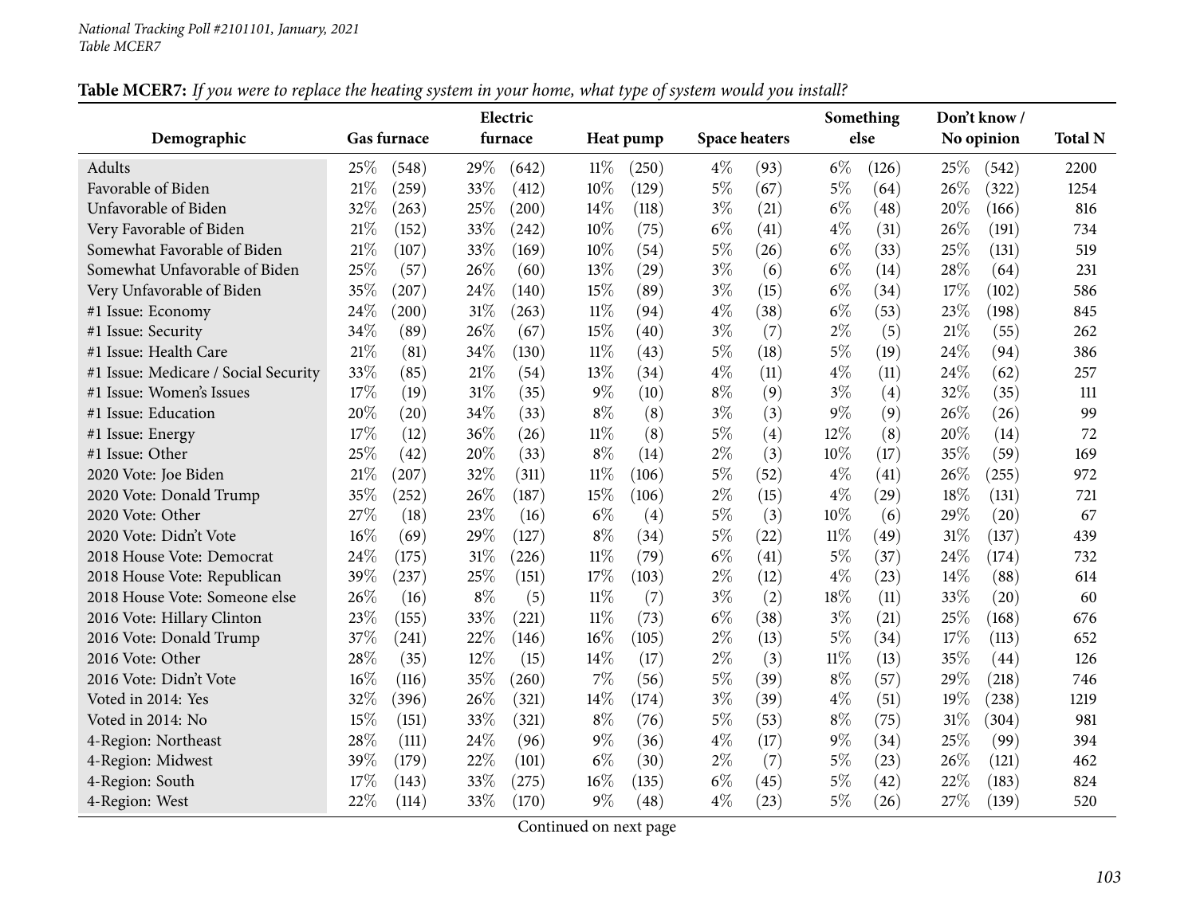**Table MCER7:** *If you were to replace the heating system in your home, what type of system would you install?*

| Demographic | Gas furnace | | Electric furnace | | Heat pump | | Space heaters | | Something else | | Don't know / No opinion | | Total N |
|---|---|---|---|---|---|---|---|---|---|---|---|---|---|
| Adults | 25% | (548) | 29% | (642) | 11% | (250) | 4% | (93) | 6% | (126) | 25% | (542) | 2200 |
| Favorable of Biden | 21% | (259) | 33% | (412) | 10% | (129) | 5% | (67) | 5% | (64) | 26% | (322) | 1254 |
| Unfavorable of Biden | 32% | (263) | 25% | (200) | 14% | (118) | 3% | (21) | 6% | (48) | 20% | (166) | 816 |
| Very Favorable of Biden | 21% | (152) | 33% | (242) | 10% | (75) | 6% | (41) | 4% | (31) | 26% | (191) | 734 |
| Somewhat Favorable of Biden | 21% | (107) | 33% | (169) | 10% | (54) | 5% | (26) | 6% | (33) | 25% | (131) | 519 |
| Somewhat Unfavorable of Biden | 25% | (57) | 26% | (60) | 13% | (29) | 3% | (6) | 6% | (14) | 28% | (64) | 231 |
| Very Unfavorable of Biden | 35% | (207) | 24% | (140) | 15% | (89) | 3% | (15) | 6% | (34) | 17% | (102) | 586 |
| #1 Issue: Economy | 24% | (200) | 31% | (263) | 11% | (94) | 4% | (38) | 6% | (53) | 23% | (198) | 845 |
| #1 Issue: Security | 34% | (89) | 26% | (67) | 15% | (40) | 3% | (7) | 2% | (5) | 21% | (55) | 262 |
| #1 Issue: Health Care | 21% | (81) | 34% | (130) | 11% | (43) | 5% | (18) | 5% | (19) | 24% | (94) | 386 |
| #1 Issue: Medicare / Social Security | 33% | (85) | 21% | (54) | 13% | (34) | 4% | (11) | 4% | (11) | 24% | (62) | 257 |
| #1 Issue: Women's Issues | 17% | (19) | 31% | (35) | 9% | (10) | 8% | (9) | 3% | (4) | 32% | (35) | 111 |
| #1 Issue: Education | 20% | (20) | 34% | (33) | 8% | (8) | 3% | (3) | 9% | (9) | 26% | (26) | 99 |
| #1 Issue: Energy | 17% | (12) | 36% | (26) | 11% | (8) | 5% | (4) | 12% | (8) | 20% | (14) | 72 |
| #1 Issue: Other | 25% | (42) | 20% | (33) | 8% | (14) | 2% | (3) | 10% | (17) | 35% | (59) | 169 |
| 2020 Vote: Joe Biden | 21% | (207) | 32% | (311) | 11% | (106) | 5% | (52) | 4% | (41) | 26% | (255) | 972 |
| 2020 Vote: Donald Trump | 35% | (252) | 26% | (187) | 15% | (106) | 2% | (15) | 4% | (29) | 18% | (131) | 721 |
| 2020 Vote: Other | 27% | (18) | 23% | (16) | 6% | (4) | 5% | (3) | 10% | (6) | 29% | (20) | 67 |
| 2020 Vote: Didn't Vote | 16% | (69) | 29% | (127) | 8% | (34) | 5% | (22) | 11% | (49) | 31% | (137) | 439 |
| 2018 House Vote: Democrat | 24% | (175) | 31% | (226) | 11% | (79) | 6% | (41) | 5% | (37) | 24% | (174) | 732 |
| 2018 House Vote: Republican | 39% | (237) | 25% | (151) | 17% | (103) | 2% | (12) | 4% | (23) | 14% | (88) | 614 |
| 2018 House Vote: Someone else | 26% | (16) | 8% | (5) | 11% | (7) | 3% | (2) | 18% | (11) | 33% | (20) | 60 |
| 2016 Vote: Hillary Clinton | 23% | (155) | 33% | (221) | 11% | (73) | 6% | (38) | 3% | (21) | 25% | (168) | 676 |
| 2016 Vote: Donald Trump | 37% | (241) | 22% | (146) | 16% | (105) | 2% | (13) | 5% | (34) | 17% | (113) | 652 |
| 2016 Vote: Other | 28% | (35) | 12% | (15) | 14% | (17) | 2% | (3) | 11% | (13) | 35% | (44) | 126 |
| 2016 Vote: Didn't Vote | 16% | (116) | 35% | (260) | 7% | (56) | 5% | (39) | 8% | (57) | 29% | (218) | 746 |
| Voted in 2014: Yes | 32% | (396) | 26% | (321) | 14% | (174) | 3% | (39) | 4% | (51) | 19% | (238) | 1219 |
| Voted in 2014: No | 15% | (151) | 33% | (321) | 8% | (76) | 5% | (53) | 8% | (75) | 31% | (304) | 981 |
| 4-Region: Northeast | 28% | (111) | 24% | (96) | 9% | (36) | 4% | (17) | 9% | (34) | 25% | (99) | 394 |
| 4-Region: Midwest | 39% | (179) | 22% | (101) | 6% | (30) | 2% | (7) | 5% | (23) | 26% | (121) | 462 |
| 4-Region: South | 17% | (143) | 33% | (275) | 16% | (135) | 6% | (45) | 5% | (42) | 22% | (183) | 824 |
| 4-Region: West | 22% | (114) | 33% | (170) | 9% | (48) | 4% | (23) | 5% | (26) | 27% | (139) | 520 |

Continued on next page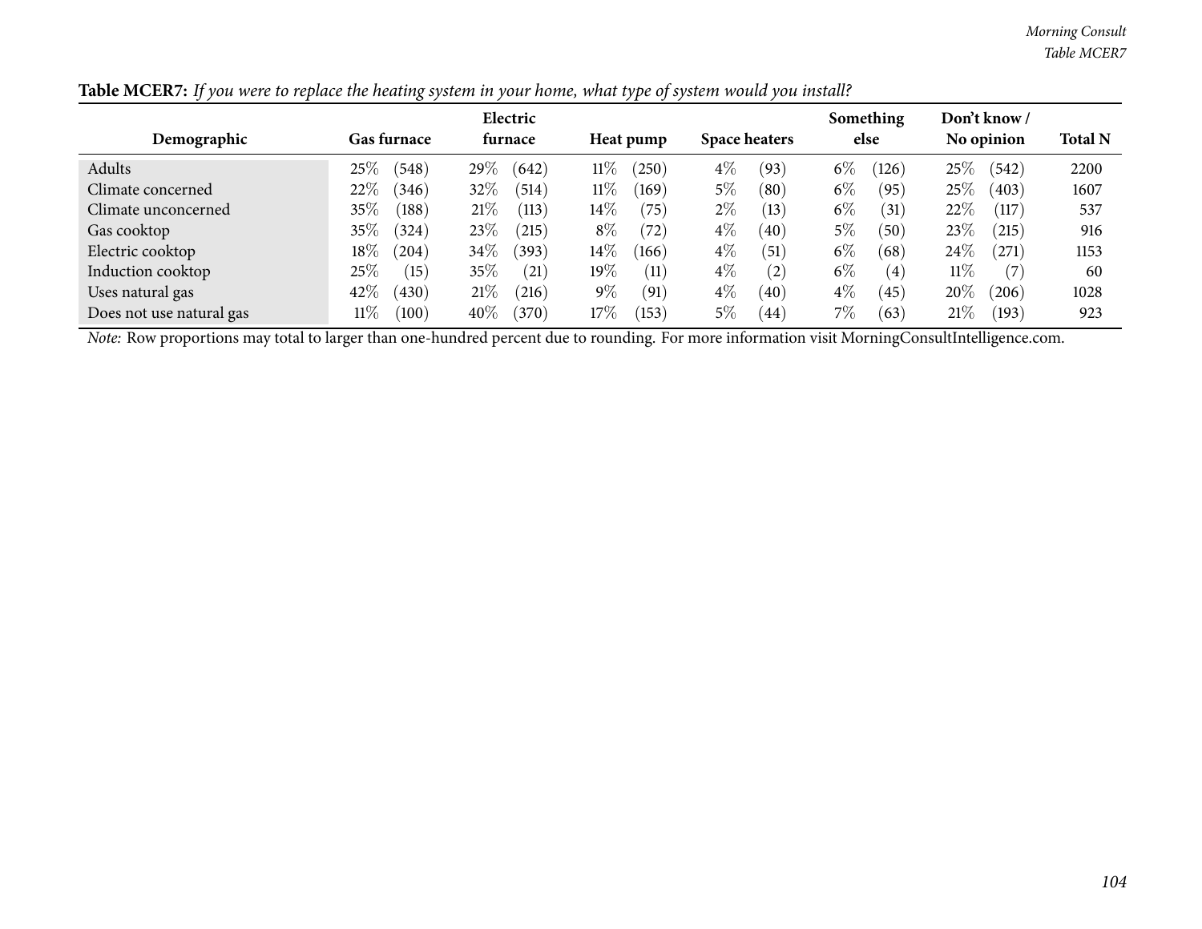**Table MCER7:** *If you were to replace the heating system in your home, what type of system would you install?*

| Demographic | Gas furnace | | Electric furnace | | Heat pump | | Space heaters | | Something else | | Don't know / No opinion | | Total N |
|---|---|---|---|---|---|---|---|---|---|---|---|---|---|
| Adults | 25% | (548) | 29% | (642) | 11% | (250) | 4% | (93) | 6% | (126) | 25% | (542) | 2200 |
| Climate concerned | 22% | (346) | 32% | (514) | 11% | (169) | 5% | (80) | 6% | (95) | 25% | (403) | 1607 |
| Climate unconcerned | 35% | (188) | 21% | (113) | 14% | (75) | 2% | (13) | 6% | (31) | 22% | (117) | 537 |
| Gas cooktop | 35% | (324) | 23% | (215) | 8% | (72) | 4% | (40) | 5% | (50) | 23% | (215) | 916 |
| Electric cooktop | 18% | (204) | 34% | (393) | 14% | (166) | 4% | (51) | 6% | (68) | 24% | (271) | 1153 |
| Induction cooktop | 25% | (15) | 35% | (21) | 19% | (11) | 4% | (2) | 6% | (4) | 11% | (7) | 60 |
| Uses natural gas | 42% | (430) | 21% | (216) | 9% | (91) | 4% | (40) | 4% | (45) | 20% | (206) | 1028 |
| Does not use natural gas | 11% | (100) | 40% | (370) | 17% | (153) | 5% | (44) | 7% | (63) | 21% | (193) | 923 |

*Note:* Row proportions may total to larger than one-hundred percent due to rounding. For more information visit MorningConsultIntelligence.com.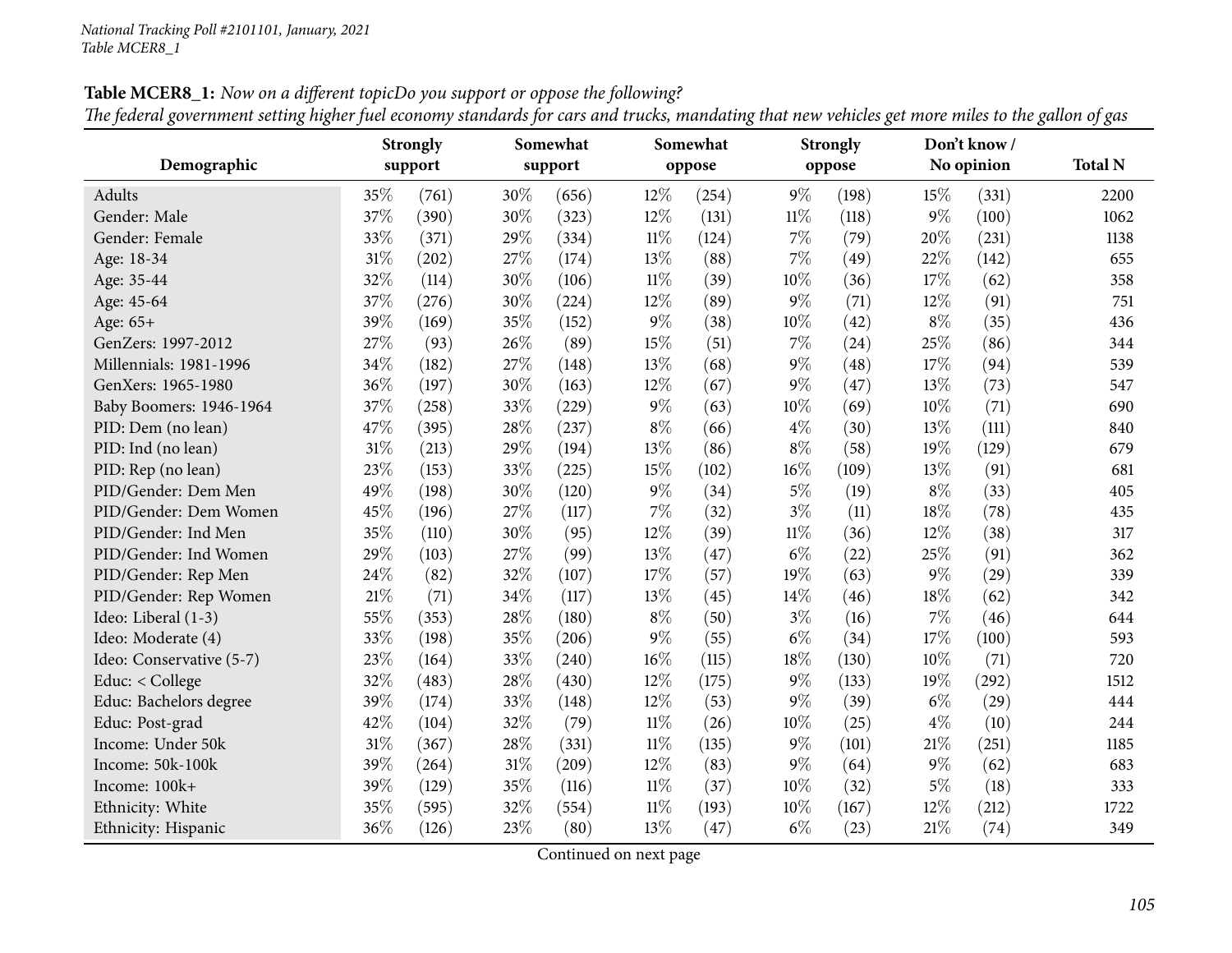**Table MCER8_1:** *Now on a different topicDo you support or oppose the following?*
*The federal government setting higher fuel economy standards for cars and trucks, mandating that new vehicles get more miles to the gallon of gas*

| Demographic | Strongly support | | Somewhat support | | Somewhat oppose | | Strongly oppose | | Don't know / No opinion | | Total N |
|---|---|---|---|---|---|---|---|---|---|---|---|
| Adults | 35% | (761) | 30% | (656) | 12% | (254) | 9% | (198) | 15% | (331) | 2200 |
| Gender: Male | 37% | (390) | 30% | (323) | 12% | (131) | 11% | (118) | 9% | (100) | 1062 |
| Gender: Female | 33% | (371) | 29% | (334) | 11% | (124) | 7% | (79) | 20% | (231) | 1138 |
| Age: 18-34 | 31% | (202) | 27% | (174) | 13% | (88) | 7% | (49) | 22% | (142) | 655 |
| Age: 35-44 | 32% | (114) | 30% | (106) | 11% | (39) | 10% | (36) | 17% | (62) | 358 |
| Age: 45-64 | 37% | (276) | 30% | (224) | 12% | (89) | 9% | (71) | 12% | (91) | 751 |
| Age: 65+ | 39% | (169) | 35% | (152) | 9% | (38) | 10% | (42) | 8% | (35) | 436 |
| GenZers: 1997-2012 | 27% | (93) | 26% | (89) | 15% | (51) | 7% | (24) | 25% | (86) | 344 |
| Millennials: 1981-1996 | 34% | (182) | 27% | (148) | 13% | (68) | 9% | (48) | 17% | (94) | 539 |
| GenXers: 1965-1980 | 36% | (197) | 30% | (163) | 12% | (67) | 9% | (47) | 13% | (73) | 547 |
| Baby Boomers: 1946-1964 | 37% | (258) | 33% | (229) | 9% | (63) | 10% | (69) | 10% | (71) | 690 |
| PID: Dem (no lean) | 47% | (395) | 28% | (237) | 8% | (66) | 4% | (30) | 13% | (111) | 840 |
| PID: Ind (no lean) | 31% | (213) | 29% | (194) | 13% | (86) | 8% | (58) | 19% | (129) | 679 |
| PID: Rep (no lean) | 23% | (153) | 33% | (225) | 15% | (102) | 16% | (109) | 13% | (91) | 681 |
| PID/Gender: Dem Men | 49% | (198) | 30% | (120) | 9% | (34) | 5% | (19) | 8% | (33) | 405 |
| PID/Gender: Dem Women | 45% | (196) | 27% | (117) | 7% | (32) | 3% | (11) | 18% | (78) | 435 |
| PID/Gender: Ind Men | 35% | (110) | 30% | (95) | 12% | (39) | 11% | (36) | 12% | (38) | 317 |
| PID/Gender: Ind Women | 29% | (103) | 27% | (99) | 13% | (47) | 6% | (22) | 25% | (91) | 362 |
| PID/Gender: Rep Men | 24% | (82) | 32% | (107) | 17% | (57) | 19% | (63) | 9% | (29) | 339 |
| PID/Gender: Rep Women | 21% | (71) | 34% | (117) | 13% | (45) | 14% | (46) | 18% | (62) | 342 |
| Ideo: Liberal (1-3) | 55% | (353) | 28% | (180) | 8% | (50) | 3% | (16) | 7% | (46) | 644 |
| Ideo: Moderate (4) | 33% | (198) | 35% | (206) | 9% | (55) | 6% | (34) | 17% | (100) | 593 |
| Ideo: Conservative (5-7) | 23% | (164) | 33% | (240) | 16% | (115) | 18% | (130) | 10% | (71) | 720 |
| Educ: < College | 32% | (483) | 28% | (430) | 12% | (175) | 9% | (133) | 19% | (292) | 1512 |
| Educ: Bachelors degree | 39% | (174) | 33% | (148) | 12% | (53) | 9% | (39) | 6% | (29) | 444 |
| Educ: Post-grad | 42% | (104) | 32% | (79) | 11% | (26) | 10% | (25) | 4% | (10) | 244 |
| Income: Under 50k | 31% | (367) | 28% | (331) | 11% | (135) | 9% | (101) | 21% | (251) | 1185 |
| Income: 50k-100k | 39% | (264) | 31% | (209) | 12% | (83) | 9% | (64) | 9% | (62) | 683 |
| Income: 100k+ | 39% | (129) | 35% | (116) | 11% | (37) | 10% | (32) | 5% | (18) | 333 |
| Ethnicity: White | 35% | (595) | 32% | (554) | 11% | (193) | 10% | (167) | 12% | (212) | 1722 |
| Ethnicity: Hispanic | 36% | (126) | 23% | (80) | 13% | (47) | 6% | (23) | 21% | (74) | 349 |

Continued on next page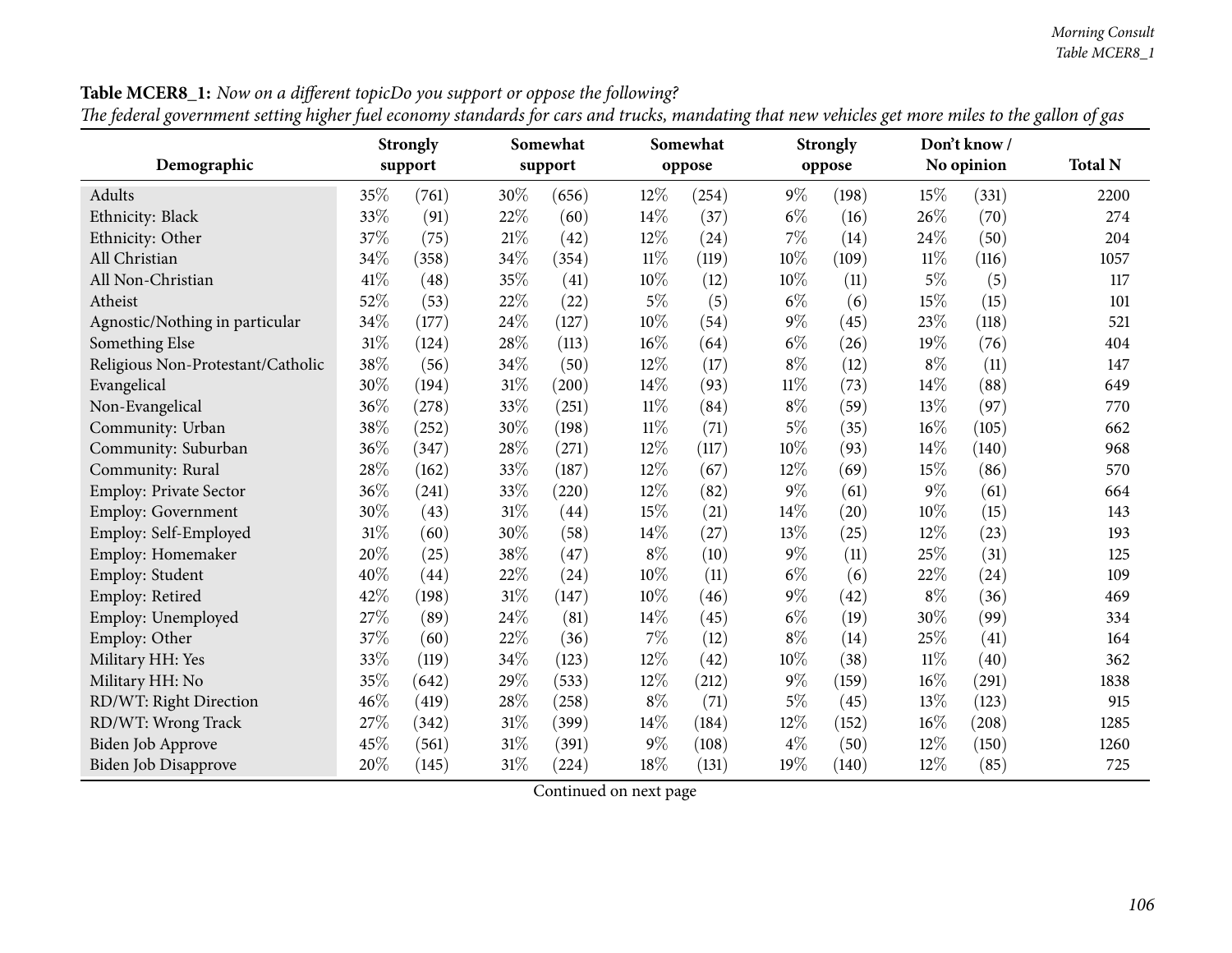**Table MCER8_1:** *Now on a different topicDo you support or oppose the following?*
*The federal government setting higher fuel economy standards for cars and trucks, mandating that new vehicles get more miles to the gallon of gas*

| Demographic | Strongly support | | Somewhat support | | Somewhat oppose | | Strongly oppose | | Don't know / No opinion | | Total N |
|---|---|---|---|---|---|---|---|---|---|---|---|
| Adults | 35% | (761) | 30% | (656) | 12% | (254) | 9% | (198) | 15% | (331) | 2200 |
| Ethnicity: Black | 33% | (91) | 22% | (60) | 14% | (37) | 6% | (16) | 26% | (70) | 274 |
| Ethnicity: Other | 37% | (75) | 21% | (42) | 12% | (24) | 7% | (14) | 24% | (50) | 204 |
| All Christian | 34% | (358) | 34% | (354) | 11% | (119) | 10% | (109) | 11% | (116) | 1057 |
| All Non-Christian | 41% | (48) | 35% | (41) | 10% | (12) | 10% | (11) | 5% | (5) | 117 |
| Atheist | 52% | (53) | 22% | (22) | 5% | (5) | 6% | (6) | 15% | (15) | 101 |
| Agnostic/Nothing in particular | 34% | (177) | 24% | (127) | 10% | (54) | 9% | (45) | 23% | (118) | 521 |
| Something Else | 31% | (124) | 28% | (113) | 16% | (64) | 6% | (26) | 19% | (76) | 404 |
| Religious Non-Protestant/Catholic | 38% | (56) | 34% | (50) | 12% | (17) | 8% | (12) | 8% | (11) | 147 |
| Evangelical | 30% | (194) | 31% | (200) | 14% | (93) | 11% | (73) | 14% | (88) | 649 |
| Non-Evangelical | 36% | (278) | 33% | (251) | 11% | (84) | 8% | (59) | 13% | (97) | 770 |
| Community: Urban | 38% | (252) | 30% | (198) | 11% | (71) | 5% | (35) | 16% | (105) | 662 |
| Community: Suburban | 36% | (347) | 28% | (271) | 12% | (117) | 10% | (93) | 14% | (140) | 968 |
| Community: Rural | 28% | (162) | 33% | (187) | 12% | (67) | 12% | (69) | 15% | (86) | 570 |
| Employ: Private Sector | 36% | (241) | 33% | (220) | 12% | (82) | 9% | (61) | 9% | (61) | 664 |
| Employ: Government | 30% | (43) | 31% | (44) | 15% | (21) | 14% | (20) | 10% | (15) | 143 |
| Employ: Self-Employed | 31% | (60) | 30% | (58) | 14% | (27) | 13% | (25) | 12% | (23) | 193 |
| Employ: Homemaker | 20% | (25) | 38% | (47) | 8% | (10) | 9% | (11) | 25% | (31) | 125 |
| Employ: Student | 40% | (44) | 22% | (24) | 10% | (11) | 6% | (6) | 22% | (24) | 109 |
| Employ: Retired | 42% | (198) | 31% | (147) | 10% | (46) | 9% | (42) | 8% | (36) | 469 |
| Employ: Unemployed | 27% | (89) | 24% | (81) | 14% | (45) | 6% | (19) | 30% | (99) | 334 |
| Employ: Other | 37% | (60) | 22% | (36) | 7% | (12) | 8% | (14) | 25% | (41) | 164 |
| Military HH: Yes | 33% | (119) | 34% | (123) | 12% | (42) | 10% | (38) | 11% | (40) | 362 |
| Military HH: No | 35% | (642) | 29% | (533) | 12% | (212) | 9% | (159) | 16% | (291) | 1838 |
| RD/WT: Right Direction | 46% | (419) | 28% | (258) | 8% | (71) | 5% | (45) | 13% | (123) | 915 |
| RD/WT: Wrong Track | 27% | (342) | 31% | (399) | 14% | (184) | 12% | (152) | 16% | (208) | 1285 |
| Biden Job Approve | 45% | (561) | 31% | (391) | 9% | (108) | 4% | (50) | 12% | (150) | 1260 |
| Biden Job Disapprove | 20% | (145) | 31% | (224) | 18% | (131) | 19% | (140) | 12% | (85) | 725 |

Continued on next page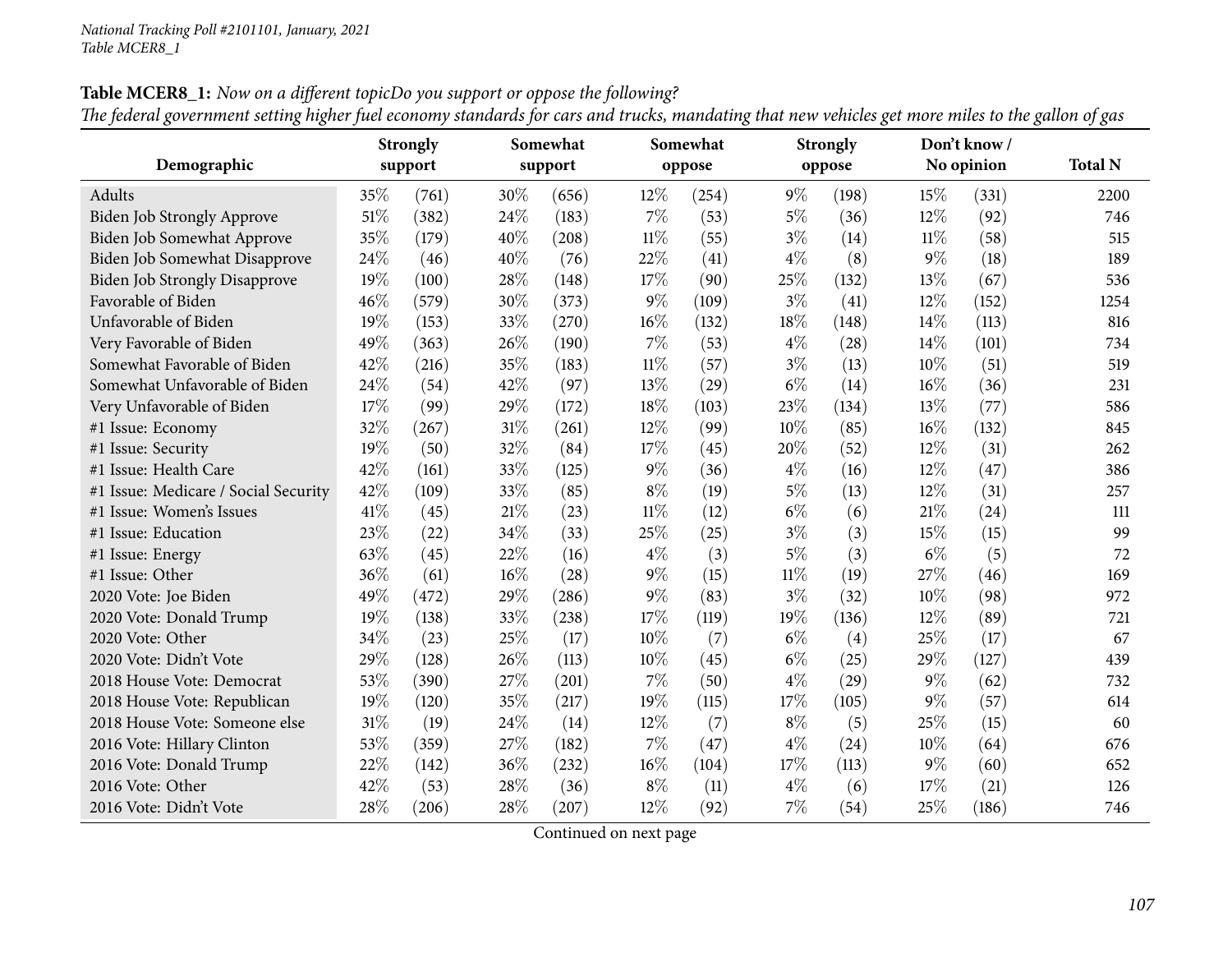**Table MCER8_1:** *Now on a different topicDo you support or oppose the following?*
*The federal government setting higher fuel economy standards for cars and trucks, mandating that new vehicles get more miles to the gallon of gas*

| Demographic | Strongly support | | Somewhat support | | Somewhat oppose | | Strongly oppose | | Don't know / No opinion | | Total N |
|---|---|---|---|---|---|---|---|---|---|---|---|
| Adults | 35% | (761) | 30% | (656) | 12% | (254) | 9% | (198) | 15% | (331) | 2200 |
| Biden Job Strongly Approve | 51% | (382) | 24% | (183) | 7% | (53) | 5% | (36) | 12% | (92) | 746 |
| Biden Job Somewhat Approve | 35% | (179) | 40% | (208) | 11% | (55) | 3% | (14) | 11% | (58) | 515 |
| Biden Job Somewhat Disapprove | 24% | (46) | 40% | (76) | 22% | (41) | 4% | (8) | 9% | (18) | 189 |
| Biden Job Strongly Disapprove | 19% | (100) | 28% | (148) | 17% | (90) | 25% | (132) | 13% | (67) | 536 |
| Favorable of Biden | 46% | (579) | 30% | (373) | 9% | (109) | 3% | (41) | 12% | (152) | 1254 |
| Unfavorable of Biden | 19% | (153) | 33% | (270) | 16% | (132) | 18% | (148) | 14% | (113) | 816 |
| Very Favorable of Biden | 49% | (363) | 26% | (190) | 7% | (53) | 4% | (28) | 14% | (101) | 734 |
| Somewhat Favorable of Biden | 42% | (216) | 35% | (183) | 11% | (57) | 3% | (13) | 10% | (51) | 519 |
| Somewhat Unfavorable of Biden | 24% | (54) | 42% | (97) | 13% | (29) | 6% | (14) | 16% | (36) | 231 |
| Very Unfavorable of Biden | 17% | (99) | 29% | (172) | 18% | (103) | 23% | (134) | 13% | (77) | 586 |
| #1 Issue: Economy | 32% | (267) | 31% | (261) | 12% | (99) | 10% | (85) | 16% | (132) | 845 |
| #1 Issue: Security | 19% | (50) | 32% | (84) | 17% | (45) | 20% | (52) | 12% | (31) | 262 |
| #1 Issue: Health Care | 42% | (161) | 33% | (125) | 9% | (36) | 4% | (16) | 12% | (47) | 386 |
| #1 Issue: Medicare / Social Security | 42% | (109) | 33% | (85) | 8% | (19) | 5% | (13) | 12% | (31) | 257 |
| #1 Issue: Women's Issues | 41% | (45) | 21% | (23) | 11% | (12) | 6% | (6) | 21% | (24) | 111 |
| #1 Issue: Education | 23% | (22) | 34% | (33) | 25% | (25) | 3% | (3) | 15% | (15) | 99 |
| #1 Issue: Energy | 63% | (45) | 22% | (16) | 4% | (3) | 5% | (3) | 6% | (5) | 72 |
| #1 Issue: Other | 36% | (61) | 16% | (28) | 9% | (15) | 11% | (19) | 27% | (46) | 169 |
| 2020 Vote: Joe Biden | 49% | (472) | 29% | (286) | 9% | (83) | 3% | (32) | 10% | (98) | 972 |
| 2020 Vote: Donald Trump | 19% | (138) | 33% | (238) | 17% | (119) | 19% | (136) | 12% | (89) | 721 |
| 2020 Vote: Other | 34% | (23) | 25% | (17) | 10% | (7) | 6% | (4) | 25% | (17) | 67 |
| 2020 Vote: Didn't Vote | 29% | (128) | 26% | (113) | 10% | (45) | 6% | (25) | 29% | (127) | 439 |
| 2018 House Vote: Democrat | 53% | (390) | 27% | (201) | 7% | (50) | 4% | (29) | 9% | (62) | 732 |
| 2018 House Vote: Republican | 19% | (120) | 35% | (217) | 19% | (115) | 17% | (105) | 9% | (57) | 614 |
| 2018 House Vote: Someone else | 31% | (19) | 24% | (14) | 12% | (7) | 8% | (5) | 25% | (15) | 60 |
| 2016 Vote: Hillary Clinton | 53% | (359) | 27% | (182) | 7% | (47) | 4% | (24) | 10% | (64) | 676 |
| 2016 Vote: Donald Trump | 22% | (142) | 36% | (232) | 16% | (104) | 17% | (113) | 9% | (60) | 652 |
| 2016 Vote: Other | 42% | (53) | 28% | (36) | 8% | (11) | 4% | (6) | 17% | (21) | 126 |
| 2016 Vote: Didn't Vote | 28% | (206) | 28% | (207) | 12% | (92) | 7% | (54) | 25% | (186) | 746 |

Continued on next page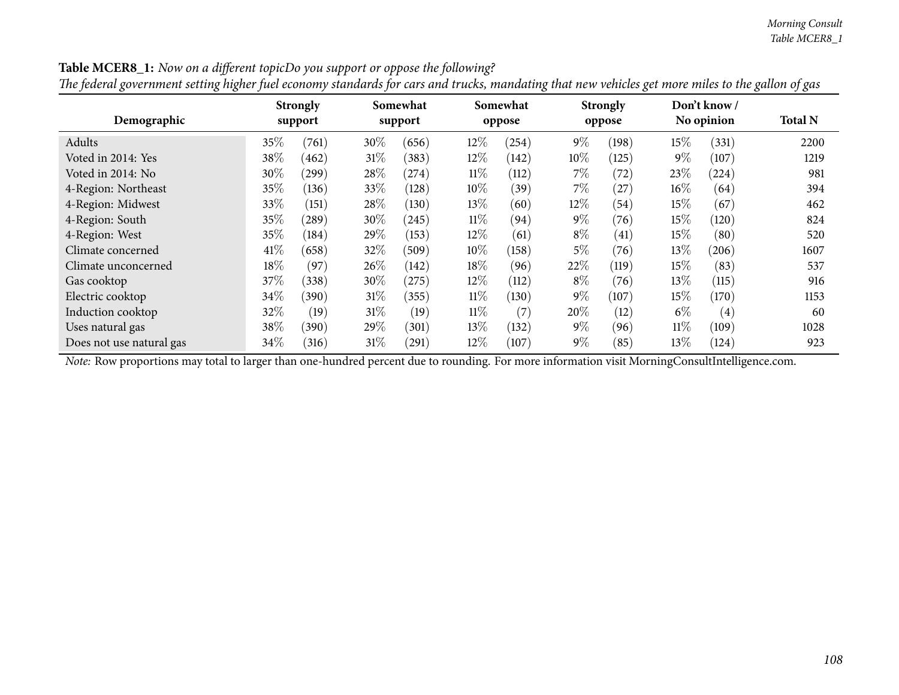**Table MCER8_1:** *Now on a different topicDo you support or oppose the following?*
*The federal government setting higher fuel economy standards for cars and trucks, mandating that new vehicles get more miles to the gallon of gas*

| Demographic | Strongly support | | Somewhat support | | Somewhat oppose | | Strongly oppose | | Don't know / No opinion | | Total N |
|---|---|---|---|---|---|---|---|---|---|---|---|
| Adults | 35% | (761) | 30% | (656) | 12% | (254) | 9% | (198) | 15% | (331) | 2200 |
| Voted in 2014: Yes | 38% | (462) | 31% | (383) | 12% | (142) | 10% | (125) | 9% | (107) | 1219 |
| Voted in 2014: No | 30% | (299) | 28% | (274) | 11% | (112) | 7% | (72) | 23% | (224) | 981 |
| 4-Region: Northeast | 35% | (136) | 33% | (128) | 10% | (39) | 7% | (27) | 16% | (64) | 394 |
| 4-Region: Midwest | 33% | (151) | 28% | (130) | 13% | (60) | 12% | (54) | 15% | (67) | 462 |
| 4-Region: South | 35% | (289) | 30% | (245) | 11% | (94) | 9% | (76) | 15% | (120) | 824 |
| 4-Region: West | 35% | (184) | 29% | (153) | 12% | (61) | 8% | (41) | 15% | (80) | 520 |
| Climate concerned | 41% | (658) | 32% | (509) | 10% | (158) | 5% | (76) | 13% | (206) | 1607 |
| Climate unconcerned | 18% | (97) | 26% | (142) | 18% | (96) | 22% | (119) | 15% | (83) | 537 |
| Gas cooktop | 37% | (338) | 30% | (275) | 12% | (112) | 8% | (76) | 13% | (115) | 916 |
| Electric cooktop | 34% | (390) | 31% | (355) | 11% | (130) | 9% | (107) | 15% | (170) | 1153 |
| Induction cooktop | 32% | (19) | 31% | (19) | 11% | (7) | 20% | (12) | 6% | (4) | 60 |
| Uses natural gas | 38% | (390) | 29% | (301) | 13% | (132) | 9% | (96) | 11% | (109) | 1028 |
| Does not use natural gas | 34% | (316) | 31% | (291) | 12% | (107) | 9% | (85) | 13% | (124) | 923 |

*Note:* Row proportions may total to larger than one-hundred percent due to rounding. For more information visit MorningConsultIntelligence.com.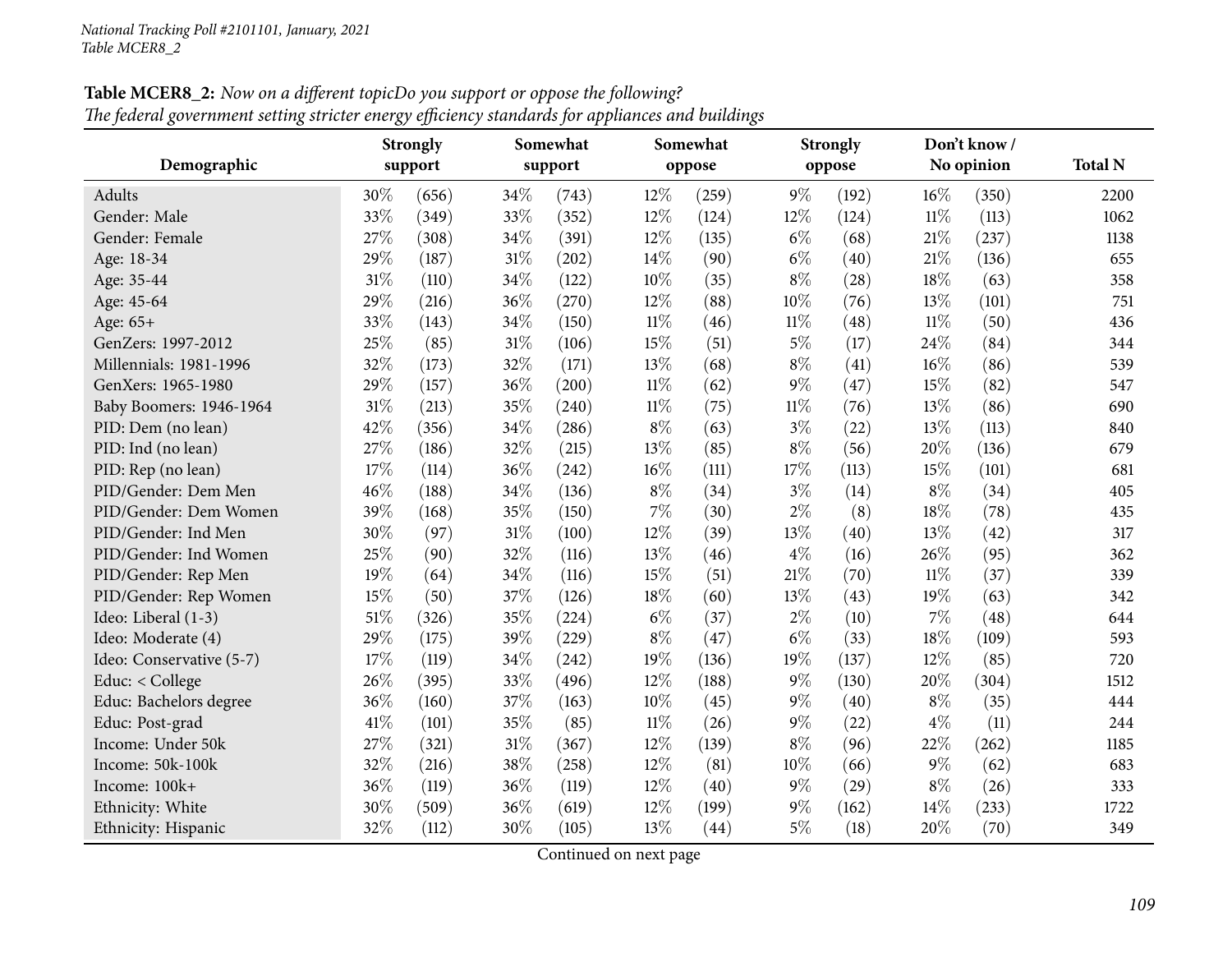**Table MCER8_2:** *Now on a different topicDo you support or oppose the following?*
*The federal government setting stricter energy efficiency standards for appliances and buildings*

| Demographic | Strongly support | | Somewhat support | | Somewhat oppose | | Strongly oppose | | Don't know / No opinion | | Total N |
|---|---|---|---|---|---|---|---|---|---|---|---|
| Adults | 30% | (656) | 34% | (743) | 12% | (259) | 9% | (192) | 16% | (350) | 2200 |
| Gender: Male | 33% | (349) | 33% | (352) | 12% | (124) | 12% | (124) | 11% | (113) | 1062 |
| Gender: Female | 27% | (308) | 34% | (391) | 12% | (135) | 6% | (68) | 21% | (237) | 1138 |
| Age: 18-34 | 29% | (187) | 31% | (202) | 14% | (90) | 6% | (40) | 21% | (136) | 655 |
| Age: 35-44 | 31% | (110) | 34% | (122) | 10% | (35) | 8% | (28) | 18% | (63) | 358 |
| Age: 45-64 | 29% | (216) | 36% | (270) | 12% | (88) | 10% | (76) | 13% | (101) | 751 |
| Age: 65+ | 33% | (143) | 34% | (150) | 11% | (46) | 11% | (48) | 11% | (50) | 436 |
| GenZers: 1997-2012 | 25% | (85) | 31% | (106) | 15% | (51) | 5% | (17) | 24% | (84) | 344 |
| Millennials: 1981-1996 | 32% | (173) | 32% | (171) | 13% | (68) | 8% | (41) | 16% | (86) | 539 |
| GenXers: 1965-1980 | 29% | (157) | 36% | (200) | 11% | (62) | 9% | (47) | 15% | (82) | 547 |
| Baby Boomers: 1946-1964 | 31% | (213) | 35% | (240) | 11% | (75) | 11% | (76) | 13% | (86) | 690 |
| PID: Dem (no lean) | 42% | (356) | 34% | (286) | 8% | (63) | 3% | (22) | 13% | (113) | 840 |
| PID: Ind (no lean) | 27% | (186) | 32% | (215) | 13% | (85) | 8% | (56) | 20% | (136) | 679 |
| PID: Rep (no lean) | 17% | (114) | 36% | (242) | 16% | (111) | 17% | (113) | 15% | (101) | 681 |
| PID/Gender: Dem Men | 46% | (188) | 34% | (136) | 8% | (34) | 3% | (14) | 8% | (34) | 405 |
| PID/Gender: Dem Women | 39% | (168) | 35% | (150) | 7% | (30) | 2% | (8) | 18% | (78) | 435 |
| PID/Gender: Ind Men | 30% | (97) | 31% | (100) | 12% | (39) | 13% | (40) | 13% | (42) | 317 |
| PID/Gender: Ind Women | 25% | (90) | 32% | (116) | 13% | (46) | 4% | (16) | 26% | (95) | 362 |
| PID/Gender: Rep Men | 19% | (64) | 34% | (116) | 15% | (51) | 21% | (70) | 11% | (37) | 339 |
| PID/Gender: Rep Women | 15% | (50) | 37% | (126) | 18% | (60) | 13% | (43) | 19% | (63) | 342 |
| Ideo: Liberal (1-3) | 51% | (326) | 35% | (224) | 6% | (37) | 2% | (10) | 7% | (48) | 644 |
| Ideo: Moderate (4) | 29% | (175) | 39% | (229) | 8% | (47) | 6% | (33) | 18% | (109) | 593 |
| Ideo: Conservative (5-7) | 17% | (119) | 34% | (242) | 19% | (136) | 19% | (137) | 12% | (85) | 720 |
| Educ: < College | 26% | (395) | 33% | (496) | 12% | (188) | 9% | (130) | 20% | (304) | 1512 |
| Educ: Bachelors degree | 36% | (160) | 37% | (163) | 10% | (45) | 9% | (40) | 8% | (35) | 444 |
| Educ: Post-grad | 41% | (101) | 35% | (85) | 11% | (26) | 9% | (22) | 4% | (11) | 244 |
| Income: Under 50k | 27% | (321) | 31% | (367) | 12% | (139) | 8% | (96) | 22% | (262) | 1185 |
| Income: 50k-100k | 32% | (216) | 38% | (258) | 12% | (81) | 10% | (66) | 9% | (62) | 683 |
| Income: 100k+ | 36% | (119) | 36% | (119) | 12% | (40) | 9% | (29) | 8% | (26) | 333 |
| Ethnicity: White | 30% | (509) | 36% | (619) | 12% | (199) | 9% | (162) | 14% | (233) | 1722 |
| Ethnicity: Hispanic | 32% | (112) | 30% | (105) | 13% | (44) | 5% | (18) | 20% | (70) | 349 |

Continued on next page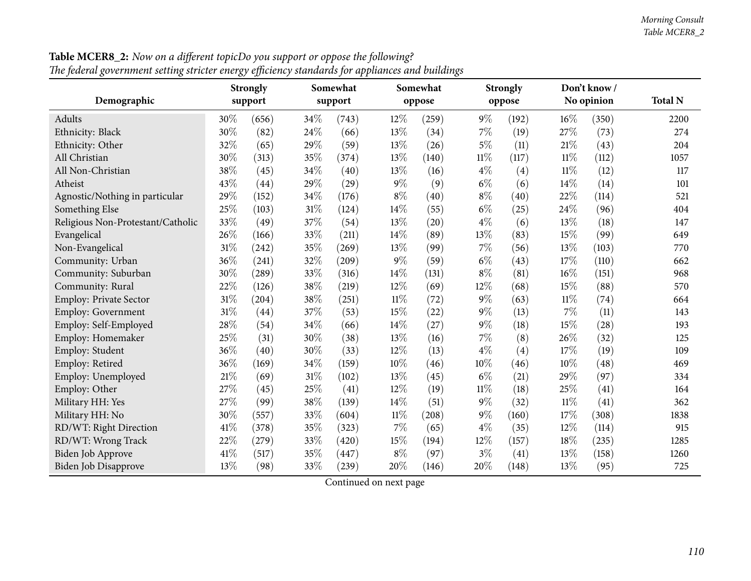**Table MCER8_2:** *Now on a different topicDo you support or oppose the following?*
*The federal government setting stricter energy efficiency standards for appliances and buildings*

| Demographic | Strongly support | | Somewhat support | | Somewhat oppose | | Strongly oppose | | Don't know / No opinion | | Total N |
|---|---|---|---|---|---|---|---|---|---|---|---|
| Adults | 30% | (656) | 34% | (743) | 12% | (259) | 9% | (192) | 16% | (350) | 2200 |
| Ethnicity: Black | 30% | (82) | 24% | (66) | 13% | (34) | 7% | (19) | 27% | (73) | 274 |
| Ethnicity: Other | 32% | (65) | 29% | (59) | 13% | (26) | 5% | (11) | 21% | (43) | 204 |
| All Christian | 30% | (313) | 35% | (374) | 13% | (140) | 11% | (117) | 11% | (112) | 1057 |
| All Non-Christian | 38% | (45) | 34% | (40) | 13% | (16) | 4% | (4) | 11% | (12) | 117 |
| Atheist | 43% | (44) | 29% | (29) | 9% | (9) | 6% | (6) | 14% | (14) | 101 |
| Agnostic/Nothing in particular | 29% | (152) | 34% | (176) | 8% | (40) | 8% | (40) | 22% | (114) | 521 |
| Something Else | 25% | (103) | 31% | (124) | 14% | (55) | 6% | (25) | 24% | (96) | 404 |
| Religious Non-Protestant/Catholic | 33% | (49) | 37% | (54) | 13% | (20) | 4% | (6) | 13% | (18) | 147 |
| Evangelical | 26% | (166) | 33% | (211) | 14% | (89) | 13% | (83) | 15% | (99) | 649 |
| Non-Evangelical | 31% | (242) | 35% | (269) | 13% | (99) | 7% | (56) | 13% | (103) | 770 |
| Community: Urban | 36% | (241) | 32% | (209) | 9% | (59) | 6% | (43) | 17% | (110) | 662 |
| Community: Suburban | 30% | (289) | 33% | (316) | 14% | (131) | 8% | (81) | 16% | (151) | 968 |
| Community: Rural | 22% | (126) | 38% | (219) | 12% | (69) | 12% | (68) | 15% | (88) | 570 |
| Employ: Private Sector | 31% | (204) | 38% | (251) | 11% | (72) | 9% | (63) | 11% | (74) | 664 |
| Employ: Government | 31% | (44) | 37% | (53) | 15% | (22) | 9% | (13) | 7% | (11) | 143 |
| Employ: Self-Employed | 28% | (54) | 34% | (66) | 14% | (27) | 9% | (18) | 15% | (28) | 193 |
| Employ: Homemaker | 25% | (31) | 30% | (38) | 13% | (16) | 7% | (8) | 26% | (32) | 125 |
| Employ: Student | 36% | (40) | 30% | (33) | 12% | (13) | 4% | (4) | 17% | (19) | 109 |
| Employ: Retired | 36% | (169) | 34% | (159) | 10% | (46) | 10% | (46) | 10% | (48) | 469 |
| Employ: Unemployed | 21% | (69) | 31% | (102) | 13% | (45) | 6% | (21) | 29% | (97) | 334 |
| Employ: Other | 27% | (45) | 25% | (41) | 12% | (19) | 11% | (18) | 25% | (41) | 164 |
| Military HH: Yes | 27% | (99) | 38% | (139) | 14% | (51) | 9% | (32) | 11% | (41) | 362 |
| Military HH: No | 30% | (557) | 33% | (604) | 11% | (208) | 9% | (160) | 17% | (308) | 1838 |
| RD/WT: Right Direction | 41% | (378) | 35% | (323) | 7% | (65) | 4% | (35) | 12% | (114) | 915 |
| RD/WT: Wrong Track | 22% | (279) | 33% | (420) | 15% | (194) | 12% | (157) | 18% | (235) | 1285 |
| Biden Job Approve | 41% | (517) | 35% | (447) | 8% | (97) | 3% | (41) | 13% | (158) | 1260 |
| Biden Job Disapprove | 13% | (98) | 33% | (239) | 20% | (146) | 20% | (148) | 13% | (95) | 725 |

Continued on next page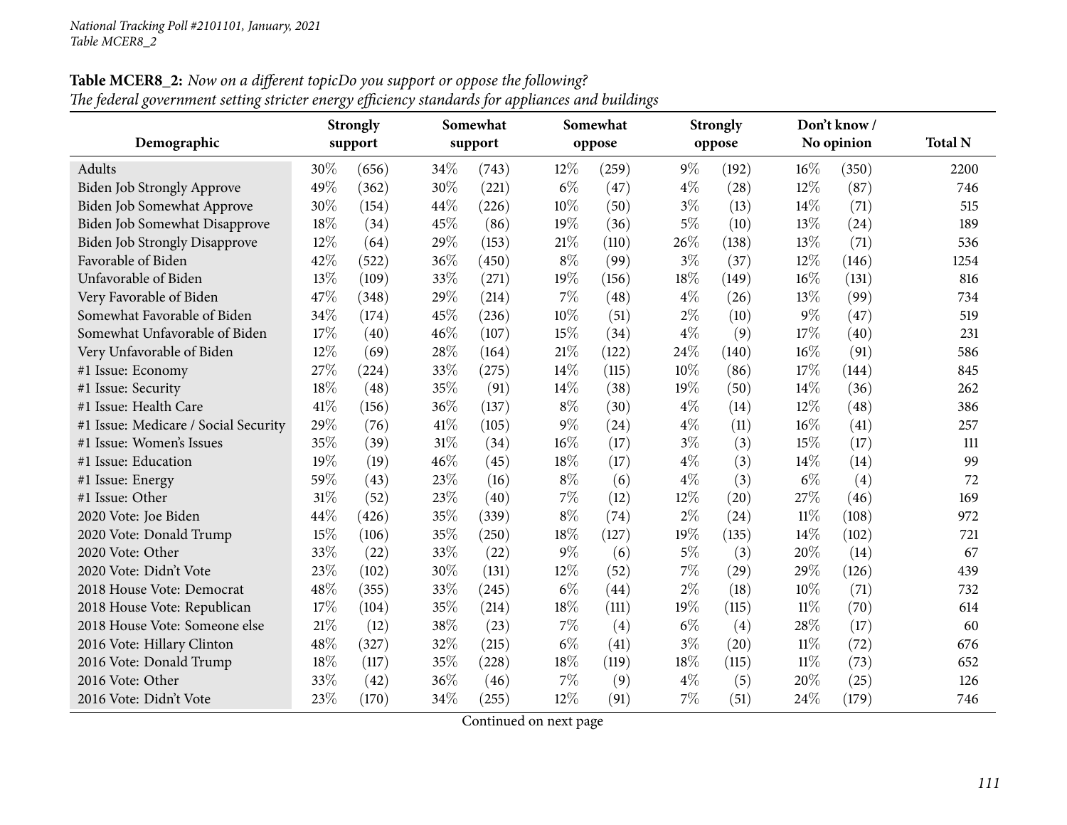**Table MCER8_2:** *Now on a different topicDo you support or oppose the following?*
*The federal government setting stricter energy efficiency standards for appliances and buildings*

| Demographic | Strongly support | | Somewhat support | | Somewhat oppose | | Strongly oppose | | Don't know / No opinion | | Total N |
|---|---|---|---|---|---|---|---|---|---|---|---|
| Adults | 30% | (656) | 34% | (743) | 12% | (259) | 9% | (192) | 16% | (350) | 2200 |
| Biden Job Strongly Approve | 49% | (362) | 30% | (221) | 6% | (47) | 4% | (28) | 12% | (87) | 746 |
| Biden Job Somewhat Approve | 30% | (154) | 44% | (226) | 10% | (50) | 3% | (13) | 14% | (71) | 515 |
| Biden Job Somewhat Disapprove | 18% | (34) | 45% | (86) | 19% | (36) | 5% | (10) | 13% | (24) | 189 |
| Biden Job Strongly Disapprove | 12% | (64) | 29% | (153) | 21% | (110) | 26% | (138) | 13% | (71) | 536 |
| Favorable of Biden | 42% | (522) | 36% | (450) | 8% | (99) | 3% | (37) | 12% | (146) | 1254 |
| Unfavorable of Biden | 13% | (109) | 33% | (271) | 19% | (156) | 18% | (149) | 16% | (131) | 816 |
| Very Favorable of Biden | 47% | (348) | 29% | (214) | 7% | (48) | 4% | (26) | 13% | (99) | 734 |
| Somewhat Favorable of Biden | 34% | (174) | 45% | (236) | 10% | (51) | 2% | (10) | 9% | (47) | 519 |
| Somewhat Unfavorable of Biden | 17% | (40) | 46% | (107) | 15% | (34) | 4% | (9) | 17% | (40) | 231 |
| Very Unfavorable of Biden | 12% | (69) | 28% | (164) | 21% | (122) | 24% | (140) | 16% | (91) | 586 |
| #1 Issue: Economy | 27% | (224) | 33% | (275) | 14% | (115) | 10% | (86) | 17% | (144) | 845 |
| #1 Issue: Security | 18% | (48) | 35% | (91) | 14% | (38) | 19% | (50) | 14% | (36) | 262 |
| #1 Issue: Health Care | 41% | (156) | 36% | (137) | 8% | (30) | 4% | (14) | 12% | (48) | 386 |
| #1 Issue: Medicare / Social Security | 29% | (76) | 41% | (105) | 9% | (24) | 4% | (11) | 16% | (41) | 257 |
| #1 Issue: Women's Issues | 35% | (39) | 31% | (34) | 16% | (17) | 3% | (3) | 15% | (17) | 111 |
| #1 Issue: Education | 19% | (19) | 46% | (45) | 18% | (17) | 4% | (3) | 14% | (14) | 99 |
| #1 Issue: Energy | 59% | (43) | 23% | (16) | 8% | (6) | 4% | (3) | 6% | (4) | 72 |
| #1 Issue: Other | 31% | (52) | 23% | (40) | 7% | (12) | 12% | (20) | 27% | (46) | 169 |
| 2020 Vote: Joe Biden | 44% | (426) | 35% | (339) | 8% | (74) | 2% | (24) | 11% | (108) | 972 |
| 2020 Vote: Donald Trump | 15% | (106) | 35% | (250) | 18% | (127) | 19% | (135) | 14% | (102) | 721 |
| 2020 Vote: Other | 33% | (22) | 33% | (22) | 9% | (6) | 5% | (3) | 20% | (14) | 67 |
| 2020 Vote: Didn't Vote | 23% | (102) | 30% | (131) | 12% | (52) | 7% | (29) | 29% | (126) | 439 |
| 2018 House Vote: Democrat | 48% | (355) | 33% | (245) | 6% | (44) | 2% | (18) | 10% | (71) | 732 |
| 2018 House Vote: Republican | 17% | (104) | 35% | (214) | 18% | (111) | 19% | (115) | 11% | (70) | 614 |
| 2018 House Vote: Someone else | 21% | (12) | 38% | (23) | 7% | (4) | 6% | (4) | 28% | (17) | 60 |
| 2016 Vote: Hillary Clinton | 48% | (327) | 32% | (215) | 6% | (41) | 3% | (20) | 11% | (72) | 676 |
| 2016 Vote: Donald Trump | 18% | (117) | 35% | (228) | 18% | (119) | 18% | (115) | 11% | (73) | 652 |
| 2016 Vote: Other | 33% | (42) | 36% | (46) | 7% | (9) | 4% | (5) | 20% | (25) | 126 |
| 2016 Vote: Didn't Vote | 23% | (170) | 34% | (255) | 12% | (91) | 7% | (51) | 24% | (179) | 746 |

Continued on next page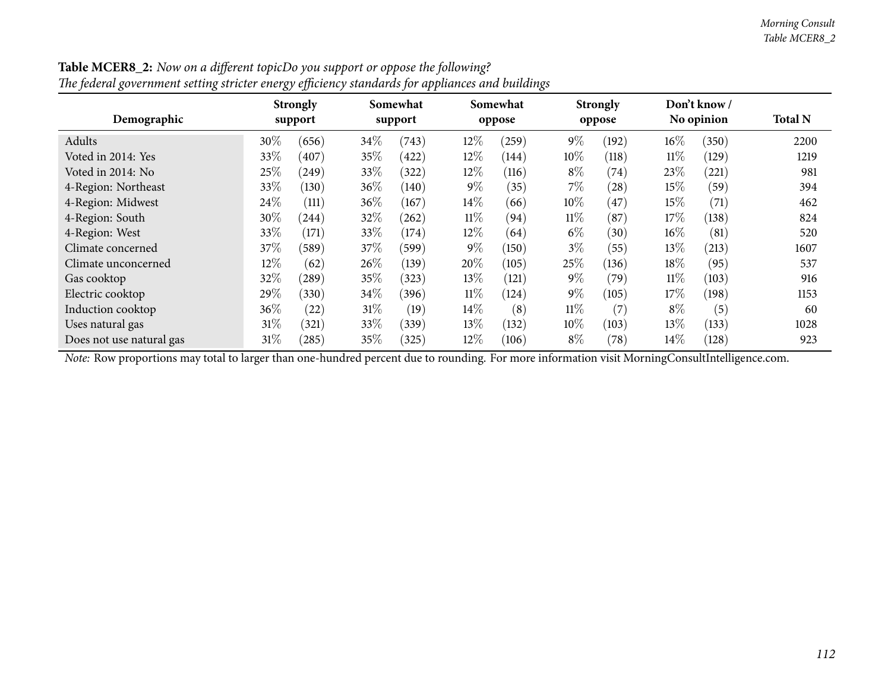**Table MCER8_2:** *Now on a different topicDo you support or oppose the following?*
*The federal government setting stricter energy efficiency standards for appliances and buildings*

| Demographic | Strongly support | | Somewhat support | | Somewhat oppose | | Strongly oppose | | Don't know / No opinion | | Total N |
|---|---|---|---|---|---|---|---|---|---|---|---|
| Adults | 30% | (656) | 34% | (743) | 12% | (259) | 9% | (192) | 16% | (350) | 2200 |
| Voted in 2014: Yes | 33% | (407) | 35% | (422) | 12% | (144) | 10% | (118) | 11% | (129) | 1219 |
| Voted in 2014: No | 25% | (249) | 33% | (322) | 12% | (116) | 8% | (74) | 23% | (221) | 981 |
| 4-Region: Northeast | 33% | (130) | 36% | (140) | 9% | (35) | 7% | (28) | 15% | (59) | 394 |
| 4-Region: Midwest | 24% | (111) | 36% | (167) | 14% | (66) | 10% | (47) | 15% | (71) | 462 |
| 4-Region: South | 30% | (244) | 32% | (262) | 11% | (94) | 11% | (87) | 17% | (138) | 824 |
| 4-Region: West | 33% | (171) | 33% | (174) | 12% | (64) | 6% | (30) | 16% | (81) | 520 |
| Climate concerned | 37% | (589) | 37% | (599) | 9% | (150) | 3% | (55) | 13% | (213) | 1607 |
| Climate unconcerned | 12% | (62) | 26% | (139) | 20% | (105) | 25% | (136) | 18% | (95) | 537 |
| Gas cooktop | 32% | (289) | 35% | (323) | 13% | (121) | 9% | (79) | 11% | (103) | 916 |
| Electric cooktop | 29% | (330) | 34% | (396) | 11% | (124) | 9% | (105) | 17% | (198) | 1153 |
| Induction cooktop | 36% | (22) | 31% | (19) | 14% | (8) | 11% | (7) | 8% | (5) | 60 |
| Uses natural gas | 31% | (321) | 33% | (339) | 13% | (132) | 10% | (103) | 13% | (133) | 1028 |
| Does not use natural gas | 31% | (285) | 35% | (325) | 12% | (106) | 8% | (78) | 14% | (128) | 923 |

*Note:* Row proportions may total to larger than one-hundred percent due to rounding. For more information visit MorningConsultIntelligence.com.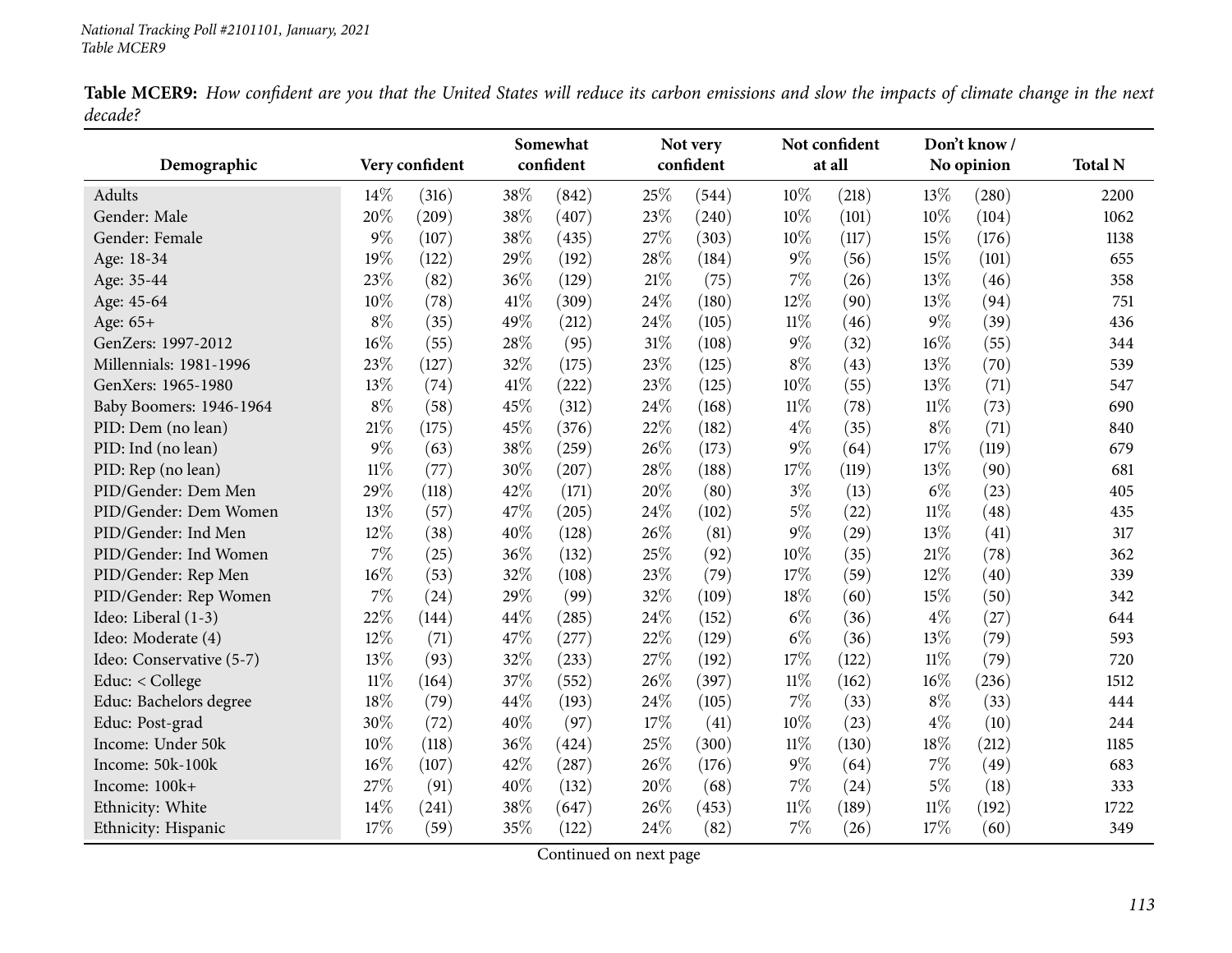**Table MCER9:** *How confident are you that the United States will reduce its carbon emissions and slow the impacts of climate change in the next decade?*

| Demographic | Very confident | | Somewhat confident | | Not very confident | | Not confident at all | | Don't know / No opinion | | Total N |
|---|---|---|---|---|---|---|---|---|---|---|---|
| Adults | 14% | (316) | 38% | (842) | 25% | (544) | 10% | (218) | 13% | (280) | 2200 |
| Gender: Male | 20% | (209) | 38% | (407) | 23% | (240) | 10% | (101) | 10% | (104) | 1062 |
| Gender: Female | 9% | (107) | 38% | (435) | 27% | (303) | 10% | (117) | 15% | (176) | 1138 |
| Age: 18-34 | 19% | (122) | 29% | (192) | 28% | (184) | 9% | (56) | 15% | (101) | 655 |
| Age: 35-44 | 23% | (82) | 36% | (129) | 21% | (75) | 7% | (26) | 13% | (46) | 358 |
| Age: 45-64 | 10% | (78) | 41% | (309) | 24% | (180) | 12% | (90) | 13% | (94) | 751 |
| Age: 65+ | 8% | (35) | 49% | (212) | 24% | (105) | 11% | (46) | 9% | (39) | 436 |
| GenZers: 1997-2012 | 16% | (55) | 28% | (95) | 31% | (108) | 9% | (32) | 16% | (55) | 344 |
| Millennials: 1981-1996 | 23% | (127) | 32% | (175) | 23% | (125) | 8% | (43) | 13% | (70) | 539 |
| GenXers: 1965-1980 | 13% | (74) | 41% | (222) | 23% | (125) | 10% | (55) | 13% | (71) | 547 |
| Baby Boomers: 1946-1964 | 8% | (58) | 45% | (312) | 24% | (168) | 11% | (78) | 11% | (73) | 690 |
| PID: Dem (no lean) | 21% | (175) | 45% | (376) | 22% | (182) | 4% | (35) | 8% | (71) | 840 |
| PID: Ind (no lean) | 9% | (63) | 38% | (259) | 26% | (173) | 9% | (64) | 17% | (119) | 679 |
| PID: Rep (no lean) | 11% | (77) | 30% | (207) | 28% | (188) | 17% | (119) | 13% | (90) | 681 |
| PID/Gender: Dem Men | 29% | (118) | 42% | (171) | 20% | (80) | 3% | (13) | 6% | (23) | 405 |
| PID/Gender: Dem Women | 13% | (57) | 47% | (205) | 24% | (102) | 5% | (22) | 11% | (48) | 435 |
| PID/Gender: Ind Men | 12% | (38) | 40% | (128) | 26% | (81) | 9% | (29) | 13% | (41) | 317 |
| PID/Gender: Ind Women | 7% | (25) | 36% | (132) | 25% | (92) | 10% | (35) | 21% | (78) | 362 |
| PID/Gender: Rep Men | 16% | (53) | 32% | (108) | 23% | (79) | 17% | (59) | 12% | (40) | 339 |
| PID/Gender: Rep Women | 7% | (24) | 29% | (99) | 32% | (109) | 18% | (60) | 15% | (50) | 342 |
| Ideo: Liberal (1-3) | 22% | (144) | 44% | (285) | 24% | (152) | 6% | (36) | 4% | (27) | 644 |
| Ideo: Moderate (4) | 12% | (71) | 47% | (277) | 22% | (129) | 6% | (36) | 13% | (79) | 593 |
| Ideo: Conservative (5-7) | 13% | (93) | 32% | (233) | 27% | (192) | 17% | (122) | 11% | (79) | 720 |
| Educ: < College | 11% | (164) | 37% | (552) | 26% | (397) | 11% | (162) | 16% | (236) | 1512 |
| Educ: Bachelors degree | 18% | (79) | 44% | (193) | 24% | (105) | 7% | (33) | 8% | (33) | 444 |
| Educ: Post-grad | 30% | (72) | 40% | (97) | 17% | (41) | 10% | (23) | 4% | (10) | 244 |
| Income: Under 50k | 10% | (118) | 36% | (424) | 25% | (300) | 11% | (130) | 18% | (212) | 1185 |
| Income: 50k-100k | 16% | (107) | 42% | (287) | 26% | (176) | 9% | (64) | 7% | (49) | 683 |
| Income: 100k+ | 27% | (91) | 40% | (132) | 20% | (68) | 7% | (24) | 5% | (18) | 333 |
| Ethnicity: White | 14% | (241) | 38% | (647) | 26% | (453) | 11% | (189) | 11% | (192) | 1722 |
| Ethnicity: Hispanic | 17% | (59) | 35% | (122) | 24% | (82) | 7% | (26) | 17% | (60) | 349 |

Continued on next page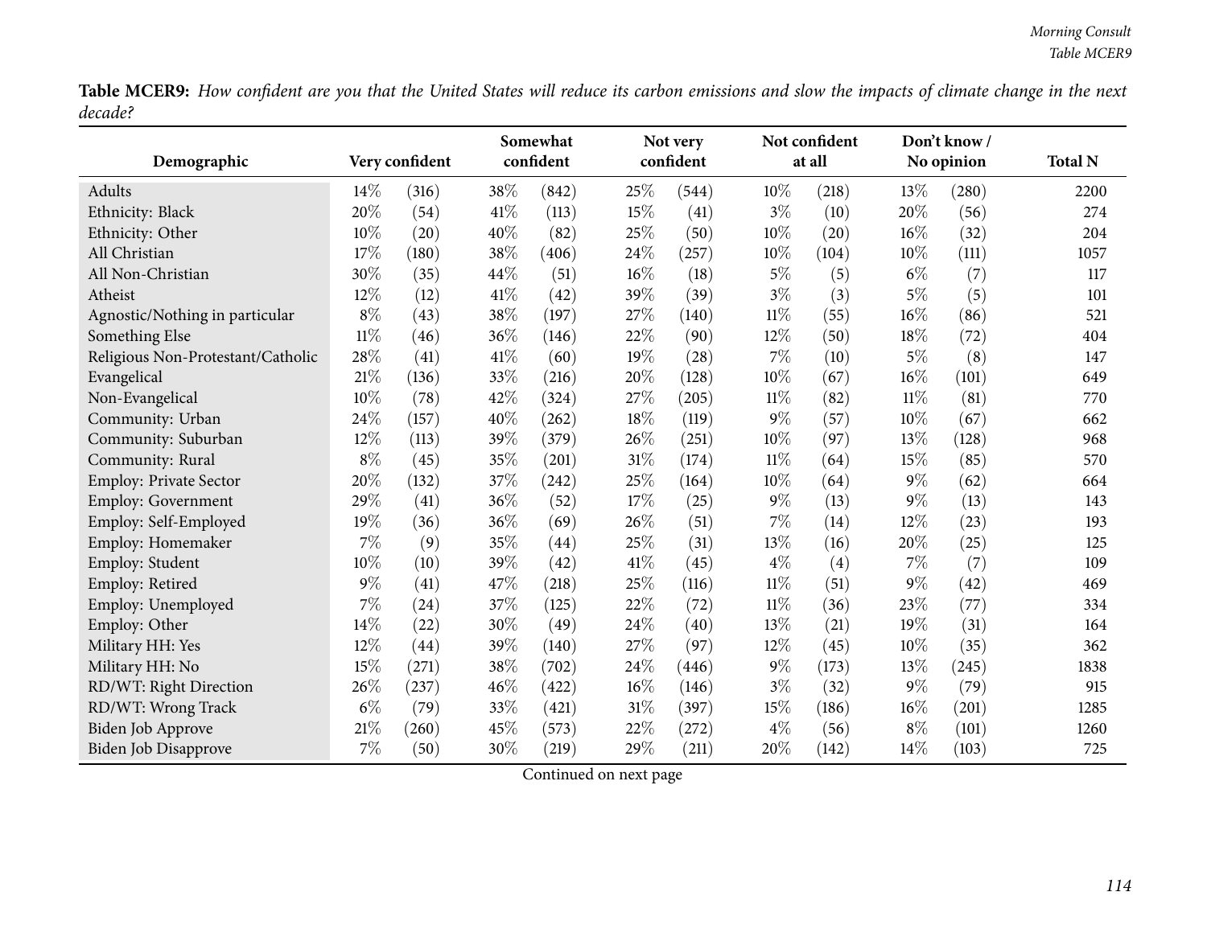**Table MCER9:** *How confident are you that the United States will reduce its carbon emissions and slow the impacts of climate change in the next decade?*

| Demographic | Very confident | | Somewhat confident | | Not very confident | | Not confident at all | | Don't know / No opinion | | Total N |
|---|---|---|---|---|---|---|---|---|---|---|---|
| Adults | 14% | (316) | 38% | (842) | 25% | (544) | 10% | (218) | 13% | (280) | 2200 |
| Ethnicity: Black | 20% | (54) | 41% | (113) | 15% | (41) | 3% | (10) | 20% | (56) | 274 |
| Ethnicity: Other | 10% | (20) | 40% | (82) | 25% | (50) | 10% | (20) | 16% | (32) | 204 |
| All Christian | 17% | (180) | 38% | (406) | 24% | (257) | 10% | (104) | 10% | (111) | 1057 |
| All Non-Christian | 30% | (35) | 44% | (51) | 16% | (18) | 5% | (5) | 6% | (7) | 117 |
| Atheist | 12% | (12) | 41% | (42) | 39% | (39) | 3% | (3) | 5% | (5) | 101 |
| Agnostic/Nothing in particular | 8% | (43) | 38% | (197) | 27% | (140) | 11% | (55) | 16% | (86) | 521 |
| Something Else | 11% | (46) | 36% | (146) | 22% | (90) | 12% | (50) | 18% | (72) | 404 |
| Religious Non-Protestant/Catholic | 28% | (41) | 41% | (60) | 19% | (28) | 7% | (10) | 5% | (8) | 147 |
| Evangelical | 21% | (136) | 33% | (216) | 20% | (128) | 10% | (67) | 16% | (101) | 649 |
| Non-Evangelical | 10% | (78) | 42% | (324) | 27% | (205) | 11% | (82) | 11% | (81) | 770 |
| Community: Urban | 24% | (157) | 40% | (262) | 18% | (119) | 9% | (57) | 10% | (67) | 662 |
| Community: Suburban | 12% | (113) | 39% | (379) | 26% | (251) | 10% | (97) | 13% | (128) | 968 |
| Community: Rural | 8% | (45) | 35% | (201) | 31% | (174) | 11% | (64) | 15% | (85) | 570 |
| Employ: Private Sector | 20% | (132) | 37% | (242) | 25% | (164) | 10% | (64) | 9% | (62) | 664 |
| Employ: Government | 29% | (41) | 36% | (52) | 17% | (25) | 9% | (13) | 9% | (13) | 143 |
| Employ: Self-Employed | 19% | (36) | 36% | (69) | 26% | (51) | 7% | (14) | 12% | (23) | 193 |
| Employ: Homemaker | 7% | (9) | 35% | (44) | 25% | (31) | 13% | (16) | 20% | (25) | 125 |
| Employ: Student | 10% | (10) | 39% | (42) | 41% | (45) | 4% | (4) | 7% | (7) | 109 |
| Employ: Retired | 9% | (41) | 47% | (218) | 25% | (116) | 11% | (51) | 9% | (42) | 469 |
| Employ: Unemployed | 7% | (24) | 37% | (125) | 22% | (72) | 11% | (36) | 23% | (77) | 334 |
| Employ: Other | 14% | (22) | 30% | (49) | 24% | (40) | 13% | (21) | 19% | (31) | 164 |
| Military HH: Yes | 12% | (44) | 39% | (140) | 27% | (97) | 12% | (45) | 10% | (35) | 362 |
| Military HH: No | 15% | (271) | 38% | (702) | 24% | (446) | 9% | (173) | 13% | (245) | 1838 |
| RD/WT: Right Direction | 26% | (237) | 46% | (422) | 16% | (146) | 3% | (32) | 9% | (79) | 915 |
| RD/WT: Wrong Track | 6% | (79) | 33% | (421) | 31% | (397) | 15% | (186) | 16% | (201) | 1285 |
| Biden Job Approve | 21% | (260) | 45% | (573) | 22% | (272) | 4% | (56) | 8% | (101) | 1260 |
| Biden Job Disapprove | 7% | (50) | 30% | (219) | 29% | (211) | 20% | (142) | 14% | (103) | 725 |

Continued on next page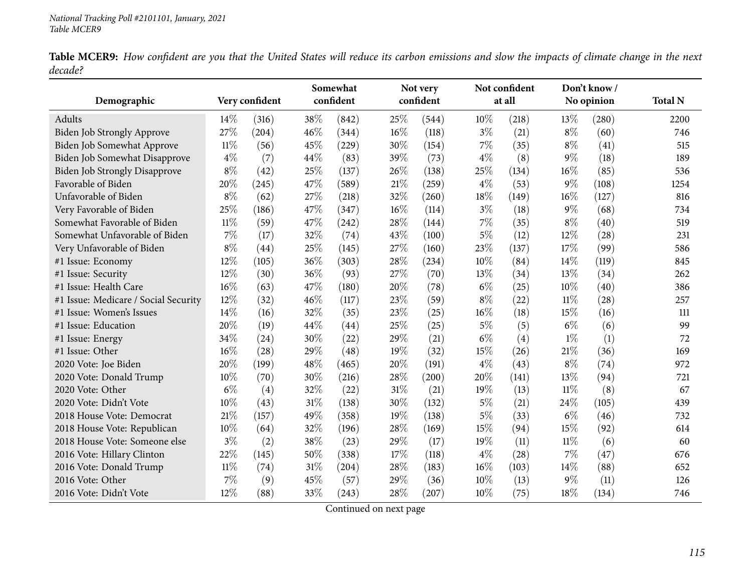**Table MCER9:** *How confident are you that the United States will reduce its carbon emissions and slow the impacts of climate change in the next decade?*

| Demographic | Very confident | | Somewhat confident | | Not very confident | | Not confident at all | | Don't know / No opinion | | Total N |
|---|---|---|---|---|---|---|---|---|---|---|---|
| Adults | 14% | (316) | 38% | (842) | 25% | (544) | 10% | (218) | 13% | (280) | 2200 |
| Biden Job Strongly Approve | 27% | (204) | 46% | (344) | 16% | (118) | 3% | (21) | 8% | (60) | 746 |
| Biden Job Somewhat Approve | 11% | (56) | 45% | (229) | 30% | (154) | 7% | (35) | 8% | (41) | 515 |
| Biden Job Somewhat Disapprove | 4% | (7) | 44% | (83) | 39% | (73) | 4% | (8) | 9% | (18) | 189 |
| Biden Job Strongly Disapprove | 8% | (42) | 25% | (137) | 26% | (138) | 25% | (134) | 16% | (85) | 536 |
| Favorable of Biden | 20% | (245) | 47% | (589) | 21% | (259) | 4% | (53) | 9% | (108) | 1254 |
| Unfavorable of Biden | 8% | (62) | 27% | (218) | 32% | (260) | 18% | (149) | 16% | (127) | 816 |
| Very Favorable of Biden | 25% | (186) | 47% | (347) | 16% | (114) | 3% | (18) | 9% | (68) | 734 |
| Somewhat Favorable of Biden | 11% | (59) | 47% | (242) | 28% | (144) | 7% | (35) | 8% | (40) | 519 |
| Somewhat Unfavorable of Biden | 7% | (17) | 32% | (74) | 43% | (100) | 5% | (12) | 12% | (28) | 231 |
| Very Unfavorable of Biden | 8% | (44) | 25% | (145) | 27% | (160) | 23% | (137) | 17% | (99) | 586 |
| #1 Issue: Economy | 12% | (105) | 36% | (303) | 28% | (234) | 10% | (84) | 14% | (119) | 845 |
| #1 Issue: Security | 12% | (30) | 36% | (93) | 27% | (70) | 13% | (34) | 13% | (34) | 262 |
| #1 Issue: Health Care | 16% | (63) | 47% | (180) | 20% | (78) | 6% | (25) | 10% | (40) | 386 |
| #1 Issue: Medicare / Social Security | 12% | (32) | 46% | (117) | 23% | (59) | 8% | (22) | 11% | (28) | 257 |
| #1 Issue: Women's Issues | 14% | (16) | 32% | (35) | 23% | (25) | 16% | (18) | 15% | (16) | 111 |
| #1 Issue: Education | 20% | (19) | 44% | (44) | 25% | (25) | 5% | (5) | 6% | (6) | 99 |
| #1 Issue: Energy | 34% | (24) | 30% | (22) | 29% | (21) | 6% | (4) | 1% | (1) | 72 |
| #1 Issue: Other | 16% | (28) | 29% | (48) | 19% | (32) | 15% | (26) | 21% | (36) | 169 |
| 2020 Vote: Joe Biden | 20% | (199) | 48% | (465) | 20% | (191) | 4% | (43) | 8% | (74) | 972 |
| 2020 Vote: Donald Trump | 10% | (70) | 30% | (216) | 28% | (200) | 20% | (141) | 13% | (94) | 721 |
| 2020 Vote: Other | 6% | (4) | 32% | (22) | 31% | (21) | 19% | (13) | 11% | (8) | 67 |
| 2020 Vote: Didn't Vote | 10% | (43) | 31% | (138) | 30% | (132) | 5% | (21) | 24% | (105) | 439 |
| 2018 House Vote: Democrat | 21% | (157) | 49% | (358) | 19% | (138) | 5% | (33) | 6% | (46) | 732 |
| 2018 House Vote: Republican | 10% | (64) | 32% | (196) | 28% | (169) | 15% | (94) | 15% | (92) | 614 |
| 2018 House Vote: Someone else | 3% | (2) | 38% | (23) | 29% | (17) | 19% | (11) | 11% | (6) | 60 |
| 2016 Vote: Hillary Clinton | 22% | (145) | 50% | (338) | 17% | (118) | 4% | (28) | 7% | (47) | 676 |
| 2016 Vote: Donald Trump | 11% | (74) | 31% | (204) | 28% | (183) | 16% | (103) | 14% | (88) | 652 |
| 2016 Vote: Other | 7% | (9) | 45% | (57) | 29% | (36) | 10% | (13) | 9% | (11) | 126 |
| 2016 Vote: Didn't Vote | 12% | (88) | 33% | (243) | 28% | (207) | 10% | (75) | 18% | (134) | 746 |

Continued on next page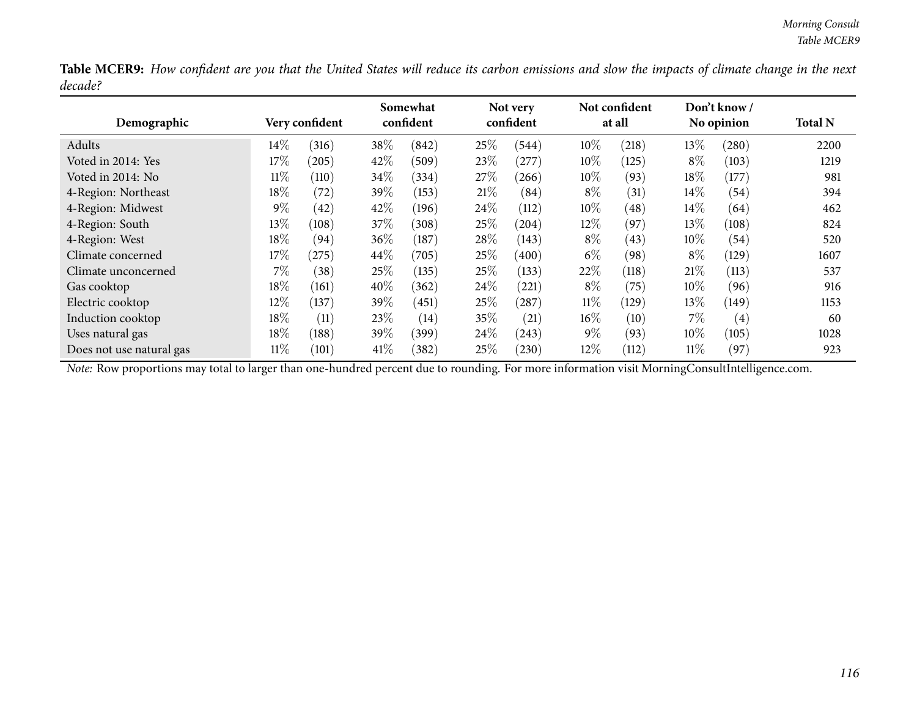**Table MCER9:** *How confident are you that the United States will reduce its carbon emissions and slow the impacts of climate change in the next decade?*

| Demographic | Very confident | | Somewhat confident | | Not very confident | | Not confident at all | | Don't know / No opinion | | Total N |
|---|---|---|---|---|---|---|---|---|---|---|---|
| Adults | 14% | (316) | 38% | (842) | 25% | (544) | 10% | (218) | 13% | (280) | 2200 |
| Voted in 2014: Yes | 17% | (205) | 42% | (509) | 23% | (277) | 10% | (125) | 8% | (103) | 1219 |
| Voted in 2014: No | 11% | (110) | 34% | (334) | 27% | (266) | 10% | (93) | 18% | (177) | 981 |
| 4-Region: Northeast | 18% | (72) | 39% | (153) | 21% | (84) | 8% | (31) | 14% | (54) | 394 |
| 4-Region: Midwest | 9% | (42) | 42% | (196) | 24% | (112) | 10% | (48) | 14% | (64) | 462 |
| 4-Region: South | 13% | (108) | 37% | (308) | 25% | (204) | 12% | (97) | 13% | (108) | 824 |
| 4-Region: West | 18% | (94) | 36% | (187) | 28% | (143) | 8% | (43) | 10% | (54) | 520 |
| Climate concerned | 17% | (275) | 44% | (705) | 25% | (400) | 6% | (98) | 8% | (129) | 1607 |
| Climate unconcerned | 7% | (38) | 25% | (135) | 25% | (133) | 22% | (118) | 21% | (113) | 537 |
| Gas cooktop | 18% | (161) | 40% | (362) | 24% | (221) | 8% | (75) | 10% | (96) | 916 |
| Electric cooktop | 12% | (137) | 39% | (451) | 25% | (287) | 11% | (129) | 13% | (149) | 1153 |
| Induction cooktop | 18% | (11) | 23% | (14) | 35% | (21) | 16% | (10) | 7% | (4) | 60 |
| Uses natural gas | 18% | (188) | 39% | (399) | 24% | (243) | 9% | (93) | 10% | (105) | 1028 |
| Does not use natural gas | 11% | (101) | 41% | (382) | 25% | (230) | 12% | (112) | 11% | (97) | 923 |

*Note:* Row proportions may total to larger than one-hundred percent due to rounding. For more information visit MorningConsultIntelligence.com.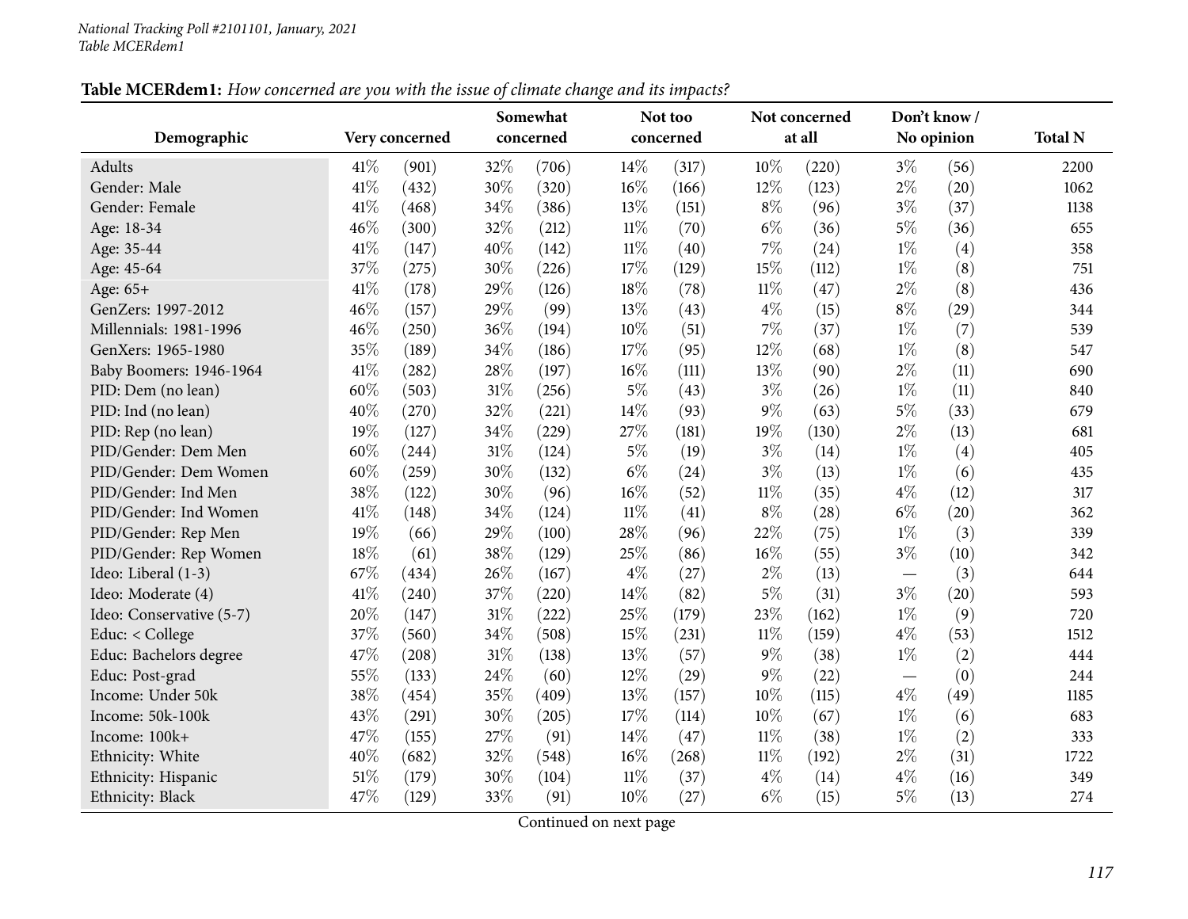**Table MCERdem1:** *How concerned are you with the issue of climate change and its impacts?*

| Demographic | Very concerned | | Somewhat concerned | | Not too concerned | | Not concerned at all | | Don't know / No opinion | | Total N |
|---|---|---|---|---|---|---|---|---|---|---|---|
| Adults | 41% | (901) | 32% | (706) | 14% | (317) | 10% | (220) | 3% | (56) | 2200 |
| Gender: Male | 41% | (432) | 30% | (320) | 16% | (166) | 12% | (123) | 2% | (20) | 1062 |
| Gender: Female | 41% | (468) | 34% | (386) | 13% | (151) | 8% | (96) | 3% | (37) | 1138 |
| Age: 18-34 | 46% | (300) | 32% | (212) | 11% | (70) | 6% | (36) | 5% | (36) | 655 |
| Age: 35-44 | 41% | (147) | 40% | (142) | 11% | (40) | 7% | (24) | 1% | (4) | 358 |
| Age: 45-64 | 37% | (275) | 30% | (226) | 17% | (129) | 15% | (112) | 1% | (8) | 751 |
| Age: 65+ | 41% | (178) | 29% | (126) | 18% | (78) | 11% | (47) | 2% | (8) | 436 |
| GenZers: 1997-2012 | 46% | (157) | 29% | (99) | 13% | (43) | 4% | (15) | 8% | (29) | 344 |
| Millennials: 1981-1996 | 46% | (250) | 36% | (194) | 10% | (51) | 7% | (37) | 1% | (7) | 539 |
| GenXers: 1965-1980 | 35% | (189) | 34% | (186) | 17% | (95) | 12% | (68) | 1% | (8) | 547 |
| Baby Boomers: 1946-1964 | 41% | (282) | 28% | (197) | 16% | (111) | 13% | (90) | 2% | (11) | 690 |
| PID: Dem (no lean) | 60% | (503) | 31% | (256) | 5% | (43) | 3% | (26) | 1% | (11) | 840 |
| PID: Ind (no lean) | 40% | (270) | 32% | (221) | 14% | (93) | 9% | (63) | 5% | (33) | 679 |
| PID: Rep (no lean) | 19% | (127) | 34% | (229) | 27% | (181) | 19% | (130) | 2% | (13) | 681 |
| PID/Gender: Dem Men | 60% | (244) | 31% | (124) | 5% | (19) | 3% | (14) | 1% | (4) | 405 |
| PID/Gender: Dem Women | 60% | (259) | 30% | (132) | 6% | (24) | 3% | (13) | 1% | (6) | 435 |
| PID/Gender: Ind Men | 38% | (122) | 30% | (96) | 16% | (52) | 11% | (35) | 4% | (12) | 317 |
| PID/Gender: Ind Women | 41% | (148) | 34% | (124) | 11% | (41) | 8% | (28) | 6% | (20) | 362 |
| PID/Gender: Rep Men | 19% | (66) | 29% | (100) | 28% | (96) | 22% | (75) | 1% | (3) | 339 |
| PID/Gender: Rep Women | 18% | (61) | 38% | (129) | 25% | (86) | 16% | (55) | 3% | (10) | 342 |
| Ideo: Liberal (1-3) | 67% | (434) | 26% | (167) | 4% | (27) | 2% | (13) | — | (3) | 644 |
| Ideo: Moderate (4) | 41% | (240) | 37% | (220) | 14% | (82) | 5% | (31) | 3% | (20) | 593 |
| Ideo: Conservative (5-7) | 20% | (147) | 31% | (222) | 25% | (179) | 23% | (162) | 1% | (9) | 720 |
| Educ: < College | 37% | (560) | 34% | (508) | 15% | (231) | 11% | (159) | 4% | (53) | 1512 |
| Educ: Bachelors degree | 47% | (208) | 31% | (138) | 13% | (57) | 9% | (38) | 1% | (2) | 444 |
| Educ: Post-grad | 55% | (133) | 24% | (60) | 12% | (29) | 9% | (22) | — | (0) | 244 |
| Income: Under 50k | 38% | (454) | 35% | (409) | 13% | (157) | 10% | (115) | 4% | (49) | 1185 |
| Income: 50k-100k | 43% | (291) | 30% | (205) | 17% | (114) | 10% | (67) | 1% | (6) | 683 |
| Income: 100k+ | 47% | (155) | 27% | (91) | 14% | (47) | 11% | (38) | 1% | (2) | 333 |
| Ethnicity: White | 40% | (682) | 32% | (548) | 16% | (268) | 11% | (192) | 2% | (31) | 1722 |
| Ethnicity: Hispanic | 51% | (179) | 30% | (104) | 11% | (37) | 4% | (14) | 4% | (16) | 349 |
| Ethnicity: Black | 47% | (129) | 33% | (91) | 10% | (27) | 6% | (15) | 5% | (13) | 274 |

Continued on next page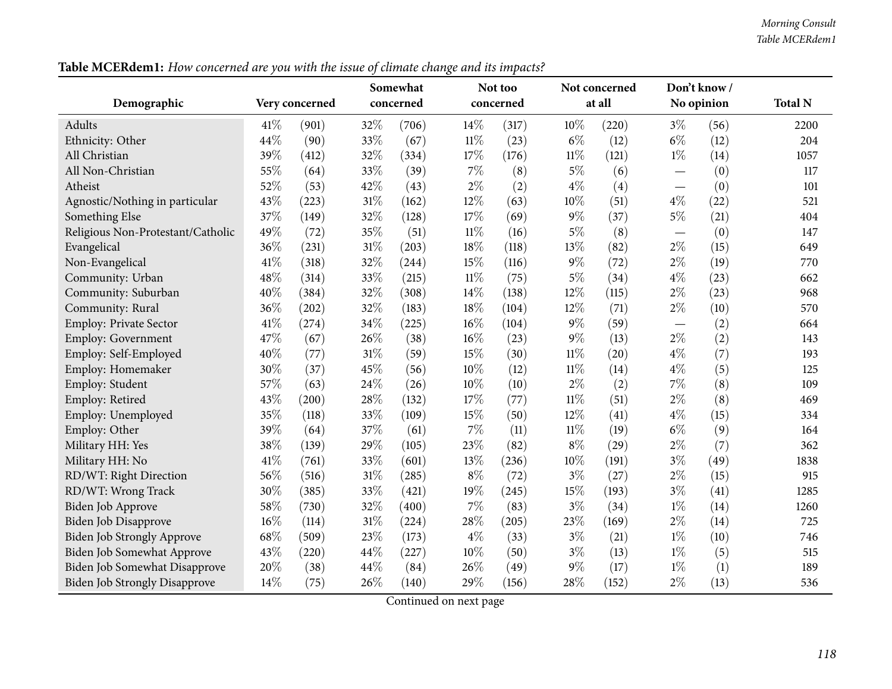**Table MCERdem1:** *How concerned are you with the issue of climate change and its impacts?*

| Demographic | Very concerned | | Somewhat concerned | | Not too concerned | | Not concerned at all | | Don't know / No opinion | | Total N |
|---|---|---|---|---|---|---|---|---|---|---|---|
| Adults | 41% | (901) | 32% | (706) | 14% | (317) | 10% | (220) | 3% | (56) | 2200 |
| Ethnicity: Other | 44% | (90) | 33% | (67) | 11% | (23) | 6% | (12) | 6% | (12) | 204 |
| All Christian | 39% | (412) | 32% | (334) | 17% | (176) | 11% | (121) | 1% | (14) | 1057 |
| All Non-Christian | 55% | (64) | 33% | (39) | 7% | (8) | 5% | (6) | — | (0) | 117 |
| Atheist | 52% | (53) | 42% | (43) | 2% | (2) | 4% | (4) | — | (0) | 101 |
| Agnostic/Nothing in particular | 43% | (223) | 31% | (162) | 12% | (63) | 10% | (51) | 4% | (22) | 521 |
| Something Else | 37% | (149) | 32% | (128) | 17% | (69) | 9% | (37) | 5% | (21) | 404 |
| Religious Non-Protestant/Catholic | 49% | (72) | 35% | (51) | 11% | (16) | 5% | (8) | — | (0) | 147 |
| Evangelical | 36% | (231) | 31% | (203) | 18% | (118) | 13% | (82) | 2% | (15) | 649 |
| Non-Evangelical | 41% | (318) | 32% | (244) | 15% | (116) | 9% | (72) | 2% | (19) | 770 |
| Community: Urban | 48% | (314) | 33% | (215) | 11% | (75) | 5% | (34) | 4% | (23) | 662 |
| Community: Suburban | 40% | (384) | 32% | (308) | 14% | (138) | 12% | (115) | 2% | (23) | 968 |
| Community: Rural | 36% | (202) | 32% | (183) | 18% | (104) | 12% | (71) | 2% | (10) | 570 |
| Employ: Private Sector | 41% | (274) | 34% | (225) | 16% | (104) | 9% | (59) | — | (2) | 664 |
| Employ: Government | 47% | (67) | 26% | (38) | 16% | (23) | 9% | (13) | 2% | (2) | 143 |
| Employ: Self-Employed | 40% | (77) | 31% | (59) | 15% | (30) | 11% | (20) | 4% | (7) | 193 |
| Employ: Homemaker | 30% | (37) | 45% | (56) | 10% | (12) | 11% | (14) | 4% | (5) | 125 |
| Employ: Student | 57% | (63) | 24% | (26) | 10% | (10) | 2% | (2) | 7% | (8) | 109 |
| Employ: Retired | 43% | (200) | 28% | (132) | 17% | (77) | 11% | (51) | 2% | (8) | 469 |
| Employ: Unemployed | 35% | (118) | 33% | (109) | 15% | (50) | 12% | (41) | 4% | (15) | 334 |
| Employ: Other | 39% | (64) | 37% | (61) | 7% | (11) | 11% | (19) | 6% | (9) | 164 |
| Military HH: Yes | 38% | (139) | 29% | (105) | 23% | (82) | 8% | (29) | 2% | (7) | 362 |
| Military HH: No | 41% | (761) | 33% | (601) | 13% | (236) | 10% | (191) | 3% | (49) | 1838 |
| RD/WT: Right Direction | 56% | (516) | 31% | (285) | 8% | (72) | 3% | (27) | 2% | (15) | 915 |
| RD/WT: Wrong Track | 30% | (385) | 33% | (421) | 19% | (245) | 15% | (193) | 3% | (41) | 1285 |
| Biden Job Approve | 58% | (730) | 32% | (400) | 7% | (83) | 3% | (34) | 1% | (14) | 1260 |
| Biden Job Disapprove | 16% | (114) | 31% | (224) | 28% | (205) | 23% | (169) | 2% | (14) | 725 |
| Biden Job Strongly Approve | 68% | (509) | 23% | (173) | 4% | (33) | 3% | (21) | 1% | (10) | 746 |
| Biden Job Somewhat Approve | 43% | (220) | 44% | (227) | 10% | (50) | 3% | (13) | 1% | (5) | 515 |
| Biden Job Somewhat Disapprove | 20% | (38) | 44% | (84) | 26% | (49) | 9% | (17) | 1% | (1) | 189 |
| Biden Job Strongly Disapprove | 14% | (75) | 26% | (140) | 29% | (156) | 28% | (152) | 2% | (13) | 536 |

Continued on next page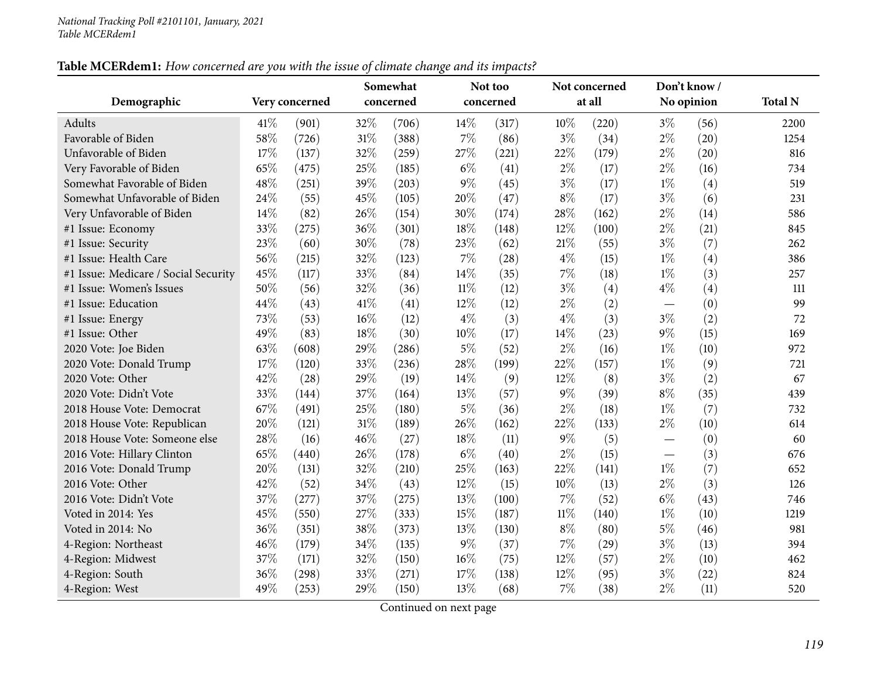**Table MCERdem1:** *How concerned are you with the issue of climate change and its impacts?*

| Demographic | Very concerned | | Somewhat concerned | | Not too concerned | | Not concerned at all | | Don't know / No opinion | | Total N |
|---|---|---|---|---|---|---|---|---|---|---|---|
| Adults | 41% | (901) | 32% | (706) | 14% | (317) | 10% | (220) | 3% | (56) | 2200 |
| Favorable of Biden | 58% | (726) | 31% | (388) | 7% | (86) | 3% | (34) | 2% | (20) | 1254 |
| Unfavorable of Biden | 17% | (137) | 32% | (259) | 27% | (221) | 22% | (179) | 2% | (20) | 816 |
| Very Favorable of Biden | 65% | (475) | 25% | (185) | 6% | (41) | 2% | (17) | 2% | (16) | 734 |
| Somewhat Favorable of Biden | 48% | (251) | 39% | (203) | 9% | (45) | 3% | (17) | 1% | (4) | 519 |
| Somewhat Unfavorable of Biden | 24% | (55) | 45% | (105) | 20% | (47) | 8% | (17) | 3% | (6) | 231 |
| Very Unfavorable of Biden | 14% | (82) | 26% | (154) | 30% | (174) | 28% | (162) | 2% | (14) | 586 |
| #1 Issue: Economy | 33% | (275) | 36% | (301) | 18% | (148) | 12% | (100) | 2% | (21) | 845 |
| #1 Issue: Security | 23% | (60) | 30% | (78) | 23% | (62) | 21% | (55) | 3% | (7) | 262 |
| #1 Issue: Health Care | 56% | (215) | 32% | (123) | 7% | (28) | 4% | (15) | 1% | (4) | 386 |
| #1 Issue: Medicare / Social Security | 45% | (117) | 33% | (84) | 14% | (35) | 7% | (18) | 1% | (3) | 257 |
| #1 Issue: Women's Issues | 50% | (56) | 32% | (36) | 11% | (12) | 3% | (4) | 4% | (4) | 111 |
| #1 Issue: Education | 44% | (43) | 41% | (41) | 12% | (12) | 2% | (2) | — | (0) | 99 |
| #1 Issue: Energy | 73% | (53) | 16% | (12) | 4% | (3) | 4% | (3) | 3% | (2) | 72 |
| #1 Issue: Other | 49% | (83) | 18% | (30) | 10% | (17) | 14% | (23) | 9% | (15) | 169 |
| 2020 Vote: Joe Biden | 63% | (608) | 29% | (286) | 5% | (52) | 2% | (16) | 1% | (10) | 972 |
| 2020 Vote: Donald Trump | 17% | (120) | 33% | (236) | 28% | (199) | 22% | (157) | 1% | (9) | 721 |
| 2020 Vote: Other | 42% | (28) | 29% | (19) | 14% | (9) | 12% | (8) | 3% | (2) | 67 |
| 2020 Vote: Didn't Vote | 33% | (144) | 37% | (164) | 13% | (57) | 9% | (39) | 8% | (35) | 439 |
| 2018 House Vote: Democrat | 67% | (491) | 25% | (180) | 5% | (36) | 2% | (18) | 1% | (7) | 732 |
| 2018 House Vote: Republican | 20% | (121) | 31% | (189) | 26% | (162) | 22% | (133) | 2% | (10) | 614 |
| 2018 House Vote: Someone else | 28% | (16) | 46% | (27) | 18% | (11) | 9% | (5) | — | (0) | 60 |
| 2016 Vote: Hillary Clinton | 65% | (440) | 26% | (178) | 6% | (40) | 2% | (15) | — | (3) | 676 |
| 2016 Vote: Donald Trump | 20% | (131) | 32% | (210) | 25% | (163) | 22% | (141) | 1% | (7) | 652 |
| 2016 Vote: Other | 42% | (52) | 34% | (43) | 12% | (15) | 10% | (13) | 2% | (3) | 126 |
| 2016 Vote: Didn't Vote | 37% | (277) | 37% | (275) | 13% | (100) | 7% | (52) | 6% | (43) | 746 |
| Voted in 2014: Yes | 45% | (550) | 27% | (333) | 15% | (187) | 11% | (140) | 1% | (10) | 1219 |
| Voted in 2014: No | 36% | (351) | 38% | (373) | 13% | (130) | 8% | (80) | 5% | (46) | 981 |
| 4-Region: Northeast | 46% | (179) | 34% | (135) | 9% | (37) | 7% | (29) | 3% | (13) | 394 |
| 4-Region: Midwest | 37% | (171) | 32% | (150) | 16% | (75) | 12% | (57) | 2% | (10) | 462 |
| 4-Region: South | 36% | (298) | 33% | (271) | 17% | (138) | 12% | (95) | 3% | (22) | 824 |
| 4-Region: West | 49% | (253) | 29% | (150) | 13% | (68) | 7% | (38) | 2% | (11) | 520 |

Continued on next page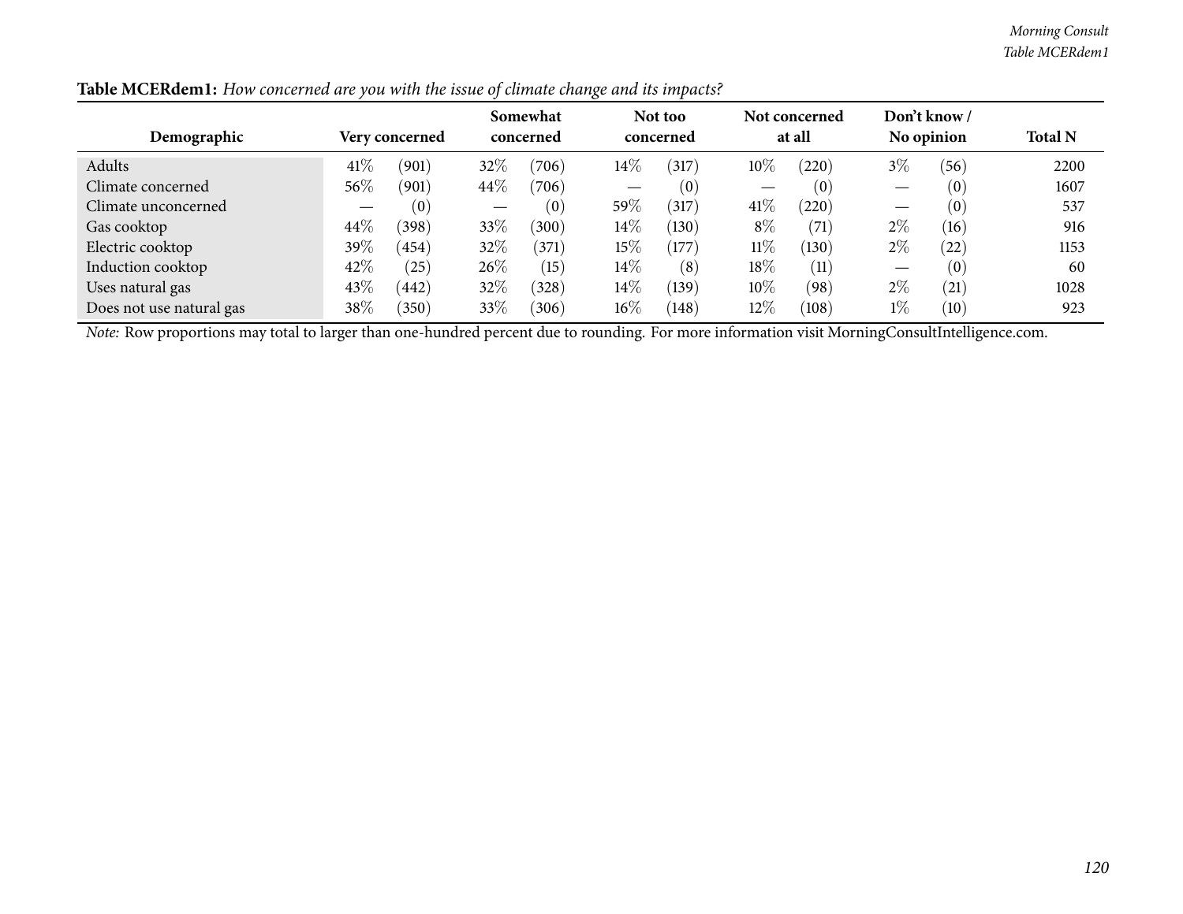**Table MCERdem1:** *How concerned are you with the issue of climate change and its impacts?*

| Demographic | Very concerned | | Somewhat concerned | | Not too concerned | | Not concerned at all | | Don't know / No opinion | | Total N |
|---|---|---|---|---|---|---|---|---|---|---|---|
| Adults | 41% | (901) | 32% | (706) | 14% | (317) | 10% | (220) | 3% | (56) | 2200 |
| Climate concerned | 56% | (901) | 44% | (706) | — | (0) | — | (0) | — | (0) | 1607 |
| Climate unconcerned | — | (0) | — | (0) | 59% | (317) | 41% | (220) | — | (0) | 537 |
| Gas cooktop | 44% | (398) | 33% | (300) | 14% | (130) | 8% | (71) | 2% | (16) | 916 |
| Electric cooktop | 39% | (454) | 32% | (371) | 15% | (177) | 11% | (130) | 2% | (22) | 1153 |
| Induction cooktop | 42% | (25) | 26% | (15) | 14% | (8) | 18% | (11) | — | (0) | 60 |
| Uses natural gas | 43% | (442) | 32% | (328) | 14% | (139) | 10% | (98) | 2% | (21) | 1028 |
| Does not use natural gas | 38% | (350) | 33% | (306) | 16% | (148) | 12% | (108) | 1% | (10) | 923 |

*Note:* Row proportions may total to larger than one-hundred percent due to rounding. For more information visit MorningConsultIntelligence.com.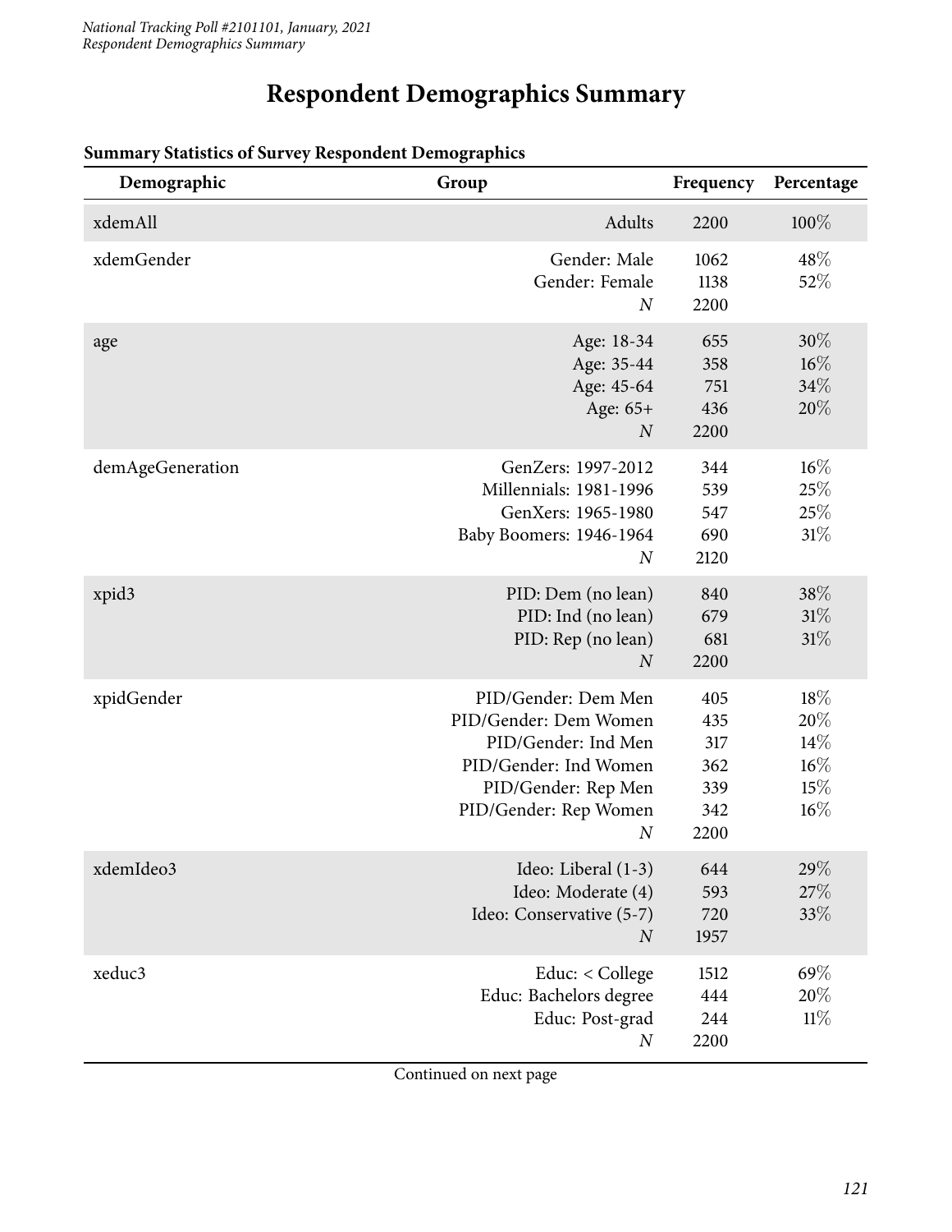# Respondent Demographics Summary

**Summary Statistics of Survey Respondent Demographics**

| Demographic | Group | Frequency | Percentage |
|---|---|---|---|
| xdemAll | Adults | 2200 | 100% |
| xdemGender | Gender: Male | 1062 | 48% |
| | Gender: Female | 1138 | 52% |
| | *N* | 2200 | |
| age | Age: 18-34 | 655 | 30% |
| | Age: 35-44 | 358 | 16% |
| | Age: 45-64 | 751 | 34% |
| | Age: 65+ | 436 | 20% |
| | *N* | 2200 | |
| demAgeGeneration | GenZers: 1997-2012 | 344 | 16% |
| | Millennials: 1981-1996 | 539 | 25% |
| | GenXers: 1965-1980 | 547 | 25% |
| | Baby Boomers: 1946-1964 | 690 | 31% |
| | *N* | 2120 | |
| xpid3 | PID: Dem (no lean) | 840 | 38% |
| | PID: Ind (no lean) | 679 | 31% |
| | PID: Rep (no lean) | 681 | 31% |
| | *N* | 2200 | |
| xpidGender | PID/Gender: Dem Men | 405 | 18% |
| | PID/Gender: Dem Women | 435 | 20% |
| | PID/Gender: Ind Men | 317 | 14% |
| | PID/Gender: Ind Women | 362 | 16% |
| | PID/Gender: Rep Men | 339 | 15% |
| | PID/Gender: Rep Women | 342 | 16% |
| | *N* | 2200 | |
| xdemIdeo3 | Ideo: Liberal (1-3) | 644 | 29% |
| | Ideo: Moderate (4) | 593 | 27% |
| | Ideo: Conservative (5-7) | 720 | 33% |
| | *N* | 1957 | |
| xeduc3 | Educ: < College | 1512 | 69% |
| | Educ: Bachelors degree | 444 | 20% |
| | Educ: Post-grad | 244 | 11% |
| | *N* | 2200 | |

Continued on next page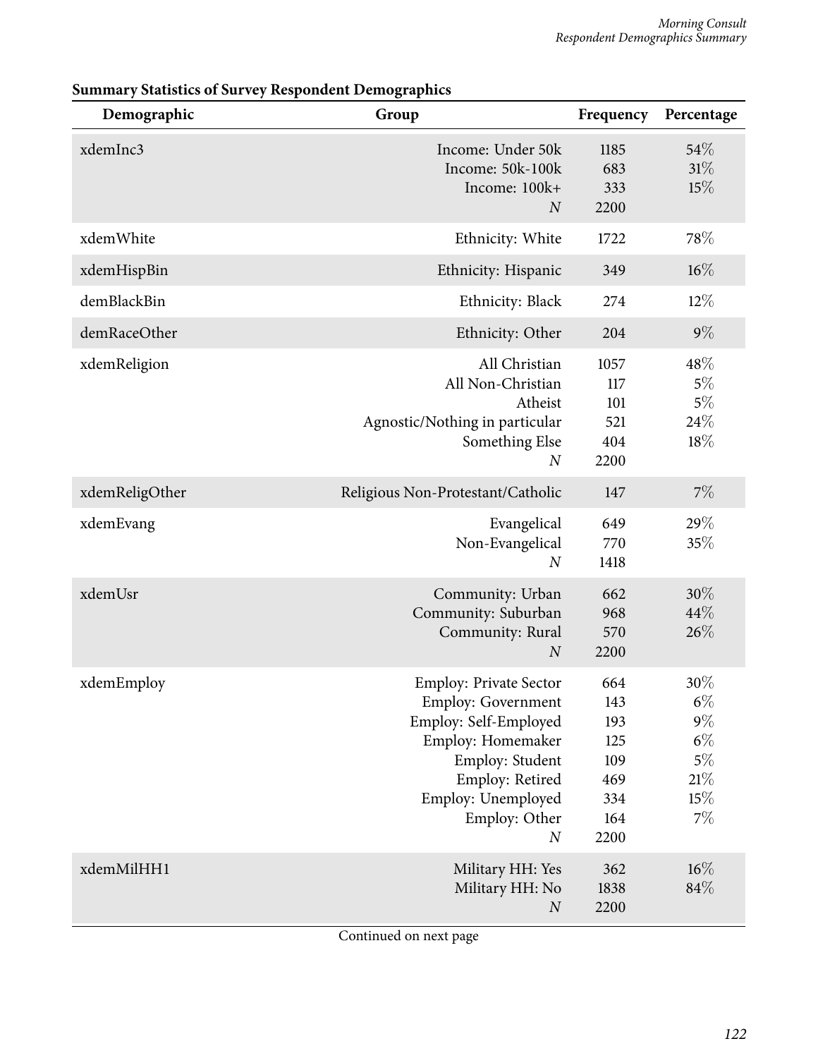**Summary Statistics of Survey Respondent Demographics**

| Demographic | Group | Frequency | Percentage |
|---|---|---|---|
| xdemInc3 | Income: Under 50k | 1185 | 54% |
| | Income: 50k-100k | 683 | 31% |
| | Income: 100k+ | 333 | 15% |
| | *N* | 2200 | |
| xdemWhite | Ethnicity: White | 1722 | 78% |
| xdemHispBin | Ethnicity: Hispanic | 349 | 16% |
| demBlackBin | Ethnicity: Black | 274 | 12% |
| demRaceOther | Ethnicity: Other | 204 | 9% |
| xdemReligion | All Christian | 1057 | 48% |
| | All Non-Christian | 117 | 5% |
| | Atheist | 101 | 5% |
| | Agnostic/Nothing in particular | 521 | 24% |
| | Something Else | 404 | 18% |
| | *N* | 2200 | |
| xdemReligOther | Religious Non-Protestant/Catholic | 147 | 7% |
| xdemEvang | Evangelical | 649 | 29% |
| | Non-Evangelical | 770 | 35% |
| | *N* | 1418 | |
| xdemUsr | Community: Urban | 662 | 30% |
| | Community: Suburban | 968 | 44% |
| | Community: Rural | 570 | 26% |
| | *N* | 2200 | |
| xdemEmploy | Employ: Private Sector | 664 | 30% |
| | Employ: Government | 143 | 6% |
| | Employ: Self-Employed | 193 | 9% |
| | Employ: Homemaker | 125 | 6% |
| | Employ: Student | 109 | 5% |
| | Employ: Retired | 469 | 21% |
| | Employ: Unemployed | 334 | 15% |
| | Employ: Other | 164 | 7% |
| | *N* | 2200 | |
| xdemMilHH1 | Military HH: Yes | 362 | 16% |
| | Military HH: No | 1838 | 84% |
| | *N* | 2200 | |

Continued on next page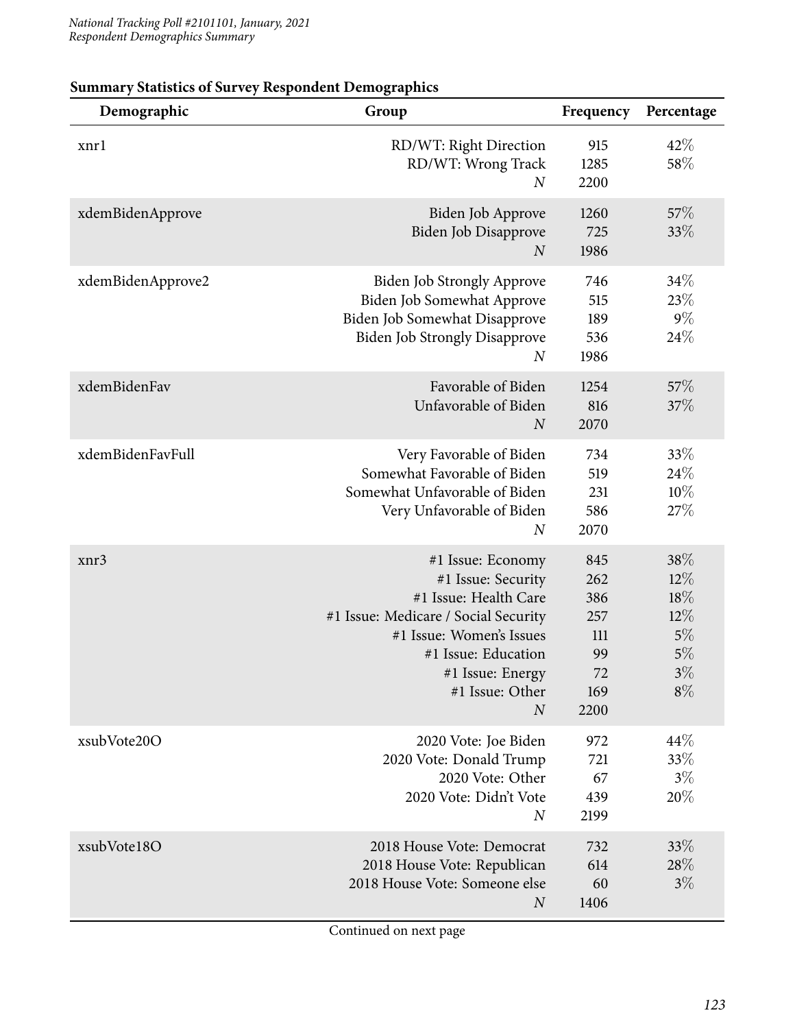**Summary Statistics of Survey Respondent Demographics**

| Demographic | Group | Frequency | Percentage |
|---|---|---|---|
| xnr1 | RD/WT: Right Direction | 915 | 42% |
| | RD/WT: Wrong Track | 1285 | 58% |
| | *N* | 2200 | |
| xdemBidenApprove | Biden Job Approve | 1260 | 57% |
| | Biden Job Disapprove | 725 | 33% |
| | *N* | 1986 | |
| xdemBidenApprove2 | Biden Job Strongly Approve | 746 | 34% |
| | Biden Job Somewhat Approve | 515 | 23% |
| | Biden Job Somewhat Disapprove | 189 | 9% |
| | Biden Job Strongly Disapprove | 536 | 24% |
| | *N* | 1986 | |
| xdemBidenFav | Favorable of Biden | 1254 | 57% |
| | Unfavorable of Biden | 816 | 37% |
| | *N* | 2070 | |
| xdemBidenFavFull | Very Favorable of Biden | 734 | 33% |
| | Somewhat Favorable of Biden | 519 | 24% |
| | Somewhat Unfavorable of Biden | 231 | 10% |
| | Very Unfavorable of Biden | 586 | 27% |
| | *N* | 2070 | |
| xnr3 | #1 Issue: Economy | 845 | 38% |
| | #1 Issue: Security | 262 | 12% |
| | #1 Issue: Health Care | 386 | 18% |
| | #1 Issue: Medicare / Social Security | 257 | 12% |
| | #1 Issue: Women's Issues | 111 | 5% |
| | #1 Issue: Education | 99 | 5% |
| | #1 Issue: Energy | 72 | 3% |
| | #1 Issue: Other | 169 | 8% |
| | *N* | 2200 | |
| xsubVote20O | 2020 Vote: Joe Biden | 972 | 44% |
| | 2020 Vote: Donald Trump | 721 | 33% |
| | 2020 Vote: Other | 67 | 3% |
| | 2020 Vote: Didn't Vote | 439 | 20% |
| | *N* | 2199 | |
| xsubVote18O | 2018 House Vote: Democrat | 732 | 33% |
| | 2018 House Vote: Republican | 614 | 28% |
| | 2018 House Vote: Someone else | 60 | 3% |
| | *N* | 1406 | |

Continued on next page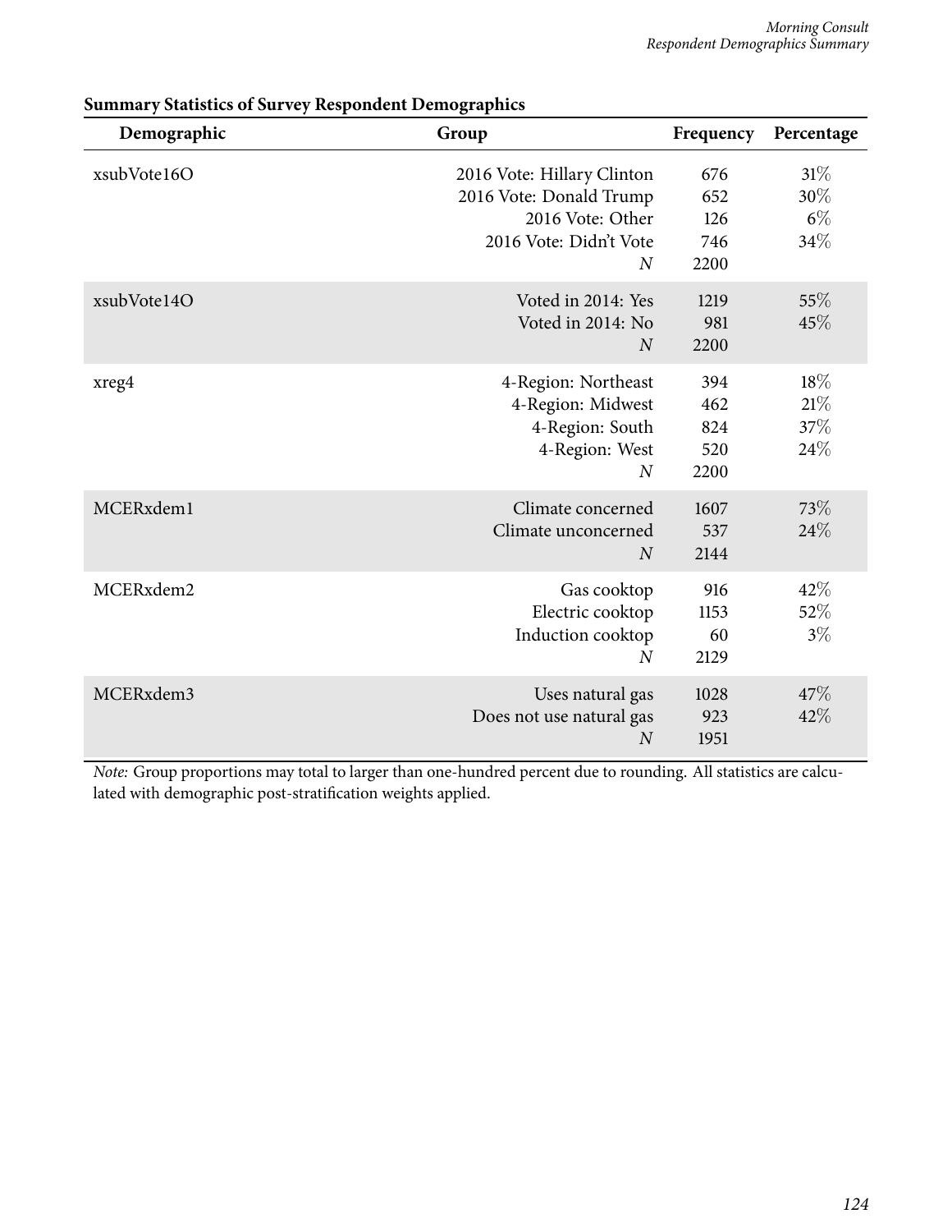**Summary Statistics of Survey Respondent Demographics**

| Demographic | Group | Frequency | Percentage |
|---|---|---|---|
| xsubVote16O | 2016 Vote: Hillary Clinton | 676 | 31% |
| | 2016 Vote: Donald Trump | 652 | 30% |
| | 2016 Vote: Other | 126 | 6% |
| | 2016 Vote: Didn't Vote | 746 | 34% |
| | *N* | 2200 | |
| xsubVote14O | Voted in 2014: Yes | 1219 | 55% |
| | Voted in 2014: No | 981 | 45% |
| | *N* | 2200 | |
| xreg4 | 4-Region: Northeast | 394 | 18% |
| | 4-Region: Midwest | 462 | 21% |
| | 4-Region: South | 824 | 37% |
| | 4-Region: West | 520 | 24% |
| | *N* | 2200 | |
| MCERxdem1 | Climate concerned | 1607 | 73% |
| | Climate unconcerned | 537 | 24% |
| | *N* | 2144 | |
| MCERxdem2 | Gas cooktop | 916 | 42% |
| | Electric cooktop | 1153 | 52% |
| | Induction cooktop | 60 | 3% |
| | *N* | 2129 | |
| MCERxdem3 | Uses natural gas | 1028 | 47% |
| | Does not use natural gas | 923 | 42% |
| | *N* | 1951 | |

*Note:* Group proportions may total to larger than one-hundred percent due to rounding. All statistics are calculated with demographic post-stratification weights applied.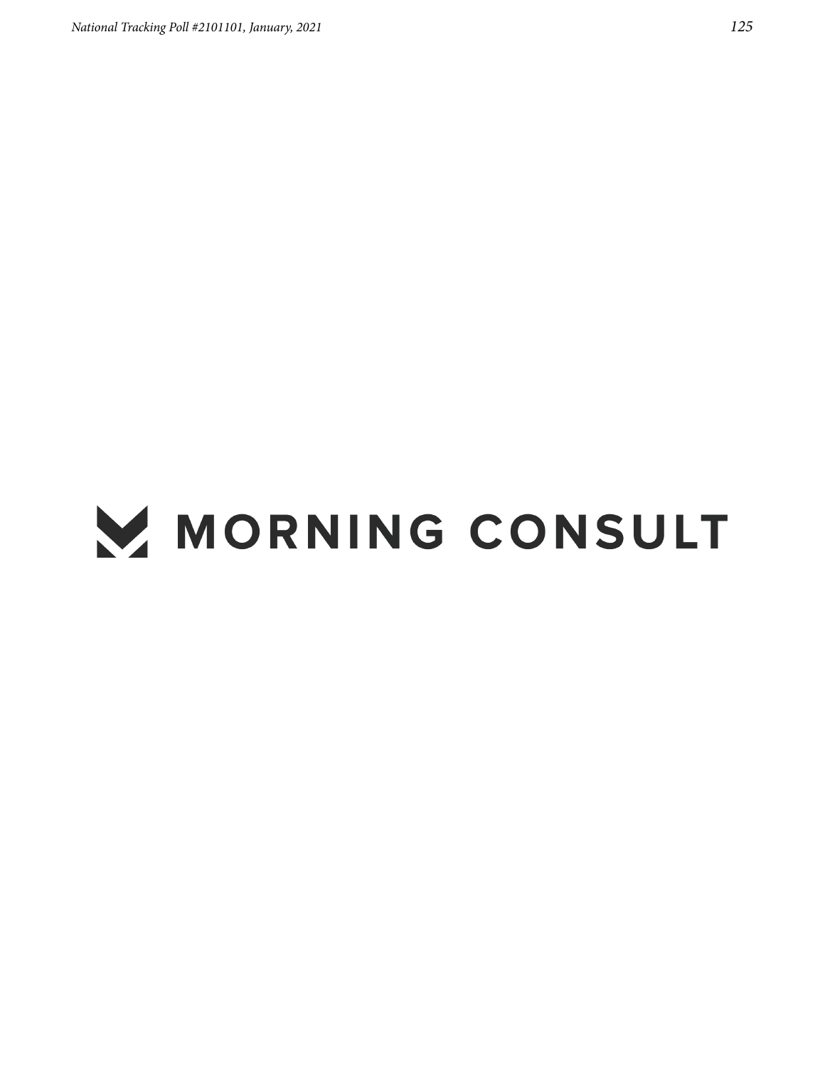MORNING CONSULT